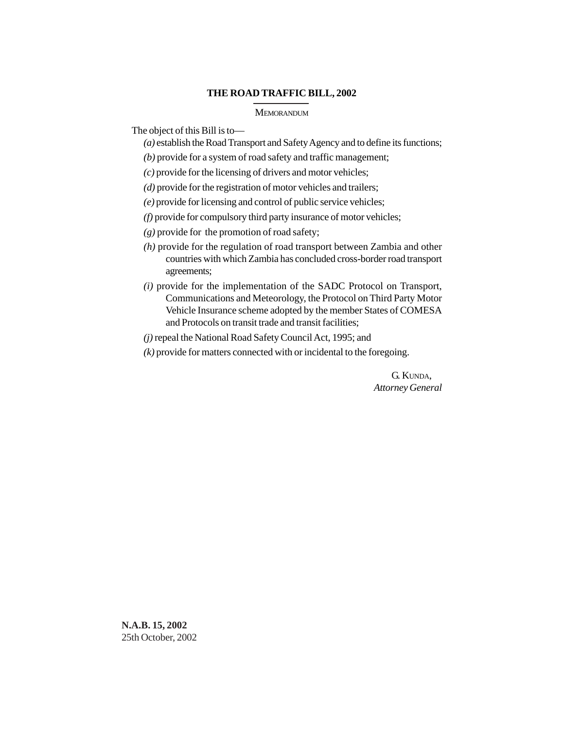# THE ROAD TRAFFIC BILL, 2002

MEMORANDUM

The object of this Bill is to—

*(a)* establish the Road Transport and Safety Agency and to define its functions;

*(b)* provide for a system of road safety and traffic management;

*(c)* provide for the licensing of drivers and motor vehicles;

*(d)* provide for the registration of motor vehicles and trailers;

*(e)* provide for licensing and control of public service vehicles;

*(f)* provide for compulsory third party insurance of motor vehicles;

*(g)* provide for the promotion of road safety;

*(h)* provide for the regulation of road transport between Zambia and other countries with which Zambia has concluded cross-border road transport agreements;

*(i)* provide for the implementation of the SADC Protocol on Transport, Communications and Meteorology, the Protocol on Third Party Motor Vehicle Insurance scheme adopted by the member States of COMESA and Protocols on transit trade and transit facilities;

*(j)* repeal the National Road Safety Council Act, 1995; and

*(k)* provide for matters connected with or incidental to the foregoing.

G. KUNDA,
*Attorney General*

**N.A.B. 15, 2002**
25th October, 2002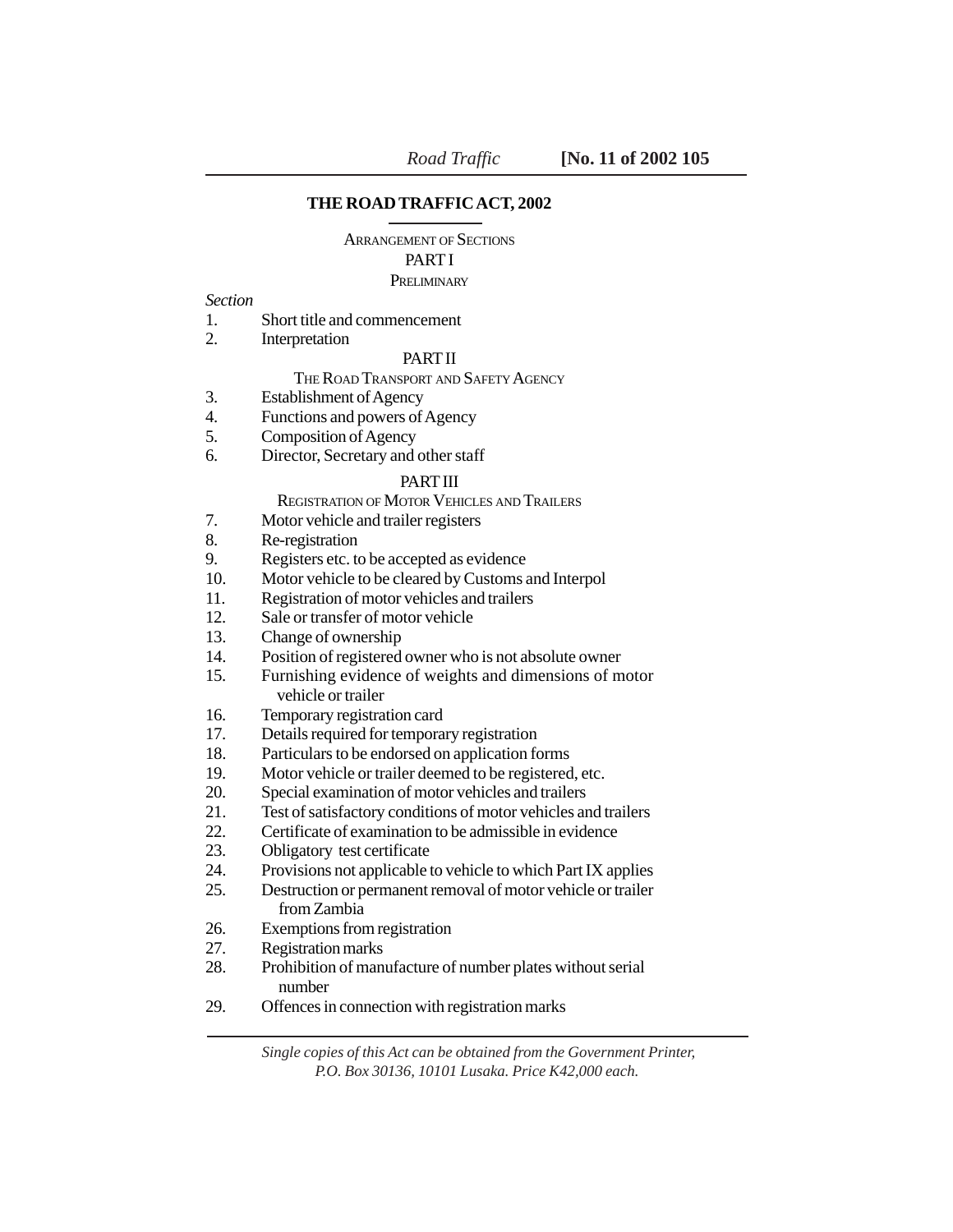# THE ROAD TRAFFIC ACT, 2002

ARRANGEMENT OF SECTIONS

PART I

PRELIMINARY

*Section*

1. Short title and commencement
2. Interpretation

PART II

THE ROAD TRANSPORT AND SAFETY AGENCY

3. Establishment of Agency
4. Functions and powers of Agency
5. Composition of Agency
6. Director, Secretary and other staff

PART III

REGISTRATION OF MOTOR VEHICLES AND TRAILERS

7. Motor vehicle and trailer registers
8. Re-registration
9. Registers etc. to be accepted as evidence
10. Motor vehicle to be cleared by Customs and Interpol
11. Registration of motor vehicles and trailers
12. Sale or transfer of motor vehicle
13. Change of ownership
14. Position of registered owner who is not absolute owner
15. Furnishing evidence of weights and dimensions of motor vehicle or trailer
16. Temporary registration card
17. Details required for temporary registration
18. Particulars to be endorsed on application forms
19. Motor vehicle or trailer deemed to be registered, etc.
20. Special examination of motor vehicles and trailers
21. Test of satisfactory conditions of motor vehicles and trailers
22. Certificate of examination to be admissible in evidence
23. Obligatory test certificate
24. Provisions not applicable to vehicle to which Part IX applies
25. Destruction or permanent removal of motor vehicle or trailer from Zambia
26. Exemptions from registration
27. Registration marks
28. Prohibition of manufacture of number plates without serial number
29. Offences in connection with registration marks

*Single copies of this Act can be obtained from the Government Printer, P.O. Box 30136, 10101 Lusaka. Price K42,000 each.*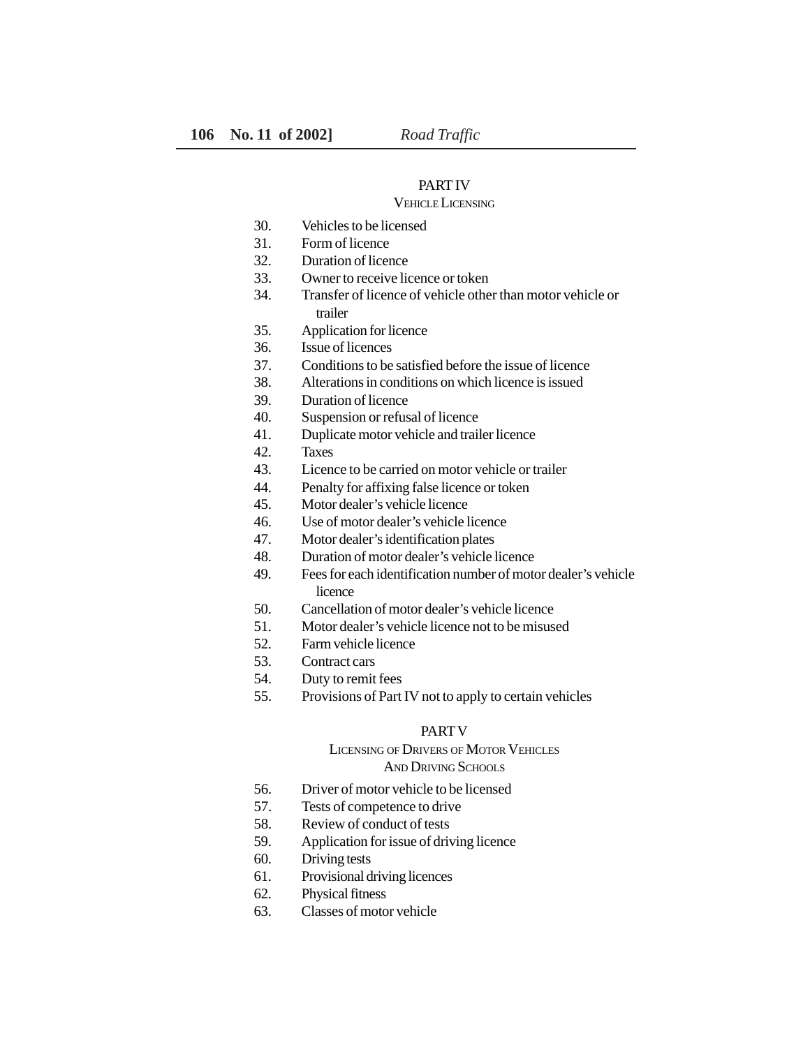## PART IV

### VEHICLE LICENSING

30. Vehicles to be licensed
31. Form of licence
32. Duration of licence
33. Owner to receive licence or token
34. Transfer of licence of vehicle other than motor vehicle or trailer
35. Application for licence
36. Issue of licences
37. Conditions to be satisfied before the issue of licence
38. Alterations in conditions on which licence is issued
39. Duration of licence
40. Suspension or refusal of licence
41. Duplicate motor vehicle and trailer licence
42. Taxes
43. Licence to be carried on motor vehicle or trailer
44. Penalty for affixing false licence or token
45. Motor dealer's vehicle licence
46. Use of motor dealer's vehicle licence
47. Motor dealer's identification plates
48. Duration of motor dealer's vehicle licence
49. Fees for each identification number of motor dealer's vehicle licence
50. Cancellation of motor dealer's vehicle licence
51. Motor dealer's vehicle licence not to be misused
52. Farm vehicle licence
53. Contract cars
54. Duty to remit fees
55. Provisions of Part IV not to apply to certain vehicles

## PART V

### LICENSING OF DRIVERS OF MOTOR VEHICLES AND DRIVING SCHOOLS

56. Driver of motor vehicle to be licensed
57. Tests of competence to drive
58. Review of conduct of tests
59. Application for issue of driving licence
60. Driving tests
61. Provisional driving licences
62. Physical fitness
63. Classes of motor vehicle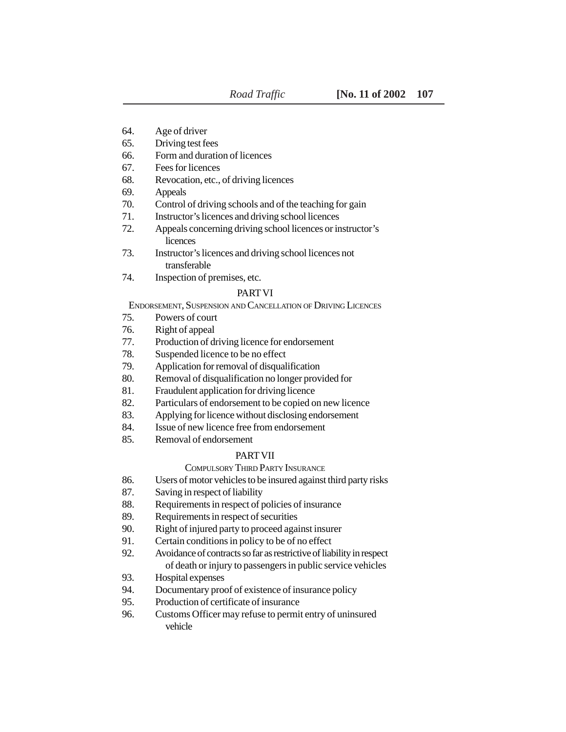64. Age of driver
65. Driving test fees
66. Form and duration of licences
67. Fees for licences
68. Revocation, etc., of driving licences
69. Appeals
70. Control of driving schools and of the teaching for gain
71. Instructor's licences and driving school licences
72. Appeals concerning driving school licences or instructor's licences
73. Instructor's licences and driving school licences not transferable
74. Inspection of premises, etc.

PART VI

ENDORSEMENT, SUSPENSION AND CANCELLATION OF DRIVING LICENCES

75. Powers of court
76. Right of appeal
77. Production of driving licence for endorsement
78. Suspended licence to be no effect
79. Application for removal of disqualification
80. Removal of disqualification no longer provided for
81. Fraudulent application for driving licence
82. Particulars of endorsement to be copied on new licence
83. Applying for licence without disclosing endorsement
84. Issue of new licence free from endorsement
85. Removal of endorsement

PART VII

COMPULSORY THIRD PARTY INSURANCE

86. Users of motor vehicles to be insured against third party risks
87. Saving in respect of liability
88. Requirements in respect of policies of insurance
89. Requirements in respect of securities
90. Right of injured party to proceed against insurer
91. Certain conditions in policy to be of no effect
92. Avoidance of contracts so far as restrictive of liability in respect of death or injury to passengers in public service vehicles
93. Hospital expenses
94. Documentary proof of existence of insurance policy
95. Production of certificate of insurance
96. Customs Officer may refuse to permit entry of uninsured vehicle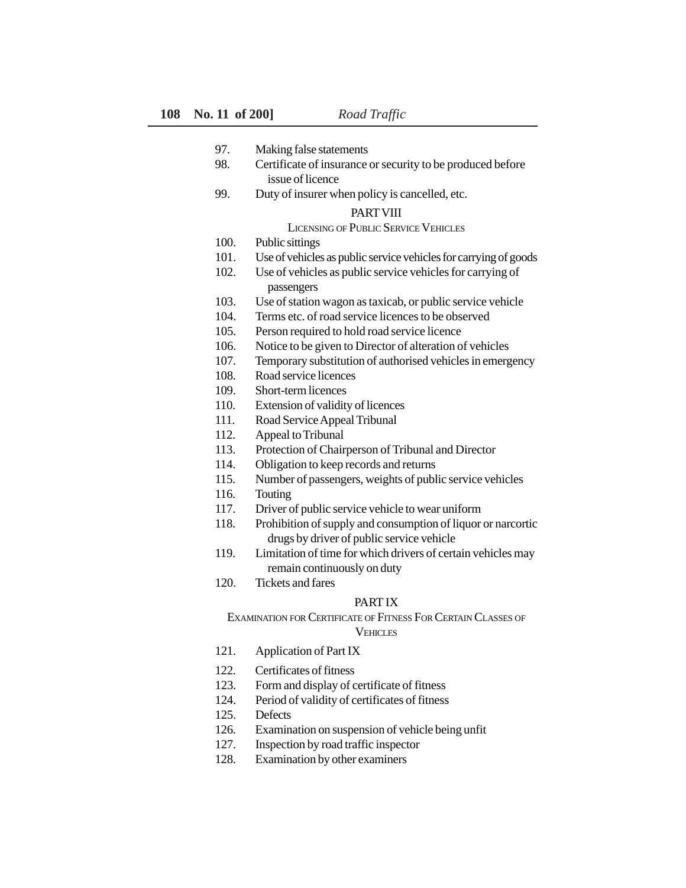97. Making false statements

98. Certificate of insurance or security to be produced before issue of licence

99. Duty of insurer when policy is cancelled, etc.

PART VIII

LICENSING OF PUBLIC SERVICE VEHICLES

100. Public sittings

101. Use of vehicles as public service vehicles for carrying of goods

102. Use of vehicles as public service vehicles for carrying of passengers

103. Use of station wagon as taxicab, or public service vehicle

104. Terms etc. of road service licences to be observed

105. Person required to hold road service licence

106. Notice to be given to Director of alteration of vehicles

107. Temporary substitution of authorised vehicles in emergency

108. Road service licences

109. Short-term licences

110. Extension of validity of licences

111. Road Service Appeal Tribunal

112. Appeal to Tribunal

113. Protection of Chairperson of Tribunal and Director

114. Obligation to keep records and returns

115. Number of passengers, weights of public service vehicles

116. Touting

117. Driver of public service vehicle to wear uniform

118. Prohibition of supply and consumption of liquor or narcortic drugs by driver of public service vehicle

119. Limitation of time for which drivers of certain vehicles may remain continuously on duty

120. Tickets and fares

PART IX

EXAMINATION FOR CERTIFICATE OF FITNESS FOR CERTAIN CLASSES OF VEHICLES

121. Application of Part IX

122. Certificates of fitness

123. Form and display of certificate of fitness

124. Period of validity of certificates of fitness

125. Defects

126. Examination on suspension of vehicle being unfit

127. Inspection by road traffic inspector

128. Examination by other examiners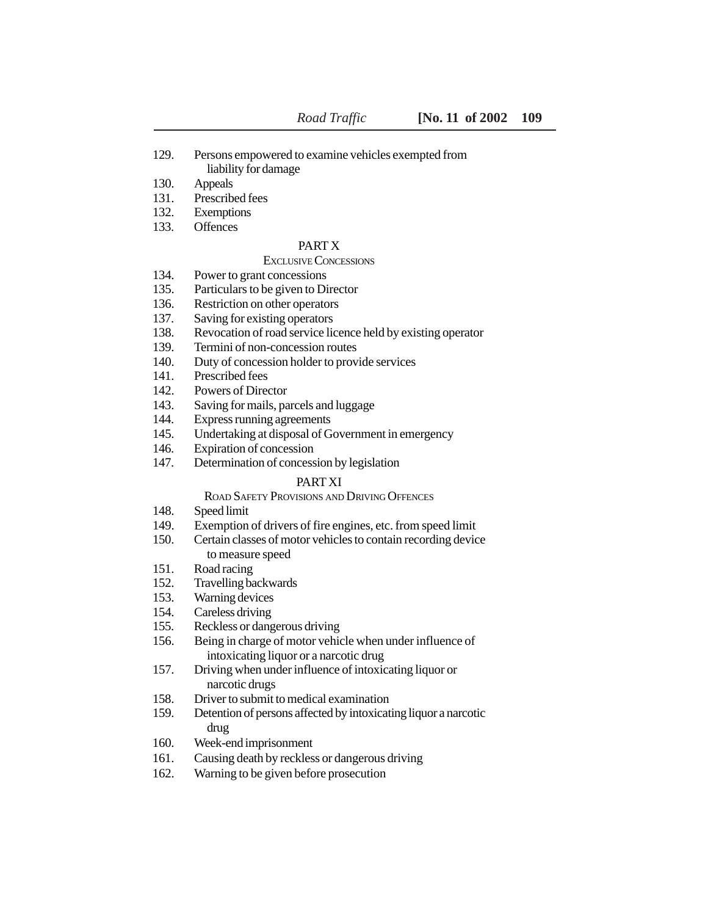129. Persons empowered to examine vehicles exempted from liability for damage
130. Appeals
131. Prescribed fees
132. Exemptions
133. Offences

PART X

EXCLUSIVE CONCESSIONS

134. Power to grant concessions
135. Particulars to be given to Director
136. Restriction on other operators
137. Saving for existing operators
138. Revocation of road service licence held by existing operator
139. Termini of non-concession routes
140. Duty of concession holder to provide services
141. Prescribed fees
142. Powers of Director
143. Saving for mails, parcels and luggage
144. Express running agreements
145. Undertaking at disposal of Government in emergency
146. Expiration of concession
147. Determination of concession by legislation

PART XI

ROAD SAFETY PROVISIONS AND DRIVING OFFENCES

148. Speed limit
149. Exemption of drivers of fire engines, etc. from speed limit
150. Certain classes of motor vehicles to contain recording device to measure speed
151. Road racing
152. Travelling backwards
153. Warning devices
154. Careless driving
155. Reckless or dangerous driving
156. Being in charge of motor vehicle when under influence of intoxicating liquor or a narcotic drug
157. Driving when under influence of intoxicating liquor or narcotic drugs
158. Driver to submit to medical examination
159. Detention of persons affected by intoxicating liquor a narcotic drug
160. Week-end imprisonment
161. Causing death by reckless or dangerous driving
162. Warning to be given before prosecution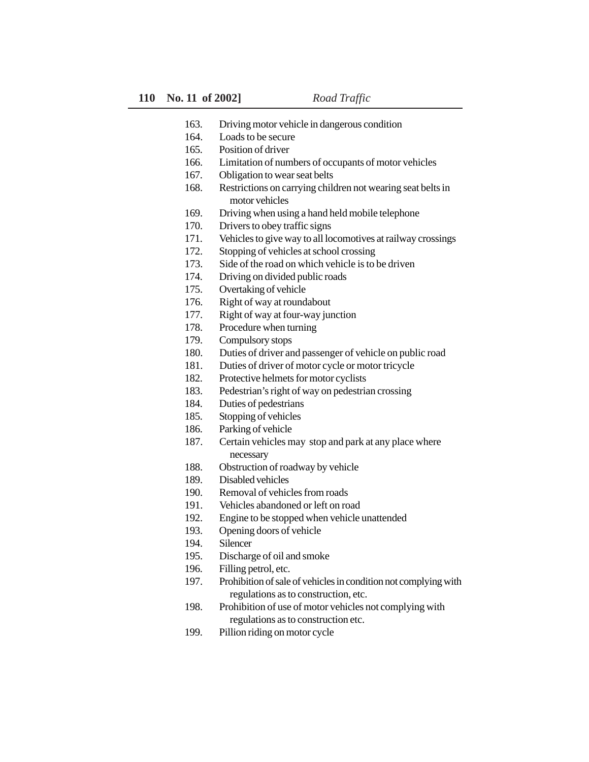163. Driving motor vehicle in dangerous condition
164. Loads to be secure
165. Position of driver
166. Limitation of numbers of occupants of motor vehicles
167. Obligation to wear seat belts
168. Restrictions on carrying children not wearing seat belts in motor vehicles
169. Driving when using a hand held mobile telephone
170. Drivers to obey traffic signs
171. Vehicles to give way to all locomotives at railway crossings
172. Stopping of vehicles at school crossing
173. Side of the road on which vehicle is to be driven
174. Driving on divided public roads
175. Overtaking of vehicle
176. Right of way at roundabout
177. Right of way at four-way junction
178. Procedure when turning
179. Compulsory stops
180. Duties of driver and passenger of vehicle on public road
181. Duties of driver of motor cycle or motor tricycle
182. Protective helmets for motor cyclists
183. Pedestrian's right of way on pedestrian crossing
184. Duties of pedestrians
185. Stopping of vehicles
186. Parking of vehicle
187. Certain vehicles may stop and park at any place where necessary
188. Obstruction of roadway by vehicle
189. Disabled vehicles
190. Removal of vehicles from roads
191. Vehicles abandoned or left on road
192. Engine to be stopped when vehicle unattended
193. Opening doors of vehicle
194. Silencer
195. Discharge of oil and smoke
196. Filling petrol, etc.
197. Prohibition of sale of vehicles in condition not complying with regulations as to construction, etc.
198. Prohibition of use of motor vehicles not complying with regulations as to construction etc.
199. Pillion riding on motor cycle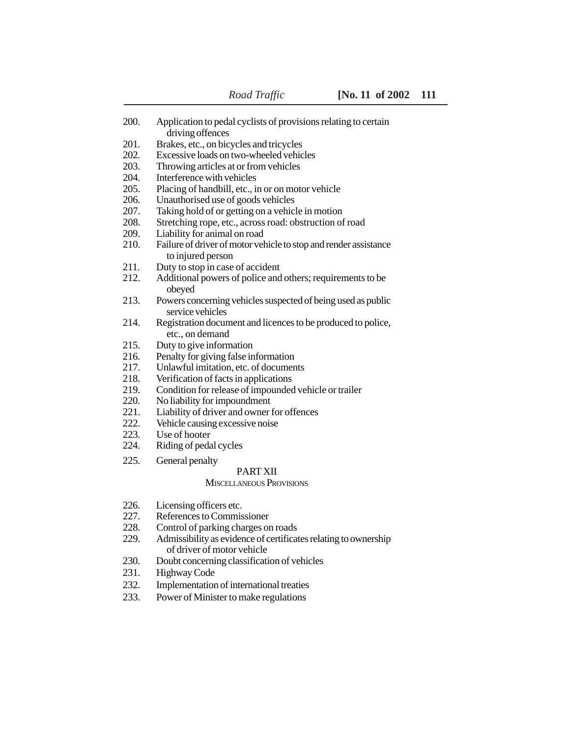200. Application to pedal cyclists of provisions relating to certain driving offences
201. Brakes, etc., on bicycles and tricycles
202. Excessive loads on two-wheeled vehicles
203. Throwing articles at or from vehicles
204. Interference with vehicles
205. Placing of handbill, etc., in or on motor vehicle
206. Unauthorised use of goods vehicles
207. Taking hold of or getting on a vehicle in motion
208. Stretching rope, etc., across road: obstruction of road
209. Liability for animal on road
210. Failure of driver of motor vehicle to stop and render assistance to injured person
211. Duty to stop in case of accident
212. Additional powers of police and others; requirements to be obeyed
213. Powers concerning vehicles suspected of being used as public service vehicles
214. Registration document and licences to be produced to police, etc., on demand
215. Duty to give information
216. Penalty for giving false information
217. Unlawful imitation, etc. of documents
218. Verification of facts in applications
219. Condition for release of impounded vehicle or trailer
220. No liability for impoundment
221. Liability of driver and owner for offences
222. Vehicle causing excessive noise
223. Use of hooter
224. Riding of pedal cycles
225. General penalty

## PART XII

### MISCELLANEOUS PROVISIONS

226. Licensing officers etc.
227. References to Commissioner
228. Control of parking charges on roads
229. Admissibility as evidence of certificates relating to ownership of driver of motor vehicle
230. Doubt concerning classification of vehicles
231. Highway Code
232. Implementation of international treaties
233. Power of Minister to make regulations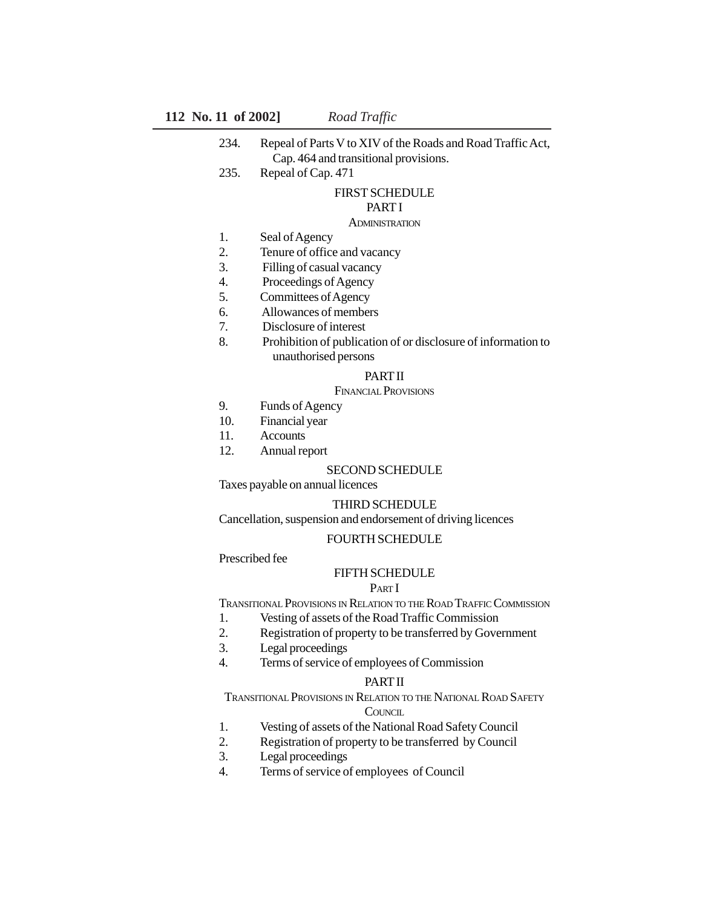234. Repeal of Parts V to XIV of the Roads and Road Traffic Act, Cap. 464 and transitional provisions.

235. Repeal of Cap. 471

FIRST SCHEDULE

PART I

ADMINISTRATION

1. Seal of Agency
2. Tenure of office and vacancy
3. Filling of casual vacancy
4. Proceedings of Agency
5. Committees of Agency
6. Allowances of members
7. Disclosure of interest
8. Prohibition of publication of or disclosure of information to unauthorised persons

PART II

FINANCIAL PROVISIONS

9. Funds of Agency
10. Financial year
11. Accounts
12. Annual report

SECOND SCHEDULE

Taxes payable on annual licences

THIRD SCHEDULE

Cancellation, suspension and endorsement of driving licences

FOURTH SCHEDULE

Prescribed fee

FIFTH SCHEDULE

PART I

TRANSITIONAL PROVISIONS IN RELATION TO THE ROAD TRAFFIC COMMISSION

1. Vesting of assets of the Road Traffic Commission
2. Registration of property to be transferred by Government
3. Legal proceedings
4. Terms of service of employees of Commission

PART II

TRANSITIONAL PROVISIONS IN RELATION TO THE NATIONAL ROAD SAFETY COUNCIL

1. Vesting of assets of the National Road Safety Council
2. Registration of property to be transferred by Council
3. Legal proceedings
4. Terms of service of employees of Council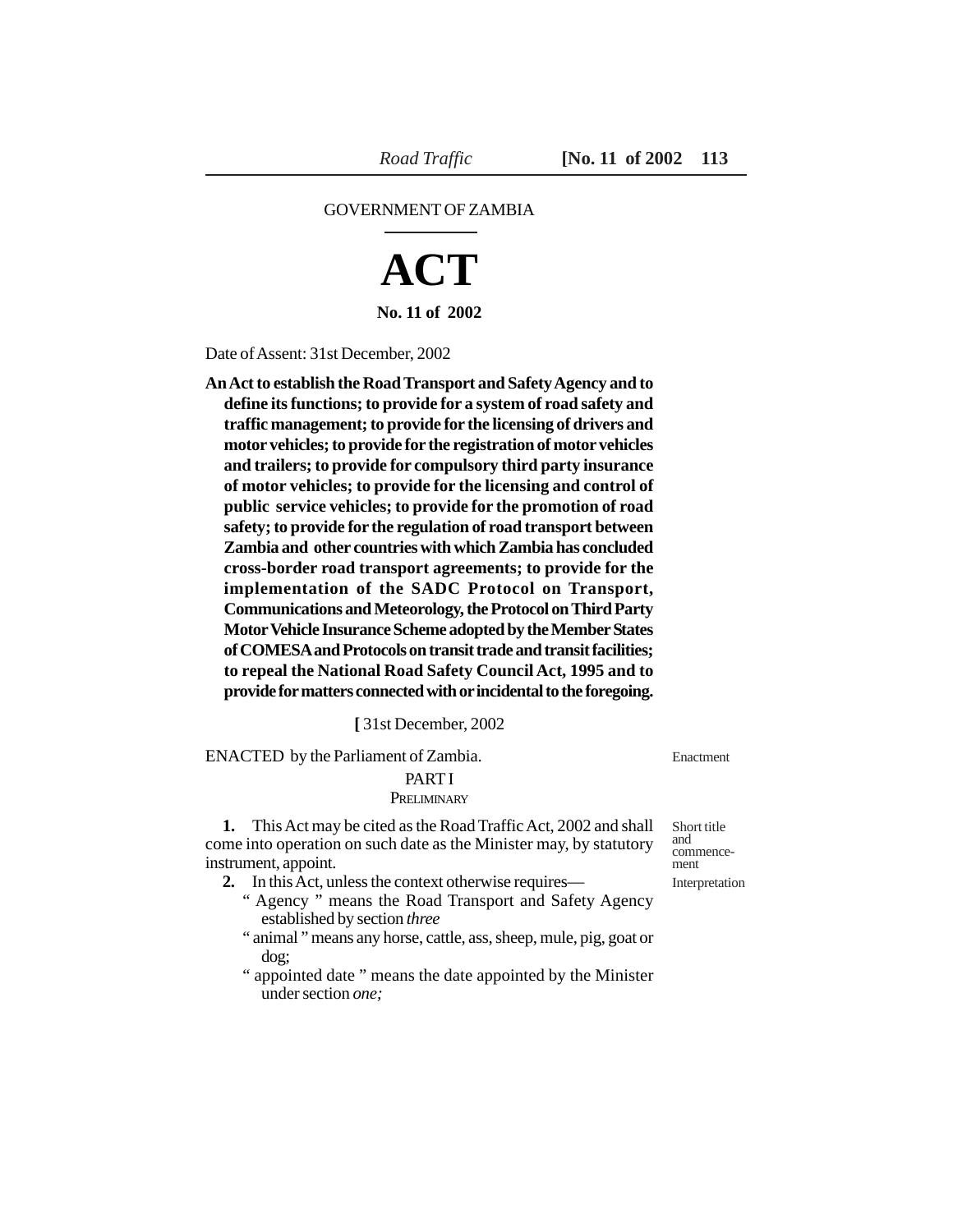GOVERNMENT OF ZAMBIA

# ACT

**No. 11 of 2002**

Date of Assent: 31st December, 2002

**An Act to establish the Road Transport and Safety Agency and to define its functions; to provide for a system of road safety and traffic management; to provide for the licensing of drivers and motor vehicles; to provide for the registration of motor vehicles and trailers; to provide for compulsory third party insurance of motor vehicles; to provide for the licensing and control of public service vehicles; to provide for the promotion of road safety; to provide for the regulation of road transport between Zambia and other countries with which Zambia has concluded cross-border road transport agreements; to provide for the implementation of the SADC Protocol on Transport, Communications and Meteorology, the Protocol on Third Party Motor Vehicle Insurance Scheme adopted by the Member States of COMESA and Protocols on transit trade and transit facilities; to repeal the National Road Safety Council Act, 1995 and to provide for matters connected with or incidental to the foregoing.**

**[** 31st December, 2002

ENACTED by the Parliament of Zambia. — Enactment

## PART I

### PRELIMINARY

*Short title and commencement*

**1.** This Act may be cited as the Road Traffic Act, 2002 and shall come into operation on such date as the Minister may, by statutory instrument, appoint.

*Interpretation*

**2.** In this Act, unless the context otherwise requires—

" Agency " means the Road Transport and Safety Agency established by section *three*

" animal " means any horse, cattle, ass, sheep, mule, pig, goat or dog;

" appointed date " means the date appointed by the Minister under section *one;*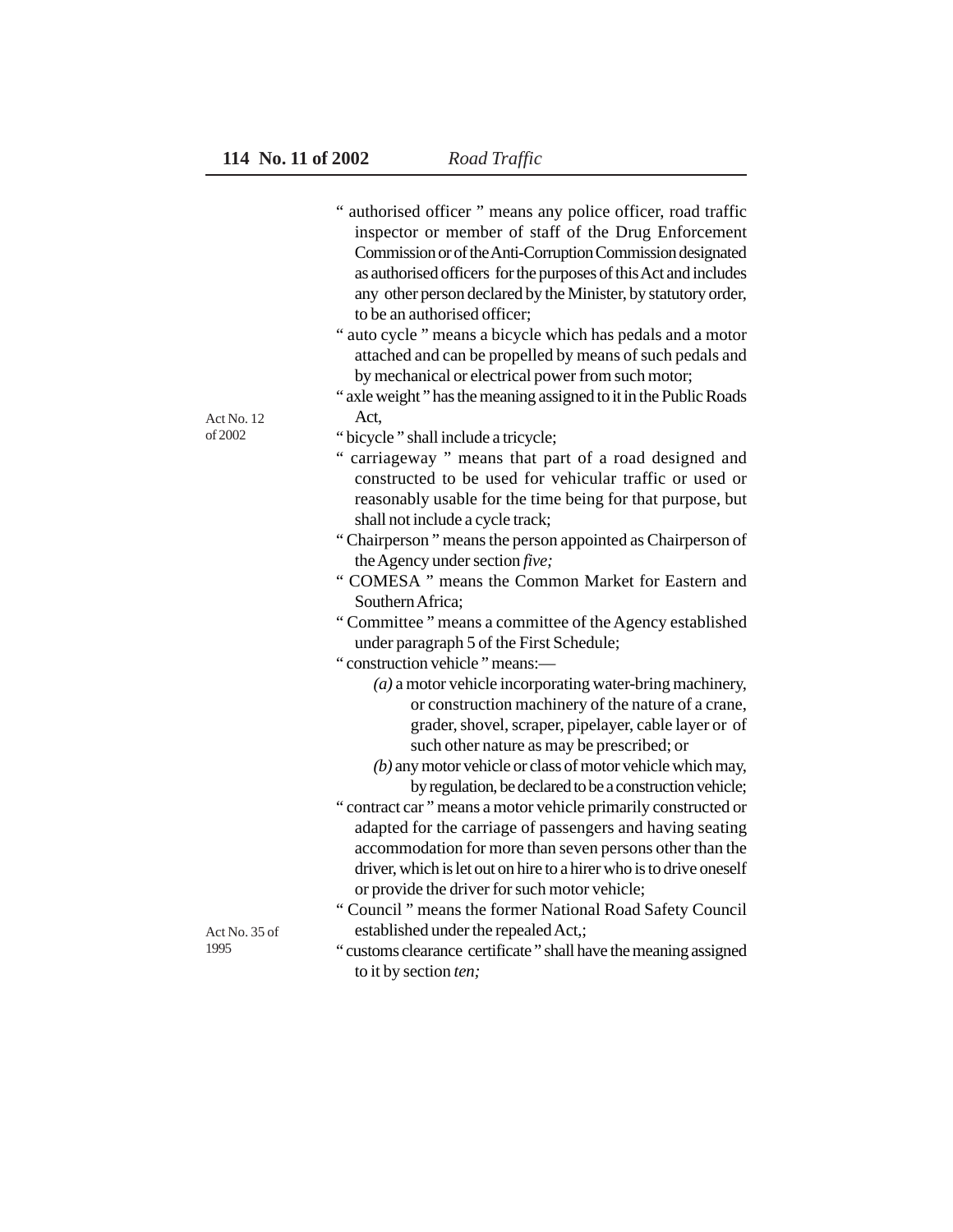" authorised officer " means any police officer, road traffic inspector or member of staff of the Drug Enforcement Commission or of the Anti-Corruption Commission designated as authorised officers for the purposes of this Act and includes any other person declared by the Minister, by statutory order, to be an authorised officer;

" auto cycle " means a bicycle which has pedals and a motor attached and can be propelled by means of such pedals and by mechanical or electrical power from such motor;

" axle weight " has the meaning assigned to it in the Public Roads Act,

Act No. 12 of 2002

" bicycle " shall include a tricycle;

" carriageway " means that part of a road designed and constructed to be used for vehicular traffic or used or reasonably usable for the time being for that purpose, but shall not include a cycle track;

" Chairperson " means the person appointed as Chairperson of the Agency under section *five;*

" COMESA " means the Common Market for Eastern and Southern Africa;

" Committee " means a committee of the Agency established under paragraph 5 of the First Schedule;

" construction vehicle " means:—

*(a)* a motor vehicle incorporating water-bring machinery, or construction machinery of the nature of a crane, grader, shovel, scraper, pipelayer, cable layer or of such other nature as may be prescribed; or

*(b)* any motor vehicle or class of motor vehicle which may, by regulation, be declared to be a construction vehicle;

" contract car " means a motor vehicle primarily constructed or adapted for the carriage of passengers and having seating accommodation for more than seven persons other than the driver, which is let out on hire to a hirer who is to drive oneself or provide the driver for such motor vehicle;

" Council " means the former National Road Safety Council established under the repealed Act,;

Act No. 35 of 1995

" customs clearance certificate " shall have the meaning assigned to it by section *ten;*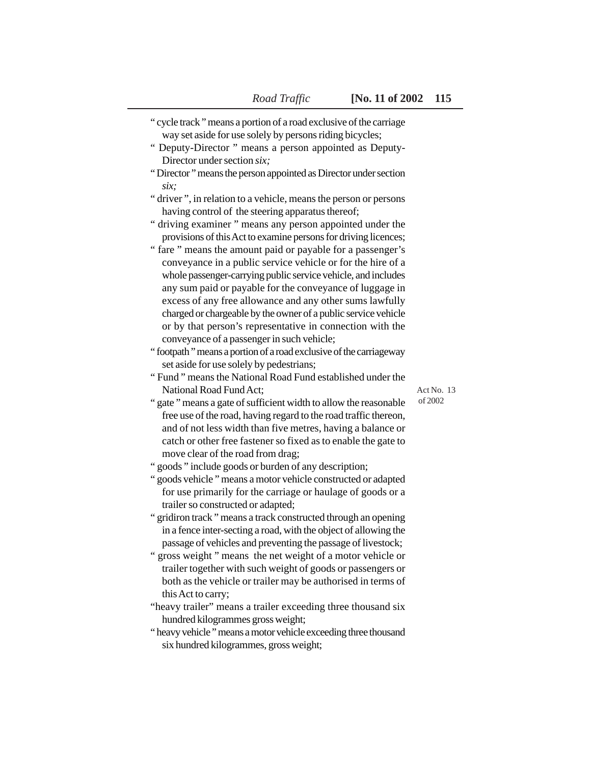" cycle track " means a portion of a road exclusive of the carriage way set aside for use solely by persons riding bicycles;

" Deputy-Director " means a person appointed as Deputy-Director under section *six;*

" Director " means the person appointed as Director under section *six;*

" driver ", in relation to a vehicle, means the person or persons having control of the steering apparatus thereof;

" driving examiner " means any person appointed under the provisions of this Act to examine persons for driving licences;

" fare " means the amount paid or payable for a passenger's conveyance in a public service vehicle or for the hire of a whole passenger-carrying public service vehicle, and includes any sum paid or payable for the conveyance of luggage in excess of any free allowance and any other sums lawfully charged or chargeable by the owner of a public service vehicle or by that person's representative in connection with the conveyance of a passenger in such vehicle;

" footpath " means a portion of a road exclusive of the carriageway set aside for use solely by pedestrians;

" Fund " means the National Road Fund established under the National Road Fund Act; (Act No. 13 of 2002)

" gate " means a gate of sufficient width to allow the reasonable free use of the road, having regard to the road traffic thereon, and of not less width than five metres, having a balance or catch or other free fastener so fixed as to enable the gate to move clear of the road from drag;

" goods " include goods or burden of any description;

" goods vehicle " means a motor vehicle constructed or adapted for use primarily for the carriage or haulage of goods or a trailer so constructed or adapted;

" gridiron track " means a track constructed through an opening in a fence inter-secting a road, with the object of allowing the passage of vehicles and preventing the passage of livestock;

" gross weight " means the net weight of a motor vehicle or trailer together with such weight of goods or passengers or both as the vehicle or trailer may be authorised in terms of this Act to carry;

"heavy trailer" means a trailer exceeding three thousand six hundred kilogrammes gross weight;

" heavy vehicle " means a motor vehicle exceeding three thousand six hundred kilogrammes, gross weight;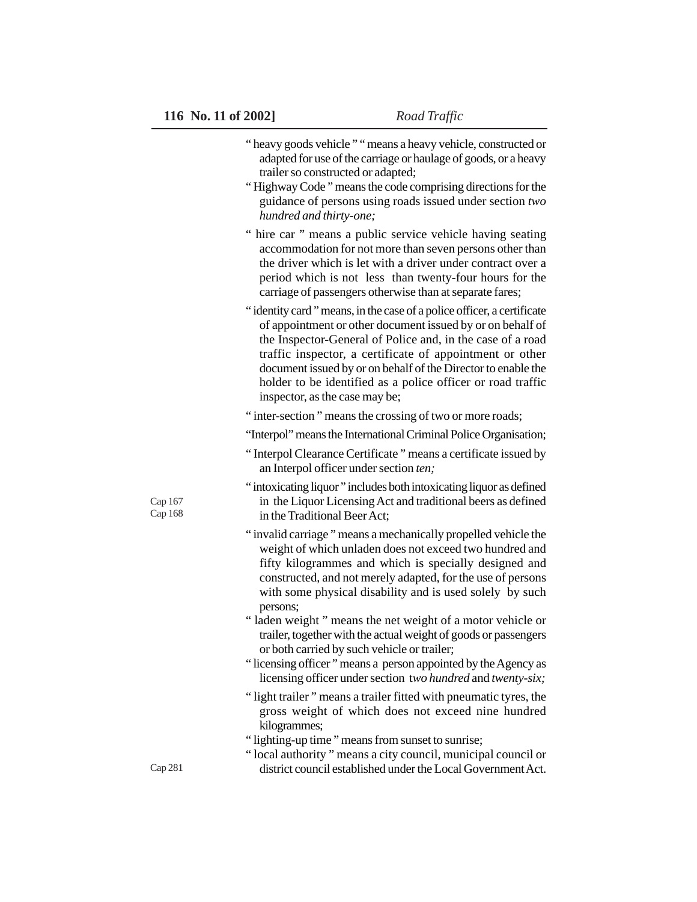" heavy goods vehicle " " means a heavy vehicle, constructed or adapted for use of the carriage or haulage of goods, or a heavy trailer so constructed or adapted;

" Highway Code " means the code comprising directions for the guidance of persons using roads issued under section *two hundred and thirty-one;*

" hire car " means a public service vehicle having seating accommodation for not more than seven persons other than the driver which is let with a driver under contract over a period which is not less than twenty-four hours for the carriage of passengers otherwise than at separate fares;

" identity card " means, in the case of a police officer, a certificate of appointment or other document issued by or on behalf of the Inspector-General of Police and, in the case of a road traffic inspector, a certificate of appointment or other document issued by or on behalf of the Director to enable the holder to be identified as a police officer or road traffic inspector, as the case may be;

" inter-section " means the crossing of two or more roads;

"Interpol" means the International Criminal Police Organisation;

" Interpol Clearance Certificate " means a certificate issued by an Interpol officer under section *ten;*

Cap 167
Cap 168

" intoxicating liquor " includes both intoxicating liquor as defined in the Liquor Licensing Act and traditional beers as defined in the Traditional Beer Act;

" invalid carriage " means a mechanically propelled vehicle the weight of which unladen does not exceed two hundred and fifty kilogrammes and which is specially designed and constructed, and not merely adapted, for the use of persons with some physical disability and is used solely by such persons;

" laden weight " means the net weight of a motor vehicle or trailer, together with the actual weight of goods or passengers or both carried by such vehicle or trailer;

" licensing officer " means a person appointed by the Agency as licensing officer under section *two hundred* and *twenty-six;*

" light trailer " means a trailer fitted with pneumatic tyres, the gross weight of which does not exceed nine hundred kilogrammes;

" lighting-up time " means from sunset to sunrise;

Cap 281

" local authority " means a city council, municipal council or district council established under the Local Government Act.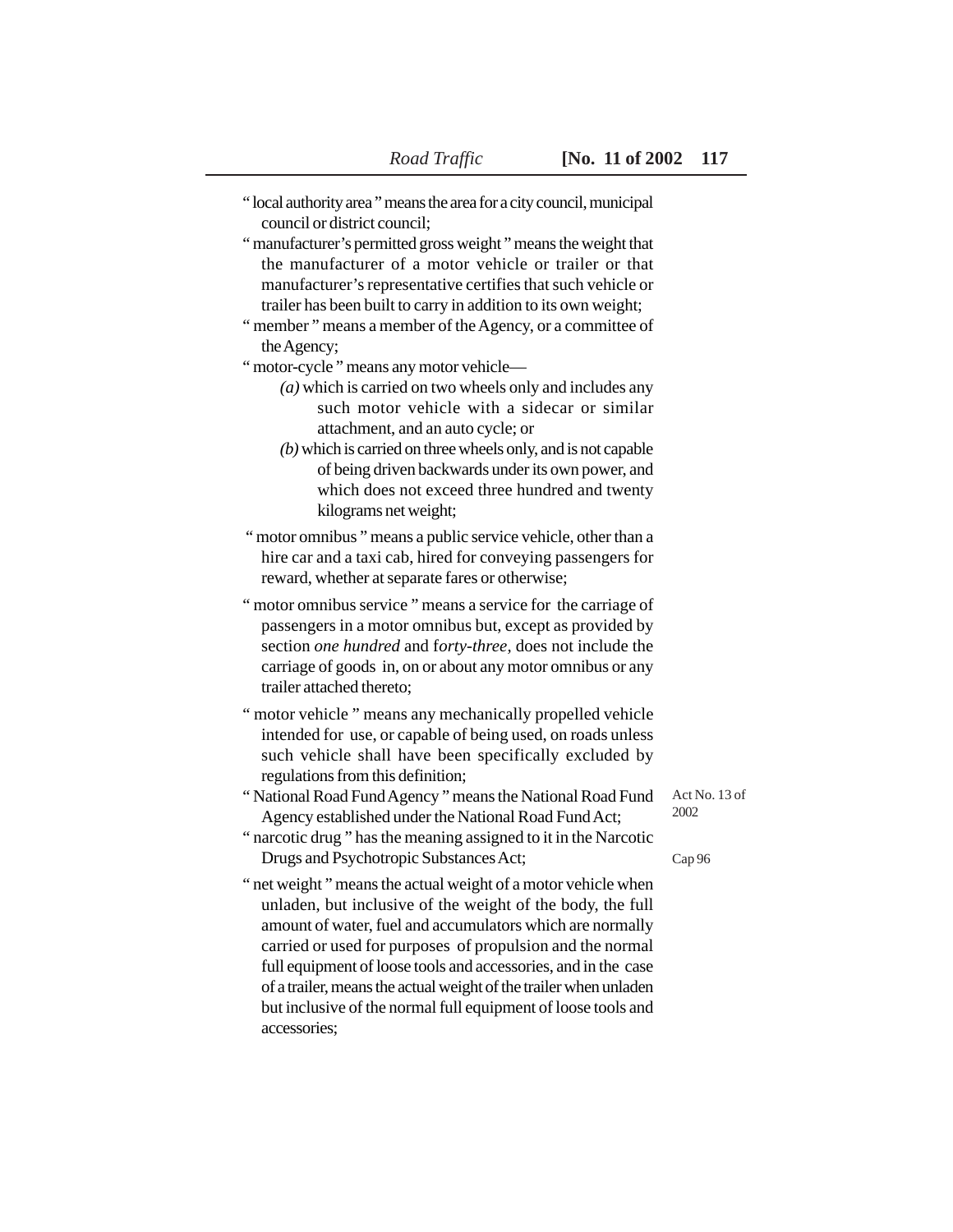" local authority area " means the area for a city council, municipal council or district council;

" manufacturer's permitted gross weight " means the weight that the manufacturer of a motor vehicle or trailer or that manufacturer's representative certifies that such vehicle or trailer has been built to carry in addition to its own weight;

" member " means a member of the Agency, or a committee of the Agency;

" motor-cycle " means any motor vehicle—

*(a)* which is carried on two wheels only and includes any such motor vehicle with a sidecar or similar attachment, and an auto cycle; or

*(b)* which is carried on three wheels only, and is not capable of being driven backwards under its own power, and which does not exceed three hundred and twenty kilograms net weight;

" motor omnibus " means a public service vehicle, other than a hire car and a taxi cab, hired for conveying passengers for reward, whether at separate fares or otherwise;

" motor omnibus service " means a service for the carriage of passengers in a motor omnibus but, except as provided by section *one hundred* and f*orty-three,* does not include the carriage of goods in, on or about any motor omnibus or any trailer attached thereto;

" motor vehicle " means any mechanically propelled vehicle intended for use, or capable of being used, on roads unless such vehicle shall have been specifically excluded by regulations from this definition;

" National Road Fund Agency " means the National Road Fund Agency established under the National Road Fund Act; Act No. 13 of 2002

" narcotic drug " has the meaning assigned to it in the Narcotic Drugs and Psychotropic Substances Act; Cap 96

" net weight " means the actual weight of a motor vehicle when unladen, but inclusive of the weight of the body, the full amount of water, fuel and accumulators which are normally carried or used for purposes of propulsion and the normal full equipment of loose tools and accessories, and in the case of a trailer, means the actual weight of the trailer when unladen but inclusive of the normal full equipment of loose tools and accessories;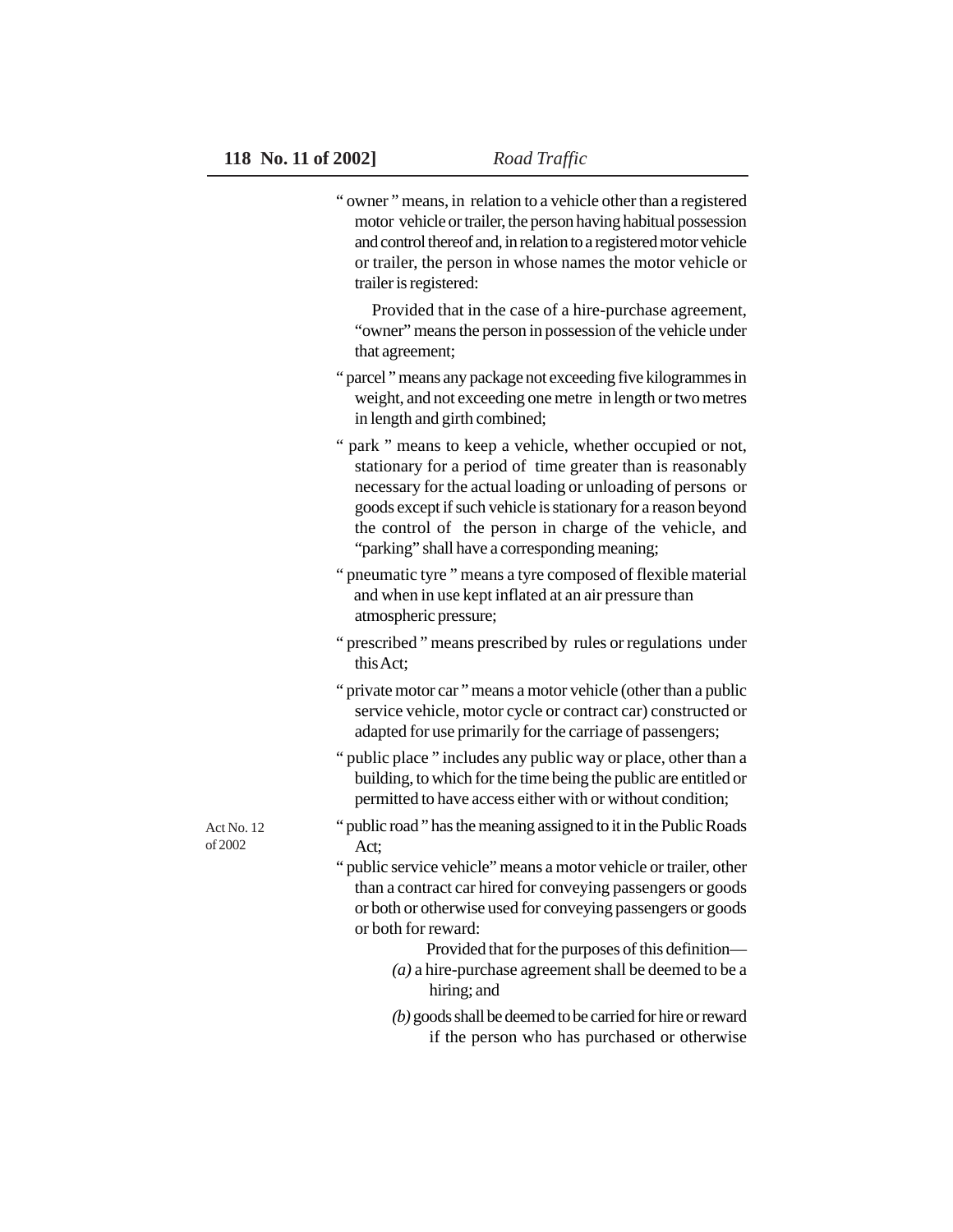" owner " means, in relation to a vehicle other than a registered motor vehicle or trailer, the person having habitual possession and control thereof and, in relation to a registered motor vehicle or trailer, the person in whose names the motor vehicle or trailer is registered:

Provided that in the case of a hire-purchase agreement, "owner" means the person in possession of the vehicle under that agreement;

" parcel " means any package not exceeding five kilogrammes in weight, and not exceeding one metre in length or two metres in length and girth combined;

" park " means to keep a vehicle, whether occupied or not, stationary for a period of time greater than is reasonably necessary for the actual loading or unloading of persons or goods except if such vehicle is stationary for a reason beyond the control of the person in charge of the vehicle, and "parking" shall have a corresponding meaning;

" pneumatic tyre " means a tyre composed of flexible material and when in use kept inflated at an air pressure than atmospheric pressure;

" prescribed " means prescribed by rules or regulations under this Act;

" private motor car " means a motor vehicle (other than a public service vehicle, motor cycle or contract car) constructed or adapted for use primarily for the carriage of passengers;

" public place " includes any public way or place, other than a building, to which for the time being the public are entitled or permitted to have access either with or without condition;

Act No. 12 of 2002

" public road " has the meaning assigned to it in the Public Roads Act;

" public service vehicle" means a motor vehicle or trailer, other than a contract car hired for conveying passengers or goods or both or otherwise used for conveying passengers or goods or both for reward:

Provided that for the purposes of this definition—

*(a)* a hire-purchase agreement shall be deemed to be a hiring; and

*(b)* goods shall be deemed to be carried for hire or reward if the person who has purchased or otherwise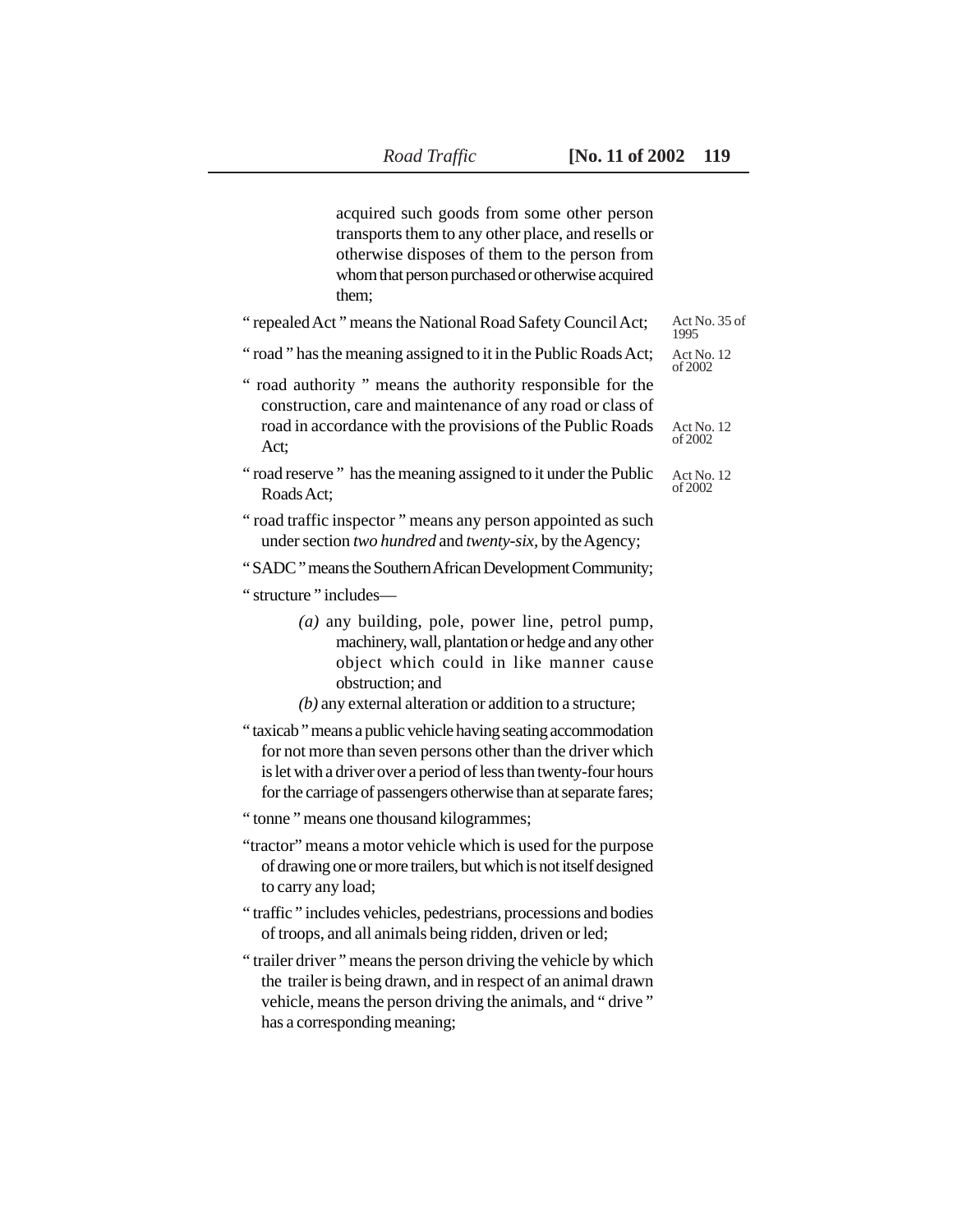acquired such goods from some other person transports them to any other place, and resells or otherwise disposes of them to the person from whom that person purchased or otherwise acquired them;

" repealed Act " means the National Road Safety Council Act; Act No. 35 of 1995

" road " has the meaning assigned to it in the Public Roads Act; Act No. 12 of 2002

" road authority " means the authority responsible for the construction, care and maintenance of any road or class of road in accordance with the provisions of the Public Roads Act; Act No. 12 of 2002

" road reserve " has the meaning assigned to it under the Public Roads Act; Act No. 12 of 2002

" road traffic inspector " means any person appointed as such under section *two hundred* and *twenty-six*, by the Agency;

" SADC " means the Southern African Development Community;

" structure " includes—

*(a)* any building, pole, power line, petrol pump, machinery, wall, plantation or hedge and any other object which could in like manner cause obstruction; and

*(b)* any external alteration or addition to a structure;

" taxicab " means a public vehicle having seating accommodation for not more than seven persons other than the driver which is let with a driver over a period of less than twenty-four hours for the carriage of passengers otherwise than at separate fares;

" tonne " means one thousand kilogrammes;

"tractor" means a motor vehicle which is used for the purpose of drawing one or more trailers, but which is not itself designed to carry any load;

" traffic " includes vehicles, pedestrians, processions and bodies of troops, and all animals being ridden, driven or led;

" trailer driver " means the person driving the vehicle by which the trailer is being drawn, and in respect of an animal drawn vehicle, means the person driving the animals, and " drive " has a corresponding meaning;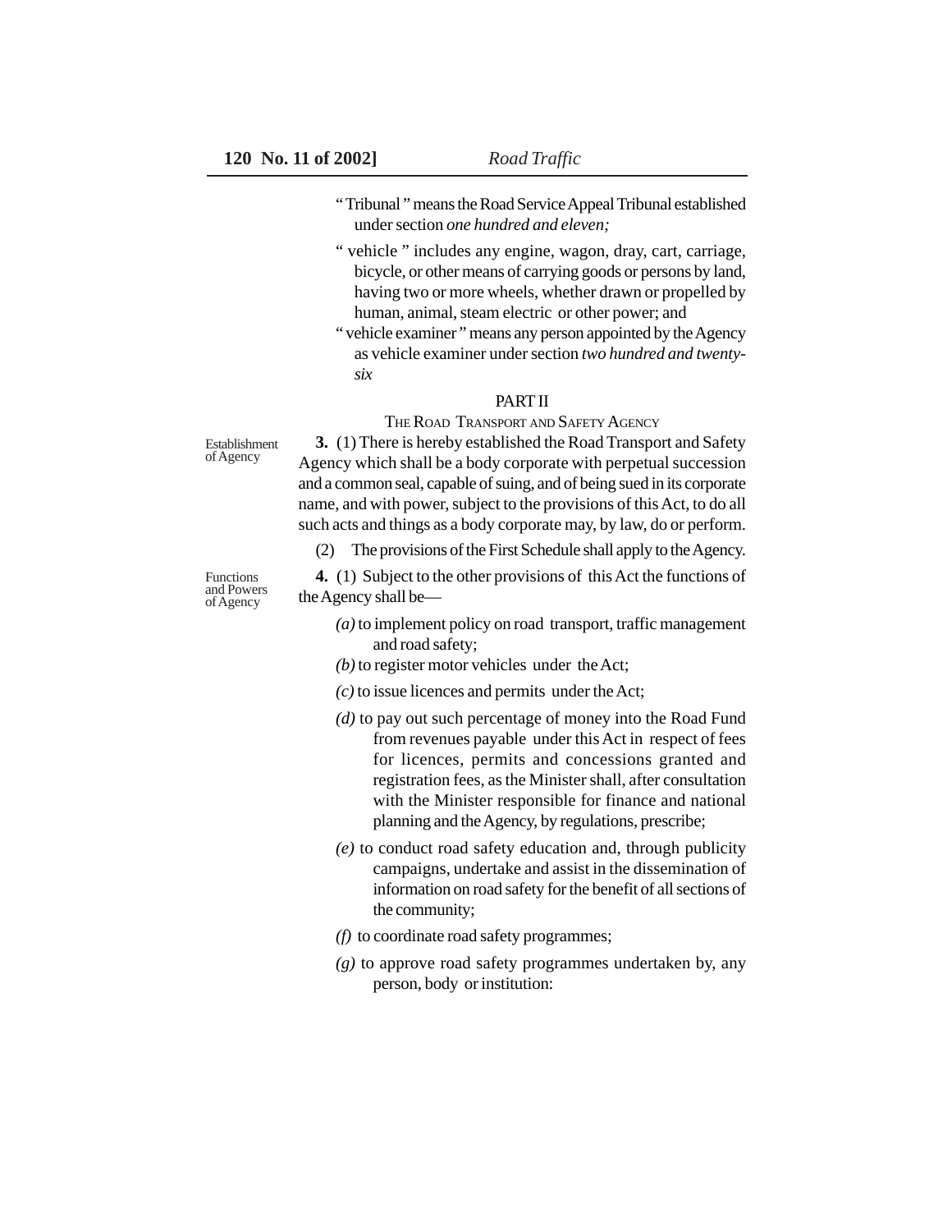"Tribunal" means the Road Service Appeal Tribunal established under section *one hundred and eleven;*

"vehicle" includes any engine, wagon, dray, cart, carriage, bicycle, or other means of carrying goods or persons by land, having two or more wheels, whether drawn or propelled by human, animal, steam electric or other power; and

"vehicle examiner" means any person appointed by the Agency as vehicle examiner under section *two hundred and twenty-six*

## PART II

### THE ROAD TRANSPORT AND SAFETY AGENCY

Establishment of Agency

**3.** (1) There is hereby established the Road Transport and Safety Agency which shall be a body corporate with perpetual succession and a common seal, capable of suing, and of being sued in its corporate name, and with power, subject to the provisions of this Act, to do all such acts and things as a body corporate may, by law, do or perform.

(2) The provisions of the First Schedule shall apply to the Agency.

Functions and Powers of Agency

**4.** (1) Subject to the other provisions of this Act the functions of the Agency shall be—

*(a)* to implement policy on road transport, traffic management and road safety;

*(b)* to register motor vehicles under the Act;

*(c)* to issue licences and permits under the Act;

*(d)* to pay out such percentage of money into the Road Fund from revenues payable under this Act in respect of fees for licences, permits and concessions granted and registration fees, as the Minister shall, after consultation with the Minister responsible for finance and national planning and the Agency, by regulations, prescribe;

*(e)* to conduct road safety education and, through publicity campaigns, undertake and assist in the dissemination of information on road safety for the benefit of all sections of the community;

*(f)* to coordinate road safety programmes;

*(g)* to approve road safety programmes undertaken by, any person, body or institution: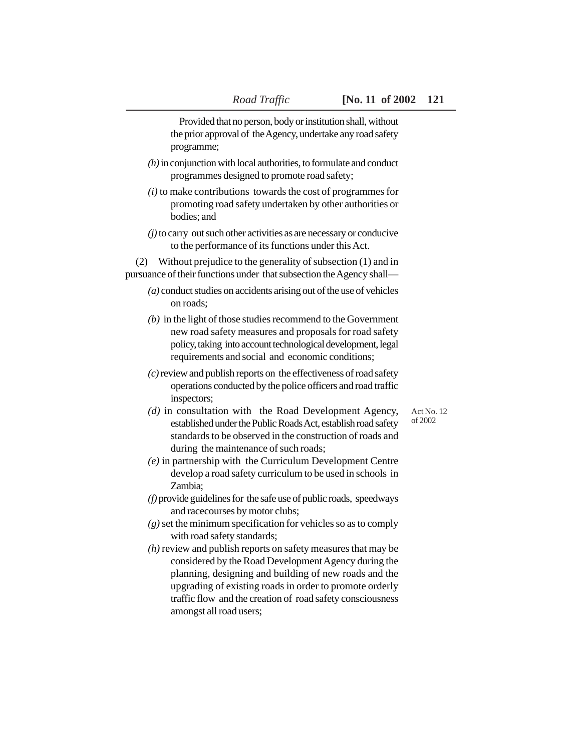Provided that no person, body or institution shall, without the prior approval of the Agency, undertake any road safety programme;

*(h)* in conjunction with local authorities, to formulate and conduct programmes designed to promote road safety;

*(i)* to make contributions towards the cost of programmes for promoting road safety undertaken by other authorities or bodies; and

*(j)* to carry out such other activities as are necessary or conducive to the performance of its functions under this Act.

(2) Without prejudice to the generality of subsection (1) and in pursuance of their functions under that subsection the Agency shall—

*(a)* conduct studies on accidents arising out of the use of vehicles on roads;

*(b)* in the light of those studies recommend to the Government new road safety measures and proposals for road safety policy, taking into account technological development, legal requirements and social and economic conditions;

*(c)* review and publish reports on the effectiveness of road safety operations conducted by the police officers and road traffic inspectors;

*(d)* in consultation with the Road Development Agency, established under the Public Roads Act, establish road safety standards to be observed in the construction of roads and during the maintenance of such roads;

Act No. 12 of 2002

*(e)* in partnership with the Curriculum Development Centre develop a road safety curriculum to be used in schools in Zambia;

*(f)* provide guidelines for the safe use of public roads, speedways and racecourses by motor clubs;

*(g)* set the minimum specification for vehicles so as to comply with road safety standards;

*(h)* review and publish reports on safety measures that may be considered by the Road Development Agency during the planning, designing and building of new roads and the upgrading of existing roads in order to promote orderly traffic flow and the creation of road safety consciousness amongst all road users;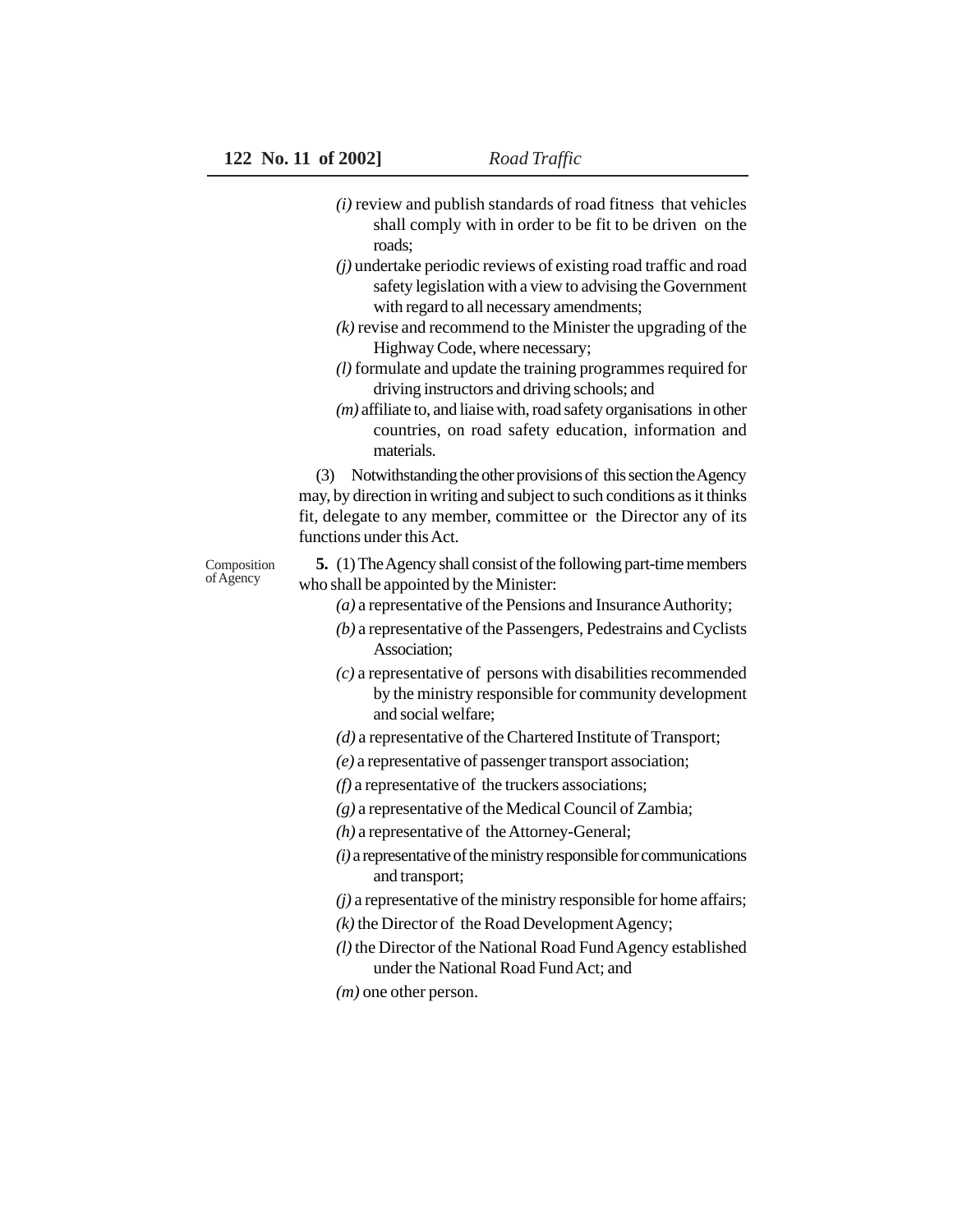*(i)* review and publish standards of road fitness that vehicles shall comply with in order to be fit to be driven on the roads;

*(j)* undertake periodic reviews of existing road traffic and road safety legislation with a view to advising the Government with regard to all necessary amendments;

*(k)* revise and recommend to the Minister the upgrading of the Highway Code, where necessary;

*(l)* formulate and update the training programmes required for driving instructors and driving schools; and

*(m)* affiliate to, and liaise with, road safety organisations in other countries, on road safety education, information and materials.

(3) Notwithstanding the other provisions of this section the Agency may, by direction in writing and subject to such conditions as it thinks fit, delegate to any member, committee or the Director any of its functions under this Act.

Composition of Agency

**5.** (1) The Agency shall consist of the following part-time members who shall be appointed by the Minister:

*(a)* a representative of the Pensions and Insurance Authority;

*(b)* a representative of the Passengers, Pedestrains and Cyclists Association;

*(c)* a representative of persons with disabilities recommended by the ministry responsible for community development and social welfare;

*(d)* a representative of the Chartered Institute of Transport;

*(e)* a representative of passenger transport association;

*(f)* a representative of the truckers associations;

*(g)* a representative of the Medical Council of Zambia;

*(h)* a representative of the Attorney-General;

*(i)* a representative of the ministry responsible for communications and transport;

*(j)* a representative of the ministry responsible for home affairs;

*(k)* the Director of the Road Development Agency;

*(l)* the Director of the National Road Fund Agency established under the National Road Fund Act; and

*(m)* one other person.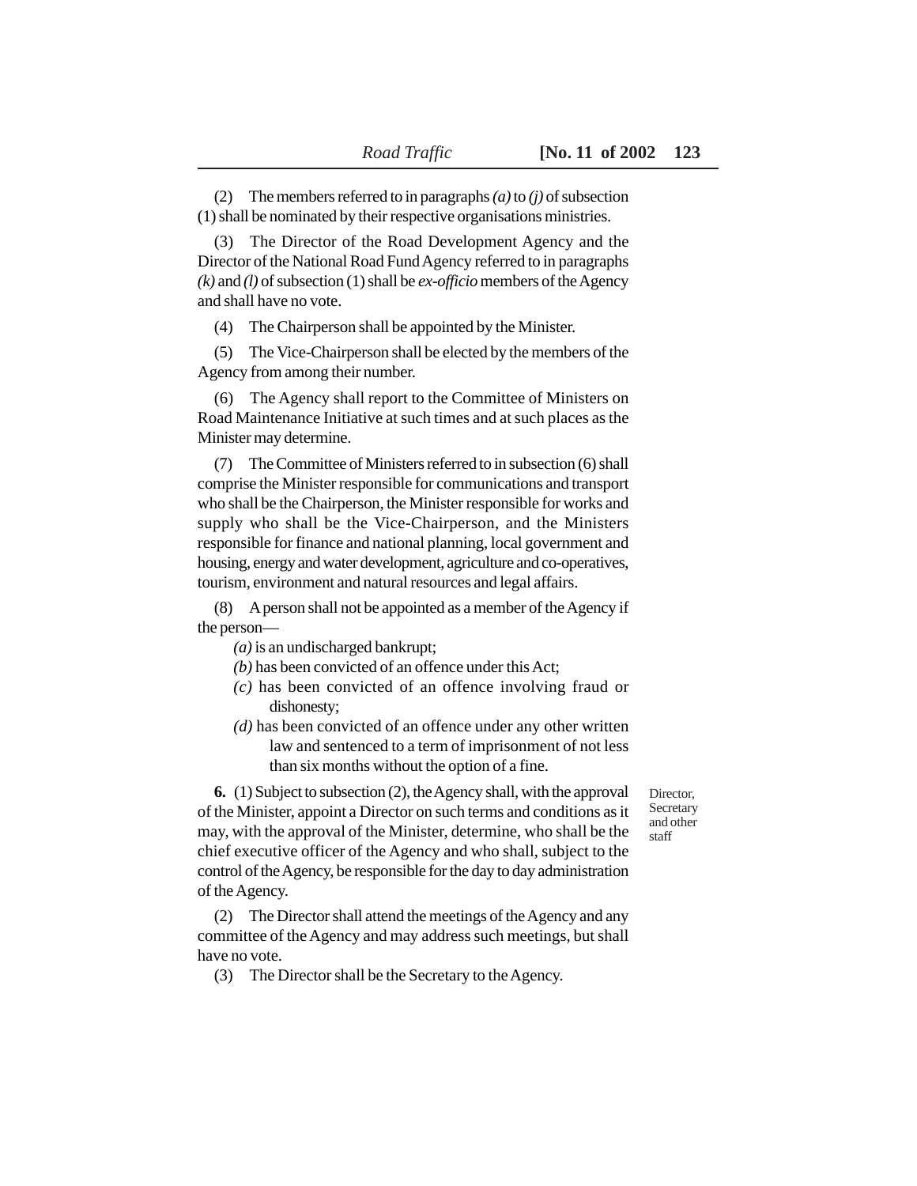(2) The members referred to in paragraphs *(a)* to *(j)* of subsection (1) shall be nominated by their respective organisations ministries.

(3) The Director of the Road Development Agency and the Director of the National Road Fund Agency referred to in paragraphs *(k)* and *(l)* of subsection (1) shall be *ex-officio* members of the Agency and shall have no vote.

(4) The Chairperson shall be appointed by the Minister.

(5) The Vice-Chairperson shall be elected by the members of the Agency from among their number.

(6) The Agency shall report to the Committee of Ministers on Road Maintenance Initiative at such times and at such places as the Minister may determine.

(7) The Committee of Ministers referred to in subsection (6) shall comprise the Minister responsible for communications and transport who shall be the Chairperson, the Minister responsible for works and supply who shall be the Vice-Chairperson, and the Ministers responsible for finance and national planning, local government and housing, energy and water development, agriculture and co-operatives, tourism, environment and natural resources and legal affairs.

(8) A person shall not be appointed as a member of the Agency if the person—

*(a)* is an undischarged bankrupt;

*(b)* has been convicted of an offence under this Act;

*(c)* has been convicted of an offence involving fraud or dishonesty;

*(d)* has been convicted of an offence under any other written law and sentenced to a term of imprisonment of not less than six months without the option of a fine.

Director, Secretary and other staff

**6.** (1) Subject to subsection (2), the Agency shall, with the approval of the Minister, appoint a Director on such terms and conditions as it may, with the approval of the Minister, determine, who shall be the chief executive officer of the Agency and who shall, subject to the control of the Agency, be responsible for the day to day administration of the Agency.

(2) The Director shall attend the meetings of the Agency and any committee of the Agency and may address such meetings, but shall have no vote.

(3) The Director shall be the Secretary to the Agency.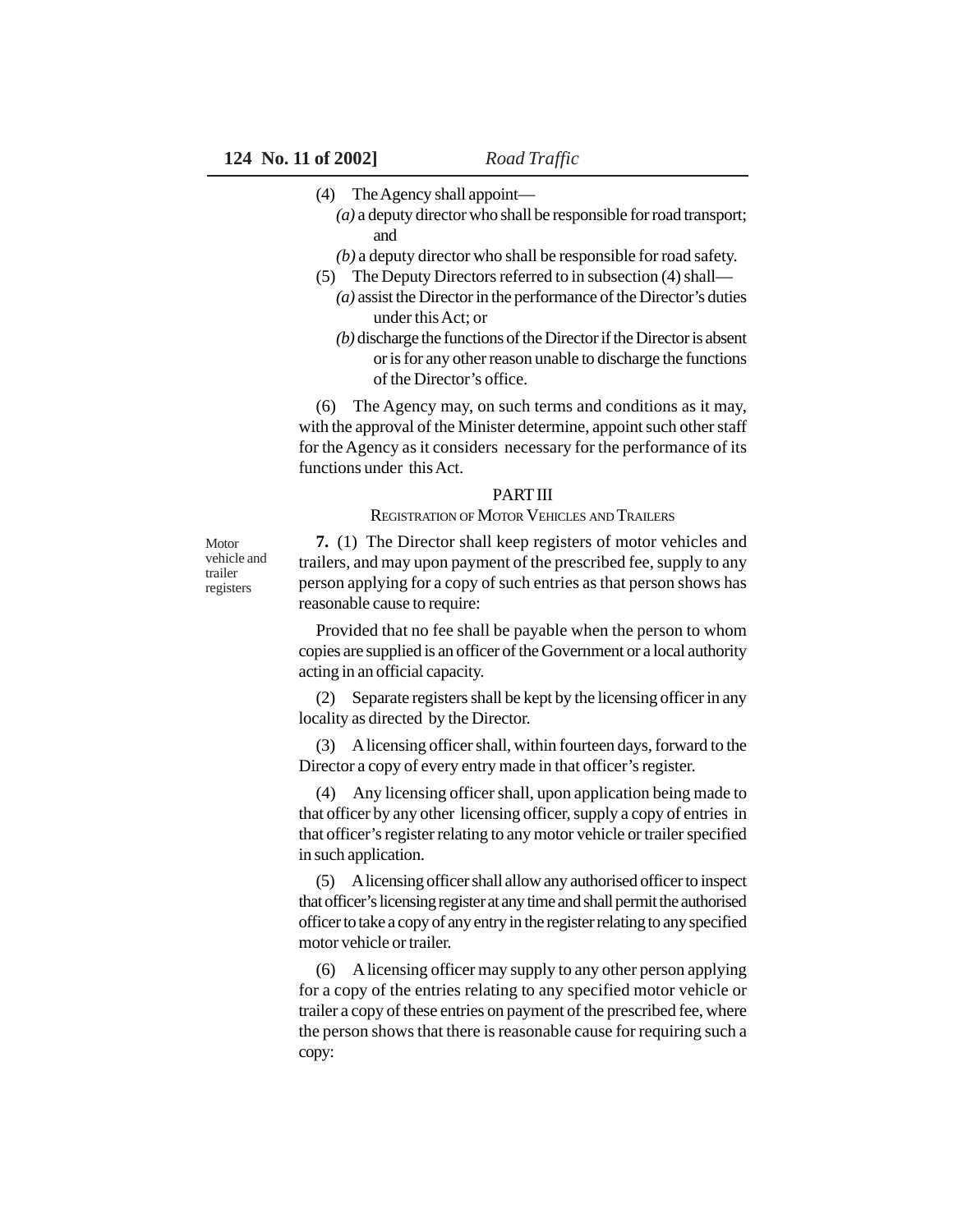(4) The Agency shall appoint—

*(a)* a deputy director who shall be responsible for road transport; and

*(b)* a deputy director who shall be responsible for road safety.

(5) The Deputy Directors referred to in subsection (4) shall—

*(a)* assist the Director in the performance of the Director's duties under this Act; or

*(b)* discharge the functions of the Director if the Director is absent or is for any other reason unable to discharge the functions of the Director's office.

(6) The Agency may, on such terms and conditions as it may, with the approval of the Minister determine, appoint such other staff for the Agency as it considers necessary for the performance of its functions under this Act.

## PART III

### REGISTRATION OF MOTOR VEHICLES AND TRAILERS

Motor vehicle and trailer registers

**7.** (1) The Director shall keep registers of motor vehicles and trailers, and may upon payment of the prescribed fee, supply to any person applying for a copy of such entries as that person shows has reasonable cause to require:

Provided that no fee shall be payable when the person to whom copies are supplied is an officer of the Government or a local authority acting in an official capacity.

(2) Separate registers shall be kept by the licensing officer in any locality as directed by the Director.

(3) A licensing officer shall, within fourteen days, forward to the Director a copy of every entry made in that officer's register.

(4) Any licensing officer shall, upon application being made to that officer by any other licensing officer, supply a copy of entries in that officer's register relating to any motor vehicle or trailer specified in such application.

(5) A licensing officer shall allow any authorised officer to inspect that officer's licensing register at any time and shall permit the authorised officer to take a copy of any entry in the register relating to any specified motor vehicle or trailer.

(6) A licensing officer may supply to any other person applying for a copy of the entries relating to any specified motor vehicle or trailer a copy of these entries on payment of the prescribed fee, where the person shows that there is reasonable cause for requiring such a copy: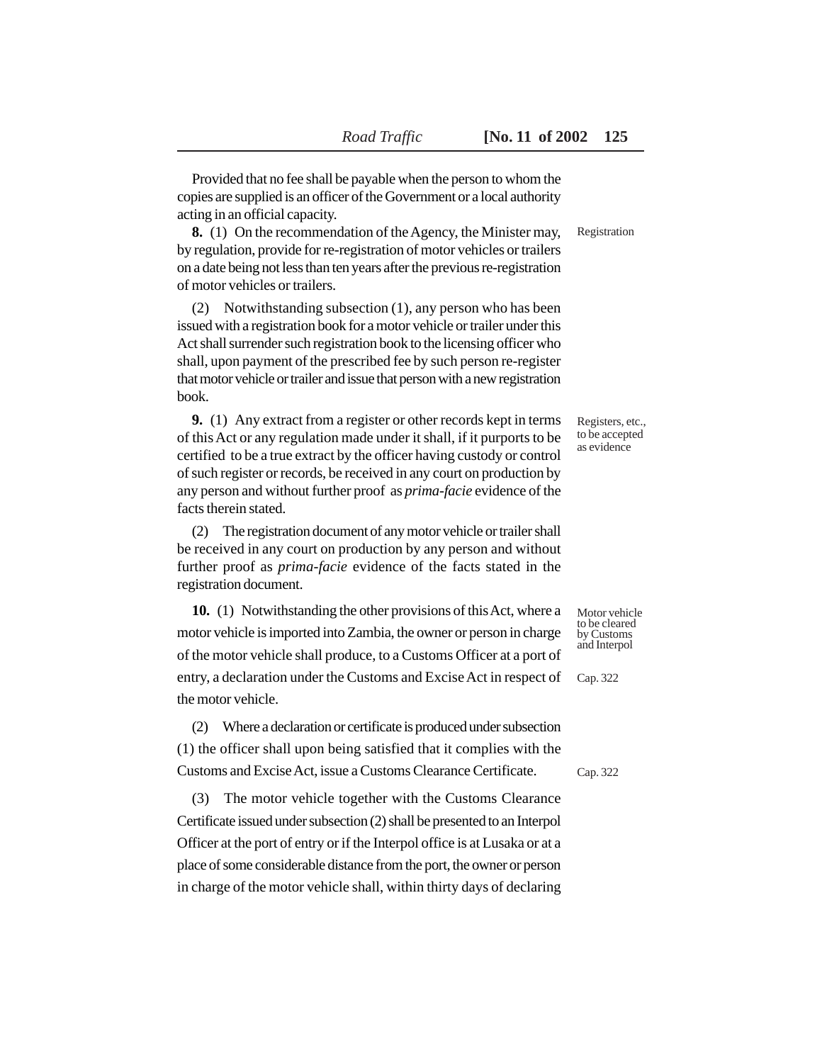Provided that no fee shall be payable when the person to whom the copies are supplied is an officer of the Government or a local authority acting in an official capacity.

Registration

**8.** (1) On the recommendation of the Agency, the Minister may, by regulation, provide for re-registration of motor vehicles or trailers on a date being not less than ten years after the previous re-registration of motor vehicles or trailers.

(2) Notwithstanding subsection (1), any person who has been issued with a registration book for a motor vehicle or trailer under this Act shall surrender such registration book to the licensing officer who shall, upon payment of the prescribed fee by such person re-register that motor vehicle or trailer and issue that person with a new registration book.

Registers, etc., to be accepted as evidence

**9.** (1) Any extract from a register or other records kept in terms of this Act or any regulation made under it shall, if it purports to be certified to be a true extract by the officer having custody or control of such register or records, be received in any court on production by any person and without further proof as *prima-facie* evidence of the facts therein stated.

(2) The registration document of any motor vehicle or trailer shall be received in any court on production by any person and without further proof as *prima-facie* evidence of the facts stated in the registration document.

Motor vehicle to be cleared by Customs and Interpol

**10.** (1) Notwithstanding the other provisions of this Act, where a motor vehicle is imported into Zambia, the owner or person in charge of the motor vehicle shall produce, to a Customs Officer at a port of entry, a declaration under the Customs and Excise Act in respect of the motor vehicle.

Cap. 322

(2) Where a declaration or certificate is produced under subsection (1) the officer shall upon being satisfied that it complies with the Customs and Excise Act, issue a Customs Clearance Certificate.

Cap. 322

(3) The motor vehicle together with the Customs Clearance Certificate issued under subsection (2) shall be presented to an Interpol Officer at the port of entry or if the Interpol office is at Lusaka or at a place of some considerable distance from the port, the owner or person in charge of the motor vehicle shall, within thirty days of declaring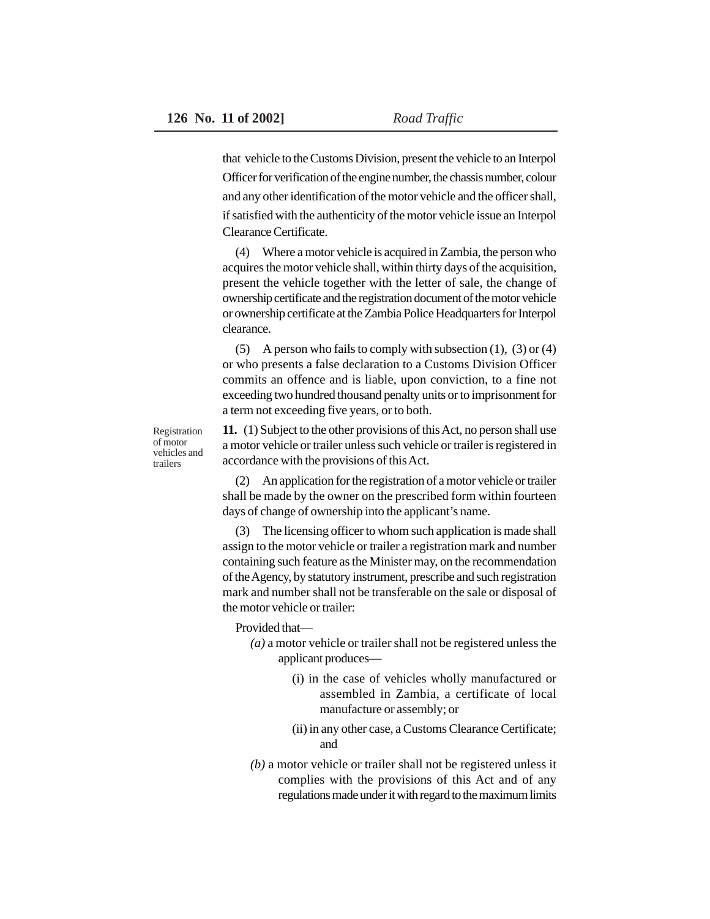that vehicle to the Customs Division, present the vehicle to an Interpol Officer for verification of the engine number, the chassis number, colour and any other identification of the motor vehicle and the officer shall, if satisfied with the authenticity of the motor vehicle issue an Interpol Clearance Certificate.

(4) Where a motor vehicle is acquired in Zambia, the person who acquires the motor vehicle shall, within thirty days of the acquisition, present the vehicle together with the letter of sale, the change of ownership certificate and the registration document of the motor vehicle or ownership certificate at the Zambia Police Headquarters for Interpol clearance.

(5) A person who fails to comply with subsection (1), (3) or (4) or who presents a false declaration to a Customs Division Officer commits an offence and is liable, upon conviction, to a fine not exceeding two hundred thousand penalty units or to imprisonment for a term not exceeding five years, or to both.

Registration of motor vehicles and trailers

**11.** (1) Subject to the other provisions of this Act, no person shall use a motor vehicle or trailer unless such vehicle or trailer is registered in accordance with the provisions of this Act.

(2) An application for the registration of a motor vehicle or trailer shall be made by the owner on the prescribed form within fourteen days of change of ownership into the applicant's name.

(3) The licensing officer to whom such application is made shall assign to the motor vehicle or trailer a registration mark and number containing such feature as the Minister may, on the recommendation of the Agency, by statutory instrument, prescribe and such registration mark and number shall not be transferable on the sale or disposal of the motor vehicle or trailer:

Provided that—

*(a)* a motor vehicle or trailer shall not be registered unless the applicant produces—

(i) in the case of vehicles wholly manufactured or assembled in Zambia, a certificate of local manufacture or assembly; or

(ii) in any other case, a Customs Clearance Certificate; and

*(b)* a motor vehicle or trailer shall not be registered unless it complies with the provisions of this Act and of any regulations made under it with regard to the maximum limits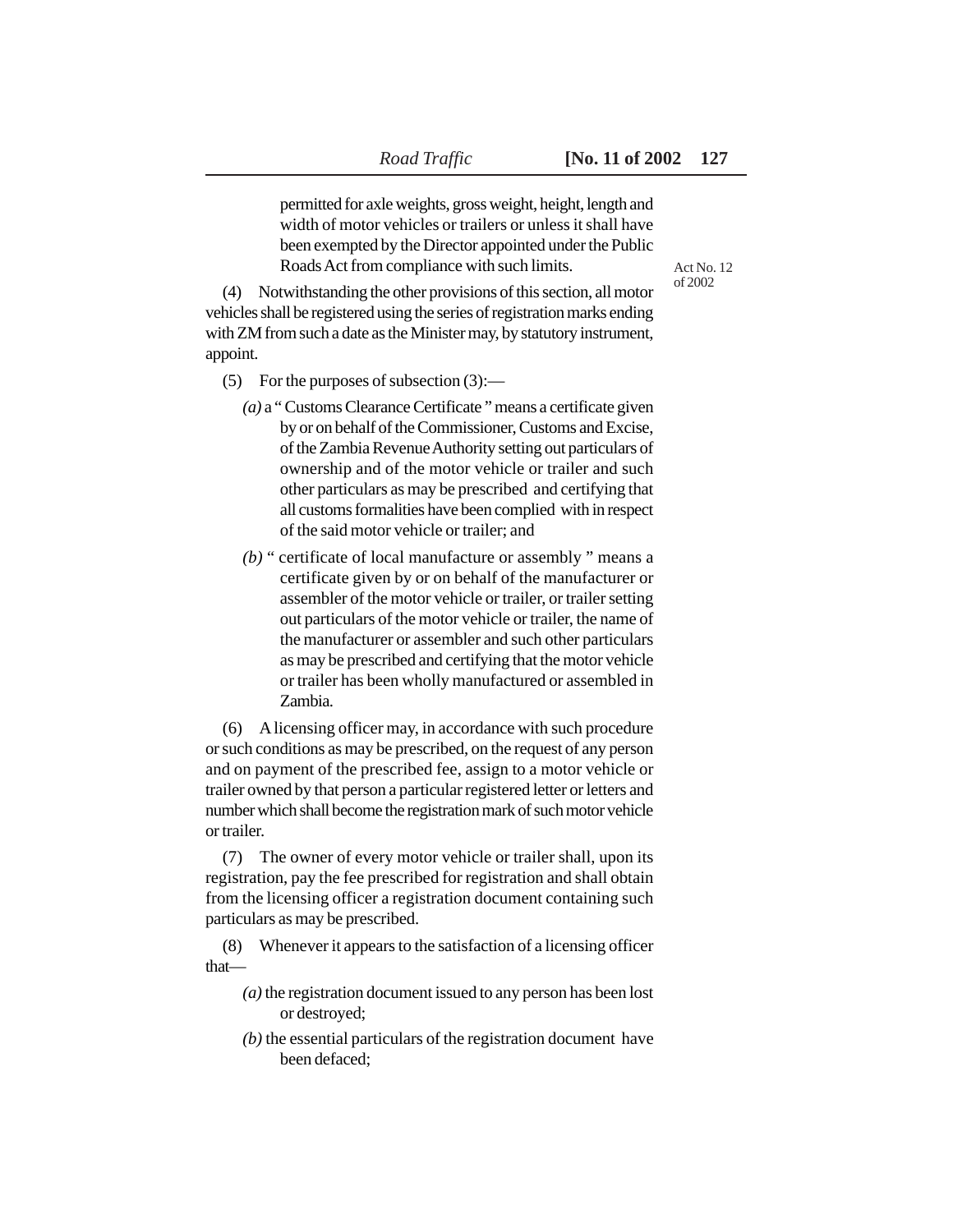permitted for axle weights, gross weight, height, length and width of motor vehicles or trailers or unless it shall have been exempted by the Director appointed under the Public Roads Act from compliance with such limits.

Act No. 12 of 2002

(4) Notwithstanding the other provisions of this section, all motor vehicles shall be registered using the series of registration marks ending with ZM from such a date as the Minister may, by statutory instrument, appoint.

(5) For the purposes of subsection (3):—

*(a)* a " Customs Clearance Certificate " means a certificate given by or on behalf of the Commissioner, Customs and Excise, of the Zambia Revenue Authority setting out particulars of ownership and of the motor vehicle or trailer and such other particulars as may be prescribed and certifying that all customs formalities have been complied with in respect of the said motor vehicle or trailer; and

*(b)* " certificate of local manufacture or assembly " means a certificate given by or on behalf of the manufacturer or assembler of the motor vehicle or trailer, or trailer setting out particulars of the motor vehicle or trailer, the name of the manufacturer or assembler and such other particulars as may be prescribed and certifying that the motor vehicle or trailer has been wholly manufactured or assembled in Zambia.

(6) A licensing officer may, in accordance with such procedure or such conditions as may be prescribed, on the request of any person and on payment of the prescribed fee, assign to a motor vehicle or trailer owned by that person a particular registered letter or letters and number which shall become the registration mark of such motor vehicle or trailer.

(7) The owner of every motor vehicle or trailer shall, upon its registration, pay the fee prescribed for registration and shall obtain from the licensing officer a registration document containing such particulars as may be prescribed.

(8) Whenever it appears to the satisfaction of a licensing officer that—

*(a)* the registration document issued to any person has been lost or destroyed;

*(b)* the essential particulars of the registration document have been defaced;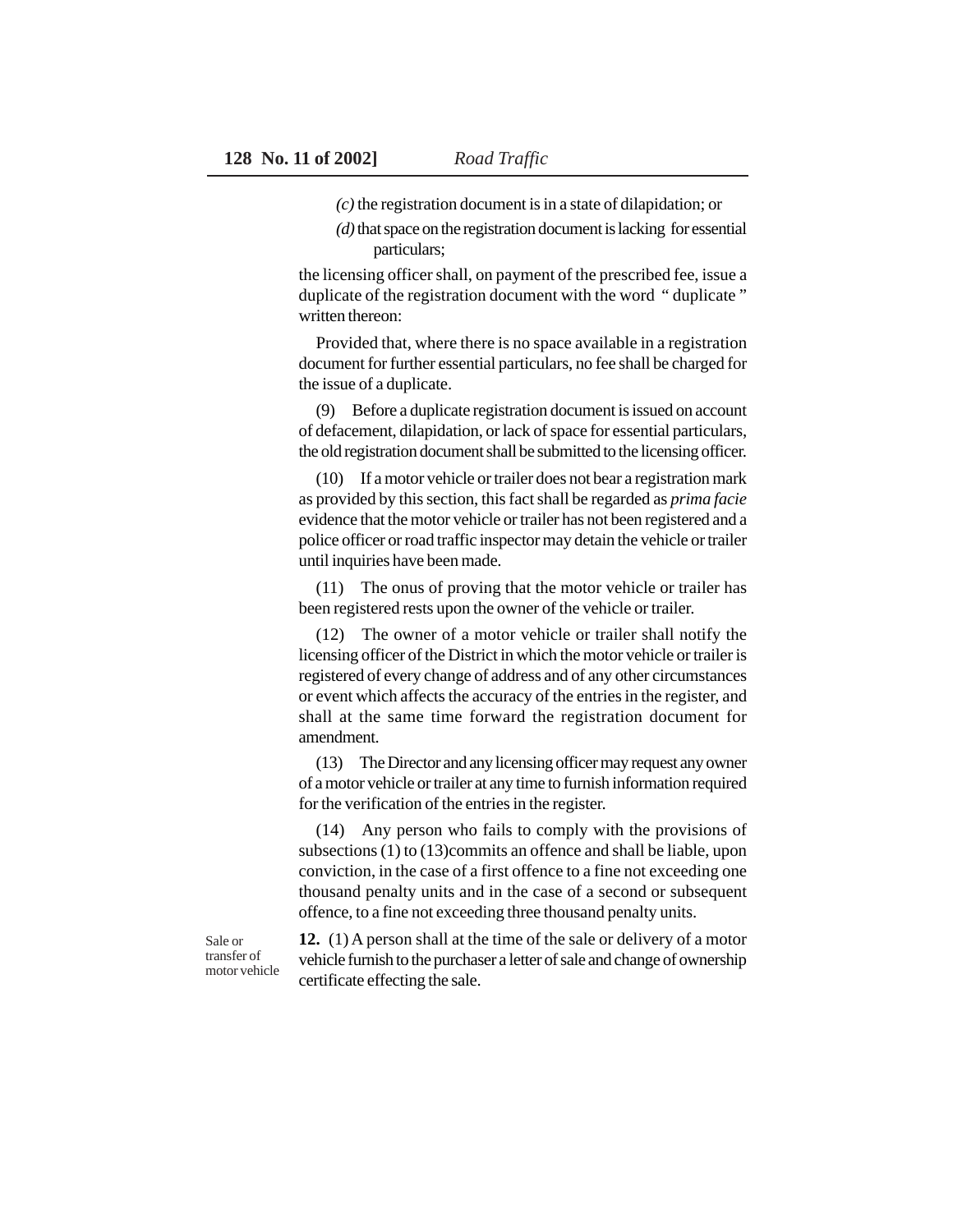*(c)* the registration document is in a state of dilapidation; or

*(d)* that space on the registration document is lacking for essential particulars;

the licensing officer shall, on payment of the prescribed fee, issue a duplicate of the registration document with the word " duplicate " written thereon:

Provided that, where there is no space available in a registration document for further essential particulars, no fee shall be charged for the issue of a duplicate.

(9) Before a duplicate registration document is issued on account of defacement, dilapidation, or lack of space for essential particulars, the old registration document shall be submitted to the licensing officer.

(10) If a motor vehicle or trailer does not bear a registration mark as provided by this section, this fact shall be regarded as *prima facie* evidence that the motor vehicle or trailer has not been registered and a police officer or road traffic inspector may detain the vehicle or trailer until inquiries have been made.

(11) The onus of proving that the motor vehicle or trailer has been registered rests upon the owner of the vehicle or trailer.

(12) The owner of a motor vehicle or trailer shall notify the licensing officer of the District in which the motor vehicle or trailer is registered of every change of address and of any other circumstances or event which affects the accuracy of the entries in the register, and shall at the same time forward the registration document for amendment.

(13) The Director and any licensing officer may request any owner of a motor vehicle or trailer at any time to furnish information required for the verification of the entries in the register.

(14) Any person who fails to comply with the provisions of subsections (1) to (13)commits an offence and shall be liable, upon conviction, in the case of a first offence to a fine not exceeding one thousand penalty units and in the case of a second or subsequent offence, to a fine not exceeding three thousand penalty units.

Sale or transfer of motor vehicle

**12.** (1) A person shall at the time of the sale or delivery of a motor vehicle furnish to the purchaser a letter of sale and change of ownership certificate effecting the sale.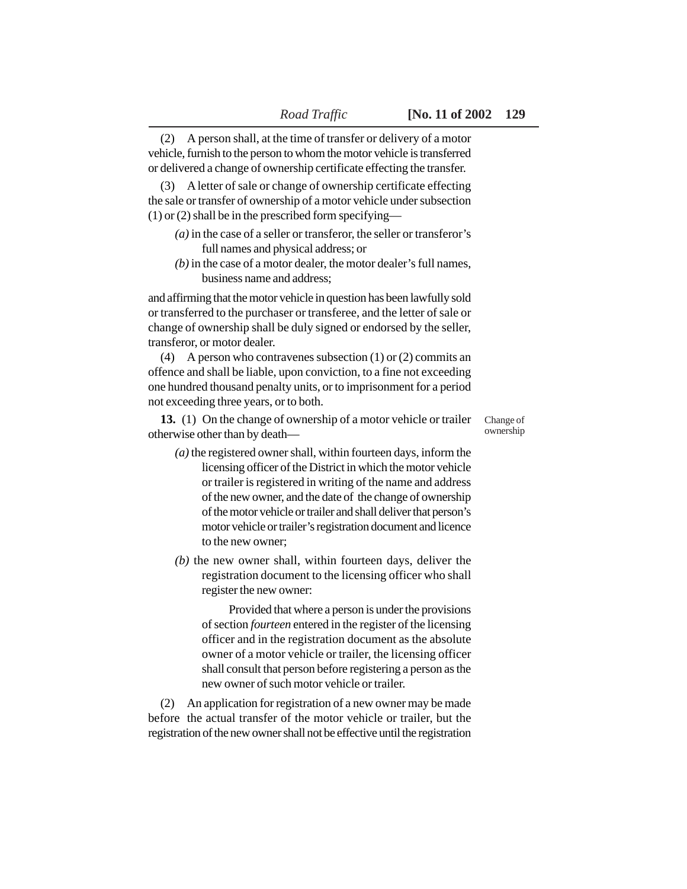(2) A person shall, at the time of transfer or delivery of a motor vehicle, furnish to the person to whom the motor vehicle is transferred or delivered a change of ownership certificate effecting the transfer.

(3) A letter of sale or change of ownership certificate effecting the sale or transfer of ownership of a motor vehicle under subsection (1) or (2) shall be in the prescribed form specifying—

*(a)* in the case of a seller or transferor, the seller or transferor's full names and physical address; or

*(b)* in the case of a motor dealer, the motor dealer's full names, business name and address;

and affirming that the motor vehicle in question has been lawfully sold or transferred to the purchaser or transferee, and the letter of sale or change of ownership shall be duly signed or endorsed by the seller, transferor, or motor dealer.

(4) A person who contravenes subsection (1) or (2) commits an offence and shall be liable, upon conviction, to a fine not exceeding one hundred thousand penalty units, or to imprisonment for a period not exceeding three years, or to both.

Change of ownership

**13.** (1) On the change of ownership of a motor vehicle or trailer otherwise other than by death—

*(a)* the registered owner shall, within fourteen days, inform the licensing officer of the District in which the motor vehicle or trailer is registered in writing of the name and address of the new owner, and the date of the change of ownership of the motor vehicle or trailer and shall deliver that person's motor vehicle or trailer's registration document and licence to the new owner;

*(b)* the new owner shall, within fourteen days, deliver the registration document to the licensing officer who shall register the new owner:

Provided that where a person is under the provisions of section *fourteen* entered in the register of the licensing officer and in the registration document as the absolute owner of a motor vehicle or trailer, the licensing officer shall consult that person before registering a person as the new owner of such motor vehicle or trailer.

(2) An application for registration of a new owner may be made before the actual transfer of the motor vehicle or trailer, but the registration of the new owner shall not be effective until the registration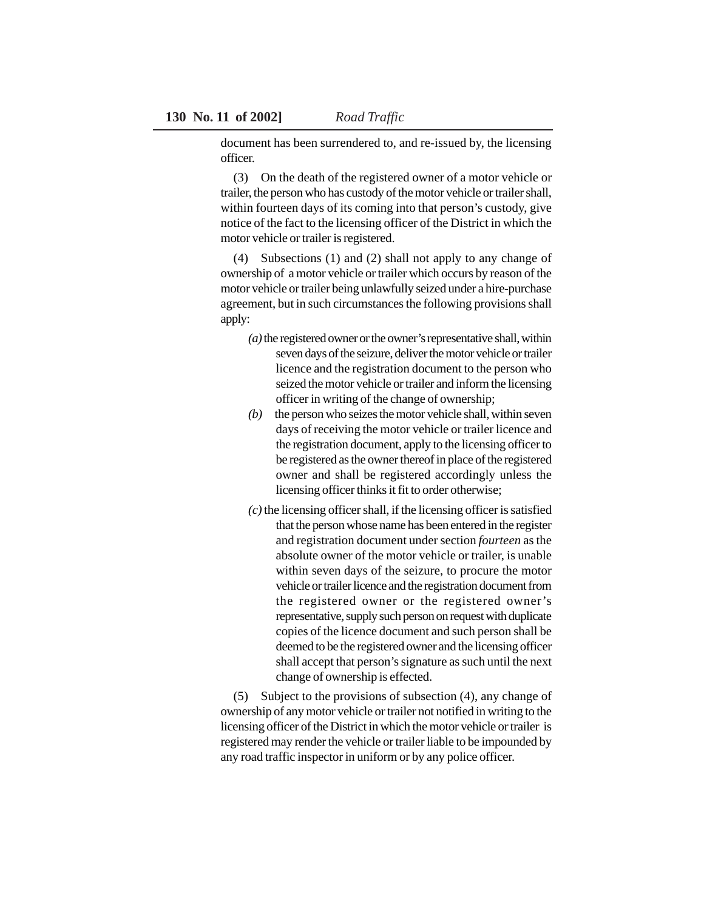document has been surrendered to, and re-issued by, the licensing officer.

(3) On the death of the registered owner of a motor vehicle or trailer, the person who has custody of the motor vehicle or trailer shall, within fourteen days of its coming into that person's custody, give notice of the fact to the licensing officer of the District in which the motor vehicle or trailer is registered.

(4) Subsections (1) and (2) shall not apply to any change of ownership of a motor vehicle or trailer which occurs by reason of the motor vehicle or trailer being unlawfully seized under a hire-purchase agreement, but in such circumstances the following provisions shall apply:

*(a)* the registered owner or the owner's representative shall, within seven days of the seizure, deliver the motor vehicle or trailer licence and the registration document to the person who seized the motor vehicle or trailer and inform the licensing officer in writing of the change of ownership;

*(b)* the person who seizes the motor vehicle shall, within seven days of receiving the motor vehicle or trailer licence and the registration document, apply to the licensing officer to be registered as the owner thereof in place of the registered owner and shall be registered accordingly unless the licensing officer thinks it fit to order otherwise;

*(c)* the licensing officer shall, if the licensing officer is satisfied that the person whose name has been entered in the register and registration document under section *fourteen* as the absolute owner of the motor vehicle or trailer, is unable within seven days of the seizure, to procure the motor vehicle or trailer licence and the registration document from the registered owner or the registered owner's representative, supply such person on request with duplicate copies of the licence document and such person shall be deemed to be the registered owner and the licensing officer shall accept that person's signature as such until the next change of ownership is effected.

(5) Subject to the provisions of subsection (4), any change of ownership of any motor vehicle or trailer not notified in writing to the licensing officer of the District in which the motor vehicle or trailer is registered may render the vehicle or trailer liable to be impounded by any road traffic inspector in uniform or by any police officer.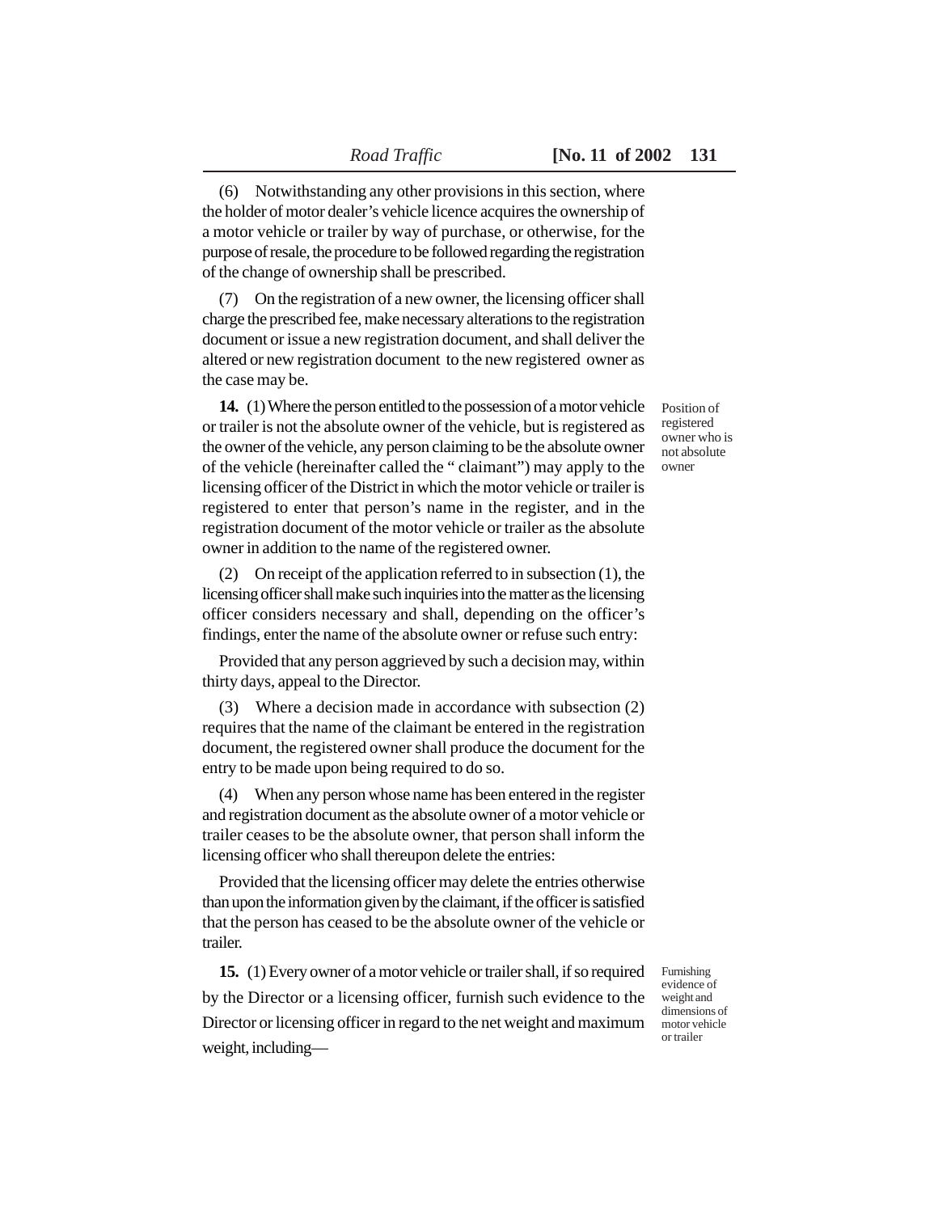(6) Notwithstanding any other provisions in this section, where the holder of motor dealer's vehicle licence acquires the ownership of a motor vehicle or trailer by way of purchase, or otherwise, for the purpose of resale, the procedure to be followed regarding the registration of the change of ownership shall be prescribed.

(7) On the registration of a new owner, the licensing officer shall charge the prescribed fee, make necessary alterations to the registration document or issue a new registration document, and shall deliver the altered or new registration document to the new registered owner as the case may be.

Position of registered owner who is not absolute owner

**14.** (1) Where the person entitled to the possession of a motor vehicle or trailer is not the absolute owner of the vehicle, but is registered as the owner of the vehicle, any person claiming to be the absolute owner of the vehicle (hereinafter called the " claimant") may apply to the licensing officer of the District in which the motor vehicle or trailer is registered to enter that person's name in the register, and in the registration document of the motor vehicle or trailer as the absolute owner in addition to the name of the registered owner.

(2) On receipt of the application referred to in subsection (1), the licensing officer shall make such inquiries into the matter as the licensing officer considers necessary and shall, depending on the officer's findings, enter the name of the absolute owner or refuse such entry:

Provided that any person aggrieved by such a decision may, within thirty days, appeal to the Director.

(3) Where a decision made in accordance with subsection (2) requires that the name of the claimant be entered in the registration document, the registered owner shall produce the document for the entry to be made upon being required to do so.

(4) When any person whose name has been entered in the register and registration document as the absolute owner of a motor vehicle or trailer ceases to be the absolute owner, that person shall inform the licensing officer who shall thereupon delete the entries:

Provided that the licensing officer may delete the entries otherwise than upon the information given by the claimant, if the officer is satisfied that the person has ceased to be the absolute owner of the vehicle or trailer.

Furnishing evidence of weight and dimensions of motor vehicle or trailer

**15.** (1) Every owner of a motor vehicle or trailer shall, if so required by the Director or a licensing officer, furnish such evidence to the Director or licensing officer in regard to the net weight and maximum weight, including—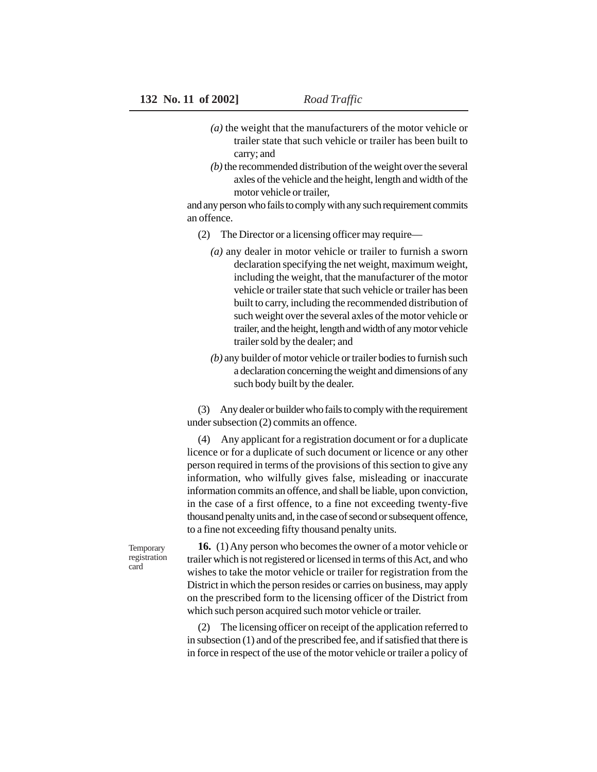*(a)* the weight that the manufacturers of the motor vehicle or trailer state that such vehicle or trailer has been built to carry; and

*(b)* the recommended distribution of the weight over the several axles of the vehicle and the height, length and width of the motor vehicle or trailer,

and any person who fails to comply with any such requirement commits an offence.

(2) The Director or a licensing officer may require—

*(a)* any dealer in motor vehicle or trailer to furnish a sworn declaration specifying the net weight, maximum weight, including the weight, that the manufacturer of the motor vehicle or trailer state that such vehicle or trailer has been built to carry, including the recommended distribution of such weight over the several axles of the motor vehicle or trailer, and the height, length and width of any motor vehicle trailer sold by the dealer; and

*(b)* any builder of motor vehicle or trailer bodies to furnish such a declaration concerning the weight and dimensions of any such body built by the dealer.

(3) Any dealer or builder who fails to comply with the requirement under subsection (2) commits an offence.

(4) Any applicant for a registration document or for a duplicate licence or for a duplicate of such document or licence or any other person required in terms of the provisions of this section to give any information, who wilfully gives false, misleading or inaccurate information commits an offence, and shall be liable, upon conviction, in the case of a first offence, to a fine not exceeding twenty-five thousand penalty units and, in the case of second or subsequent offence, to a fine not exceeding fifty thousand penalty units.

Temporary registration card

**16.** (1) Any person who becomes the owner of a motor vehicle or trailer which is not registered or licensed in terms of this Act, and who wishes to take the motor vehicle or trailer for registration from the District in which the person resides or carries on business, may apply on the prescribed form to the licensing officer of the District from which such person acquired such motor vehicle or trailer.

(2) The licensing officer on receipt of the application referred to in subsection (1) and of the prescribed fee, and if satisfied that there is in force in respect of the use of the motor vehicle or trailer a policy of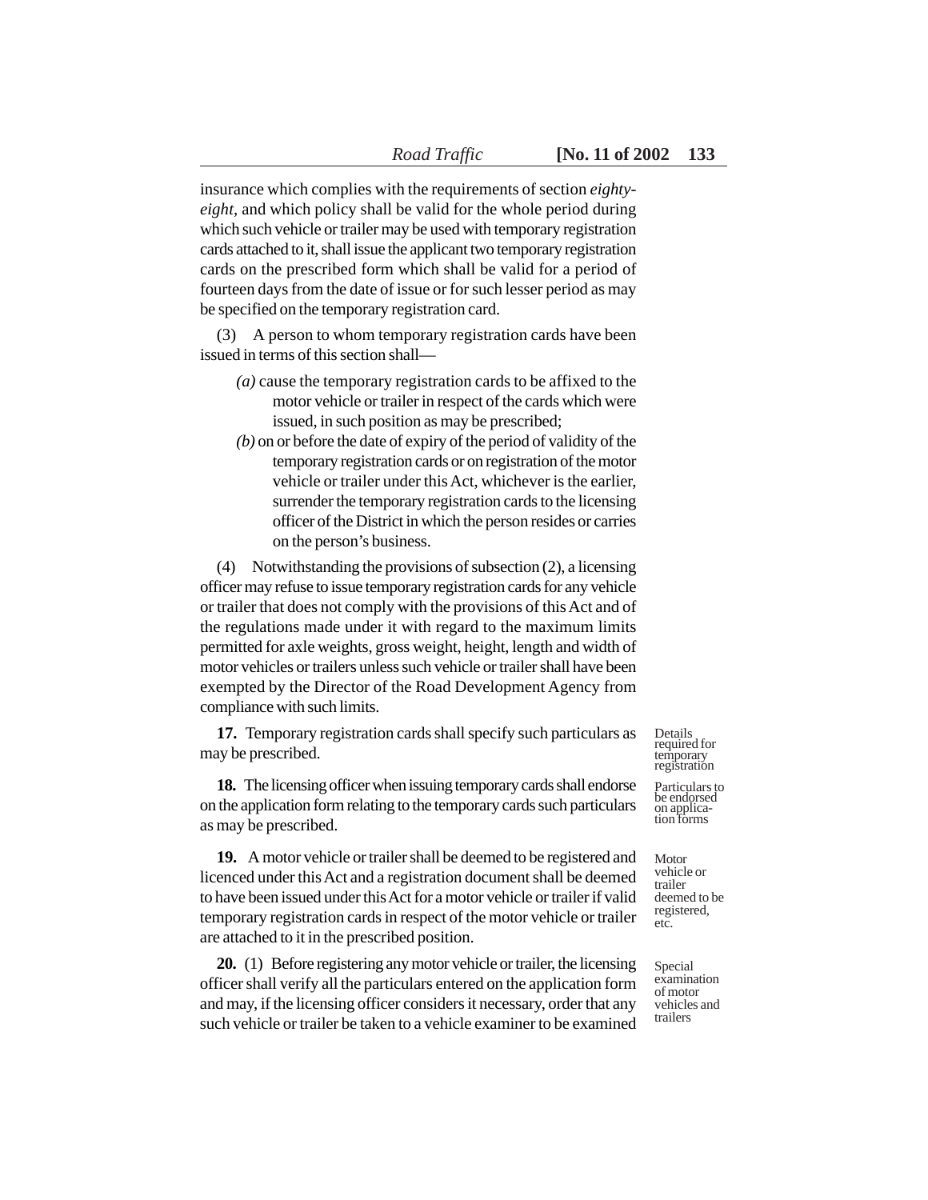insurance which complies with the requirements of section *eighty-eight,* and which policy shall be valid for the whole period during which such vehicle or trailer may be used with temporary registration cards attached to it, shall issue the applicant two temporary registration cards on the prescribed form which shall be valid for a period of fourteen days from the date of issue or for such lesser period as may be specified on the temporary registration card.

(3) A person to whom temporary registration cards have been issued in terms of this section shall—

*(a)* cause the temporary registration cards to be affixed to the motor vehicle or trailer in respect of the cards which were issued, in such position as may be prescribed;

*(b)* on or before the date of expiry of the period of validity of the temporary registration cards or on registration of the motor vehicle or trailer under this Act, whichever is the earlier, surrender the temporary registration cards to the licensing officer of the District in which the person resides or carries on the person's business.

(4) Notwithstanding the provisions of subsection (2), a licensing officer may refuse to issue temporary registration cards for any vehicle or trailer that does not comply with the provisions of this Act and of the regulations made under it with regard to the maximum limits permitted for axle weights, gross weight, height, length and width of motor vehicles or trailers unless such vehicle or trailer shall have been exempted by the Director of the Road Development Agency from compliance with such limits.

Details required for temporary registration

**17.** Temporary registration cards shall specify such particulars as may be prescribed.

Particulars to be endorsed on application forms

**18.** The licensing officer when issuing temporary cards shall endorse on the application form relating to the temporary cards such particulars as may be prescribed.

Motor vehicle or trailer deemed to be registered, etc.

**19.** A motor vehicle or trailer shall be deemed to be registered and licenced under this Act and a registration document shall be deemed to have been issued under this Act for a motor vehicle or trailer if valid temporary registration cards in respect of the motor vehicle or trailer are attached to it in the prescribed position.

Special examination of motor vehicles and trailers

**20.** (1) Before registering any motor vehicle or trailer, the licensing officer shall verify all the particulars entered on the application form and may, if the licensing officer considers it necessary, order that any such vehicle or trailer be taken to a vehicle examiner to be examined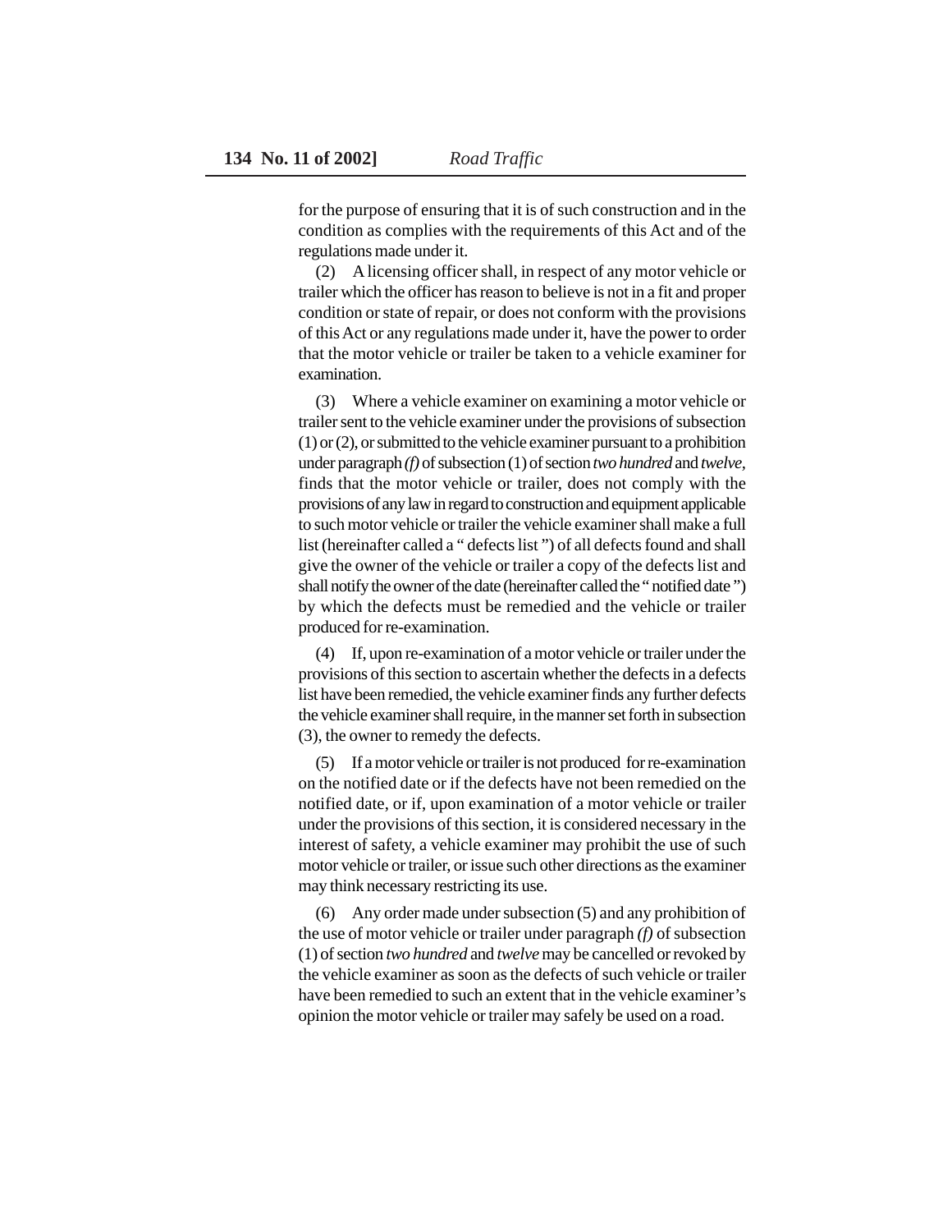for the purpose of ensuring that it is of such construction and in the condition as complies with the requirements of this Act and of the regulations made under it.

(2) A licensing officer shall, in respect of any motor vehicle or trailer which the officer has reason to believe is not in a fit and proper condition or state of repair, or does not conform with the provisions of this Act or any regulations made under it, have the power to order that the motor vehicle or trailer be taken to a vehicle examiner for examination.

(3) Where a vehicle examiner on examining a motor vehicle or trailer sent to the vehicle examiner under the provisions of subsection (1) or (2), or submitted to the vehicle examiner pursuant to a prohibition under paragraph *(f)* of subsection (1) of section *two hundred* and *twelve*, finds that the motor vehicle or trailer, does not comply with the provisions of any law in regard to construction and equipment applicable to such motor vehicle or trailer the vehicle examiner shall make a full list (hereinafter called a " defects list ") of all defects found and shall give the owner of the vehicle or trailer a copy of the defects list and shall notify the owner of the date (hereinafter called the " notified date ") by which the defects must be remedied and the vehicle or trailer produced for re-examination.

(4) If, upon re-examination of a motor vehicle or trailer under the provisions of this section to ascertain whether the defects in a defects list have been remedied, the vehicle examiner finds any further defects the vehicle examiner shall require, in the manner set forth in subsection (3), the owner to remedy the defects.

(5) If a motor vehicle or trailer is not produced for re-examination on the notified date or if the defects have not been remedied on the notified date, or if, upon examination of a motor vehicle or trailer under the provisions of this section, it is considered necessary in the interest of safety, a vehicle examiner may prohibit the use of such motor vehicle or trailer, or issue such other directions as the examiner may think necessary restricting its use.

(6) Any order made under subsection (5) and any prohibition of the use of motor vehicle or trailer under paragraph *(f)* of subsection (1) of section *two hundred* and *twelve* may be cancelled or revoked by the vehicle examiner as soon as the defects of such vehicle or trailer have been remedied to such an extent that in the vehicle examiner's opinion the motor vehicle or trailer may safely be used on a road.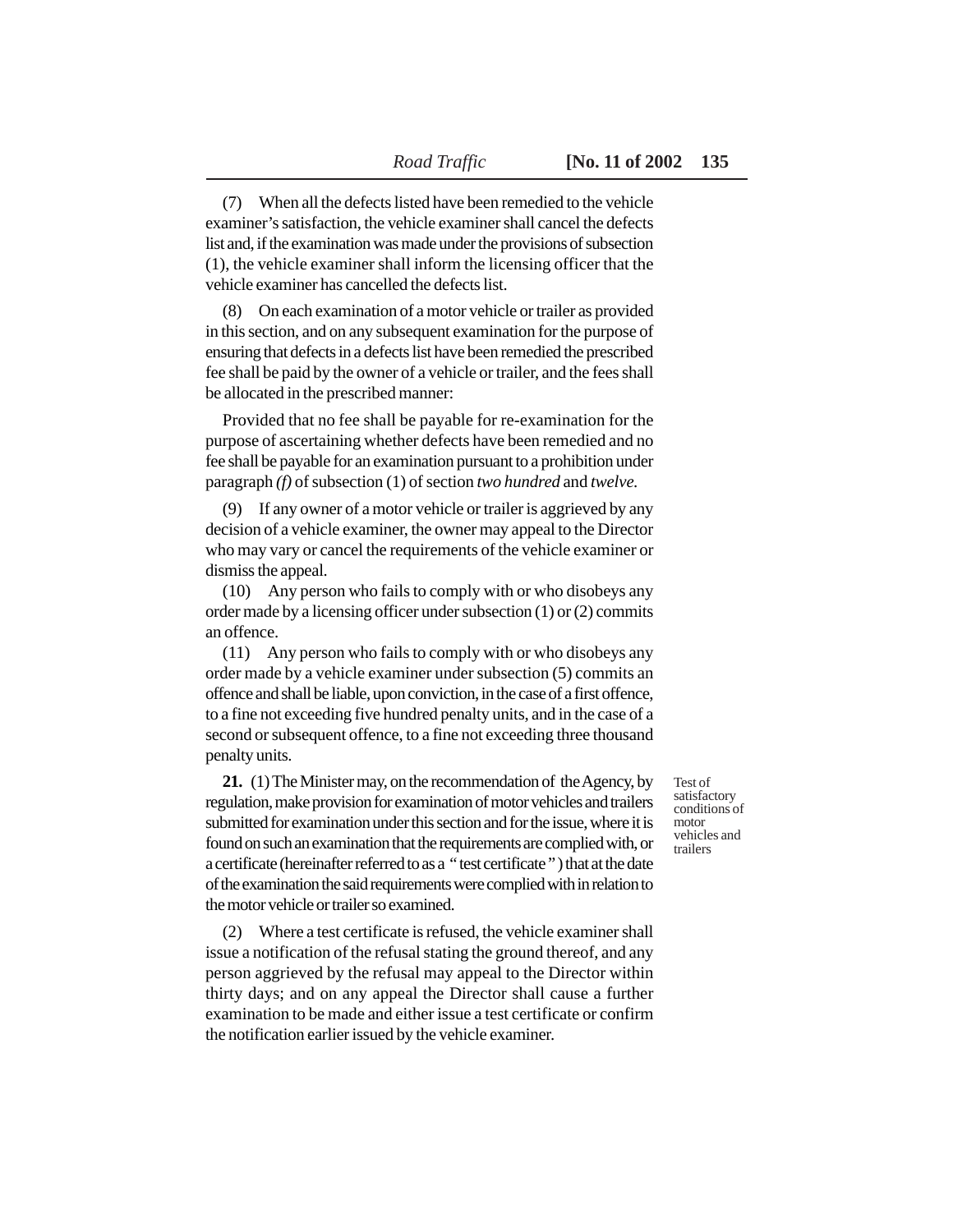(7) When all the defects listed have been remedied to the vehicle examiner's satisfaction, the vehicle examiner shall cancel the defects list and, if the examination was made under the provisions of subsection (1), the vehicle examiner shall inform the licensing officer that the vehicle examiner has cancelled the defects list.

(8) On each examination of a motor vehicle or trailer as provided in this section, and on any subsequent examination for the purpose of ensuring that defects in a defects list have been remedied the prescribed fee shall be paid by the owner of a vehicle or trailer, and the fees shall be allocated in the prescribed manner:

Provided that no fee shall be payable for re-examination for the purpose of ascertaining whether defects have been remedied and no fee shall be payable for an examination pursuant to a prohibition under paragraph *(f)* of subsection (1) of section *two hundred* and *twelve.*

(9) If any owner of a motor vehicle or trailer is aggrieved by any decision of a vehicle examiner, the owner may appeal to the Director who may vary or cancel the requirements of the vehicle examiner or dismiss the appeal.

(10) Any person who fails to comply with or who disobeys any order made by a licensing officer under subsection (1) or (2) commits an offence.

(11) Any person who fails to comply with or who disobeys any order made by a vehicle examiner under subsection (5) commits an offence and shall be liable, upon conviction, in the case of a first offence, to a fine not exceeding five hundred penalty units, and in the case of a second or subsequent offence, to a fine not exceeding three thousand penalty units.

*Test of satisfactory conditions of motor vehicles and trailers*

**21.** (1) The Minister may, on the recommendation of the Agency, by regulation, make provision for examination of motor vehicles and trailers submitted for examination under this section and for the issue, where it is found on such an examination that the requirements are complied with, or a certificate (hereinafter referred to as a " test certificate ") that at the date of the examination the said requirements were complied with in relation to the motor vehicle or trailer so examined.

(2) Where a test certificate is refused, the vehicle examiner shall issue a notification of the refusal stating the ground thereof, and any person aggrieved by the refusal may appeal to the Director within thirty days; and on any appeal the Director shall cause a further examination to be made and either issue a test certificate or confirm the notification earlier issued by the vehicle examiner.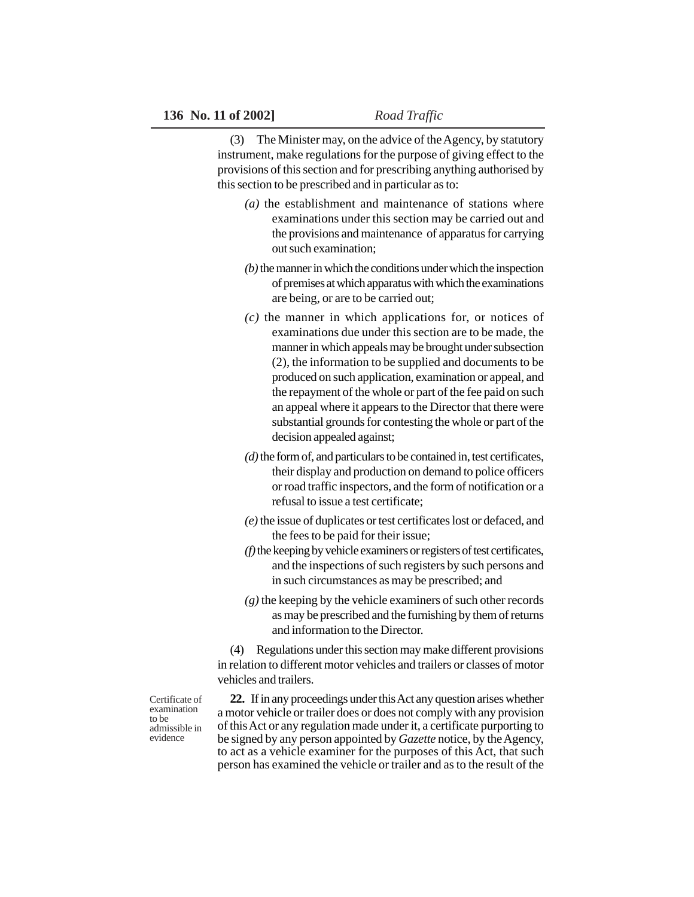(3) The Minister may, on the advice of the Agency, by statutory instrument, make regulations for the purpose of giving effect to the provisions of this section and for prescribing anything authorised by this section to be prescribed and in particular as to:

*(a)* the establishment and maintenance of stations where examinations under this section may be carried out and the provisions and maintenance of apparatus for carrying out such examination;

*(b)* the manner in which the conditions under which the inspection of premises at which apparatus with which the examinations are being, or are to be carried out;

*(c)* the manner in which applications for, or notices of examinations due under this section are to be made, the manner in which appeals may be brought under subsection (2), the information to be supplied and documents to be produced on such application, examination or appeal, and the repayment of the whole or part of the fee paid on such an appeal where it appears to the Director that there were substantial grounds for contesting the whole or part of the decision appealed against;

*(d)* the form of, and particulars to be contained in, test certificates, their display and production on demand to police officers or road traffic inspectors, and the form of notification or a refusal to issue a test certificate;

*(e)* the issue of duplicates or test certificates lost or defaced, and the fees to be paid for their issue;

*(f)* the keeping by vehicle examiners or registers of test certificates, and the inspections of such registers by such persons and in such circumstances as may be prescribed; and

*(g)* the keeping by the vehicle examiners of such other records as may be prescribed and the furnishing by them of returns and information to the Director.

(4) Regulations under this section may make different provisions in relation to different motor vehicles and trailers or classes of motor vehicles and trailers.

Certificate of examination to be admissible in evidence

**22.** If in any proceedings under this Act any question arises whether a motor vehicle or trailer does or does not comply with any provision of this Act or any regulation made under it, a certificate purporting to be signed by any person appointed by *Gazette* notice, by the Agency, to act as a vehicle examiner for the purposes of this Act, that such person has examined the vehicle or trailer and as to the result of the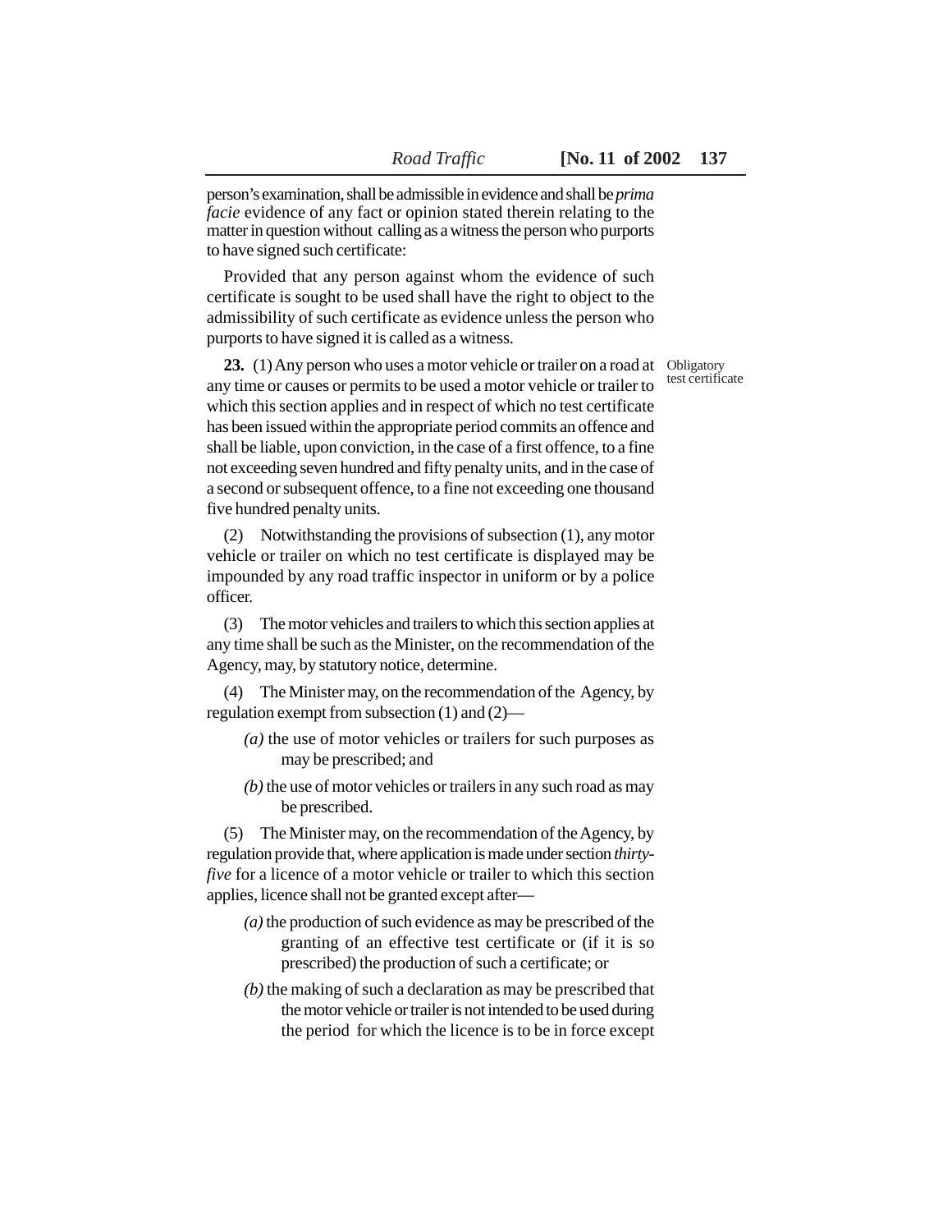person's examination, shall be admissible in evidence and shall be *prima facie* evidence of any fact or opinion stated therein relating to the matter in question without calling as a witness the person who purports to have signed such certificate:

Provided that any person against whom the evidence of such certificate is sought to be used shall have the right to object to the admissibility of such certificate as evidence unless the person who purports to have signed it is called as a witness.

Obligatory test certificate

**23.** (1) Any person who uses a motor vehicle or trailer on a road at any time or causes or permits to be used a motor vehicle or trailer to which this section applies and in respect of which no test certificate has been issued within the appropriate period commits an offence and shall be liable, upon conviction, in the case of a first offence, to a fine not exceeding seven hundred and fifty penalty units, and in the case of a second or subsequent offence, to a fine not exceeding one thousand five hundred penalty units.

(2) Notwithstanding the provisions of subsection (1), any motor vehicle or trailer on which no test certificate is displayed may be impounded by any road traffic inspector in uniform or by a police officer.

(3) The motor vehicles and trailers to which this section applies at any time shall be such as the Minister, on the recommendation of the Agency, may, by statutory notice, determine.

(4) The Minister may, on the recommendation of the Agency, by regulation exempt from subsection (1) and (2)—

*(a)* the use of motor vehicles or trailers for such purposes as may be prescribed; and

*(b)* the use of motor vehicles or trailers in any such road as may be prescribed.

(5) The Minister may, on the recommendation of the Agency, by regulation provide that, where application is made under section *thirty-five* for a licence of a motor vehicle or trailer to which this section applies, licence shall not be granted except after—

*(a)* the production of such evidence as may be prescribed of the granting of an effective test certificate or (if it is so prescribed) the production of such a certificate; or

*(b)* the making of such a declaration as may be prescribed that the motor vehicle or trailer is not intended to be used during the period for which the licence is to be in force except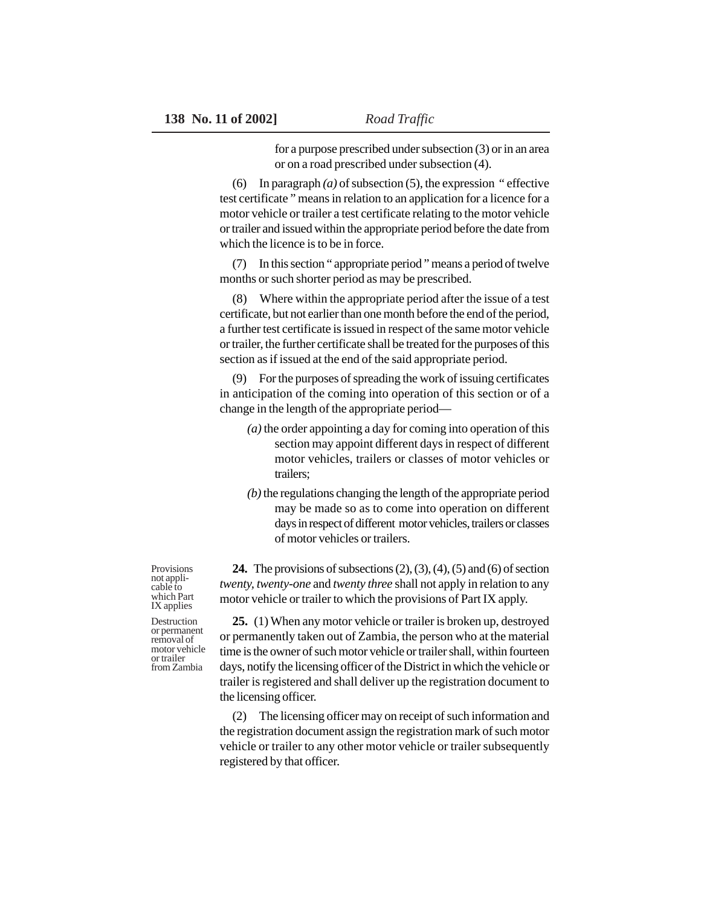for a purpose prescribed under subsection (3) or in an area or on a road prescribed under subsection (4).

(6) In paragraph *(a)* of subsection (5), the expression " effective test certificate " means in relation to an application for a licence for a motor vehicle or trailer a test certificate relating to the motor vehicle or trailer and issued within the appropriate period before the date from which the licence is to be in force.

(7) In this section " appropriate period " means a period of twelve months or such shorter period as may be prescribed.

(8) Where within the appropriate period after the issue of a test certificate, but not earlier than one month before the end of the period, a further test certificate is issued in respect of the same motor vehicle or trailer, the further certificate shall be treated for the purposes of this section as if issued at the end of the said appropriate period.

(9) For the purposes of spreading the work of issuing certificates in anticipation of the coming into operation of this section or of a change in the length of the appropriate period—

*(a)* the order appointing a day for coming into operation of this section may appoint different days in respect of different motor vehicles, trailers or classes of motor vehicles or trailers;

*(b)* the regulations changing the length of the appropriate period may be made so as to come into operation on different days in respect of different motor vehicles, trailers or classes of motor vehicles or trailers.

Provisions not applicable to which Part IX applies

**24.** The provisions of subsections (2), (3), (4), (5) and (6) of section *twenty*, *twenty-one* and *twenty three* shall not apply in relation to any motor vehicle or trailer to which the provisions of Part IX apply.

Destruction or permanent removal of motor vehicle or trailer from Zambia

**25.** (1) When any motor vehicle or trailer is broken up, destroyed or permanently taken out of Zambia, the person who at the material time is the owner of such motor vehicle or trailer shall, within fourteen days, notify the licensing officer of the District in which the vehicle or trailer is registered and shall deliver up the registration document to the licensing officer.

(2) The licensing officer may on receipt of such information and the registration document assign the registration mark of such motor vehicle or trailer to any other motor vehicle or trailer subsequently registered by that officer.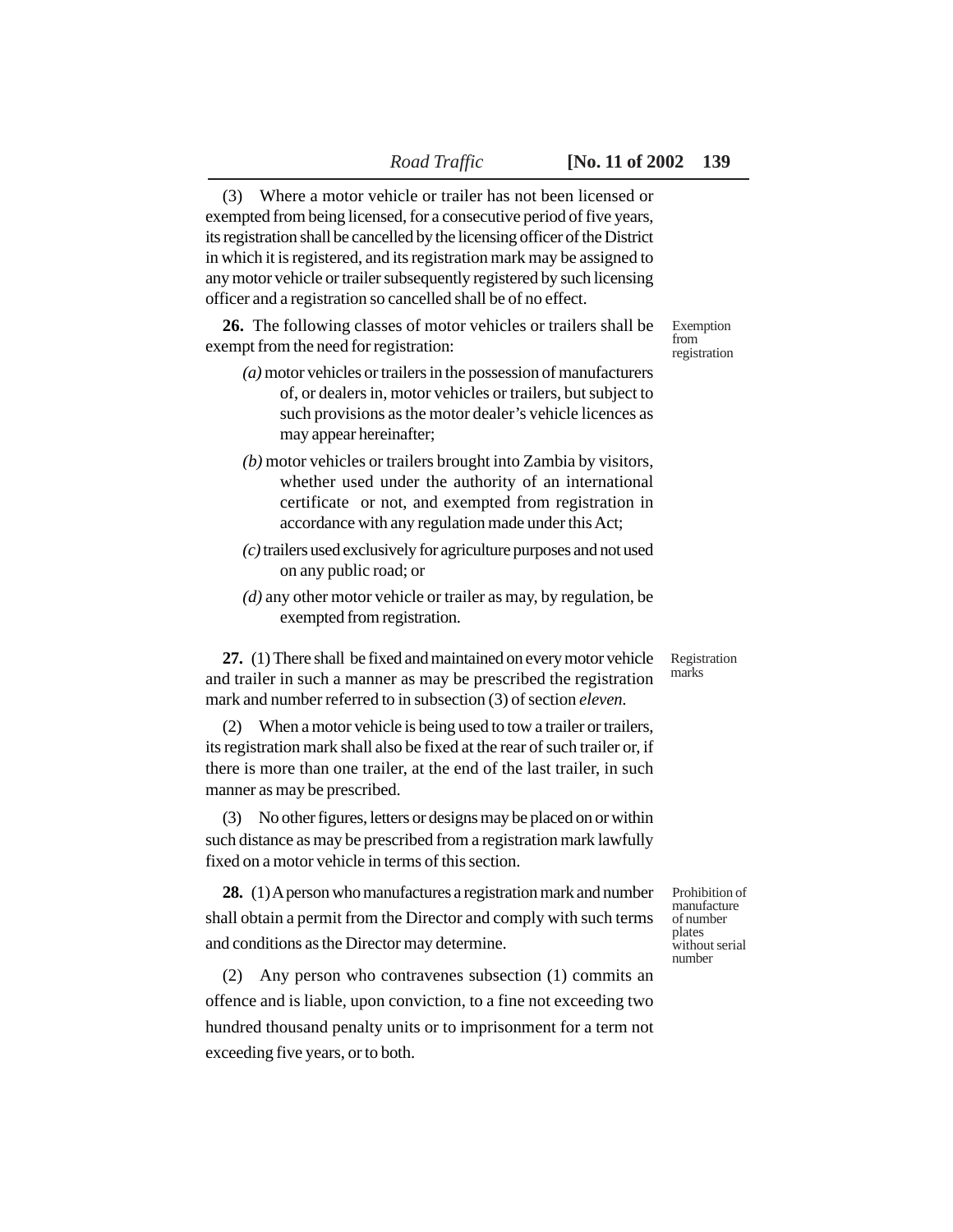(3) Where a motor vehicle or trailer has not been licensed or exempted from being licensed, for a consecutive period of five years, its registration shall be cancelled by the licensing officer of the District in which it is registered, and its registration mark may be assigned to any motor vehicle or trailer subsequently registered by such licensing officer and a registration so cancelled shall be of no effect.

Exemption from registration

**26.** The following classes of motor vehicles or trailers shall be exempt from the need for registration:

*(a)* motor vehicles or trailers in the possession of manufacturers of, or dealers in, motor vehicles or trailers, but subject to such provisions as the motor dealer's vehicle licences as may appear hereinafter;

*(b)* motor vehicles or trailers brought into Zambia by visitors, whether used under the authority of an international certificate or not, and exempted from registration in accordance with any regulation made under this Act;

*(c)* trailers used exclusively for agriculture purposes and not used on any public road; or

*(d)* any other motor vehicle or trailer as may, by regulation, be exempted from registration.

Registration marks

**27.** (1) There shall be fixed and maintained on every motor vehicle and trailer in such a manner as may be prescribed the registration mark and number referred to in subsection (3) of section *eleven.*

(2) When a motor vehicle is being used to tow a trailer or trailers, its registration mark shall also be fixed at the rear of such trailer or, if there is more than one trailer, at the end of the last trailer, in such manner as may be prescribed.

(3) No other figures, letters or designs may be placed on or within such distance as may be prescribed from a registration mark lawfully fixed on a motor vehicle in terms of this section.

Prohibition of manufacture of number plates without serial number

**28.** (1) A person who manufactures a registration mark and number shall obtain a permit from the Director and comply with such terms and conditions as the Director may determine.

(2) Any person who contravenes subsection (1) commits an offence and is liable, upon conviction, to a fine not exceeding two hundred thousand penalty units or to imprisonment for a term not exceeding five years, or to both.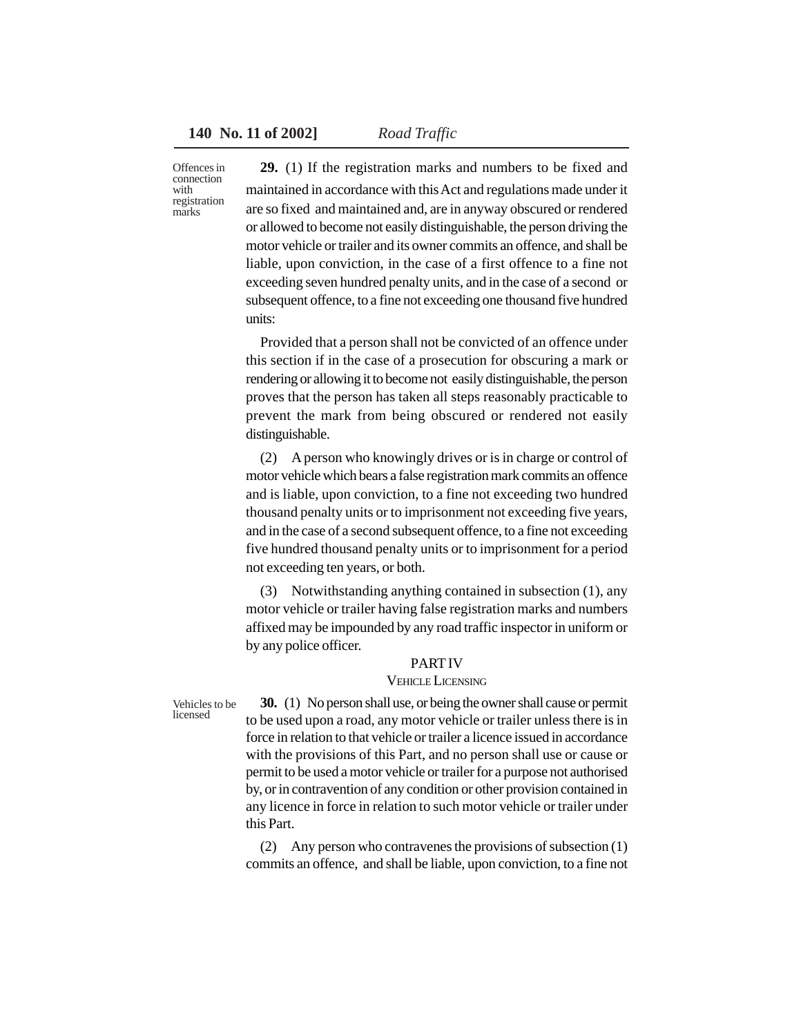**29.** (1) If the registration marks and numbers to be fixed and maintained in accordance with this Act and regulations made under it are so fixed and maintained and, are in anyway obscured or rendered or allowed to become not easily distinguishable, the person driving the motor vehicle or trailer and its owner commits an offence, and shall be liable, upon conviction, in the case of a first offence to a fine not exceeding seven hundred penalty units, and in the case of a second or subsequent offence, to a fine not exceeding one thousand five hundred units:

Offences in connection with registration marks

Provided that a person shall not be convicted of an offence under this section if in the case of a prosecution for obscuring a mark or rendering or allowing it to become not easily distinguishable, the person proves that the person has taken all steps reasonably practicable to prevent the mark from being obscured or rendered not easily distinguishable.

(2) A person who knowingly drives or is in charge or control of motor vehicle which bears a false registration mark commits an offence and is liable, upon conviction, to a fine not exceeding two hundred thousand penalty units or to imprisonment not exceeding five years, and in the case of a second subsequent offence, to a fine not exceeding five hundred thousand penalty units or to imprisonment for a period not exceeding ten years, or both.

(3) Notwithstanding anything contained in subsection (1), any motor vehicle or trailer having false registration marks and numbers affixed may be impounded by any road traffic inspector in uniform or by any police officer.

## PART IV

### VEHICLE LICENSING

Vehicles to be licensed

**30.** (1) No person shall use, or being the owner shall cause or permit to be used upon a road, any motor vehicle or trailer unless there is in force in relation to that vehicle or trailer a licence issued in accordance with the provisions of this Part, and no person shall use or cause or permit to be used a motor vehicle or trailer for a purpose not authorised by, or in contravention of any condition or other provision contained in any licence in force in relation to such motor vehicle or trailer under this Part.

(2) Any person who contravenes the provisions of subsection (1) commits an offence, and shall be liable, upon conviction, to a fine not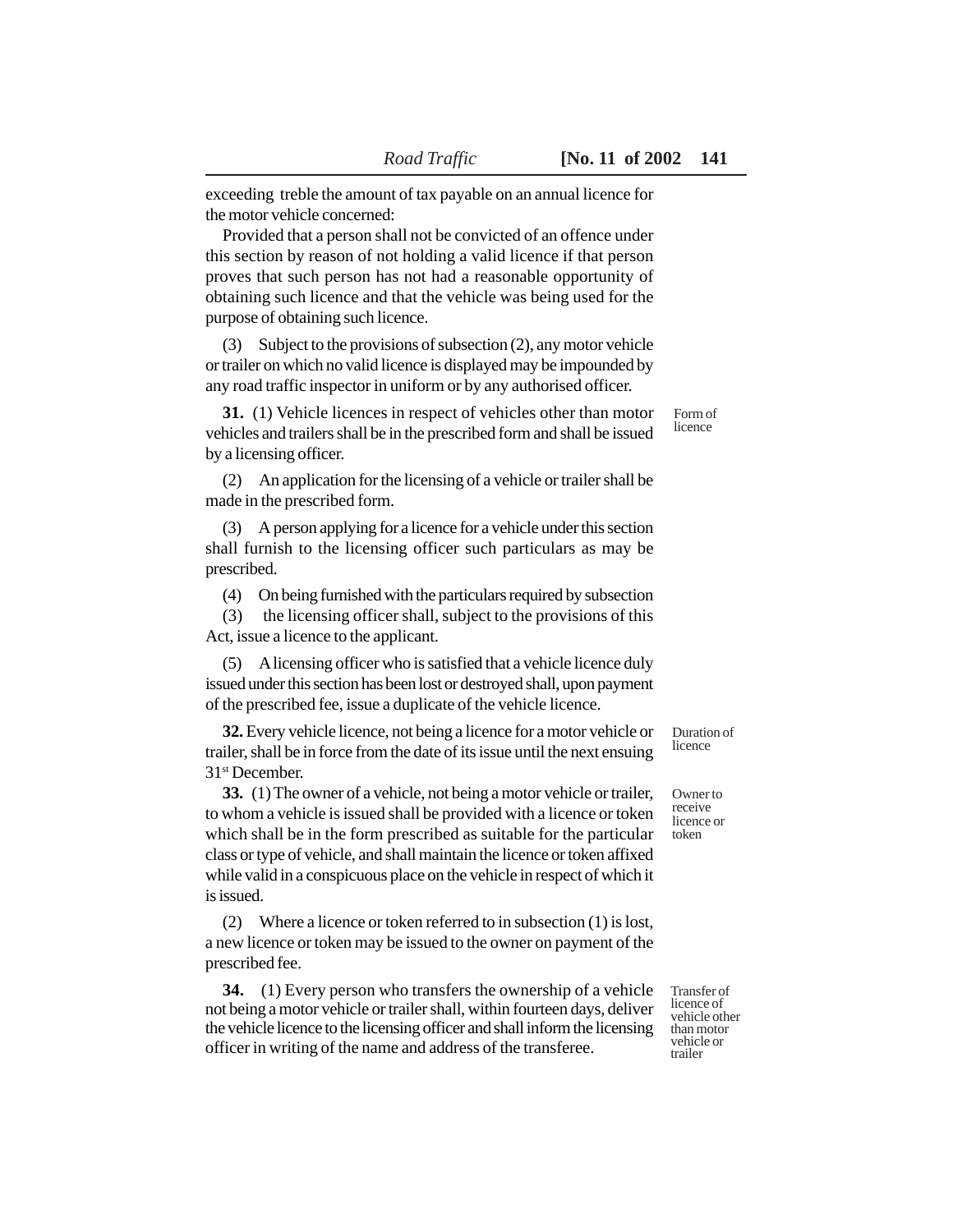exceeding treble the amount of tax payable on an annual licence for the motor vehicle concerned:

Provided that a person shall not be convicted of an offence under this section by reason of not holding a valid licence if that person proves that such person has not had a reasonable opportunity of obtaining such licence and that the vehicle was being used for the purpose of obtaining such licence.

(3) Subject to the provisions of subsection (2), any motor vehicle or trailer on which no valid licence is displayed may be impounded by any road traffic inspector in uniform or by any authorised officer.

Form of licence

**31.** (1) Vehicle licences in respect of vehicles other than motor vehicles and trailers shall be in the prescribed form and shall be issued by a licensing officer.

(2) An application for the licensing of a vehicle or trailer shall be made in the prescribed form.

(3) A person applying for a licence for a vehicle under this section shall furnish to the licensing officer such particulars as may be prescribed.

(4) On being furnished with the particulars required by subsection (3) the licensing officer shall, subject to the provisions of this Act, issue a licence to the applicant.

(5) A licensing officer who is satisfied that a vehicle licence duly issued under this section has been lost or destroyed shall, upon payment of the prescribed fee, issue a duplicate of the vehicle licence.

Duration of licence

**32.** Every vehicle licence, not being a licence for a motor vehicle or trailer, shall be in force from the date of its issue until the next ensuing 31st December.

Owner to receive licence or token

**33.** (1) The owner of a vehicle, not being a motor vehicle or trailer, to whom a vehicle is issued shall be provided with a licence or token which shall be in the form prescribed as suitable for the particular class or type of vehicle, and shall maintain the licence or token affixed while valid in a conspicuous place on the vehicle in respect of which it is issued.

(2) Where a licence or token referred to in subsection (1) is lost, a new licence or token may be issued to the owner on payment of the prescribed fee.

Transfer of licence of vehicle other than motor vehicle or trailer

**34.** (1) Every person who transfers the ownership of a vehicle not being a motor vehicle or trailer shall, within fourteen days, deliver the vehicle licence to the licensing officer and shall inform the licensing officer in writing of the name and address of the transferee.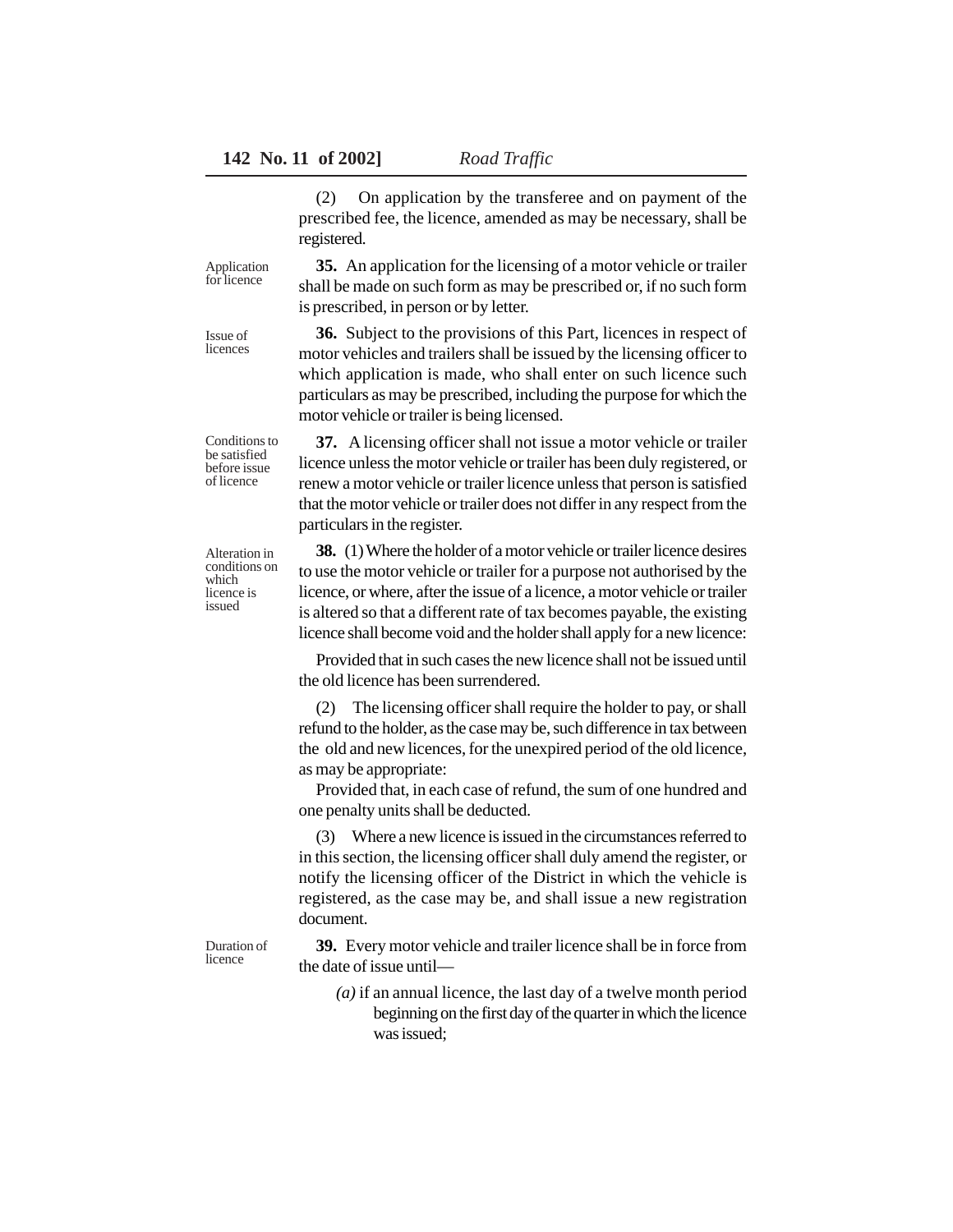(2) On application by the transferee and on payment of the prescribed fee, the licence, amended as may be necessary, shall be registered.

Application for licence

**35.** An application for the licensing of a motor vehicle or trailer shall be made on such form as may be prescribed or, if no such form is prescribed, in person or by letter.

Issue of licences

**36.** Subject to the provisions of this Part, licences in respect of motor vehicles and trailers shall be issued by the licensing officer to which application is made, who shall enter on such licence such particulars as may be prescribed, including the purpose for which the motor vehicle or trailer is being licensed.

Conditions to be satisfied before issue of licence

**37.** A licensing officer shall not issue a motor vehicle or trailer licence unless the motor vehicle or trailer has been duly registered, or renew a motor vehicle or trailer licence unless that person is satisfied that the motor vehicle or trailer does not differ in any respect from the particulars in the register.

Alteration in conditions on which licence is issued

**38.** (1) Where the holder of a motor vehicle or trailer licence desires to use the motor vehicle or trailer for a purpose not authorised by the licence, or where, after the issue of a licence, a motor vehicle or trailer is altered so that a different rate of tax becomes payable, the existing licence shall become void and the holder shall apply for a new licence:

Provided that in such cases the new licence shall not be issued until the old licence has been surrendered.

(2) The licensing officer shall require the holder to pay, or shall refund to the holder, as the case may be, such difference in tax between the old and new licences, for the unexpired period of the old licence, as may be appropriate:

Provided that, in each case of refund, the sum of one hundred and one penalty units shall be deducted.

(3) Where a new licence is issued in the circumstances referred to in this section, the licensing officer shall duly amend the register, or notify the licensing officer of the District in which the vehicle is registered, as the case may be, and shall issue a new registration document.

Duration of licence

**39.** Every motor vehicle and trailer licence shall be in force from the date of issue until—

*(a)* if an annual licence, the last day of a twelve month period beginning on the first day of the quarter in which the licence was issued;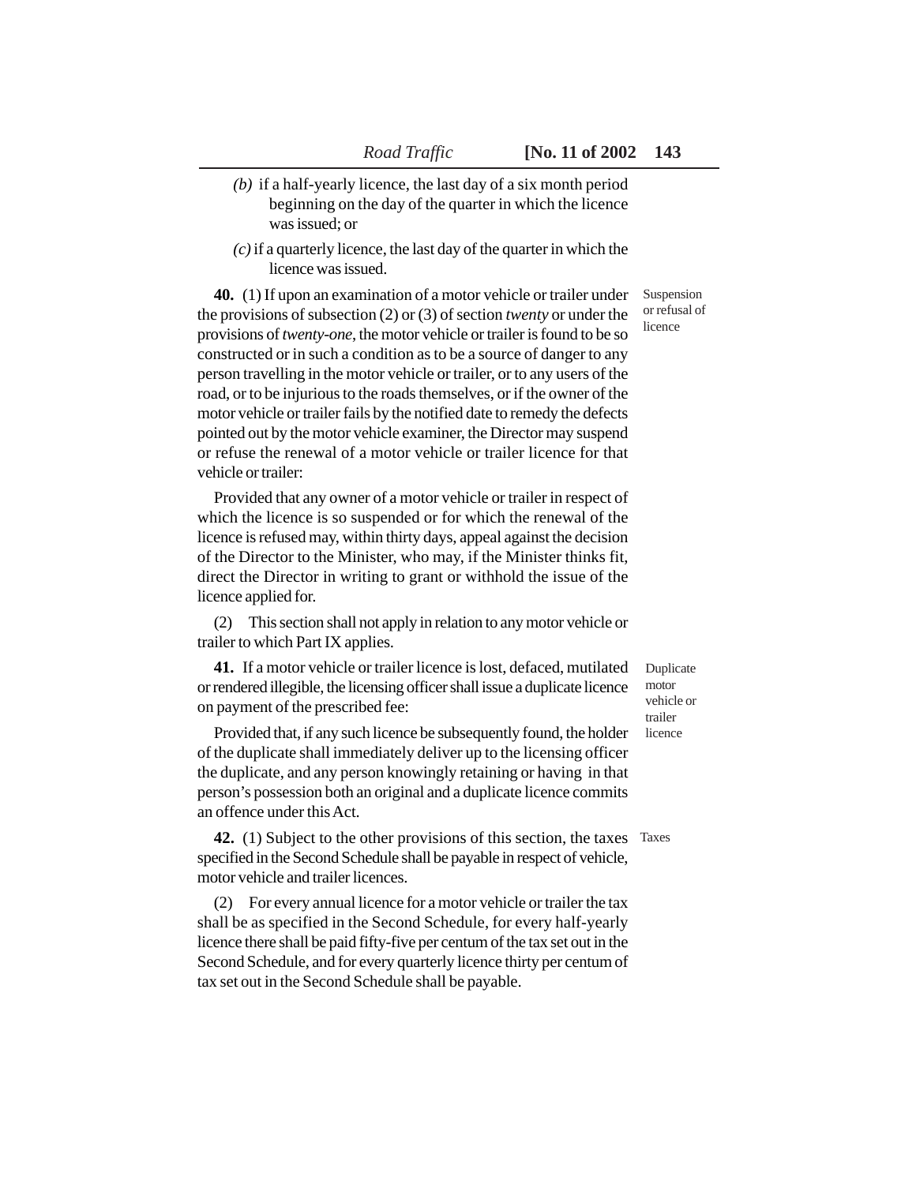*(b)* if a half-yearly licence, the last day of a six month period beginning on the day of the quarter in which the licence was issued; or

*(c)* if a quarterly licence, the last day of the quarter in which the licence was issued.

Suspension or refusal of licence

**40.** (1) If upon an examination of a motor vehicle or trailer under the provisions of subsection (2) or (3) of section *twenty* or under the provisions of *twenty-one*, the motor vehicle or trailer is found to be so constructed or in such a condition as to be a source of danger to any person travelling in the motor vehicle or trailer, or to any users of the road, or to be injurious to the roads themselves, or if the owner of the motor vehicle or trailer fails by the notified date to remedy the defects pointed out by the motor vehicle examiner, the Director may suspend or refuse the renewal of a motor vehicle or trailer licence for that vehicle or trailer:

Provided that any owner of a motor vehicle or trailer in respect of which the licence is so suspended or for which the renewal of the licence is refused may, within thirty days, appeal against the decision of the Director to the Minister, who may, if the Minister thinks fit, direct the Director in writing to grant or withhold the issue of the licence applied for.

(2) This section shall not apply in relation to any motor vehicle or trailer to which Part IX applies.

Duplicate motor vehicle or trailer licence

**41.** If a motor vehicle or trailer licence is lost, defaced, mutilated or rendered illegible, the licensing officer shall issue a duplicate licence on payment of the prescribed fee:

Provided that, if any such licence be subsequently found, the holder of the duplicate shall immediately deliver up to the licensing officer the duplicate, and any person knowingly retaining or having in that person's possession both an original and a duplicate licence commits an offence under this Act.

Taxes

**42.** (1) Subject to the other provisions of this section, the taxes specified in the Second Schedule shall be payable in respect of vehicle, motor vehicle and trailer licences.

(2) For every annual licence for a motor vehicle or trailer the tax shall be as specified in the Second Schedule, for every half-yearly licence there shall be paid fifty-five per centum of the tax set out in the Second Schedule, and for every quarterly licence thirty per centum of tax set out in the Second Schedule shall be payable.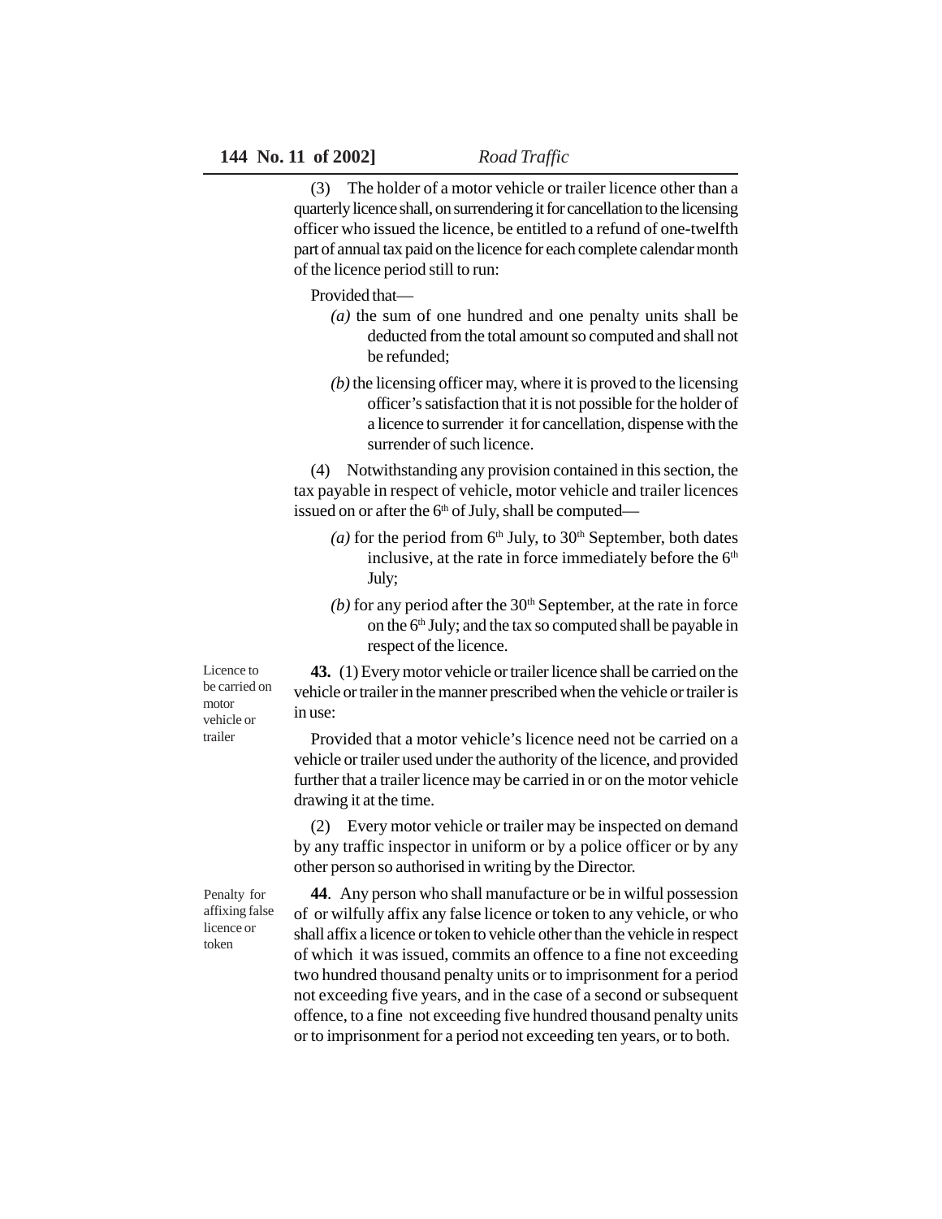(3) The holder of a motor vehicle or trailer licence other than a quarterly licence shall, on surrendering it for cancellation to the licensing officer who issued the licence, be entitled to a refund of one-twelfth part of annual tax paid on the licence for each complete calendar month of the licence period still to run:

Provided that—

*(a)* the sum of one hundred and one penalty units shall be deducted from the total amount so computed and shall not be refunded;

*(b)* the licensing officer may, where it is proved to the licensing officer's satisfaction that it is not possible for the holder of a licence to surrender it for cancellation, dispense with the surrender of such licence.

(4) Notwithstanding any provision contained in this section, the tax payable in respect of vehicle, motor vehicle and trailer licences issued on or after the 6th of July, shall be computed—

*(a)* for the period from 6th July, to 30th September, both dates inclusive, at the rate in force immediately before the 6th July;

*(b)* for any period after the 30th September, at the rate in force on the 6th July; and the tax so computed shall be payable in respect of the licence.

Licence to be carried on motor vehicle or trailer

**43.** (1) Every motor vehicle or trailer licence shall be carried on the vehicle or trailer in the manner prescribed when the vehicle or trailer is in use:

Provided that a motor vehicle's licence need not be carried on a vehicle or trailer used under the authority of the licence, and provided further that a trailer licence may be carried in or on the motor vehicle drawing it at the time.

(2) Every motor vehicle or trailer may be inspected on demand by any traffic inspector in uniform or by a police officer or by any other person so authorised in writing by the Director.

Penalty for affixing false licence or token

**44**. Any person who shall manufacture or be in wilful possession of or wilfully affix any false licence or token to any vehicle, or who shall affix a licence or token to vehicle other than the vehicle in respect of which it was issued, commits an offence to a fine not exceeding two hundred thousand penalty units or to imprisonment for a period not exceeding five years, and in the case of a second or subsequent offence, to a fine not exceeding five hundred thousand penalty units or to imprisonment for a period not exceeding ten years, or to both.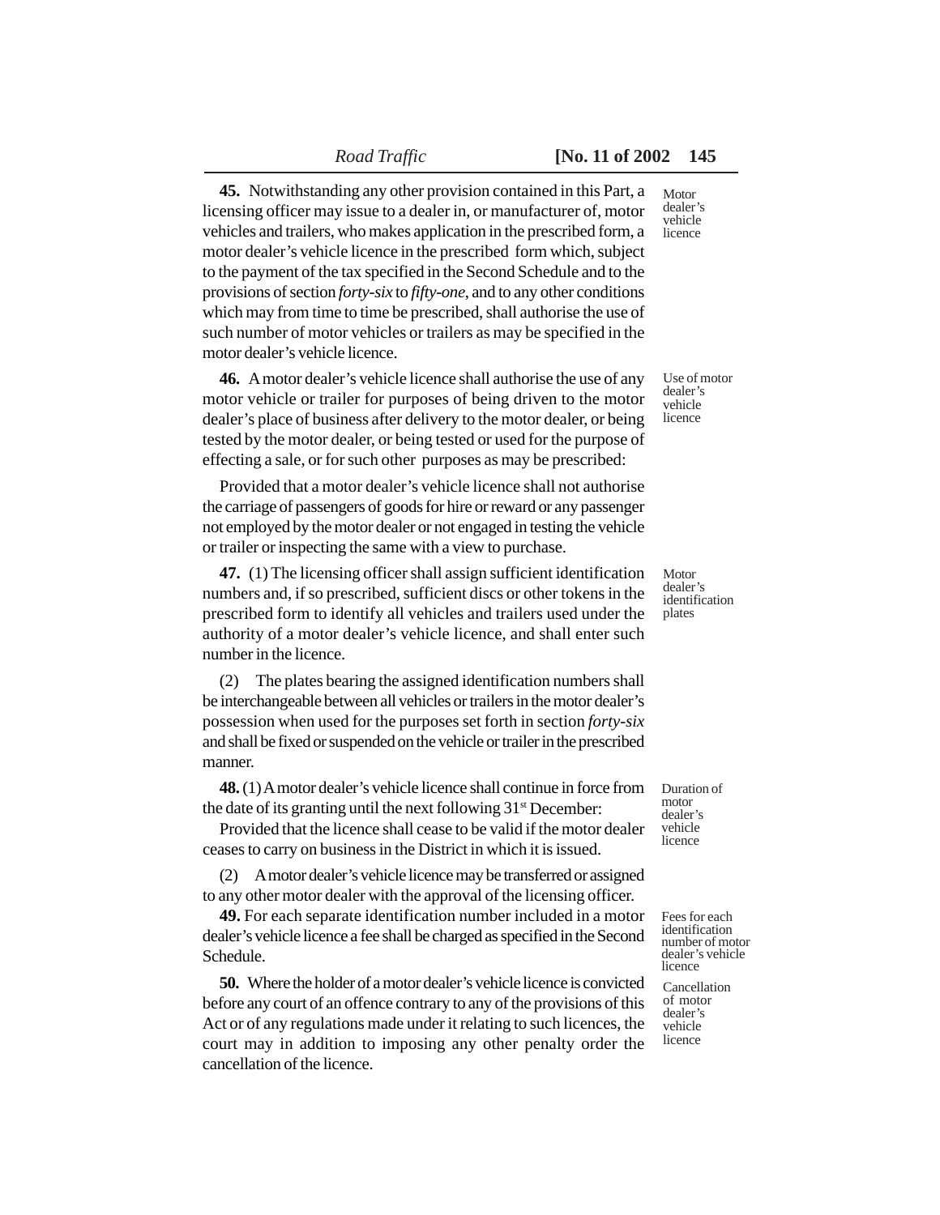**45.** Notwithstanding any other provision contained in this Part, a licensing officer may issue to a dealer in, or manufacturer of, motor vehicles and trailers, who makes application in the prescribed form, a motor dealer's vehicle licence in the prescribed form which, subject to the payment of the tax specified in the Second Schedule and to the provisions of section *forty-six* to *fifty-one*, and to any other conditions which may from time to time be prescribed, shall authorise the use of such number of motor vehicles or trailers as may be specified in the motor dealer's vehicle licence.

Motor dealer's vehicle licence

**46.** A motor dealer's vehicle licence shall authorise the use of any motor vehicle or trailer for purposes of being driven to the motor dealer's place of business after delivery to the motor dealer, or being tested by the motor dealer, or being tested or used for the purpose of effecting a sale, or for such other purposes as may be prescribed:

Use of motor dealer's vehicle licence

Provided that a motor dealer's vehicle licence shall not authorise the carriage of passengers of goods for hire or reward or any passenger not employed by the motor dealer or not engaged in testing the vehicle or trailer or inspecting the same with a view to purchase.

**47.** (1) The licensing officer shall assign sufficient identification numbers and, if so prescribed, sufficient discs or other tokens in the prescribed form to identify all vehicles and trailers used under the authority of a motor dealer's vehicle licence, and shall enter such number in the licence.

Motor dealer's identification plates

(2) The plates bearing the assigned identification numbers shall be interchangeable between all vehicles or trailers in the motor dealer's possession when used for the purposes set forth in section *forty-six* and shall be fixed or suspended on the vehicle or trailer in the prescribed manner.

**48.** (1) A motor dealer's vehicle licence shall continue in force from the date of its granting until the next following 31st December:

Duration of motor dealer's vehicle licence

Provided that the licence shall cease to be valid if the motor dealer ceases to carry on business in the District in which it is issued.

(2) A motor dealer's vehicle licence may be transferred or assigned to any other motor dealer with the approval of the licensing officer.

**49.** For each separate identification number included in a motor dealer's vehicle licence a fee shall be charged as specified in the Second Schedule.

Fees for each identification number of motor dealer's vehicle licence

**50.** Where the holder of a motor dealer's vehicle licence is convicted before any court of an offence contrary to any of the provisions of this Act or of any regulations made under it relating to such licences, the court may in addition to imposing any other penalty order the cancellation of the licence.

Cancellation of motor dealer's vehicle licence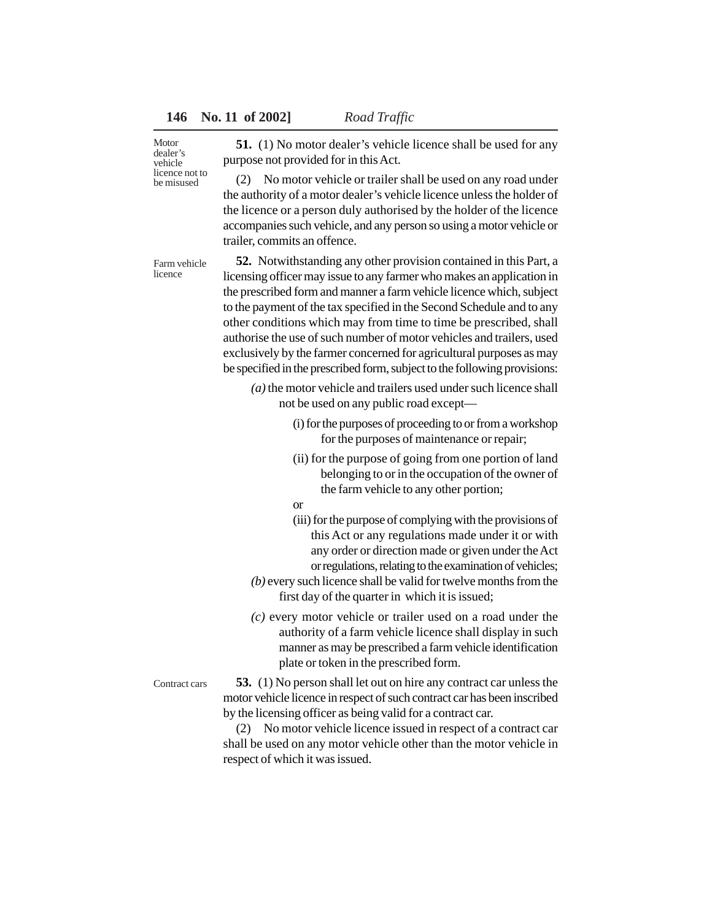Motor dealer's vehicle licence not to be misused

**51.** (1) No motor dealer's vehicle licence shall be used for any purpose not provided for in this Act.

(2) No motor vehicle or trailer shall be used on any road under the authority of a motor dealer's vehicle licence unless the holder of the licence or a person duly authorised by the holder of the licence accompanies such vehicle, and any person so using a motor vehicle or trailer, commits an offence.

Farm vehicle licence

**52.** Notwithstanding any other provision contained in this Part, a licensing officer may issue to any farmer who makes an application in the prescribed form and manner a farm vehicle licence which, subject to the payment of the tax specified in the Second Schedule and to any other conditions which may from time to time be prescribed, shall authorise the use of such number of motor vehicles and trailers, used exclusively by the farmer concerned for agricultural purposes as may be specified in the prescribed form, subject to the following provisions:

*(a)* the motor vehicle and trailers used under such licence shall not be used on any public road except—

(i) for the purposes of proceeding to or from a workshop for the purposes of maintenance or repair;

(ii) for the purpose of going from one portion of land belonging to or in the occupation of the owner of the farm vehicle to any other portion;

or

(iii) for the purpose of complying with the provisions of this Act or any regulations made under it or with any order or direction made or given under the Act or regulations, relating to the examination of vehicles;

*(b)* every such licence shall be valid for twelve months from the first day of the quarter in which it is issued;

*(c)* every motor vehicle or trailer used on a road under the authority of a farm vehicle licence shall display in such manner as may be prescribed a farm vehicle identification plate or token in the prescribed form.

Contract cars

**53.** (1) No person shall let out on hire any contract car unless the motor vehicle licence in respect of such contract car has been inscribed by the licensing officer as being valid for a contract car.

(2) No motor vehicle licence issued in respect of a contract car shall be used on any motor vehicle other than the motor vehicle in respect of which it was issued.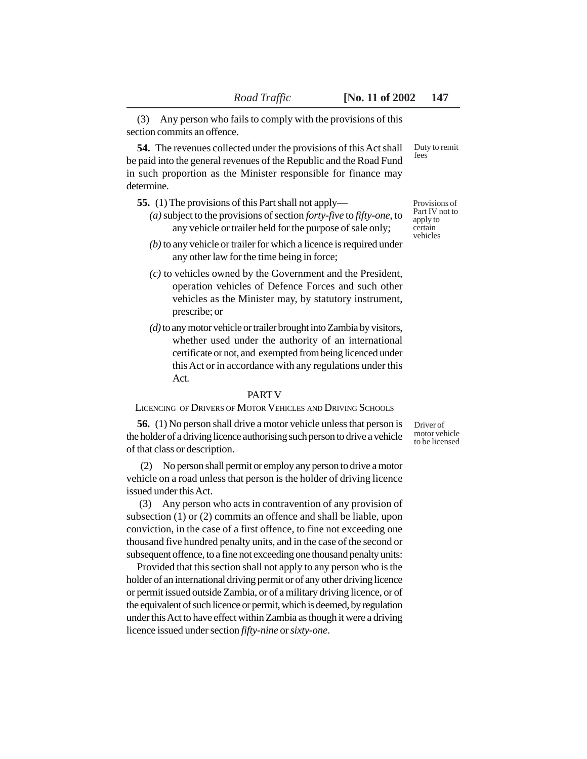(3) Any person who fails to comply with the provisions of this section commits an offence.

Duty to remit fees

**54.** The revenues collected under the provisions of this Act shall be paid into the general revenues of the Republic and the Road Fund in such proportion as the Minister responsible for finance may determine.

Provisions of Part IV not to apply to certain vehicles

**55.** (1) The provisions of this Part shall not apply—

*(a)* subject to the provisions of section *forty-five* to *fifty-one*, to any vehicle or trailer held for the purpose of sale only;

*(b)* to any vehicle or trailer for which a licence is required under any other law for the time being in force;

*(c)* to vehicles owned by the Government and the President, operation vehicles of Defence Forces and such other vehicles as the Minister may, by statutory instrument, prescribe; or

*(d)* to any motor vehicle or trailer brought into Zambia by visitors, whether used under the authority of an international certificate or not, and exempted from being licenced under this Act or in accordance with any regulations under this Act.

## PART V

### LICENCING OF DRIVERS OF MOTOR VEHICLES AND DRIVING SCHOOLS

Driver of motor vehicle to be licensed

**56.** (1) No person shall drive a motor vehicle unless that person is the holder of a driving licence authorising such person to drive a vehicle of that class or description.

(2) No person shall permit or employ any person to drive a motor vehicle on a road unless that person is the holder of driving licence issued under this Act.

(3) Any person who acts in contravention of any provision of subsection (1) or (2) commits an offence and shall be liable, upon conviction, in the case of a first offence, to fine not exceeding one thousand five hundred penalty units, and in the case of the second or subsequent offence, to a fine not exceeding one thousand penalty units:

Provided that this section shall not apply to any person who is the holder of an international driving permit or of any other driving licence or permit issued outside Zambia, or of a military driving licence, or of the equivalent of such licence or permit, which is deemed, by regulation under this Act to have effect within Zambia as though it were a driving licence issued under section *fifty-nine* or *sixty-one*.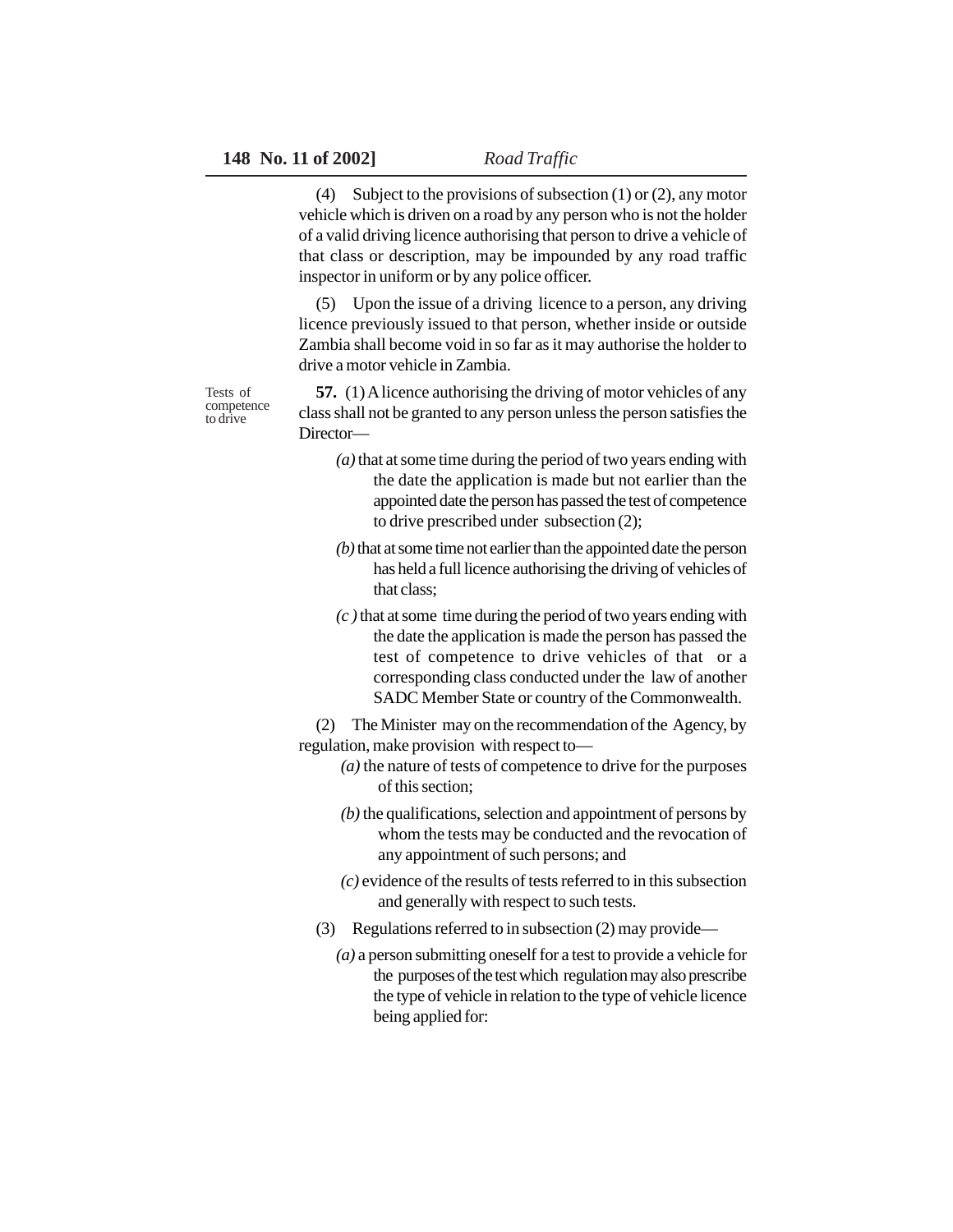(4) Subject to the provisions of subsection (1) or (2), any motor vehicle which is driven on a road by any person who is not the holder of a valid driving licence authorising that person to drive a vehicle of that class or description, may be impounded by any road traffic inspector in uniform or by any police officer.

(5) Upon the issue of a driving licence to a person, any driving licence previously issued to that person, whether inside or outside Zambia shall become void in so far as it may authorise the holder to drive a motor vehicle in Zambia.

Tests of competence to drive

**57.** (1) A licence authorising the driving of motor vehicles of any class shall not be granted to any person unless the person satisfies the Director—

*(a)* that at some time during the period of two years ending with the date the application is made but not earlier than the appointed date the person has passed the test of competence to drive prescribed under subsection (2);

*(b)* that at some time not earlier than the appointed date the person has held a full licence authorising the driving of vehicles of that class;

*(c )* that at some time during the period of two years ending with the date the application is made the person has passed the test of competence to drive vehicles of that or a corresponding class conducted under the law of another SADC Member State or country of the Commonwealth.

(2) The Minister may on the recommendation of the Agency, by regulation, make provision with respect to—

*(a)* the nature of tests of competence to drive for the purposes of this section;

*(b)* the qualifications, selection and appointment of persons by whom the tests may be conducted and the revocation of any appointment of such persons; and

*(c)* evidence of the results of tests referred to in this subsection and generally with respect to such tests.

(3) Regulations referred to in subsection (2) may provide—

*(a)* a person submitting oneself for a test to provide a vehicle for the purposes of the test which regulation may also prescribe the type of vehicle in relation to the type of vehicle licence being applied for: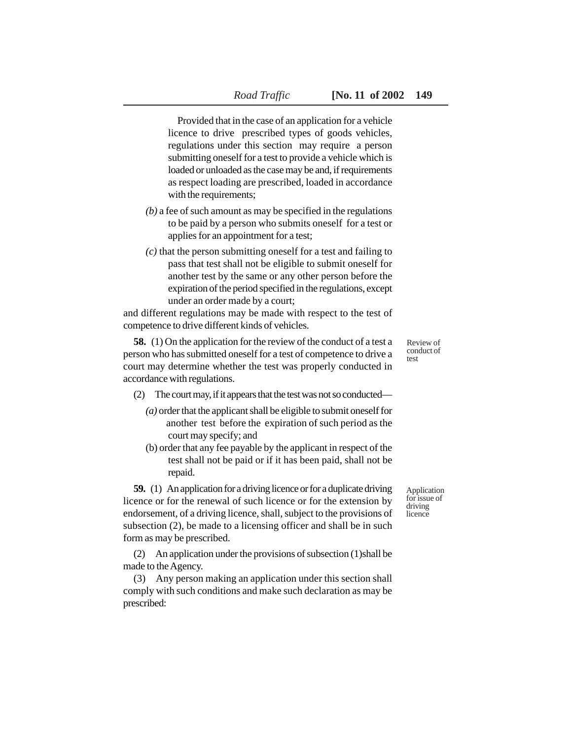Provided that in the case of an application for a vehicle licence to drive prescribed types of goods vehicles, regulations under this section may require a person submitting oneself for a test to provide a vehicle which is loaded or unloaded as the case may be and, if requirements as respect loading are prescribed, loaded in accordance with the requirements;

*(b)* a fee of such amount as may be specified in the regulations to be paid by a person who submits oneself for a test or applies for an appointment for a test;

*(c)* that the person submitting oneself for a test and failing to pass that test shall not be eligible to submit oneself for another test by the same or any other person before the expiration of the period specified in the regulations, except under an order made by a court;

and different regulations may be made with respect to the test of competence to drive different kinds of vehicles.

Review of conduct of test

**58.** (1) On the application for the review of the conduct of a test a person who has submitted oneself for a test of competence to drive a court may determine whether the test was properly conducted in accordance with regulations.

(2) The court may, if it appears that the test was not so conducted—

*(a)* order that the applicant shall be eligible to submit oneself for another test before the expiration of such period as the court may specify; and

(b) order that any fee payable by the applicant in respect of the test shall not be paid or if it has been paid, shall not be repaid.

Application for issue of driving licence

**59.** (1) An application for a driving licence or for a duplicate driving licence or for the renewal of such licence or for the extension by endorsement, of a driving licence, shall, subject to the provisions of subsection (2), be made to a licensing officer and shall be in such form as may be prescribed.

(2) An application under the provisions of subsection (1)shall be made to the Agency.

(3) Any person making an application under this section shall comply with such conditions and make such declaration as may be prescribed: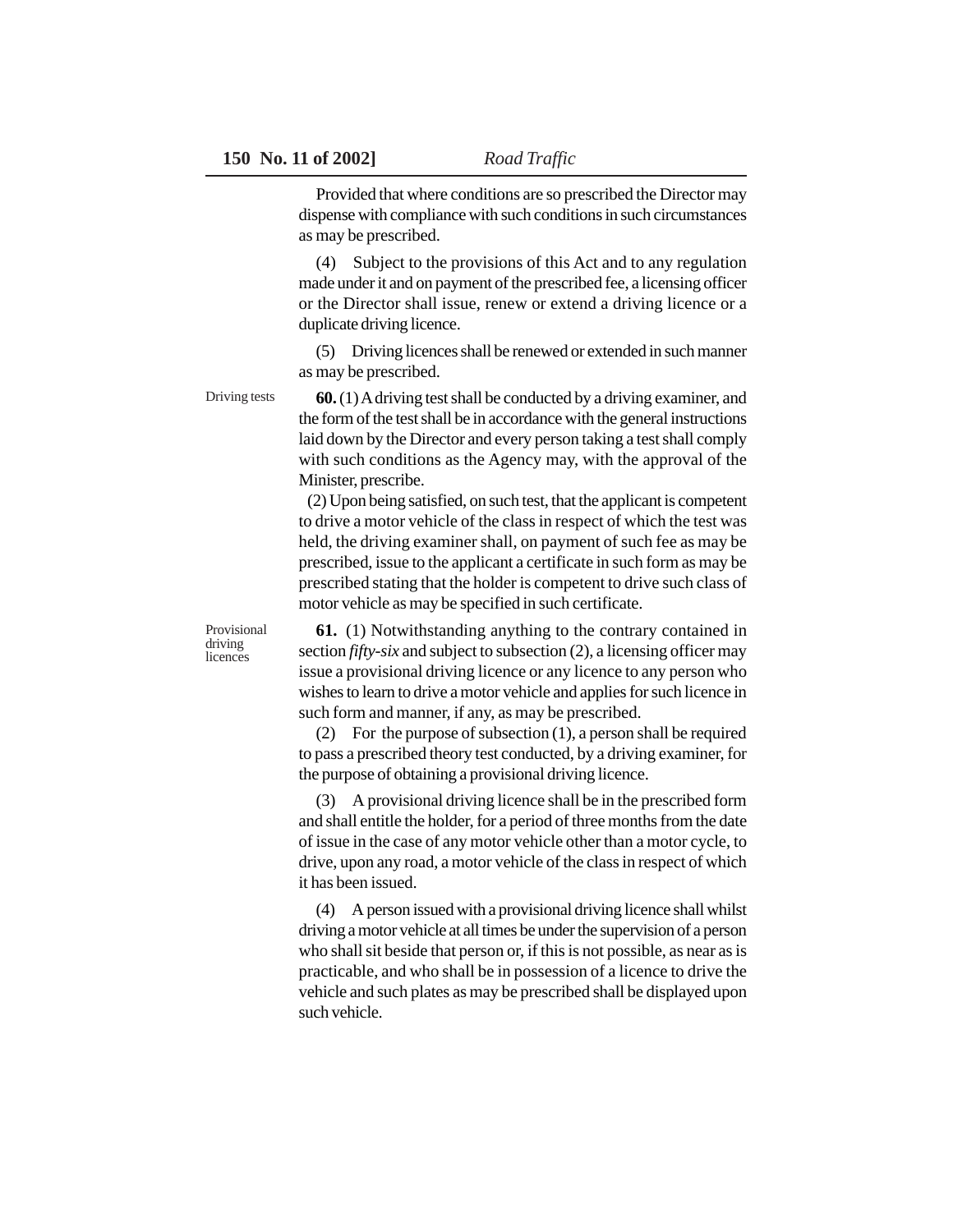Provided that where conditions are so prescribed the Director may dispense with compliance with such conditions in such circumstances as may be prescribed.

(4) Subject to the provisions of this Act and to any regulation made under it and on payment of the prescribed fee, a licensing officer or the Director shall issue, renew or extend a driving licence or a duplicate driving licence.

(5) Driving licences shall be renewed or extended in such manner as may be prescribed.

*Driving tests*

**60.** (1) A driving test shall be conducted by a driving examiner, and the form of the test shall be in accordance with the general instructions laid down by the Director and every person taking a test shall comply with such conditions as the Agency may, with the approval of the Minister, prescribe.

(2) Upon being satisfied, on such test, that the applicant is competent to drive a motor vehicle of the class in respect of which the test was held, the driving examiner shall, on payment of such fee as may be prescribed, issue to the applicant a certificate in such form as may be prescribed stating that the holder is competent to drive such class of motor vehicle as may be specified in such certificate.

*Provisional driving licences*

**61.** (1) Notwithstanding anything to the contrary contained in section *fifty-six* and subject to subsection (2), a licensing officer may issue a provisional driving licence or any licence to any person who wishes to learn to drive a motor vehicle and applies for such licence in such form and manner, if any, as may be prescribed.

(2) For the purpose of subsection (1), a person shall be required to pass a prescribed theory test conducted, by a driving examiner, for the purpose of obtaining a provisional driving licence.

(3) A provisional driving licence shall be in the prescribed form and shall entitle the holder, for a period of three months from the date of issue in the case of any motor vehicle other than a motor cycle, to drive, upon any road, a motor vehicle of the class in respect of which it has been issued.

(4) A person issued with a provisional driving licence shall whilst driving a motor vehicle at all times be under the supervision of a person who shall sit beside that person or, if this is not possible, as near as is practicable, and who shall be in possession of a licence to drive the vehicle and such plates as may be prescribed shall be displayed upon such vehicle.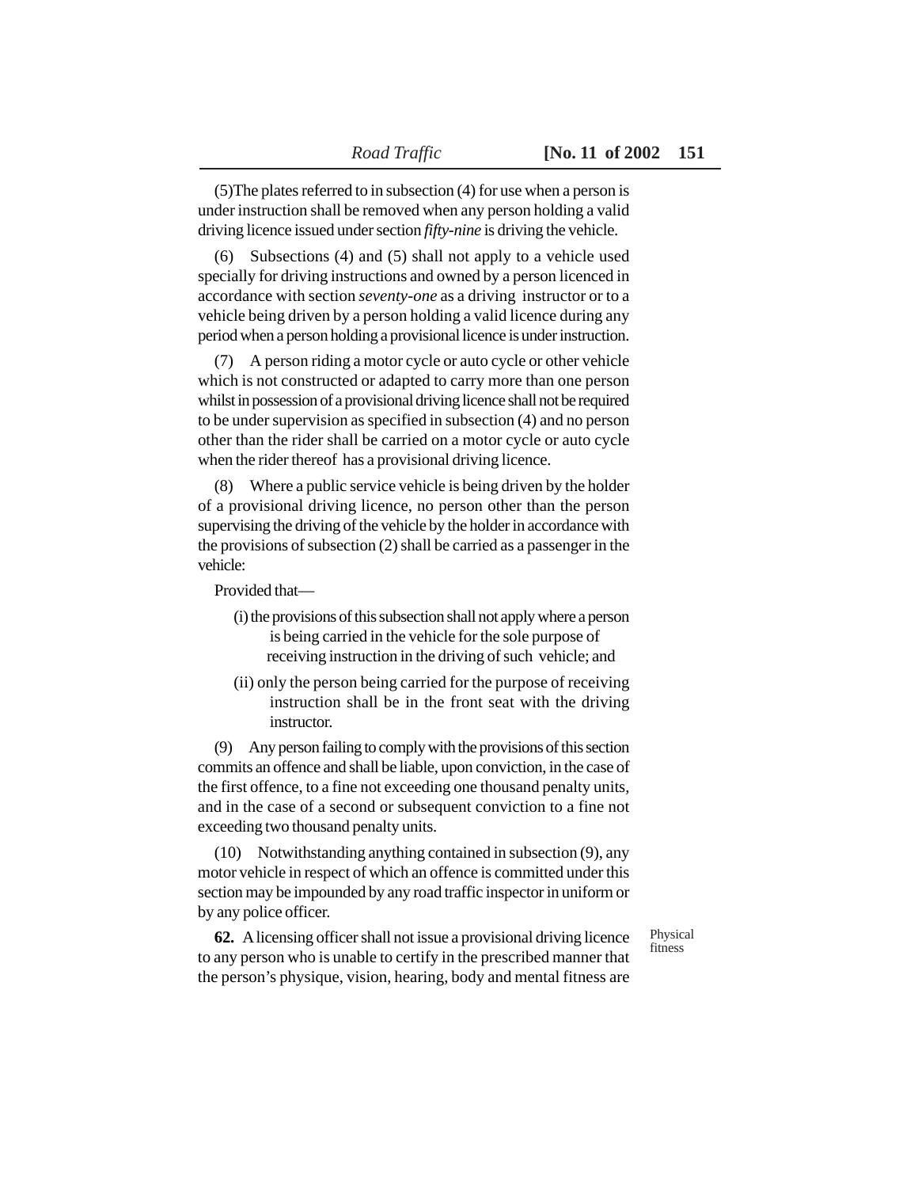(5)The plates referred to in subsection (4) for use when a person is under instruction shall be removed when any person holding a valid driving licence issued under section *fifty-nine* is driving the vehicle.

(6) Subsections (4) and (5) shall not apply to a vehicle used specially for driving instructions and owned by a person licenced in accordance with section *seventy-one* as a driving instructor or to a vehicle being driven by a person holding a valid licence during any period when a person holding a provisional licence is under instruction.

(7) A person riding a motor cycle or auto cycle or other vehicle which is not constructed or adapted to carry more than one person whilst in possession of a provisional driving licence shall not be required to be under supervision as specified in subsection (4) and no person other than the rider shall be carried on a motor cycle or auto cycle when the rider thereof has a provisional driving licence.

(8) Where a public service vehicle is being driven by the holder of a provisional driving licence, no person other than the person supervising the driving of the vehicle by the holder in accordance with the provisions of subsection (2) shall be carried as a passenger in the vehicle:

Provided that—

(i) the provisions of this subsection shall not apply where a person is being carried in the vehicle for the sole purpose of receiving instruction in the driving of such vehicle; and

(ii) only the person being carried for the purpose of receiving instruction shall be in the front seat with the driving instructor.

(9) Any person failing to comply with the provisions of this section commits an offence and shall be liable, upon conviction, in the case of the first offence, to a fine not exceeding one thousand penalty units, and in the case of a second or subsequent conviction to a fine not exceeding two thousand penalty units.

(10) Notwithstanding anything contained in subsection (9), any motor vehicle in respect of which an offence is committed under this section may be impounded by any road traffic inspector in uniform or by any police officer.

Physical fitness

**62.** A licensing officer shall not issue a provisional driving licence to any person who is unable to certify in the prescribed manner that the person's physique, vision, hearing, body and mental fitness are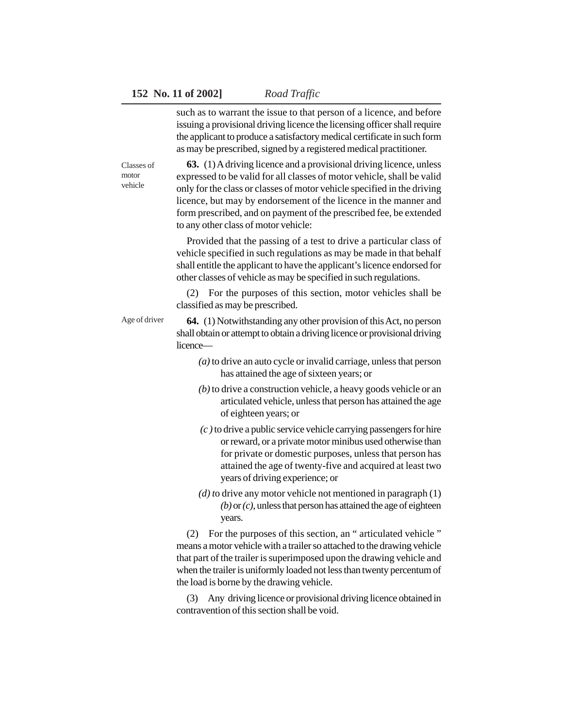such as to warrant the issue to that person of a licence, and before issuing a provisional driving licence the licensing officer shall require the applicant to produce a satisfactory medical certificate in such form as may be prescribed, signed by a registered medical practitioner.

Classes of motor vehicle

**63.** (1) A driving licence and a provisional driving licence, unless expressed to be valid for all classes of motor vehicle, shall be valid only for the class or classes of motor vehicle specified in the driving licence, but may by endorsement of the licence in the manner and form prescribed, and on payment of the prescribed fee, be extended to any other class of motor vehicle:

Provided that the passing of a test to drive a particular class of vehicle specified in such regulations as may be made in that behalf shall entitle the applicant to have the applicant's licence endorsed for other classes of vehicle as may be specified in such regulations.

(2) For the purposes of this section, motor vehicles shall be classified as may be prescribed.

Age of driver

**64.** (1) Notwithstanding any other provision of this Act, no person shall obtain or attempt to obtain a driving licence or provisional driving licence—

*(a)* to drive an auto cycle or invalid carriage, unless that person has attained the age of sixteen years; or

*(b)* to drive a construction vehicle, a heavy goods vehicle or an articulated vehicle, unless that person has attained the age of eighteen years; or

*(c )* to drive a public service vehicle carrying passengers for hire or reward, or a private motor minibus used otherwise than for private or domestic purposes, unless that person has attained the age of twenty-five and acquired at least two years of driving experience; or

*(d) t*o drive any motor vehicle not mentioned in paragraph (1) *(b)* or *(c)*, unless that person has attained the age of eighteen years.

(2) For the purposes of this section, an " articulated vehicle " means a motor vehicle with a trailer so attached to the drawing vehicle that part of the trailer is superimposed upon the drawing vehicle and when the trailer is uniformly loaded not less than twenty percentum of the load is borne by the drawing vehicle.

(3) Any driving licence or provisional driving licence obtained in contravention of this section shall be void.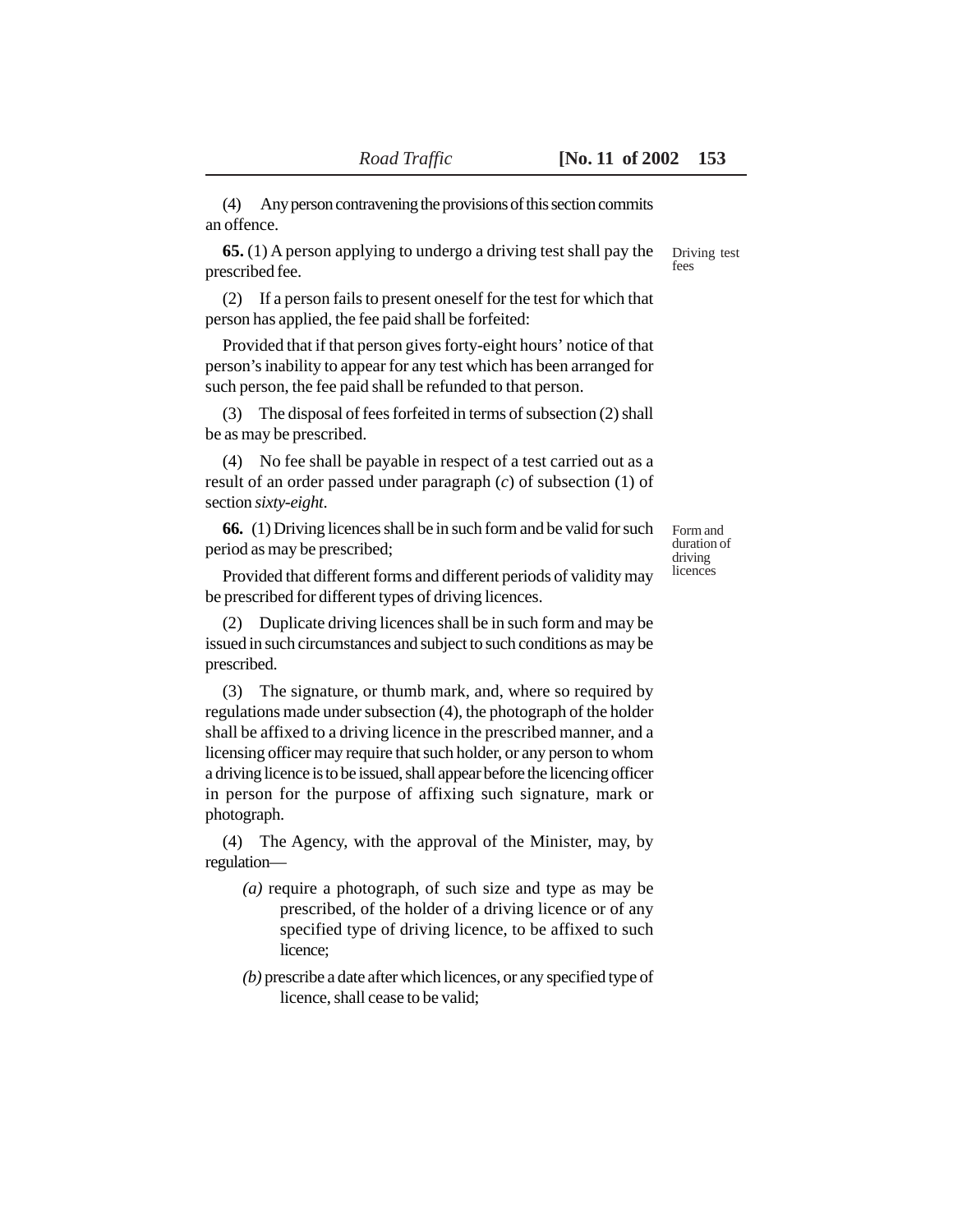(4) Any person contravening the provisions of this section commits an offence.

**65.** (1) A person applying to undergo a driving test shall pay the prescribed fee.

Driving test fees

(2) If a person fails to present oneself for the test for which that person has applied, the fee paid shall be forfeited:

Provided that if that person gives forty-eight hours' notice of that person's inability to appear for any test which has been arranged for such person, the fee paid shall be refunded to that person.

(3) The disposal of fees forfeited in terms of subsection (2) shall be as may be prescribed.

(4) No fee shall be payable in respect of a test carried out as a result of an order passed under paragraph (*c*) of subsection (1) of section *sixty-eight*.

**66.** (1) Driving licences shall be in such form and be valid for such period as may be prescribed;

Form and duration of driving licences

Provided that different forms and different periods of validity may be prescribed for different types of driving licences.

(2) Duplicate driving licences shall be in such form and may be issued in such circumstances and subject to such conditions as may be prescribed.

(3) The signature, or thumb mark, and, where so required by regulations made under subsection (4), the photograph of the holder shall be affixed to a driving licence in the prescribed manner, and a licensing officer may require that such holder, or any person to whom a driving licence is to be issued, shall appear before the licencing officer in person for the purpose of affixing such signature, mark or photograph.

(4) The Agency, with the approval of the Minister, may, by regulation—

*(a)* require a photograph, of such size and type as may be prescribed, of the holder of a driving licence or of any specified type of driving licence, to be affixed to such licence;

*(b)* prescribe a date after which licences, or any specified type of licence, shall cease to be valid;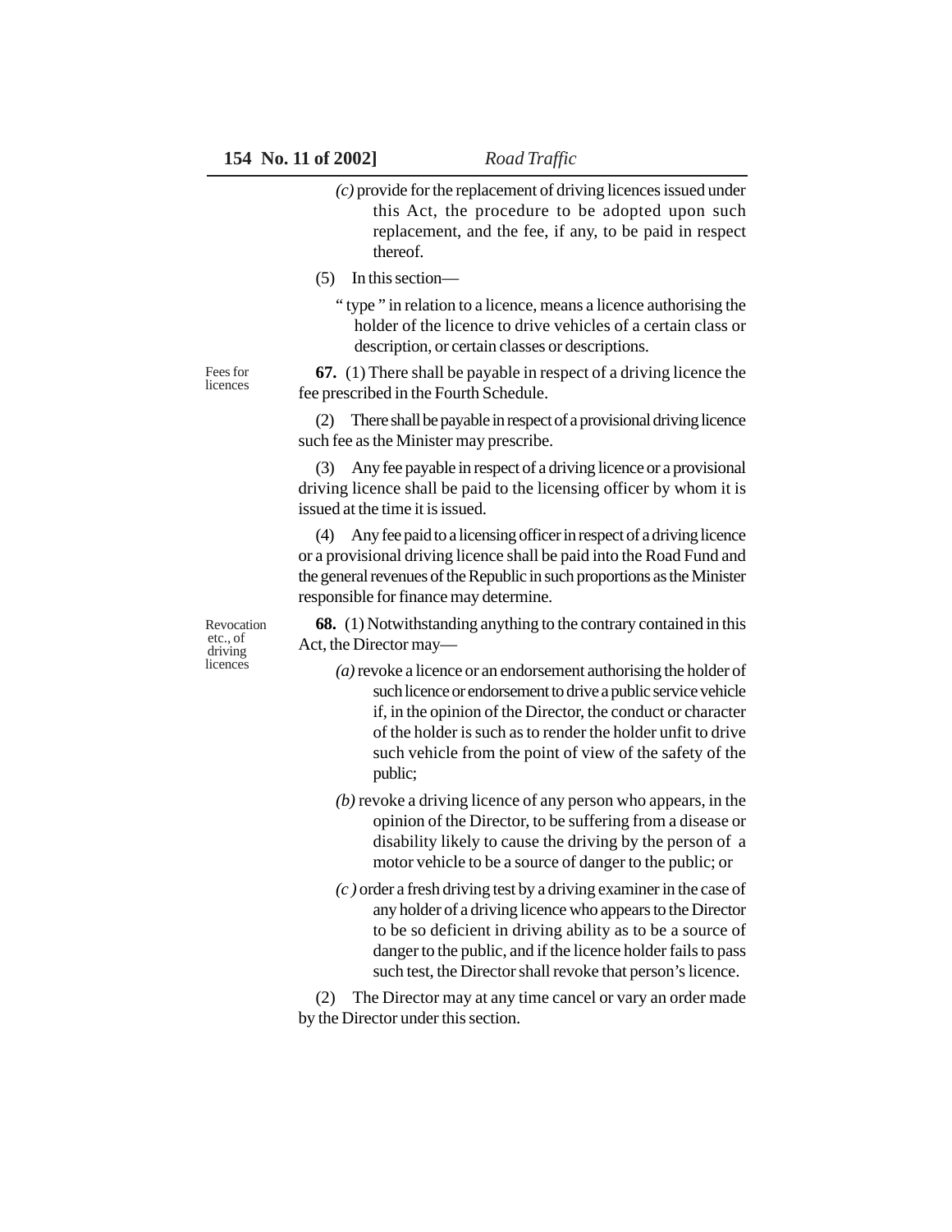*(c)* provide for the replacement of driving licences issued under this Act, the procedure to be adopted upon such replacement, and the fee, if any, to be paid in respect thereof.

(5) In this section—

" type " in relation to a licence, means a licence authorising the holder of the licence to drive vehicles of a certain class or description, or certain classes or descriptions.

Fees for licences

**67.** (1) There shall be payable in respect of a driving licence the fee prescribed in the Fourth Schedule.

(2) There shall be payable in respect of a provisional driving licence such fee as the Minister may prescribe.

(3) Any fee payable in respect of a driving licence or a provisional driving licence shall be paid to the licensing officer by whom it is issued at the time it is issued.

(4) Any fee paid to a licensing officer in respect of a driving licence or a provisional driving licence shall be paid into the Road Fund and the general revenues of the Republic in such proportions as the Minister responsible for finance may determine.

Revocation etc., of driving licences

**68.** (1) Notwithstanding anything to the contrary contained in this Act, the Director may—

*(a)* revoke a licence or an endorsement authorising the holder of such licence or endorsement to drive a public service vehicle if, in the opinion of the Director, the conduct or character of the holder is such as to render the holder unfit to drive such vehicle from the point of view of the safety of the public;

*(b)* revoke a driving licence of any person who appears, in the opinion of the Director, to be suffering from a disease or disability likely to cause the driving by the person of a motor vehicle to be a source of danger to the public; or

*(c )* order a fresh driving test by a driving examiner in the case of any holder of a driving licence who appears to the Director to be so deficient in driving ability as to be a source of danger to the public, and if the licence holder fails to pass such test, the Director shall revoke that person's licence.

(2) The Director may at any time cancel or vary an order made by the Director under this section.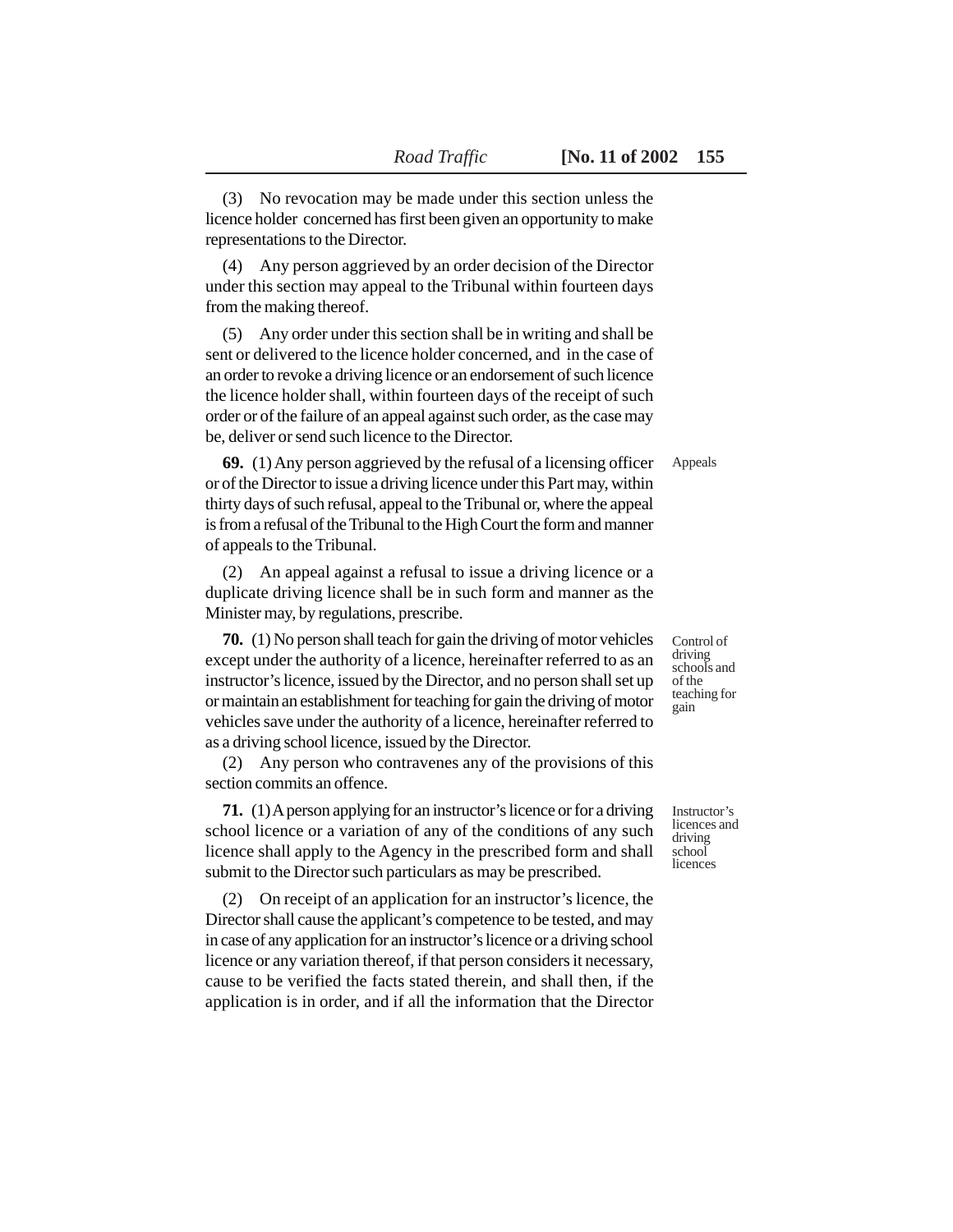(3) No revocation may be made under this section unless the licence holder concerned has first been given an opportunity to make representations to the Director.

(4) Any person aggrieved by an order decision of the Director under this section may appeal to the Tribunal within fourteen days from the making thereof.

(5) Any order under this section shall be in writing and shall be sent or delivered to the licence holder concerned, and in the case of an order to revoke a driving licence or an endorsement of such licence the licence holder shall, within fourteen days of the receipt of such order or of the failure of an appeal against such order, as the case may be, deliver or send such licence to the Director.

Appeals

**69.** (1) Any person aggrieved by the refusal of a licensing officer or of the Director to issue a driving licence under this Part may, within thirty days of such refusal, appeal to the Tribunal or, where the appeal is from a refusal of the Tribunal to the High Court the form and manner of appeals to the Tribunal.

(2) An appeal against a refusal to issue a driving licence or a duplicate driving licence shall be in such form and manner as the Minister may, by regulations, prescribe.

Control of driving schools and of the teaching for gain

**70.** (1) No person shall teach for gain the driving of motor vehicles except under the authority of a licence, hereinafter referred to as an instructor's licence, issued by the Director, and no person shall set up or maintain an establishment for teaching for gain the driving of motor vehicles save under the authority of a licence, hereinafter referred to as a driving school licence, issued by the Director.

(2) Any person who contravenes any of the provisions of this section commits an offence.

Instructor's licences and driving school licences

**71.** (1) A person applying for an instructor's licence or for a driving school licence or a variation of any of the conditions of any such licence shall apply to the Agency in the prescribed form and shall submit to the Director such particulars as may be prescribed.

(2) On receipt of an application for an instructor's licence, the Director shall cause the applicant's competence to be tested, and may in case of any application for an instructor's licence or a driving school licence or any variation thereof, if that person considers it necessary, cause to be verified the facts stated therein, and shall then, if the application is in order, and if all the information that the Director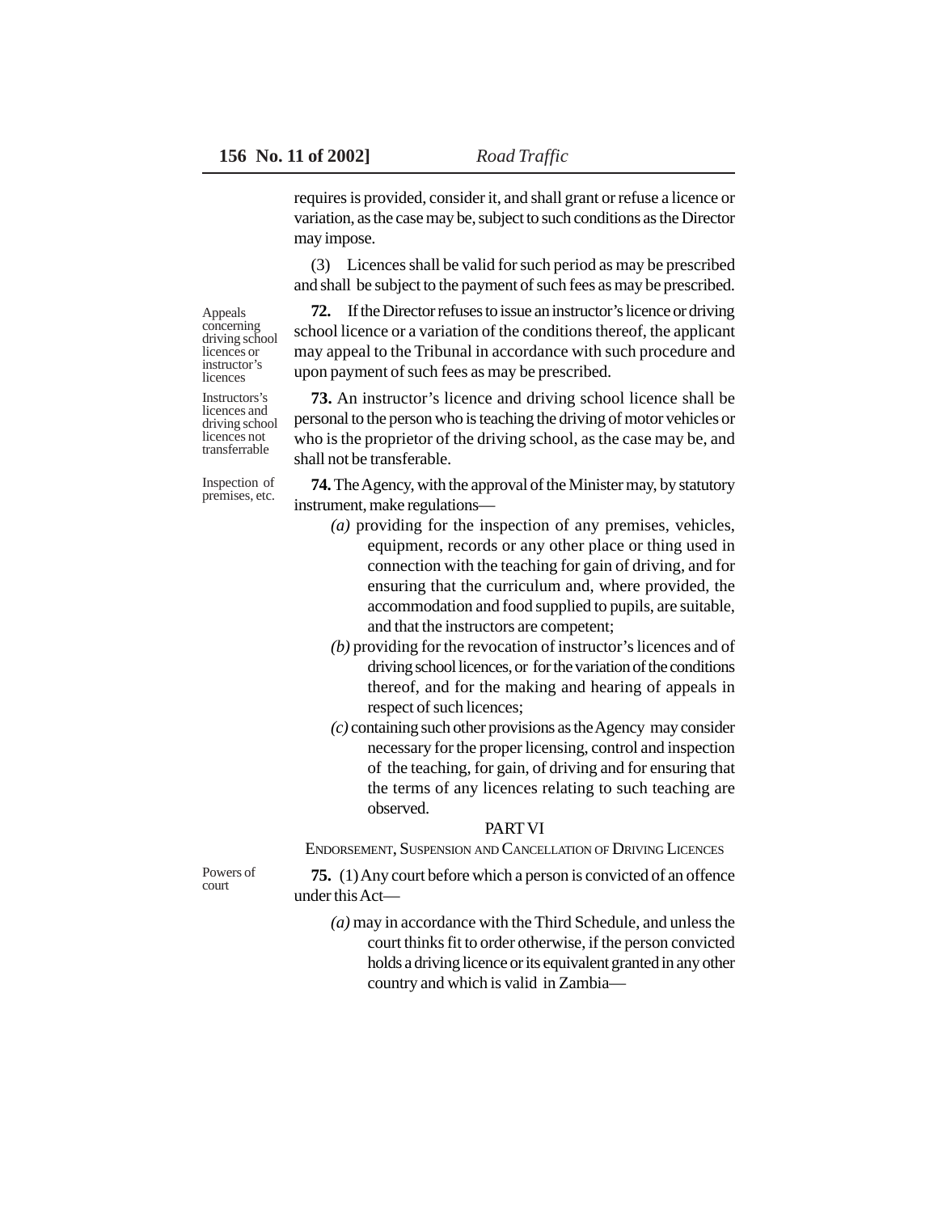requires is provided, consider it, and shall grant or refuse a licence or variation, as the case may be, subject to such conditions as the Director may impose.

(3) Licences shall be valid for such period as may be prescribed and shall be subject to the payment of such fees as may be prescribed.

Appeals concerning driving school licences or instructor's licences

**72.** If the Director refuses to issue an instructor's licence or driving school licence or a variation of the conditions thereof, the applicant may appeal to the Tribunal in accordance with such procedure and upon payment of such fees as may be prescribed.

Instructors's licences and driving school licences not transferrable

**73.** An instructor's licence and driving school licence shall be personal to the person who is teaching the driving of motor vehicles or who is the proprietor of the driving school, as the case may be, and shall not be transferable.

Inspection of premises, etc.

**74.** The Agency, with the approval of the Minister may, by statutory instrument, make regulations—

*(a)* providing for the inspection of any premises, vehicles, equipment, records or any other place or thing used in connection with the teaching for gain of driving, and for ensuring that the curriculum and, where provided, the accommodation and food supplied to pupils, are suitable, and that the instructors are competent;

*(b)* providing for the revocation of instructor's licences and of driving school licences, or for the variation of the conditions thereof, and for the making and hearing of appeals in respect of such licences;

*(c)* containing such other provisions as the Agency may consider necessary for the proper licensing, control and inspection of the teaching, for gain, of driving and for ensuring that the terms of any licences relating to such teaching are observed.

## PART VI

### ENDORSEMENT, SUSPENSION AND CANCELLATION OF DRIVING LICENCES

Powers of court

**75.** (1) Any court before which a person is convicted of an offence under this Act—

*(a)* may in accordance with the Third Schedule, and unless the court thinks fit to order otherwise, if the person convicted holds a driving licence or its equivalent granted in any other country and which is valid in Zambia—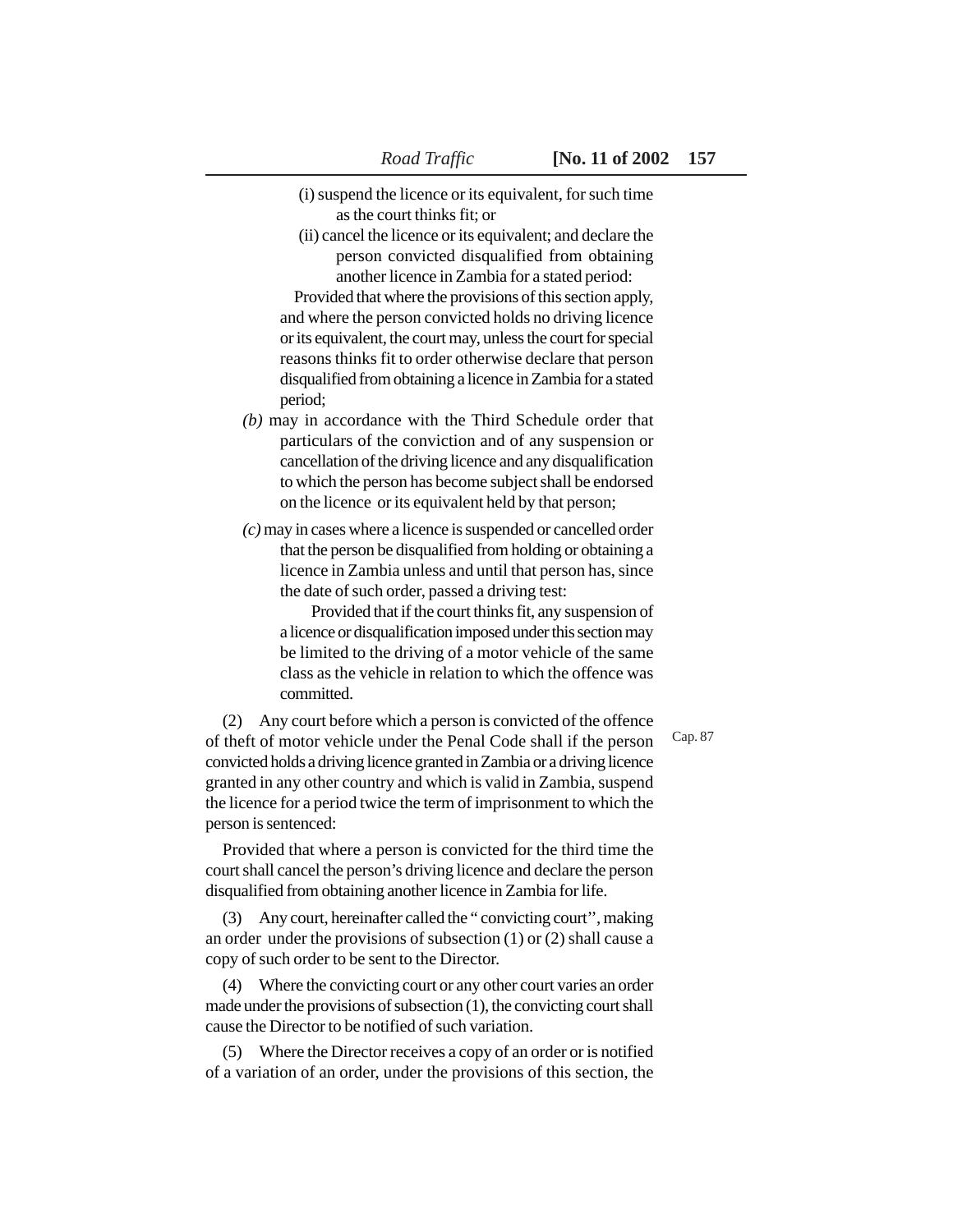(i) suspend the licence or its equivalent, for such time as the court thinks fit; or

(ii) cancel the licence or its equivalent; and declare the person convicted disqualified from obtaining another licence in Zambia for a stated period:

Provided that where the provisions of this section apply, and where the person convicted holds no driving licence or its equivalent, the court may, unless the court for special reasons thinks fit to order otherwise declare that person disqualified from obtaining a licence in Zambia for a stated period;

*(b)* may in accordance with the Third Schedule order that particulars of the conviction and of any suspension or cancellation of the driving licence and any disqualification to which the person has become subject shall be endorsed on the licence or its equivalent held by that person;

*(c)* may in cases where a licence is suspended or cancelled order that the person be disqualified from holding or obtaining a licence in Zambia unless and until that person has, since the date of such order, passed a driving test:

Provided that if the court thinks fit, any suspension of a licence or disqualification imposed under this section may be limited to the driving of a motor vehicle of the same class as the vehicle in relation to which the offence was committed.

(2) Any court before which a person is convicted of the offence of theft of motor vehicle under the Penal Code shall if the person convicted holds a driving licence granted in Zambia or a driving licence granted in any other country and which is valid in Zambia, suspend the licence for a period twice the term of imprisonment to which the person is sentenced:

Cap. 87

Provided that where a person is convicted for the third time the court shall cancel the person's driving licence and declare the person disqualified from obtaining another licence in Zambia for life.

(3) Any court, hereinafter called the " convicting court'', making an order under the provisions of subsection (1) or (2) shall cause a copy of such order to be sent to the Director.

(4) Where the convicting court or any other court varies an order made under the provisions of subsection (1), the convicting court shall cause the Director to be notified of such variation.

(5) Where the Director receives a copy of an order or is notified of a variation of an order, under the provisions of this section, the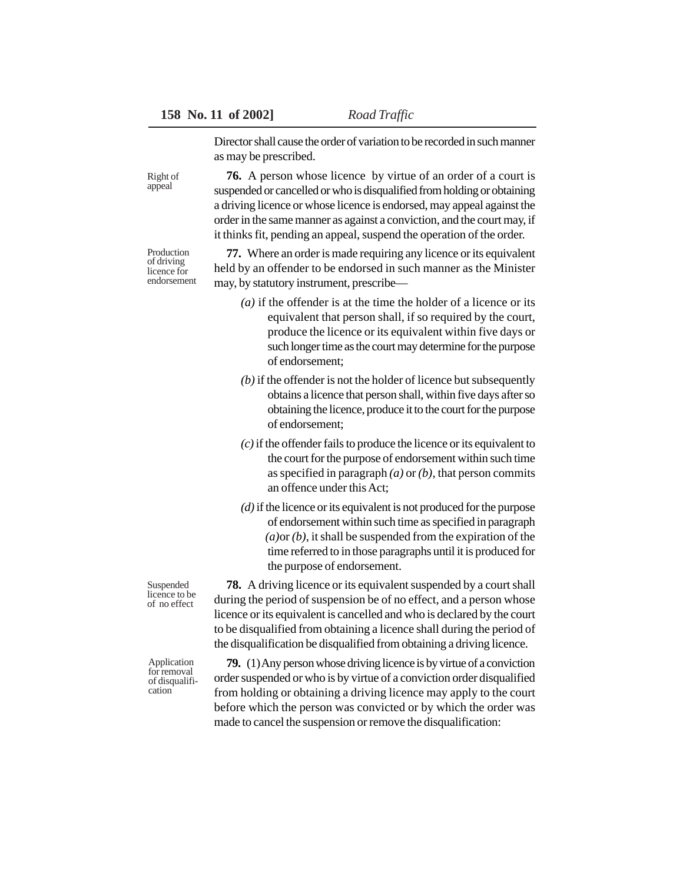Director shall cause the order of variation to be recorded in such manner as may be prescribed.

Right of appeal

**76.** A person whose licence by virtue of an order of a court is suspended or cancelled or who is disqualified from holding or obtaining a driving licence or whose licence is endorsed, may appeal against the order in the same manner as against a conviction, and the court may, if it thinks fit, pending an appeal, suspend the operation of the order.

Production of driving licence for endorsement

**77.** Where an order is made requiring any licence or its equivalent held by an offender to be endorsed in such manner as the Minister may, by statutory instrument, prescribe—

*(a)* if the offender is at the time the holder of a licence or its equivalent that person shall, if so required by the court, produce the licence or its equivalent within five days or such longer time as the court may determine for the purpose of endorsement;

*(b)* if the offender is not the holder of licence but subsequently obtains a licence that person shall, within five days after so obtaining the licence, produce it to the court for the purpose of endorsement;

*(c)* if the offender fails to produce the licence or its equivalent to the court for the purpose of endorsement within such time as specified in paragraph *(a)* or *(b)*, that person commits an offence under this Act;

*(d)* if the licence or its equivalent is not produced for the purpose of endorsement within such time as specified in paragraph *(a)*or *(b)*, it shall be suspended from the expiration of the time referred to in those paragraphs until it is produced for the purpose of endorsement.

Suspended licence to be of no effect

**78.** A driving licence or its equivalent suspended by a court shall during the period of suspension be of no effect, and a person whose licence or its equivalent is cancelled and who is declared by the court to be disqualified from obtaining a licence shall during the period of the disqualification be disqualified from obtaining a driving licence.

Application for removal of disqualification

**79.** (1) Any person whose driving licence is by virtue of a conviction order suspended or who is by virtue of a conviction order disqualified from holding or obtaining a driving licence may apply to the court before which the person was convicted or by which the order was made to cancel the suspension or remove the disqualification: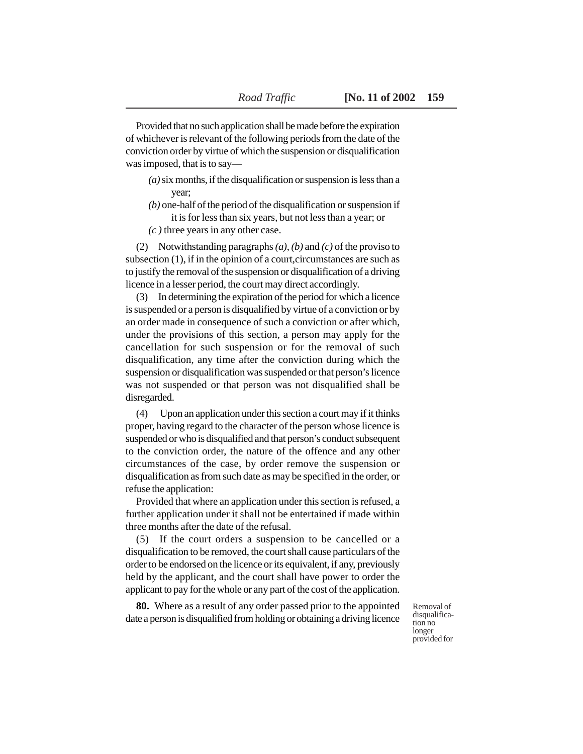Provided that no such application shall be made before the expiration of whichever is relevant of the following periods from the date of the conviction order by virtue of which the suspension or disqualification was imposed, that is to say—

*(a)* six months, if the disqualification or suspension is less than a year;

*(b)* one-half of the period of the disqualification or suspension if it is for less than six years, but not less than a year; or

*(c )* three years in any other case.

(2) Notwithstanding paragraphs *(a)*, *(b)* and *(c)* of the proviso to subsection (1), if in the opinion of a court,circumstances are such as to justify the removal of the suspension or disqualification of a driving licence in a lesser period, the court may direct accordingly.

(3) In determining the expiration of the period for which a licence is suspended or a person is disqualified by virtue of a conviction or by an order made in consequence of such a conviction or after which, under the provisions of this section, a person may apply for the cancellation for such suspension or for the removal of such disqualification, any time after the conviction during which the suspension or disqualification was suspended or that person's licence was not suspended or that person was not disqualified shall be disregarded.

(4) Upon an application under this section a court may if it thinks proper, having regard to the character of the person whose licence is suspended or who is disqualified and that person's conduct subsequent to the conviction order, the nature of the offence and any other circumstances of the case, by order remove the suspension or disqualification as from such date as may be specified in the order, or refuse the application:

Provided that where an application under this section is refused, a further application under it shall not be entertained if made within three months after the date of the refusal.

(5) If the court orders a suspension to be cancelled or a disqualification to be removed, the court shall cause particulars of the order to be endorsed on the licence or its equivalent, if any, previously held by the applicant, and the court shall have power to order the applicant to pay for the whole or any part of the cost of the application.

Removal of disqualification no longer provided for

**80.** Where as a result of any order passed prior to the appointed date a person is disqualified from holding or obtaining a driving licence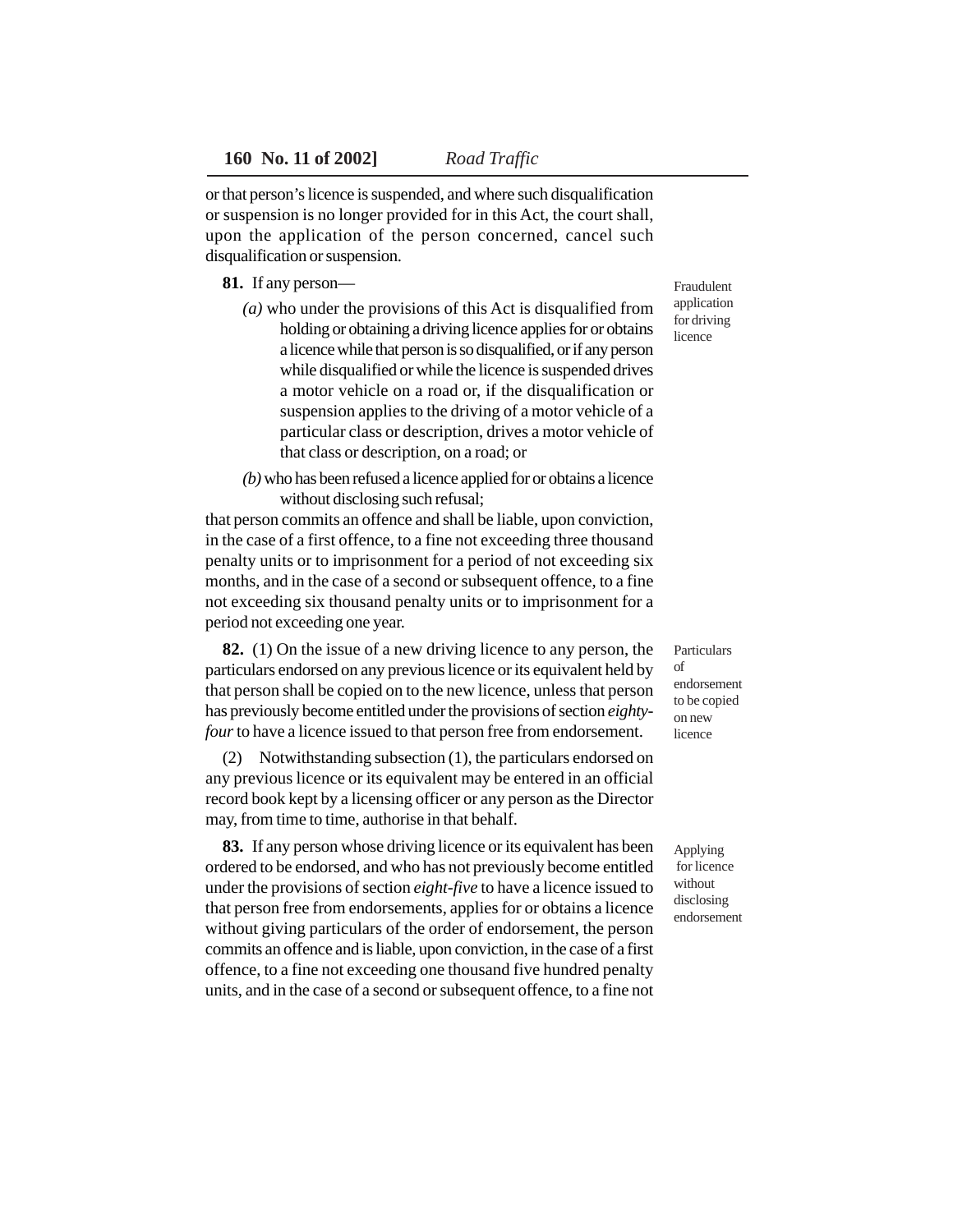or that person's licence is suspended, and where such disqualification or suspension is no longer provided for in this Act, the court shall, upon the application of the person concerned, cancel such disqualification or suspension.

Fraudulent application for driving licence

**81.** If any person—

*(a)* who under the provisions of this Act is disqualified from holding or obtaining a driving licence applies for or obtains a licence while that person is so disqualified, or if any person while disqualified or while the licence is suspended drives a motor vehicle on a road or, if the disqualification or suspension applies to the driving of a motor vehicle of a particular class or description, drives a motor vehicle of that class or description, on a road; or

*(b)* who has been refused a licence applied for or obtains a licence without disclosing such refusal;

that person commits an offence and shall be liable, upon conviction, in the case of a first offence, to a fine not exceeding three thousand penalty units or to imprisonment for a period of not exceeding six months, and in the case of a second or subsequent offence, to a fine not exceeding six thousand penalty units or to imprisonment for a period not exceeding one year.

Particulars of endorsement to be copied on new licence

**82.** (1) On the issue of a new driving licence to any person, the particulars endorsed on any previous licence or its equivalent held by that person shall be copied on to the new licence, unless that person has previously become entitled under the provisions of section *eighty-four* to have a licence issued to that person free from endorsement.

(2) Notwithstanding subsection (1), the particulars endorsed on any previous licence or its equivalent may be entered in an official record book kept by a licensing officer or any person as the Director may, from time to time, authorise in that behalf.

Applying for licence without disclosing endorsement

**83.** If any person whose driving licence or its equivalent has been ordered to be endorsed, and who has not previously become entitled under the provisions of section *eight-five* to have a licence issued to that person free from endorsements, applies for or obtains a licence without giving particulars of the order of endorsement, the person commits an offence and is liable, upon conviction, in the case of a first offence, to a fine not exceeding one thousand five hundred penalty units, and in the case of a second or subsequent offence, to a fine not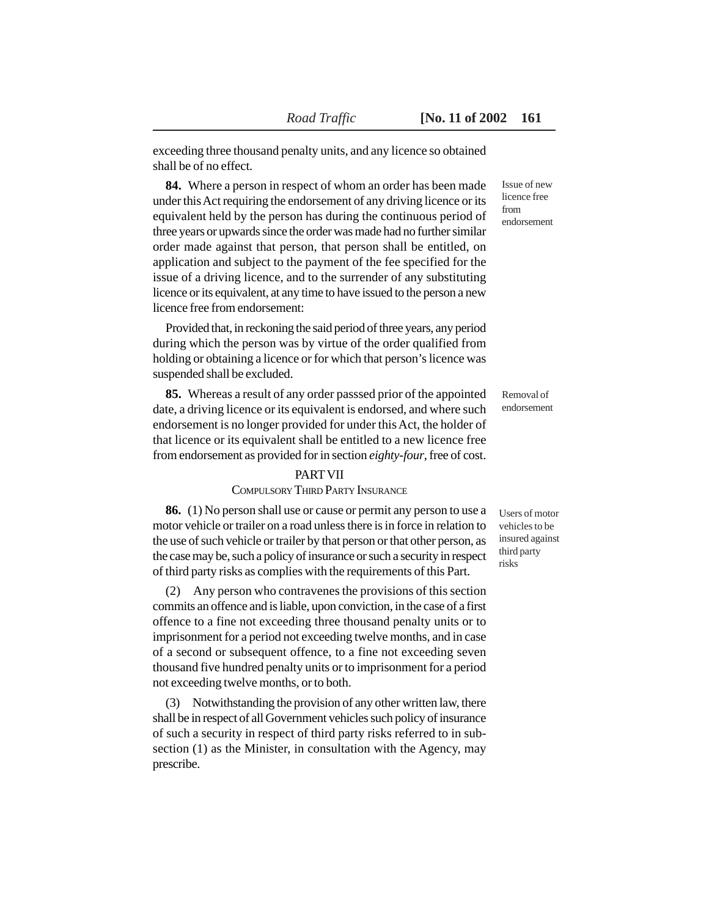exceeding three thousand penalty units, and any licence so obtained shall be of no effect.

**84.** Where a person in respect of whom an order has been made under this Act requiring the endorsement of any driving licence or its equivalent held by the person has during the continuous period of three years or upwards since the order was made had no further similar order made against that person, that person shall be entitled, on application and subject to the payment of the fee specified for the issue of a driving licence, and to the surrender of any substituting licence or its equivalent, at any time to have issued to the person a new licence free from endorsement:

Issue of new licence free from endorsement

Provided that, in reckoning the said period of three years, any period during which the person was by virtue of the order qualified from holding or obtaining a licence or for which that person's licence was suspended shall be excluded.

**85.** Whereas a result of any order passsed prior of the appointed date, a driving licence or its equivalent is endorsed, and where such endorsement is no longer provided for under this Act, the holder of that licence or its equivalent shall be entitled to a new licence free from endorsement as provided for in section *eighty-four*, free of cost.

Removal of endorsement

## PART VII
### COMPULSORY THIRD PARTY INSURANCE

**86.** (1) No person shall use or cause or permit any person to use a motor vehicle or trailer on a road unless there is in force in relation to the use of such vehicle or trailer by that person or that other person, as the case may be, such a policy of insurance or such a security in respect of third party risks as complies with the requirements of this Part.

Users of motor vehicles to be insured against third party risks

(2) Any person who contravenes the provisions of this section commits an offence and is liable, upon conviction, in the case of a first offence to a fine not exceeding three thousand penalty units or to imprisonment for a period not exceeding twelve months, and in case of a second or subsequent offence, to a fine not exceeding seven thousand five hundred penalty units or to imprisonment for a period not exceeding twelve months, or to both.

(3) Notwithstanding the provision of any other written law, there shall be in respect of all Government vehicles such policy of insurance of such a security in respect of third party risks referred to in sub-section (1) as the Minister, in consultation with the Agency, may prescribe.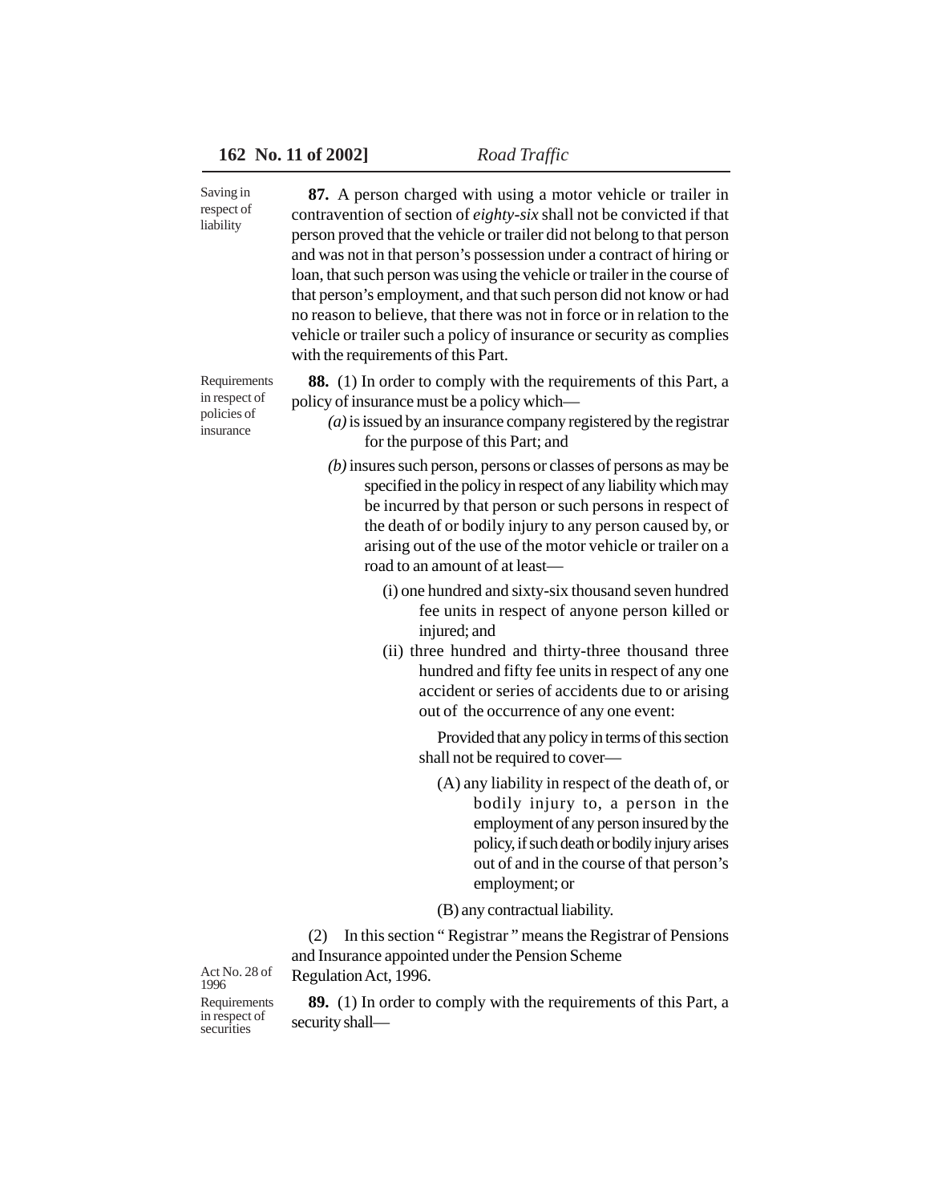Saving in respect of liability

**87.** A person charged with using a motor vehicle or trailer in contravention of section of *eighty-six* shall not be convicted if that person proved that the vehicle or trailer did not belong to that person and was not in that person's possession under a contract of hiring or loan, that such person was using the vehicle or trailer in the course of that person's employment, and that such person did not know or had no reason to believe, that there was not in force or in relation to the vehicle or trailer such a policy of insurance or security as complies with the requirements of this Part.

Requirements in respect of policies of insurance

**88.** (1) In order to comply with the requirements of this Part, a policy of insurance must be a policy which—

*(a)* is issued by an insurance company registered by the registrar for the purpose of this Part; and

*(b)* insures such person, persons or classes of persons as may be specified in the policy in respect of any liability which may be incurred by that person or such persons in respect of the death of or bodily injury to any person caused by, or arising out of the use of the motor vehicle or trailer on a road to an amount of at least—

(i) one hundred and sixty-six thousand seven hundred fee units in respect of anyone person killed or injured; and

(ii) three hundred and thirty-three thousand three hundred and fifty fee units in respect of any one accident or series of accidents due to or arising out of the occurrence of any one event:

Provided that any policy in terms of this section shall not be required to cover—

(A) any liability in respect of the death of, or bodily injury to, a person in the employment of any person insured by the policy, if such death or bodily injury arises out of and in the course of that person's employment; or

(B) any contractual liability.

(2) In this section " Registrar " means the Registrar of Pensions and Insurance appointed under the Pension Scheme Regulation Act, 1996.

Act No. 28 of 1996

Requirements in respect of securities

**89.** (1) In order to comply with the requirements of this Part, a security shall—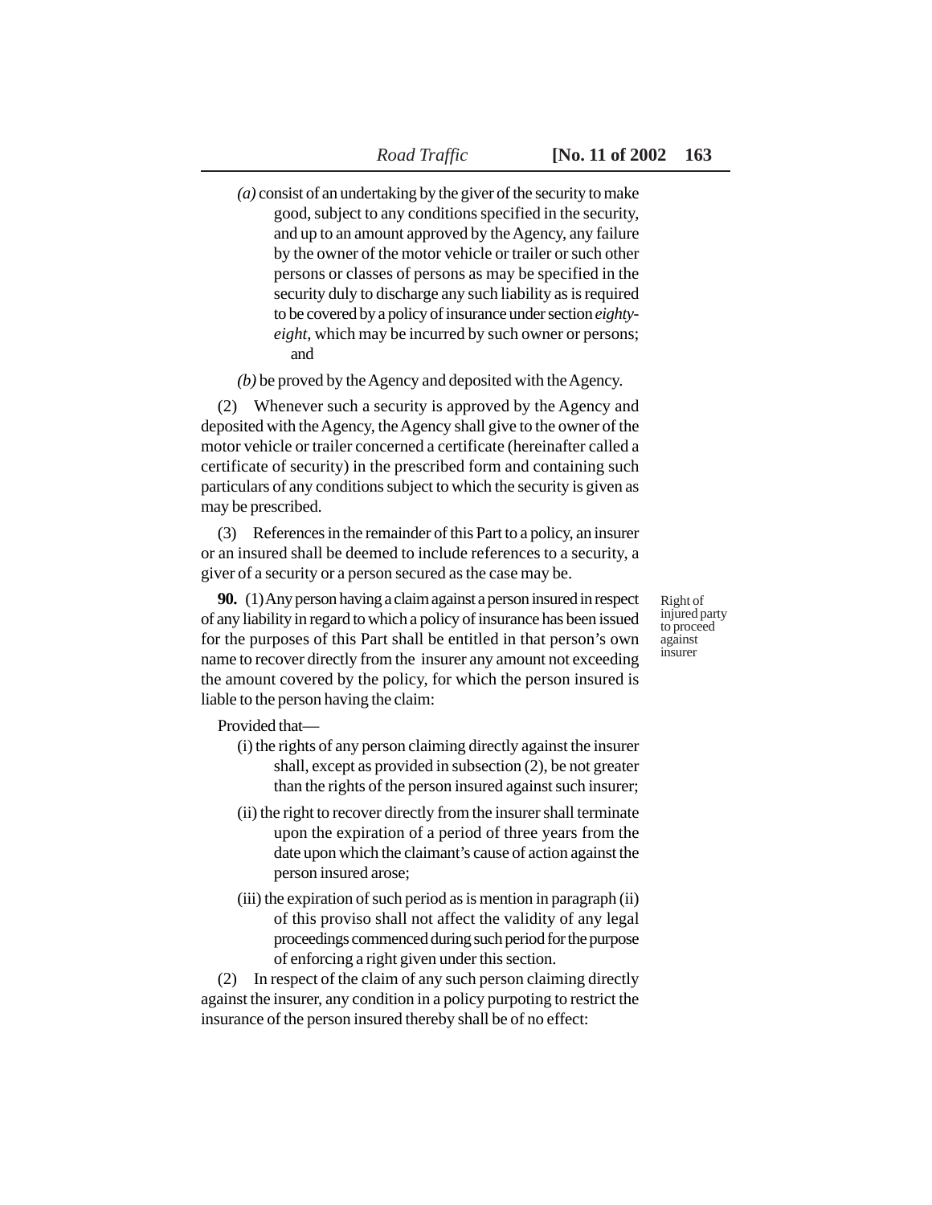*(a)* consist of an undertaking by the giver of the security to make good, subject to any conditions specified in the security, and up to an amount approved by the Agency, any failure by the owner of the motor vehicle or trailer or such other persons or classes of persons as may be specified in the security duly to discharge any such liability as is required to be covered by a policy of insurance under section *eighty-eight,* which may be incurred by such owner or persons; and

*(b)* be proved by the Agency and deposited with the Agency.

(2) Whenever such a security is approved by the Agency and deposited with the Agency, the Agency shall give to the owner of the motor vehicle or trailer concerned a certificate (hereinafter called a certificate of security) in the prescribed form and containing such particulars of any conditions subject to which the security is given as may be prescribed.

(3) References in the remainder of this Part to a policy, an insurer or an insured shall be deemed to include references to a security, a giver of a security or a person secured as the case may be.

Right of injured party to proceed against insurer

**90.** (1) Any person having a claim against a person insured in respect of any liability in regard to which a policy of insurance has been issued for the purposes of this Part shall be entitled in that person's own name to recover directly from the insurer any amount not exceeding the amount covered by the policy, for which the person insured is liable to the person having the claim:

Provided that—

(i) the rights of any person claiming directly against the insurer shall, except as provided in subsection (2), be not greater than the rights of the person insured against such insurer;

(ii) the right to recover directly from the insurer shall terminate upon the expiration of a period of three years from the date upon which the claimant's cause of action against the person insured arose;

(iii) the expiration of such period as is mention in paragraph (ii) of this proviso shall not affect the validity of any legal proceedings commenced during such period for the purpose of enforcing a right given under this section.

(2) In respect of the claim of any such person claiming directly against the insurer, any condition in a policy purpoting to restrict the insurance of the person insured thereby shall be of no effect: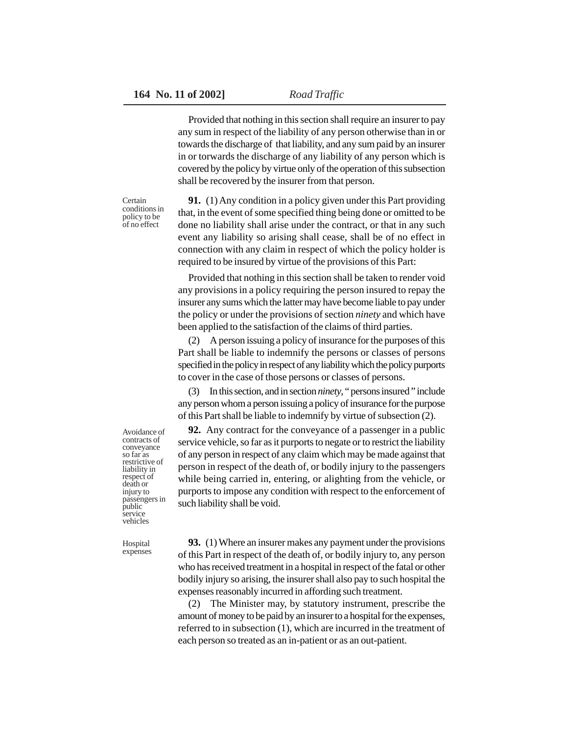Provided that nothing in this section shall require an insurer to pay any sum in respect of the liability of any person otherwise than in or towards the discharge of that liability, and any sum paid by an insurer in or torwards the discharge of any liability of any person which is covered by the policy by virtue only of the operation of this subsection shall be recovered by the insurer from that person.

Certain conditions in policy to be of no effect

**91.** (1) Any condition in a policy given under this Part providing that, in the event of some specified thing being done or omitted to be done no liability shall arise under the contract, or that in any such event any liability so arising shall cease, shall be of no effect in connection with any claim in respect of which the policy holder is required to be insured by virtue of the provisions of this Part:

Provided that nothing in this section shall be taken to render void any provisions in a policy requiring the person insured to repay the insurer any sums which the latter may have become liable to pay under the policy or under the provisions of section *ninety* and which have been applied to the satisfaction of the claims of third parties.

(2) A person issuing a policy of insurance for the purposes of this Part shall be liable to indemnify the persons or classes of persons specified in the policy in respect of any liability which the policy purports to cover in the case of those persons or classes of persons.

(3) In this section, and in section *ninety*, " persons insured " include any person whom a person issuing a policy of insurance for the purpose of this Part shall be liable to indemnify by virtue of subsection (2).

Avoidance of contracts of conveyance so far as restrictive of liability in respect of death or injury to passengers in public service vehicles

**92.** Any contract for the conveyance of a passenger in a public service vehicle, so far as it purports to negate or to restrict the liability of any person in respect of any claim which may be made against that person in respect of the death of, or bodily injury to the passengers while being carried in, entering, or alighting from the vehicle, or purports to impose any condition with respect to the enforcement of such liability shall be void.

Hospital expenses

**93.** (1) Where an insurer makes any payment under the provisions of this Part in respect of the death of, or bodily injury to, any person who has received treatment in a hospital in respect of the fatal or other bodily injury so arising, the insurer shall also pay to such hospital the expenses reasonably incurred in affording such treatment.

(2) The Minister may, by statutory instrument, prescribe the amount of money to be paid by an insurer to a hospital for the expenses, referred to in subsection (1), which are incurred in the treatment of each person so treated as an in-patient or as an out-patient.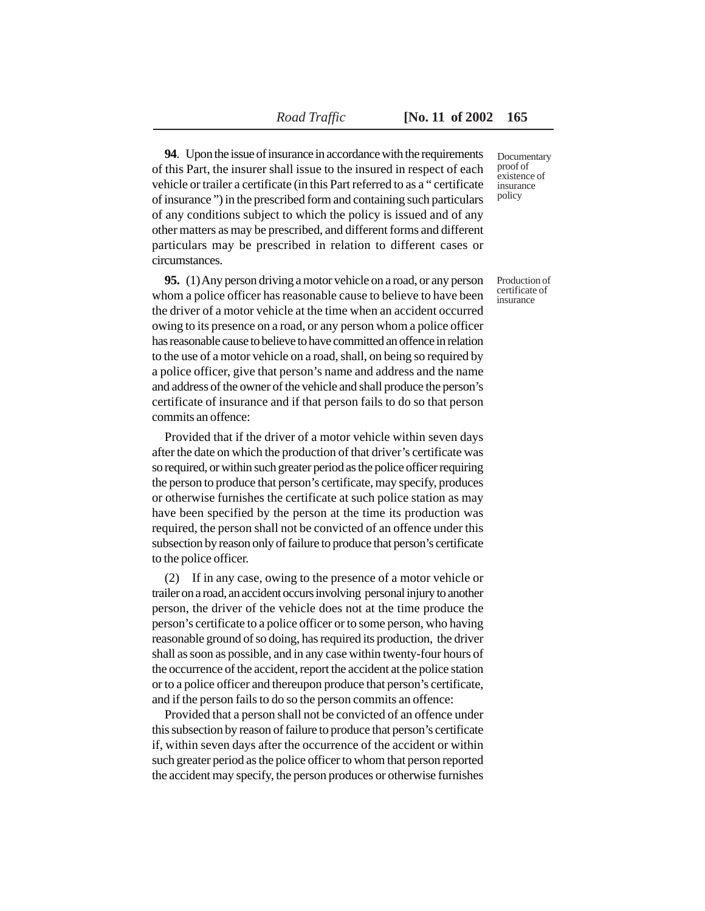Documentary proof of existence of insurance policy

**94**. Upon the issue of insurance in accordance with the requirements of this Part, the insurer shall issue to the insured in respect of each vehicle or trailer a certificate (in this Part referred to as a " certificate of insurance ") in the prescribed form and containing such particulars of any conditions subject to which the policy is issued and of any other matters as may be prescribed, and different forms and different particulars may be prescribed in relation to different cases or circumstances.

Production of certificate of insurance

**95.** (1) Any person driving a motor vehicle on a road, or any person whom a police officer has reasonable cause to believe to have been the driver of a motor vehicle at the time when an accident occurred owing to its presence on a road, or any person whom a police officer has reasonable cause to believe to have committed an offence in relation to the use of a motor vehicle on a road, shall, on being so required by a police officer, give that person's name and address and the name and address of the owner of the vehicle and shall produce the person's certificate of insurance and if that person fails to do so that person commits an offence:

Provided that if the driver of a motor vehicle within seven days after the date on which the production of that driver's certificate was so required, or within such greater period as the police officer requiring the person to produce that person's certificate, may specify, produces or otherwise furnishes the certificate at such police station as may have been specified by the person at the time its production was required, the person shall not be convicted of an offence under this subsection by reason only of failure to produce that person's certificate to the police officer.

(2) If in any case, owing to the presence of a motor vehicle or trailer on a road, an accident occurs involving personal injury to another person, the driver of the vehicle does not at the time produce the person's certificate to a police officer or to some person, who having reasonable ground of so doing, has required its production, the driver shall as soon as possible, and in any case within twenty-four hours of the occurrence of the accident, report the accident at the police station or to a police officer and thereupon produce that person's certificate, and if the person fails to do so the person commits an offence:

Provided that a person shall not be convicted of an offence under this subsection by reason of failure to produce that person's certificate if, within seven days after the occurrence of the accident or within such greater period as the police officer to whom that person reported the accident may specify, the person produces or otherwise furnishes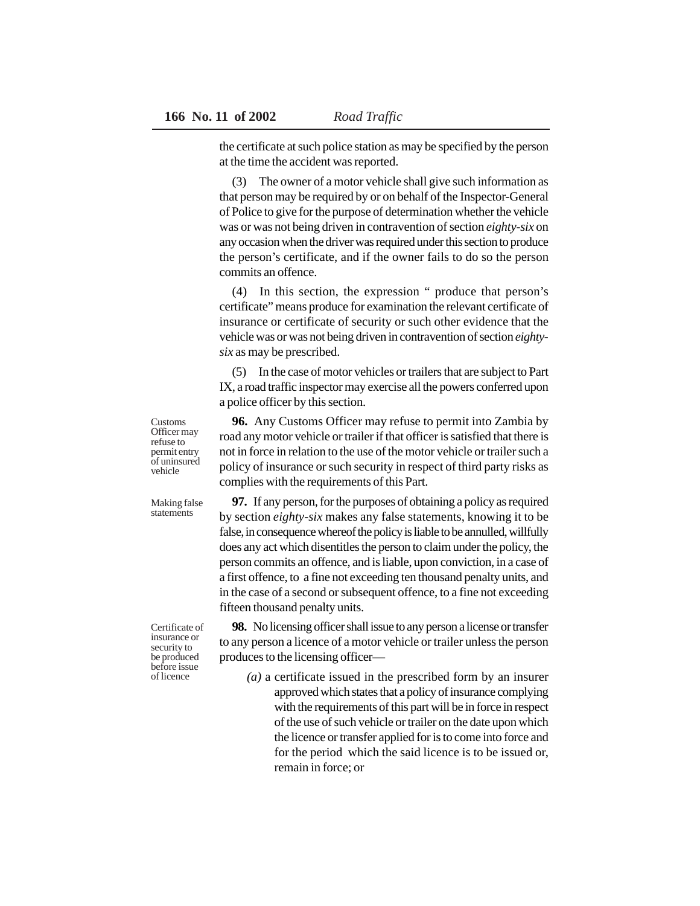the certificate at such police station as may be specified by the person at the time the accident was reported.

(3) The owner of a motor vehicle shall give such information as that person may be required by or on behalf of the Inspector-General of Police to give for the purpose of determination whether the vehicle was or was not being driven in contravention of section *eighty-six* on any occasion when the driver was required under this section to produce the person's certificate, and if the owner fails to do so the person commits an offence.

(4) In this section, the expression " produce that person's certificate" means produce for examination the relevant certificate of insurance or certificate of security or such other evidence that the vehicle was or was not being driven in contravention of section *eighty-six* as may be prescribed.

(5) In the case of motor vehicles or trailers that are subject to Part IX, a road traffic inspector may exercise all the powers conferred upon a police officer by this section.

Customs Officer may refuse to permit entry of uninsured vehicle

**96.** Any Customs Officer may refuse to permit into Zambia by road any motor vehicle or trailer if that officer is satisfied that there is not in force in relation to the use of the motor vehicle or trailer such a policy of insurance or such security in respect of third party risks as complies with the requirements of this Part.

Making false statements

**97.** If any person, for the purposes of obtaining a policy as required by section *eighty-six* makes any false statements, knowing it to be false, in consequence whereof the policy is liable to be annulled, willfully does any act which disentitles the person to claim under the policy, the person commits an offence, and is liable, upon conviction, in a case of a first offence, to a fine not exceeding ten thousand penalty units, and in the case of a second or subsequent offence, to a fine not exceeding fifteen thousand penalty units.

Certificate of insurance or security to be produced before issue of licence

**98.** No licensing officer shall issue to any person a license or transfer to any person a licence of a motor vehicle or trailer unless the person produces to the licensing officer—

*(a)* a certificate issued in the prescribed form by an insurer approved which states that a policy of insurance complying with the requirements of this part will be in force in respect of the use of such vehicle or trailer on the date upon which the licence or transfer applied for is to come into force and for the period which the said licence is to be issued or, remain in force; or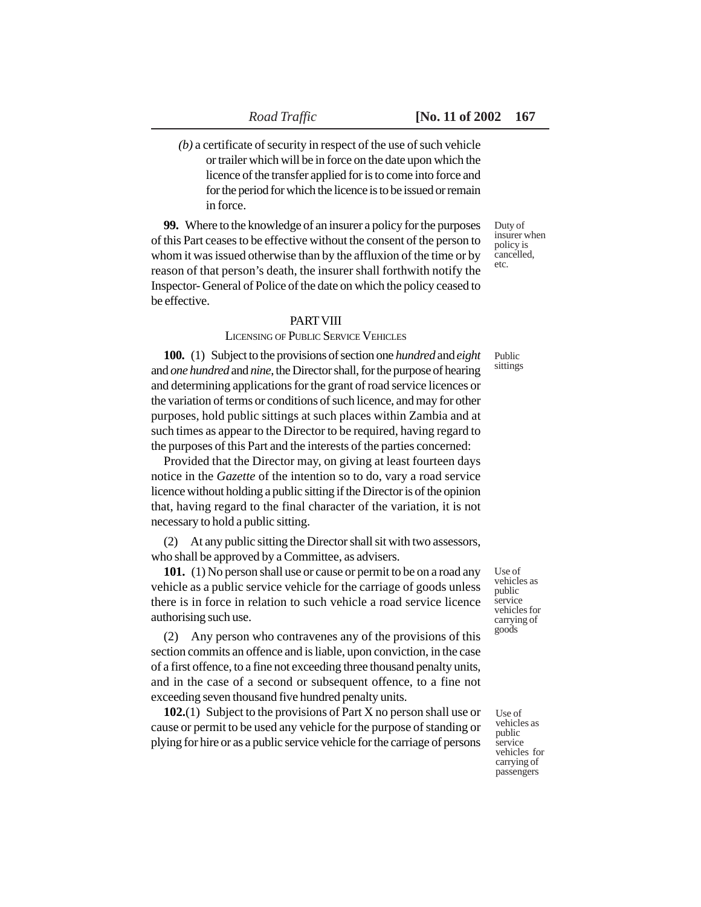*(b)* a certificate of security in respect of the use of such vehicle or trailer which will be in force on the date upon which the licence of the transfer applied for is to come into force and for the period for which the licence is to be issued or remain in force.

Duty of insurer when policy is cancelled, etc.

**99.** Where to the knowledge of an insurer a policy for the purposes of this Part ceases to be effective without the consent of the person to whom it was issued otherwise than by the affluxion of the time or by reason of that person's death, the insurer shall forthwith notify the Inspector- General of Police of the date on which the policy ceased to be effective.

## PART VIII

### LICENSING OF PUBLIC SERVICE VEHICLES

Public sittings

**100.** (1) Subject to the provisions of section one *hundred* and *eight* and *one hundred* and *nine*, the Director shall, for the purpose of hearing and determining applications for the grant of road service licences or the variation of terms or conditions of such licence, and may for other purposes, hold public sittings at such places within Zambia and at such times as appear to the Director to be required, having regard to the purposes of this Part and the interests of the parties concerned:

Provided that the Director may, on giving at least fourteen days notice in the *Gazette* of the intention so to do, vary a road service licence without holding a public sitting if the Director is of the opinion that, having regard to the final character of the variation, it is not necessary to hold a public sitting.

(2) At any public sitting the Director shall sit with two assessors, who shall be approved by a Committee, as advisers.

Use of vehicles as public service vehicles for carrying of goods

**101.** (1) No person shall use or cause or permit to be on a road any vehicle as a public service vehicle for the carriage of goods unless there is in force in relation to such vehicle a road service licence authorising such use.

(2) Any person who contravenes any of the provisions of this section commits an offence and is liable, upon conviction, in the case of a first offence, to a fine not exceeding three thousand penalty units, and in the case of a second or subsequent offence, to a fine not exceeding seven thousand five hundred penalty units.

Use of vehicles as public service vehicles for carrying of passengers

**102.**(1) Subject to the provisions of Part X no person shall use or cause or permit to be used any vehicle for the purpose of standing or plying for hire or as a public service vehicle for the carriage of persons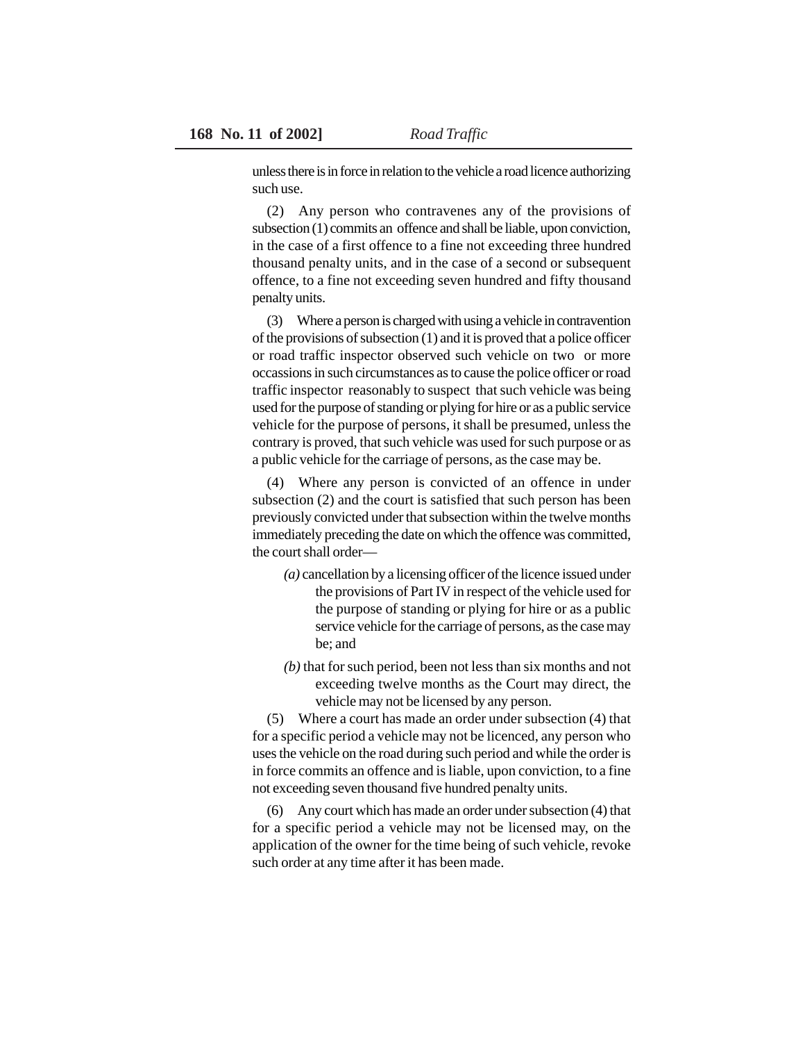unless there is in force in relation to the vehicle a road licence authorizing such use.

(2) Any person who contravenes any of the provisions of subsection (1) commits an offence and shall be liable, upon conviction, in the case of a first offence to a fine not exceeding three hundred thousand penalty units, and in the case of a second or subsequent offence, to a fine not exceeding seven hundred and fifty thousand penalty units.

(3) Where a person is charged with using a vehicle in contravention of the provisions of subsection (1) and it is proved that a police officer or road traffic inspector observed such vehicle on two or more occassions in such circumstances as to cause the police officer or road traffic inspector reasonably to suspect that such vehicle was being used for the purpose of standing or plying for hire or as a public service vehicle for the purpose of persons, it shall be presumed, unless the contrary is proved, that such vehicle was used for such purpose or as a public vehicle for the carriage of persons, as the case may be.

(4) Where any person is convicted of an offence in under subsection (2) and the court is satisfied that such person has been previously convicted under that subsection within the twelve months immediately preceding the date on which the offence was committed, the court shall order—

*(a)* cancellation by a licensing officer of the licence issued under the provisions of Part IV in respect of the vehicle used for the purpose of standing or plying for hire or as a public service vehicle for the carriage of persons, as the case may be; and

*(b)* that for such period, been not less than six months and not exceeding twelve months as the Court may direct, the vehicle may not be licensed by any person.

(5) Where a court has made an order under subsection (4) that for a specific period a vehicle may not be licenced, any person who uses the vehicle on the road during such period and while the order is in force commits an offence and is liable, upon conviction, to a fine not exceeding seven thousand five hundred penalty units.

(6) Any court which has made an order under subsection (4) that for a specific period a vehicle may not be licensed may, on the application of the owner for the time being of such vehicle, revoke such order at any time after it has been made.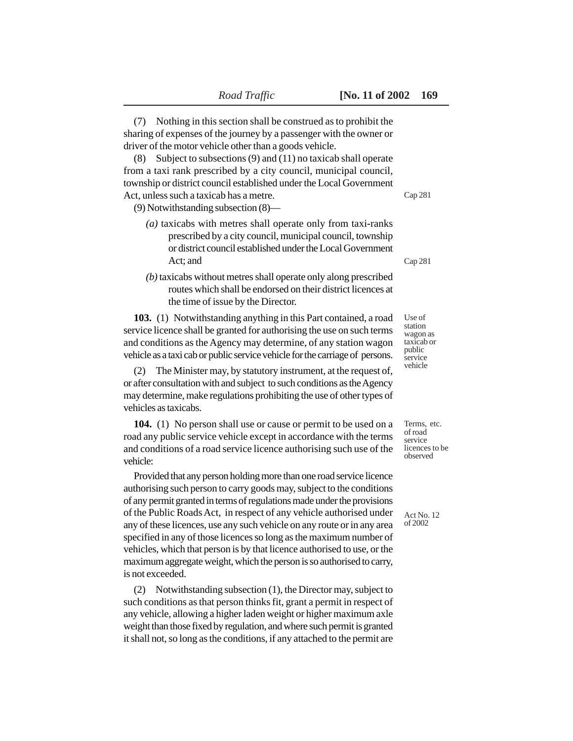(7) Nothing in this section shall be construed as to prohibit the sharing of expenses of the journey by a passenger with the owner or driver of the motor vehicle other than a goods vehicle.

(8) Subject to subsections (9) and (11) no taxicab shall operate from a taxi rank prescribed by a city council, municipal council, township or district council established under the Local Government Act, unless such a taxicab has a metre. Cap 281

(9) Notwithstanding subsection (8)—

*(a)* taxicabs with metres shall operate only from taxi-ranks prescribed by a city council, municipal council, township or district council established under the Local Government Act; and Cap 281

*(b)* taxicabs without metres shall operate only along prescribed routes which shall be endorsed on their district licences at the time of issue by the Director.

Use of station wagon as taxicab or public service vehicle

**103.** (1) Notwithstanding anything in this Part contained, a road service licence shall be granted for authorising the use on such terms and conditions as the Agency may determine, of any station wagon vehicle as a taxi cab or public service vehicle for the carriage of persons.

(2) The Minister may, by statutory instrument, at the request of, or after consultation with and subject to such conditions as the Agency may determine, make regulations prohibiting the use of other types of vehicles as taxicabs.

Terms, etc. of road service licences to be observed

**104.** (1) No person shall use or cause or permit to be used on a road any public service vehicle except in accordance with the terms and conditions of a road service licence authorising such use of the vehicle:

Provided that any person holding more than one road service licence authorising such person to carry goods may, subject to the conditions of any permit granted in terms of regulations made under the provisions of the Public Roads Act, in respect of any vehicle authorised under any of these licences, use any such vehicle on any route or in any area specified in any of those licences so long as the maximum number of vehicles, which that person is by that licence authorised to use, or the maximum aggregate weight, which the person is so authorised to carry, is not exceeded. Act No. 12 of 2002

(2) Notwithstanding subsection (1), the Director may, subject to such conditions as that person thinks fit, grant a permit in respect of any vehicle, allowing a higher laden weight or higher maximum axle weight than those fixed by regulation, and where such permit is granted it shall not, so long as the conditions, if any attached to the permit are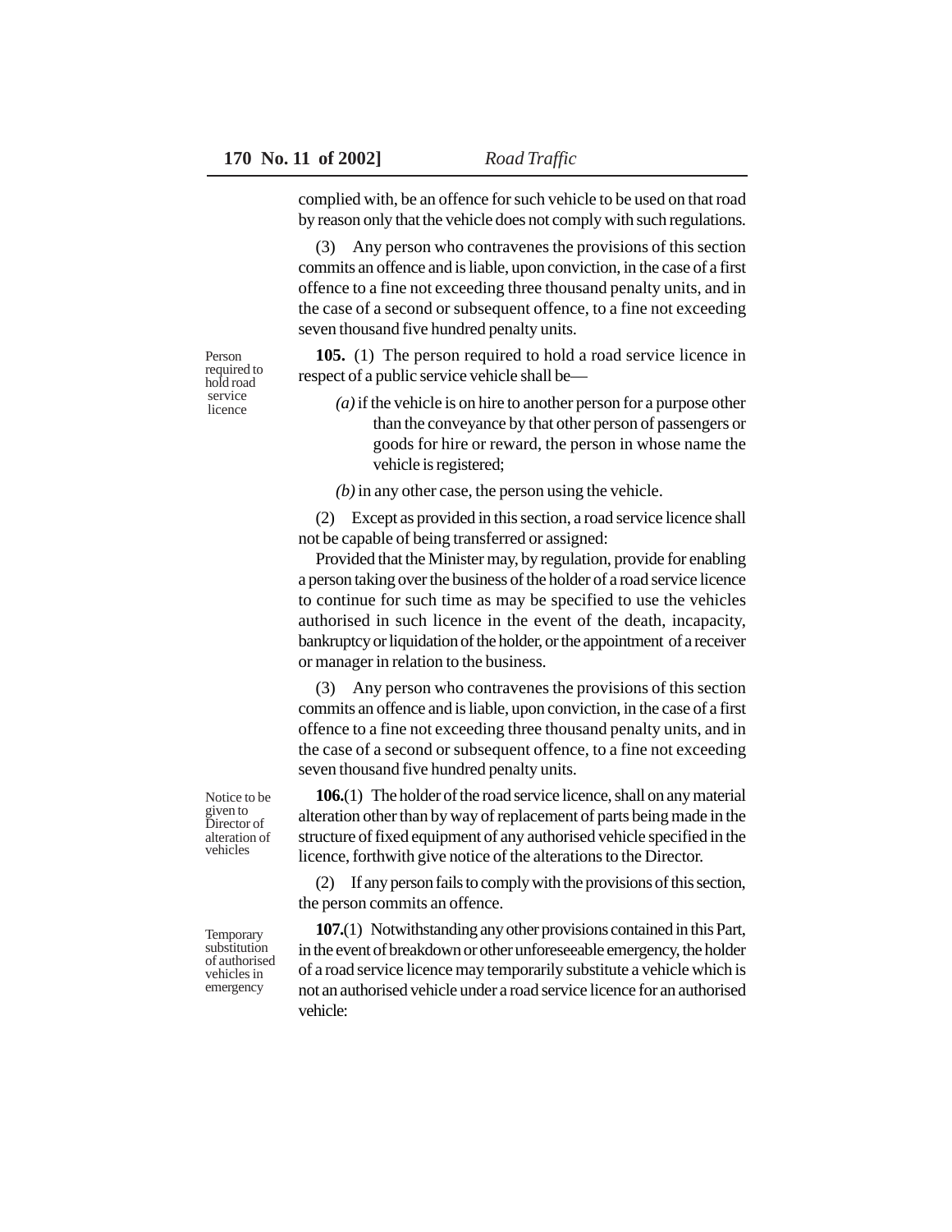complied with, be an offence for such vehicle to be used on that road by reason only that the vehicle does not comply with such regulations.

(3) Any person who contravenes the provisions of this section commits an offence and is liable, upon conviction, in the case of a first offence to a fine not exceeding three thousand penalty units, and in the case of a second or subsequent offence, to a fine not exceeding seven thousand five hundred penalty units.

Person required to hold road service licence

**105.** (1) The person required to hold a road service licence in respect of a public service vehicle shall be—

*(a)* if the vehicle is on hire to another person for a purpose other than the conveyance by that other person of passengers or goods for hire or reward, the person in whose name the vehicle is registered;

*(b)* in any other case, the person using the vehicle.

(2) Except as provided in this section, a road service licence shall not be capable of being transferred or assigned:

Provided that the Minister may, by regulation, provide for enabling a person taking over the business of the holder of a road service licence to continue for such time as may be specified to use the vehicles authorised in such licence in the event of the death, incapacity, bankruptcy or liquidation of the holder, or the appointment of a receiver or manager in relation to the business.

(3) Any person who contravenes the provisions of this section commits an offence and is liable, upon conviction, in the case of a first offence to a fine not exceeding three thousand penalty units, and in the case of a second or subsequent offence, to a fine not exceeding seven thousand five hundred penalty units.

Notice to be given to Director of alteration of vehicles

**106.**(1) The holder of the road service licence, shall on any material alteration other than by way of replacement of parts being made in the structure of fixed equipment of any authorised vehicle specified in the licence, forthwith give notice of the alterations to the Director.

(2) If any person fails to comply with the provisions of this section, the person commits an offence.

Temporary substitution of authorised vehicles in emergency

**107.**(1) Notwithstanding any other provisions contained in this Part, in the event of breakdown or other unforeseeable emergency, the holder of a road service licence may temporarily substitute a vehicle which is not an authorised vehicle under a road service licence for an authorised vehicle: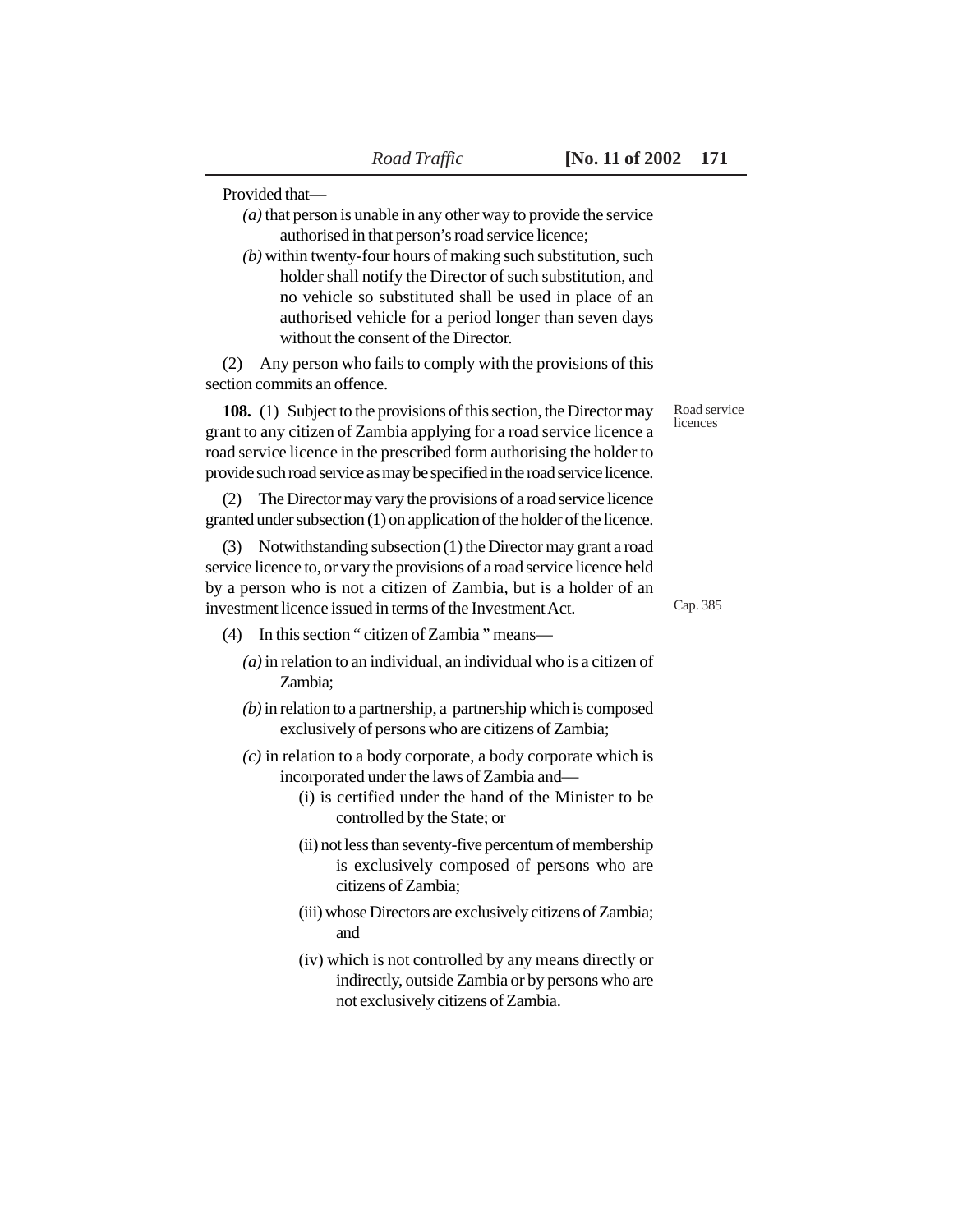Provided that—

*(a)* that person is unable in any other way to provide the service authorised in that person's road service licence;

*(b)* within twenty-four hours of making such substitution, such holder shall notify the Director of such substitution, and no vehicle so substituted shall be used in place of an authorised vehicle for a period longer than seven days without the consent of the Director.

(2) Any person who fails to comply with the provisions of this section commits an offence.

Road service licences

**108.** (1) Subject to the provisions of this section, the Director may grant to any citizen of Zambia applying for a road service licence a road service licence in the prescribed form authorising the holder to provide such road service as may be specified in the road service licence.

(2) The Director may vary the provisions of a road service licence granted under subsection (1) on application of the holder of the licence.

(3) Notwithstanding subsection (1) the Director may grant a road service licence to, or vary the provisions of a road service licence held by a person who is not a citizen of Zambia, but is a holder of an investment licence issued in terms of the Investment Act.

Cap. 385

(4) In this section " citizen of Zambia " means—

*(a)* in relation to an individual, an individual who is a citizen of Zambia;

*(b)* in relation to a partnership, a partnership which is composed exclusively of persons who are citizens of Zambia;

*(c)* in relation to a body corporate, a body corporate which is incorporated under the laws of Zambia and—

(i) is certified under the hand of the Minister to be controlled by the State; or

(ii) not less than seventy-five percentum of membership is exclusively composed of persons who are citizens of Zambia;

(iii) whose Directors are exclusively citizens of Zambia; and

(iv) which is not controlled by any means directly or indirectly, outside Zambia or by persons who are not exclusively citizens of Zambia.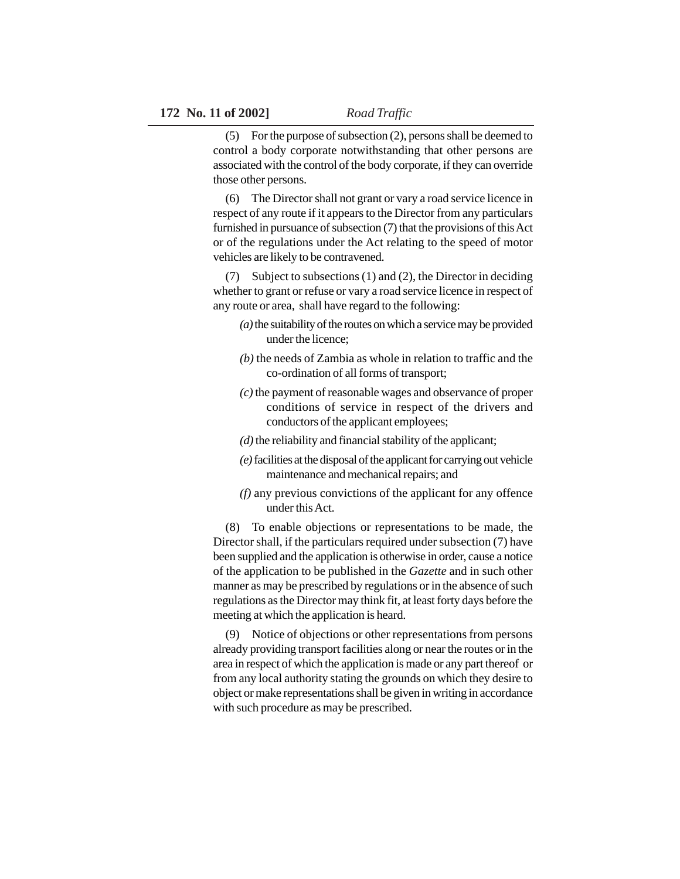(5) For the purpose of subsection (2), persons shall be deemed to control a body corporate notwithstanding that other persons are associated with the control of the body corporate, if they can override those other persons.

(6) The Director shall not grant or vary a road service licence in respect of any route if it appears to the Director from any particulars furnished in pursuance of subsection (7) that the provisions of this Act or of the regulations under the Act relating to the speed of motor vehicles are likely to be contravened.

(7) Subject to subsections (1) and (2), the Director in deciding whether to grant or refuse or vary a road service licence in respect of any route or area, shall have regard to the following:

*(a)* the suitability of the routes on which a service may be provided under the licence;

*(b)* the needs of Zambia as whole in relation to traffic and the co-ordination of all forms of transport;

*(c)* the payment of reasonable wages and observance of proper conditions of service in respect of the drivers and conductors of the applicant employees;

*(d)* the reliability and financial stability of the applicant;

*(e)* facilities at the disposal of the applicant for carrying out vehicle maintenance and mechanical repairs; and

*(f)* any previous convictions of the applicant for any offence under this Act.

(8) To enable objections or representations to be made, the Director shall, if the particulars required under subsection (7) have been supplied and the application is otherwise in order, cause a notice of the application to be published in the *Gazette* and in such other manner as may be prescribed by regulations or in the absence of such regulations as the Director may think fit, at least forty days before the meeting at which the application is heard.

(9) Notice of objections or other representations from persons already providing transport facilities along or near the routes or in the area in respect of which the application is made or any part thereof or from any local authority stating the grounds on which they desire to object or make representations shall be given in writing in accordance with such procedure as may be prescribed.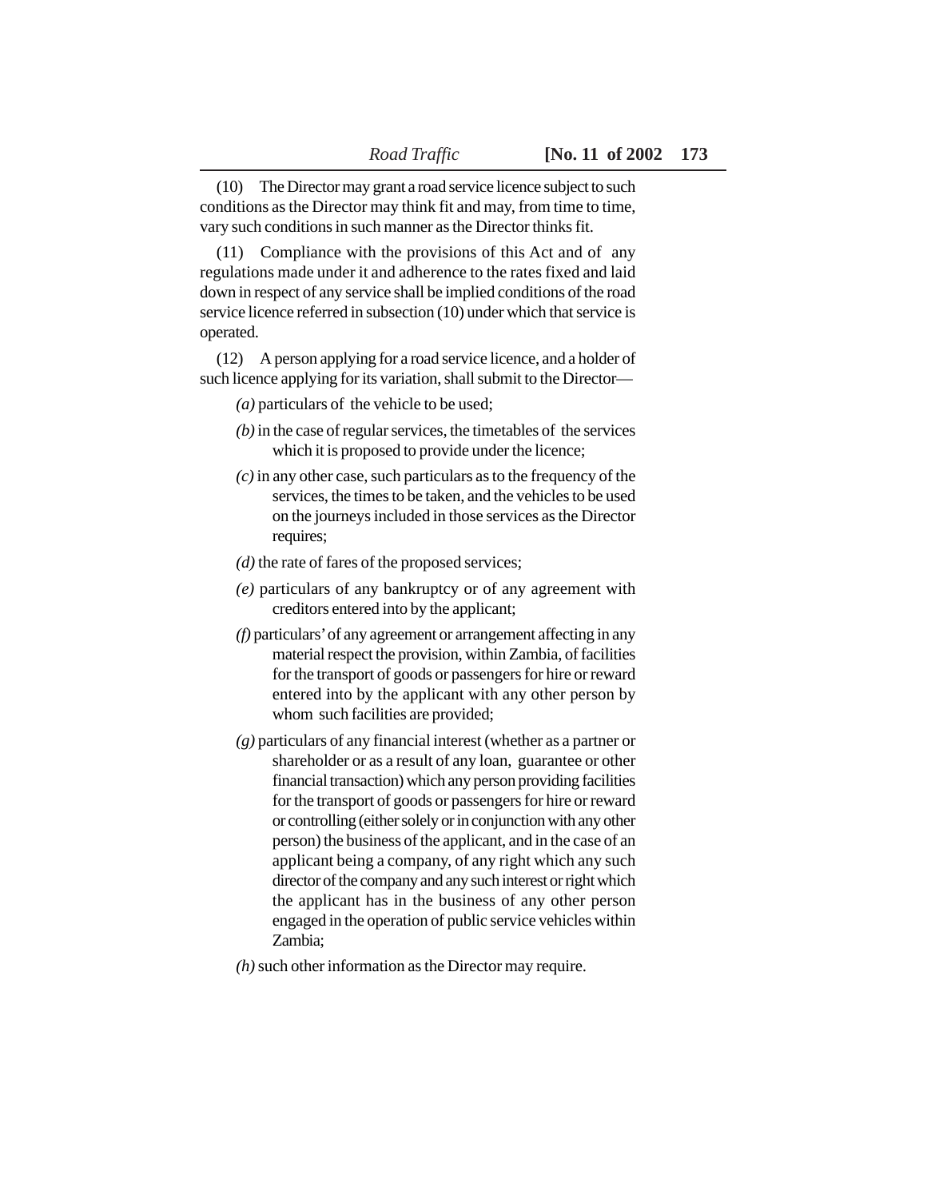(10) The Director may grant a road service licence subject to such conditions as the Director may think fit and may, from time to time, vary such conditions in such manner as the Director thinks fit.

(11) Compliance with the provisions of this Act and of any regulations made under it and adherence to the rates fixed and laid down in respect of any service shall be implied conditions of the road service licence referred in subsection (10) under which that service is operated.

(12) A person applying for a road service licence, and a holder of such licence applying for its variation, shall submit to the Director—

*(a)* particulars of the vehicle to be used;

*(b)* in the case of regular services, the timetables of the services which it is proposed to provide under the licence;

*(c)* in any other case, such particulars as to the frequency of the services, the times to be taken, and the vehicles to be used on the journeys included in those services as the Director requires;

*(d)* the rate of fares of the proposed services;

*(e)* particulars of any bankruptcy or of any agreement with creditors entered into by the applicant;

*(f)* particulars' of any agreement or arrangement affecting in any material respect the provision, within Zambia, of facilities for the transport of goods or passengers for hire or reward entered into by the applicant with any other person by whom such facilities are provided;

*(g)* particulars of any financial interest (whether as a partner or shareholder or as a result of any loan, guarantee or other financial transaction) which any person providing facilities for the transport of goods or passengers for hire or reward or controlling (either solely or in conjunction with any other person) the business of the applicant, and in the case of an applicant being a company, of any right which any such director of the company and any such interest or right which the applicant has in the business of any other person engaged in the operation of public service vehicles within Zambia;

*(h)* such other information as the Director may require.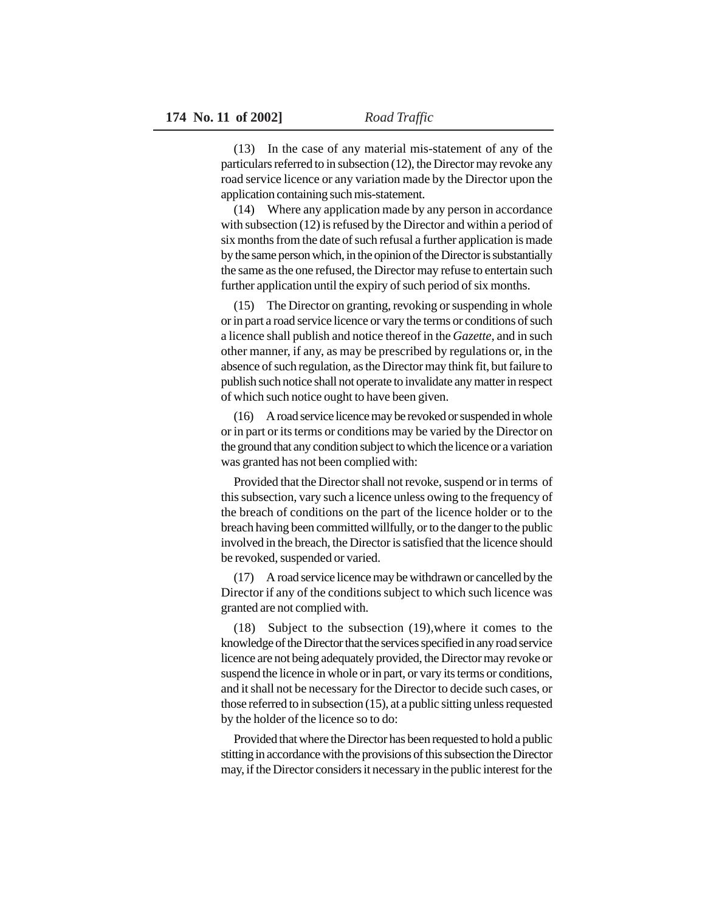(13) In the case of any material mis-statement of any of the particulars referred to in subsection (12), the Director may revoke any road service licence or any variation made by the Director upon the application containing such mis-statement.

(14) Where any application made by any person in accordance with subsection (12) is refused by the Director and within a period of six months from the date of such refusal a further application is made by the same person which, in the opinion of the Director is substantially the same as the one refused, the Director may refuse to entertain such further application until the expiry of such period of six months.

(15) The Director on granting, revoking or suspending in whole or in part a road service licence or vary the terms or conditions of such a licence shall publish and notice thereof in the *Gazette*, and in such other manner, if any, as may be prescribed by regulations or, in the absence of such regulation, as the Director may think fit, but failure to publish such notice shall not operate to invalidate any matter in respect of which such notice ought to have been given.

(16) A road service licence may be revoked or suspended in whole or in part or its terms or conditions may be varied by the Director on the ground that any condition subject to which the licence or a variation was granted has not been complied with:

Provided that the Director shall not revoke, suspend or in terms of this subsection, vary such a licence unless owing to the frequency of the breach of conditions on the part of the licence holder or to the breach having been committed willfully, or to the danger to the public involved in the breach, the Director is satisfied that the licence should be revoked, suspended or varied.

(17) A road service licence may be withdrawn or cancelled by the Director if any of the conditions subject to which such licence was granted are not complied with.

(18) Subject to the subsection (19),where it comes to the knowledge of the Director that the services specified in any road service licence are not being adequately provided, the Director may revoke or suspend the licence in whole or in part, or vary its terms or conditions, and it shall not be necessary for the Director to decide such cases, or those referred to in subsection (15), at a public sitting unless requested by the holder of the licence so to do:

Provided that where the Director has been requested to hold a public stitting in accordance with the provisions of this subsection the Director may, if the Director considers it necessary in the public interest for the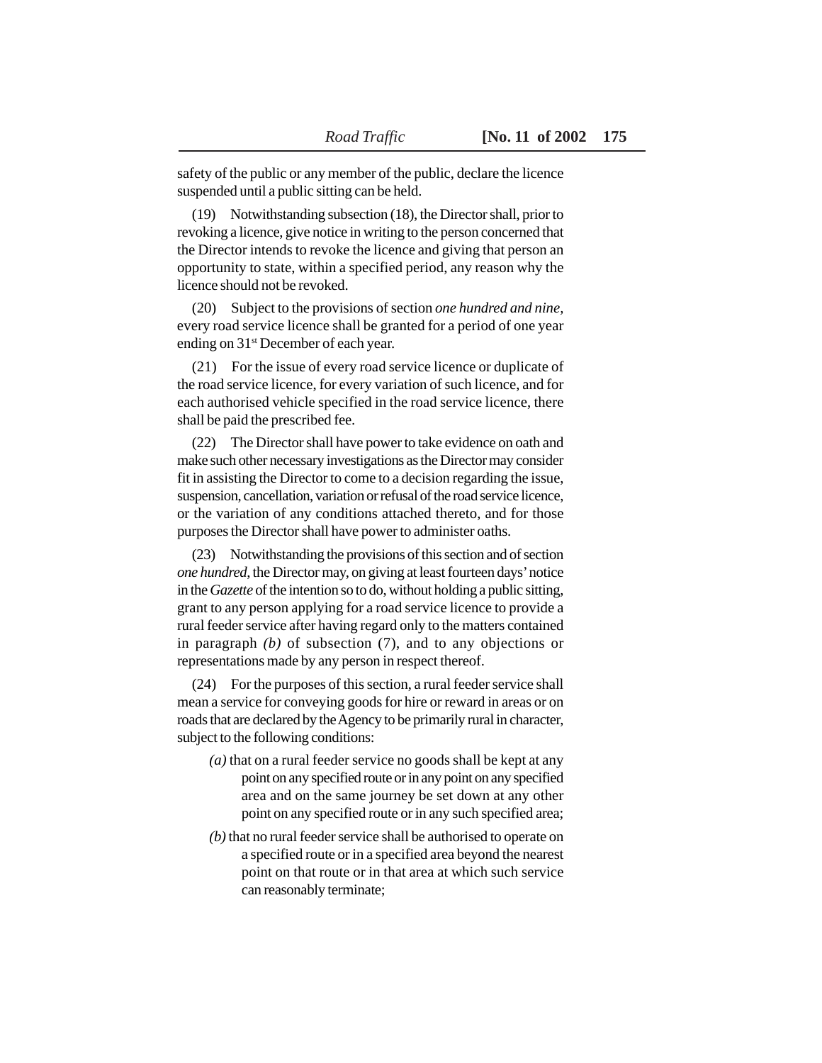safety of the public or any member of the public, declare the licence suspended until a public sitting can be held.

(19) Notwithstanding subsection (18), the Director shall, prior to revoking a licence, give notice in writing to the person concerned that the Director intends to revoke the licence and giving that person an opportunity to state, within a specified period, any reason why the licence should not be revoked.

(20) Subject to the provisions of section *one hundred and nine*, every road service licence shall be granted for a period of one year ending on 31st December of each year.

(21) For the issue of every road service licence or duplicate of the road service licence, for every variation of such licence, and for each authorised vehicle specified in the road service licence, there shall be paid the prescribed fee.

(22) The Director shall have power to take evidence on oath and make such other necessary investigations as the Director may consider fit in assisting the Director to come to a decision regarding the issue, suspension, cancellation, variation or refusal of the road service licence, or the variation of any conditions attached thereto, and for those purposes the Director shall have power to administer oaths.

(23) Notwithstanding the provisions of this section and of section *one hundred*, the Director may, on giving at least fourteen days' notice in the *Gazette* of the intention so to do, without holding a public sitting, grant to any person applying for a road service licence to provide a rural feeder service after having regard only to the matters contained in paragraph *(b)* of subsection (7), and to any objections or representations made by any person in respect thereof.

(24) For the purposes of this section, a rural feeder service shall mean a service for conveying goods for hire or reward in areas or on roads that are declared by the Agency to be primarily rural in character, subject to the following conditions:

*(a)* that on a rural feeder service no goods shall be kept at any point on any specified route or in any point on any specified area and on the same journey be set down at any other point on any specified route or in any such specified area;

*(b)* that no rural feeder service shall be authorised to operate on a specified route or in a specified area beyond the nearest point on that route or in that area at which such service can reasonably terminate;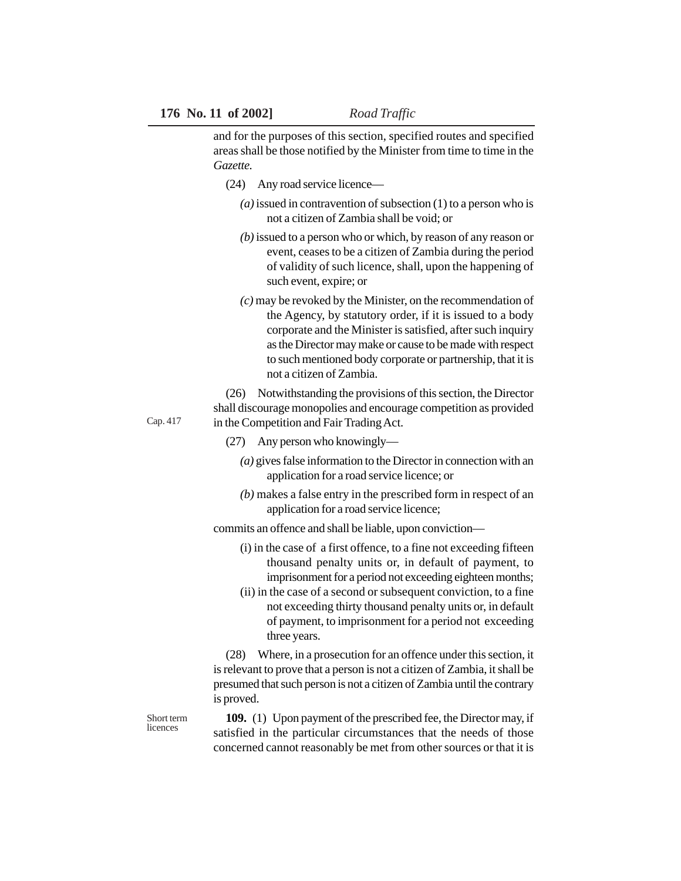and for the purposes of this section, specified routes and specified areas shall be those notified by the Minister from time to time in the *Gazette.*

(24) Any road service licence—

*(a)* issued in contravention of subsection (1) to a person who is not a citizen of Zambia shall be void; or

*(b)* issued to a person who or which, by reason of any reason or event, ceases to be a citizen of Zambia during the period of validity of such licence, shall, upon the happening of such event, expire; or

*(c)* may be revoked by the Minister, on the recommendation of the Agency, by statutory order, if it is issued to a body corporate and the Minister is satisfied, after such inquiry as the Director may make or cause to be made with respect to such mentioned body corporate or partnership, that it is not a citizen of Zambia.

Cap. 417

(26) Notwithstanding the provisions of this section, the Director shall discourage monopolies and encourage competition as provided in the Competition and Fair Trading Act.

(27) Any person who knowingly—

*(a)* gives false information to the Director in connection with an application for a road service licence; or

*(b)* makes a false entry in the prescribed form in respect of an application for a road service licence;

commits an offence and shall be liable, upon conviction—

(i) in the case of a first offence, to a fine not exceeding fifteen thousand penalty units or, in default of payment, to imprisonment for a period not exceeding eighteen months;

(ii) in the case of a second or subsequent conviction, to a fine not exceeding thirty thousand penalty units or, in default of payment, to imprisonment for a period not exceeding three years.

(28) Where, in a prosecution for an offence under this section, it is relevant to prove that a person is not a citizen of Zambia, it shall be presumed that such person is not a citizen of Zambia until the contrary is proved.

Short term licences

**109.** (1) Upon payment of the prescribed fee, the Director may, if satisfied in the particular circumstances that the needs of those concerned cannot reasonably be met from other sources or that it is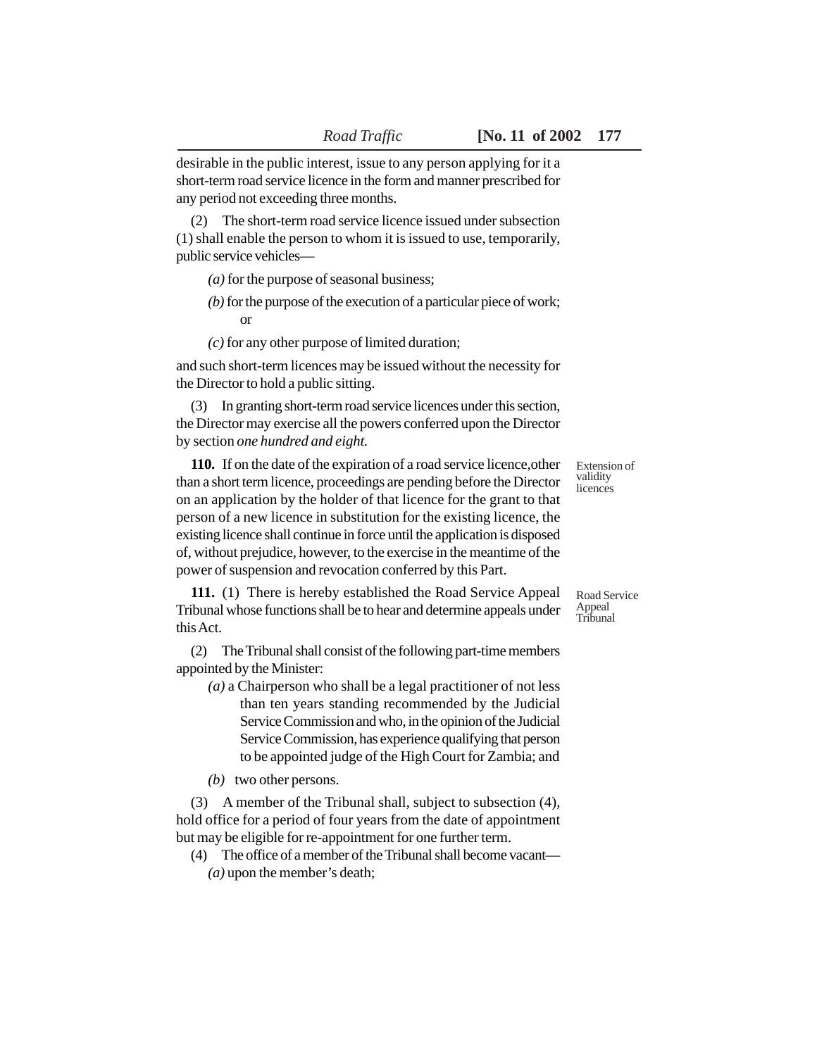desirable in the public interest, issue to any person applying for it a short-term road service licence in the form and manner prescribed for any period not exceeding three months.

(2) The short-term road service licence issued under subsection (1) shall enable the person to whom it is issued to use, temporarily, public service vehicles—

*(a)* for the purpose of seasonal business;

*(b)* for the purpose of the execution of a particular piece of work; or

*(c)* for any other purpose of limited duration;

and such short-term licences may be issued without the necessity for the Director to hold a public sitting.

(3) In granting short-term road service licences under this section, the Director may exercise all the powers conferred upon the Director by section *one hundred and eight.*

Extension of validity licences

**110.** If on the date of the expiration of a road service licence,other than a short term licence, proceedings are pending before the Director on an application by the holder of that licence for the grant to that person of a new licence in substitution for the existing licence, the existing licence shall continue in force until the application is disposed of, without prejudice, however, to the exercise in the meantime of the power of suspension and revocation conferred by this Part.

Road Service Appeal Tribunal

**111.** (1) There is hereby established the Road Service Appeal Tribunal whose functions shall be to hear and determine appeals under this Act.

(2) The Tribunal shall consist of the following part-time members appointed by the Minister:

*(a)* a Chairperson who shall be a legal practitioner of not less than ten years standing recommended by the Judicial Service Commission and who, in the opinion of the Judicial Service Commission, has experience qualifying that person to be appointed judge of the High Court for Zambia; and

*(b)* two other persons.

(3) A member of the Tribunal shall, subject to subsection (4), hold office for a period of four years from the date of appointment but may be eligible for re-appointment for one further term.

(4) The office of a member of the Tribunal shall become vacant—

*(a)* upon the member's death;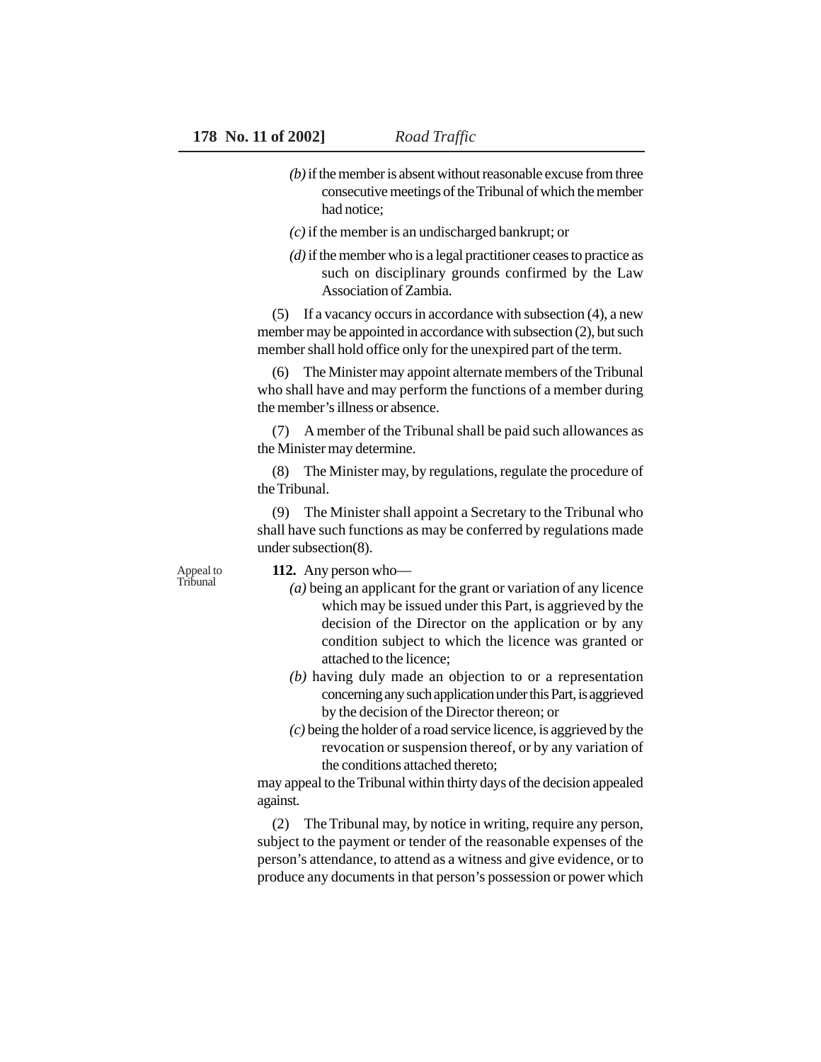*(b)* if the member is absent without reasonable excuse from three consecutive meetings of the Tribunal of which the member had notice;

*(c)* if the member is an undischarged bankrupt; or

*(d)* if the member who is a legal practitioner ceases to practice as such on disciplinary grounds confirmed by the Law Association of Zambia.

(5) If a vacancy occurs in accordance with subsection (4), a new member may be appointed in accordance with subsection (2), but such member shall hold office only for the unexpired part of the term.

(6) The Minister may appoint alternate members of the Tribunal who shall have and may perform the functions of a member during the member's illness or absence.

(7) A member of the Tribunal shall be paid such allowances as the Minister may determine.

(8) The Minister may, by regulations, regulate the procedure of the Tribunal.

(9) The Minister shall appoint a Secretary to the Tribunal who shall have such functions as may be conferred by regulations made under subsection(8).

Appeal to Tribunal

**112.** Any person who—

*(a)* being an applicant for the grant or variation of any licence which may be issued under this Part, is aggrieved by the decision of the Director on the application or by any condition subject to which the licence was granted or attached to the licence;

*(b)* having duly made an objection to or a representation concerning any such application under this Part, is aggrieved by the decision of the Director thereon; or

*(c)* being the holder of a road service licence, is aggrieved by the revocation or suspension thereof, or by any variation of the conditions attached thereto;

may appeal to the Tribunal within thirty days of the decision appealed against.

(2) The Tribunal may, by notice in writing, require any person, subject to the payment or tender of the reasonable expenses of the person's attendance, to attend as a witness and give evidence, or to produce any documents in that person's possession or power which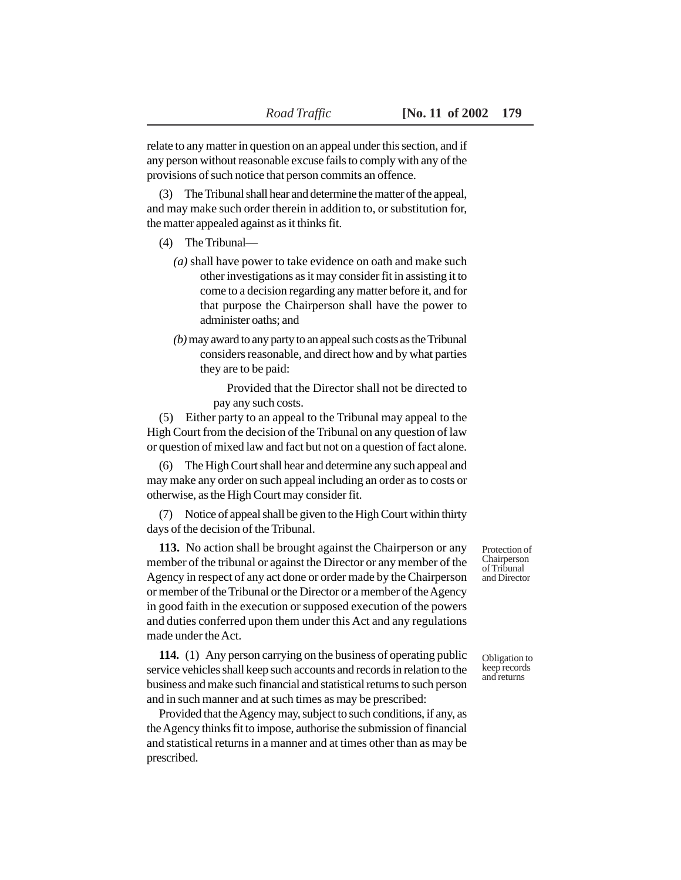relate to any matter in question on an appeal under this section, and if any person without reasonable excuse fails to comply with any of the provisions of such notice that person commits an offence.

(3) The Tribunal shall hear and determine the matter of the appeal, and may make such order therein in addition to, or substitution for, the matter appealed against as it thinks fit.

(4) The Tribunal—

*(a)* shall have power to take evidence on oath and make such other investigations as it may consider fit in assisting it to come to a decision regarding any matter before it, and for that purpose the Chairperson shall have the power to administer oaths; and

*(b)* may award to any party to an appeal such costs as the Tribunal considers reasonable, and direct how and by what parties they are to be paid:

Provided that the Director shall not be directed to pay any such costs.

(5) Either party to an appeal to the Tribunal may appeal to the High Court from the decision of the Tribunal on any question of law or question of mixed law and fact but not on a question of fact alone.

(6) The High Court shall hear and determine any such appeal and may make any order on such appeal including an order as to costs or otherwise, as the High Court may consider fit.

(7) Notice of appeal shall be given to the High Court within thirty days of the decision of the Tribunal.

Protection of Chairperson of Tribunal and Director

**113.** No action shall be brought against the Chairperson or any member of the tribunal or against the Director or any member of the Agency in respect of any act done or order made by the Chairperson or member of the Tribunal or the Director or a member of the Agency in good faith in the execution or supposed execution of the powers and duties conferred upon them under this Act and any regulations made under the Act.

Obligation to keep records and returns

**114.** (1) Any person carrying on the business of operating public service vehicles shall keep such accounts and records in relation to the business and make such financial and statistical returns to such person and in such manner and at such times as may be prescribed:

Provided that the Agency may, subject to such conditions, if any, as the Agency thinks fit to impose, authorise the submission of financial and statistical returns in a manner and at times other than as may be prescribed.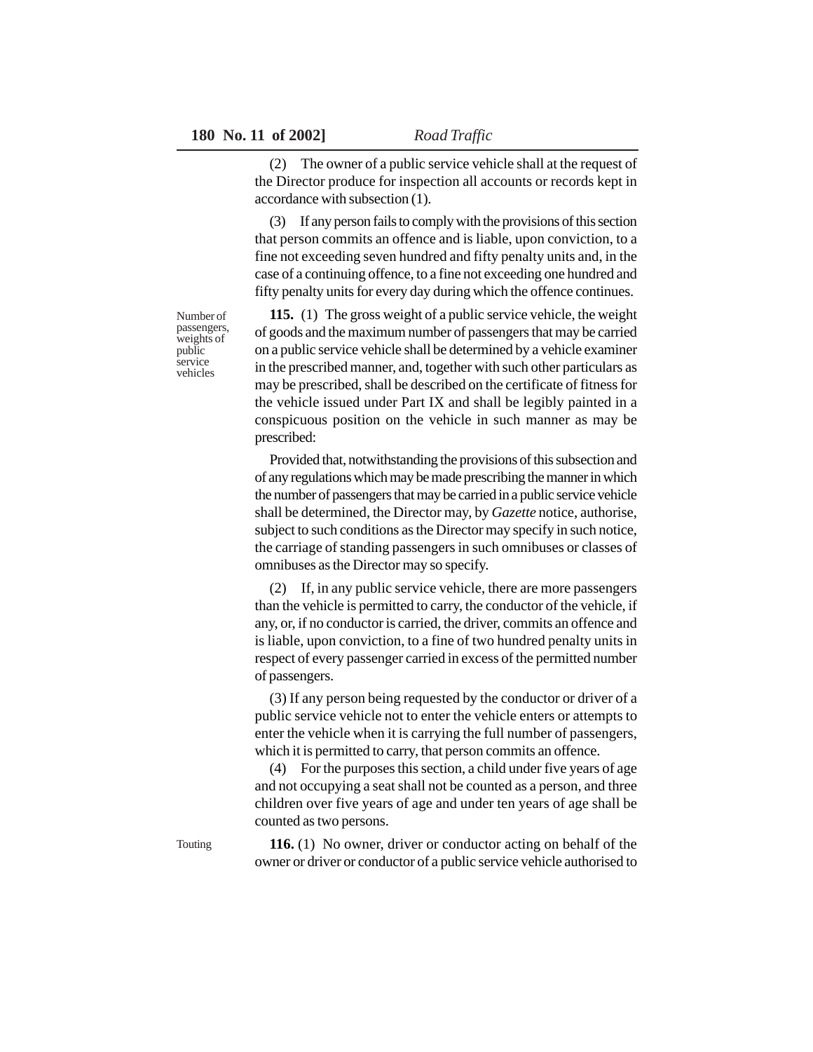(2) The owner of a public service vehicle shall at the request of the Director produce for inspection all accounts or records kept in accordance with subsection (1).

(3) If any person fails to comply with the provisions of this section that person commits an offence and is liable, upon conviction, to a fine not exceeding seven hundred and fifty penalty units and, in the case of a continuing offence, to a fine not exceeding one hundred and fifty penalty units for every day during which the offence continues.

Number of passengers, weights of public service vehicles

**115.** (1) The gross weight of a public service vehicle, the weight of goods and the maximum number of passengers that may be carried on a public service vehicle shall be determined by a vehicle examiner in the prescribed manner, and, together with such other particulars as may be prescribed, shall be described on the certificate of fitness for the vehicle issued under Part IX and shall be legibly painted in a conspicuous position on the vehicle in such manner as may be prescribed:

Provided that, notwithstanding the provisions of this subsection and of any regulations which may be made prescribing the manner in which the number of passengers that may be carried in a public service vehicle shall be determined, the Director may, by *Gazette* notice, authorise, subject to such conditions as the Director may specify in such notice, the carriage of standing passengers in such omnibuses or classes of omnibuses as the Director may so specify.

(2) If, in any public service vehicle, there are more passengers than the vehicle is permitted to carry, the conductor of the vehicle, if any, or, if no conductor is carried, the driver, commits an offence and is liable, upon conviction, to a fine of two hundred penalty units in respect of every passenger carried in excess of the permitted number of passengers.

(3) If any person being requested by the conductor or driver of a public service vehicle not to enter the vehicle enters or attempts to enter the vehicle when it is carrying the full number of passengers, which it is permitted to carry, that person commits an offence.

(4) For the purposes this section, a child under five years of age and not occupying a seat shall not be counted as a person, and three children over five years of age and under ten years of age shall be counted as two persons.

Touting

**116.** (1) No owner, driver or conductor acting on behalf of the owner or driver or conductor of a public service vehicle authorised to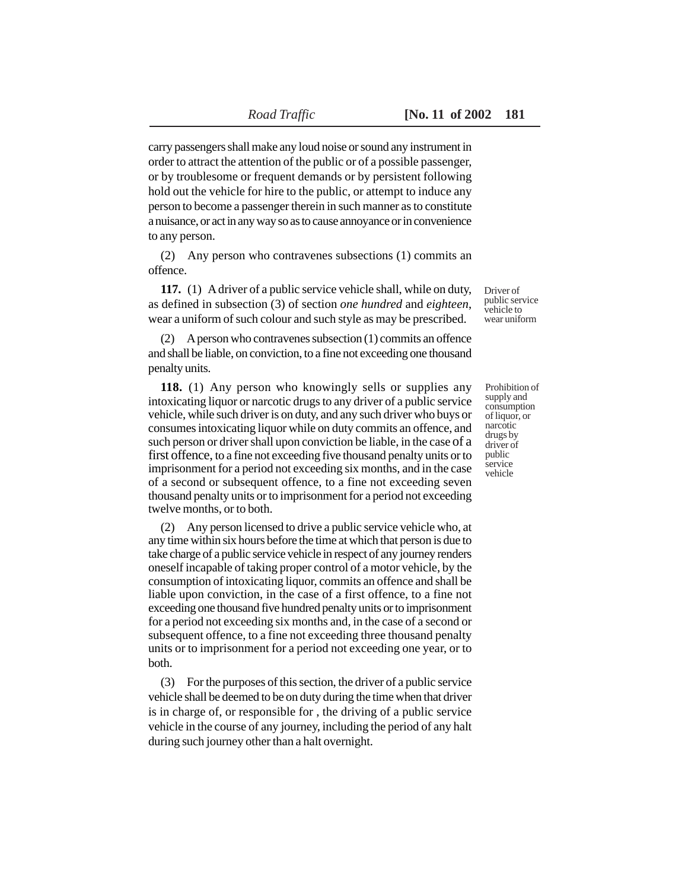carry passengers shall make any loud noise or sound any instrument in order to attract the attention of the public or of a possible passenger, or by troublesome or frequent demands or by persistent following hold out the vehicle for hire to the public, or attempt to induce any person to become a passenger therein in such manner as to constitute a nuisance, or act in any way so as to cause annoyance or in convenience to any person.

(2) Any person who contravenes subsections (1) commits an offence.

Driver of public service vehicle to wear uniform

**117.** (1) A driver of a public service vehicle shall, while on duty, as defined in subsection (3) of section *one hundred* and *eighteen*, wear a uniform of such colour and such style as may be prescribed.

(2) A person who contravenes subsection (1) commits an offence and shall be liable, on conviction, to a fine not exceeding one thousand penalty units.

Prohibition of supply and consumption of liquor, or narcotic drugs by driver of public service vehicle

**118.** (1) Any person who knowingly sells or supplies any intoxicating liquor or narcotic drugs to any driver of a public service vehicle, while such driver is on duty, and any such driver who buys or consumes intoxicating liquor while on duty commits an offence, and such person or driver shall upon conviction be liable, in the case of a first offence, to a fine not exceeding five thousand penalty units or to imprisonment for a period not exceeding six months, and in the case of a second or subsequent offence, to a fine not exceeding seven thousand penalty units or to imprisonment for a period not exceeding twelve months, or to both.

(2) Any person licensed to drive a public service vehicle who, at any time within six hours before the time at which that person is due to take charge of a public service vehicle in respect of any journey renders oneself incapable of taking proper control of a motor vehicle, by the consumption of intoxicating liquor, commits an offence and shall be liable upon conviction, in the case of a first offence, to a fine not exceeding one thousand five hundred penalty units or to imprisonment for a period not exceeding six months and, in the case of a second or subsequent offence, to a fine not exceeding three thousand penalty units or to imprisonment for a period not exceeding one year, or to both.

(3) For the purposes of this section, the driver of a public service vehicle shall be deemed to be on duty during the time when that driver is in charge of, or responsible for , the driving of a public service vehicle in the course of any journey, including the period of any halt during such journey other than a halt overnight.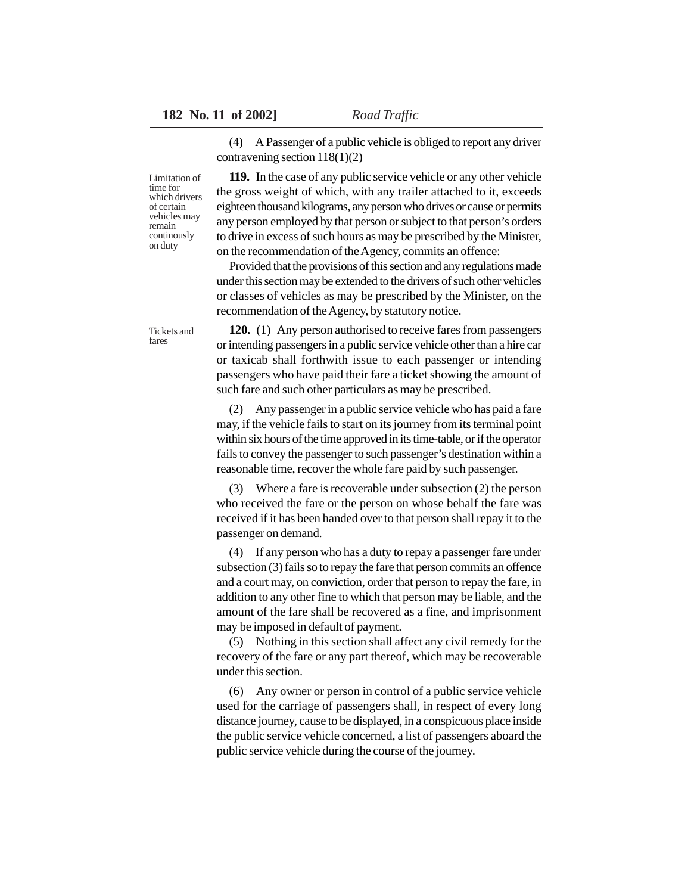(4) A Passenger of a public vehicle is obliged to report any driver contravening section 118(1)(2)

Limitation of time for which drivers of certain vehicles may remain continously on duty

**119.** In the case of any public service vehicle or any other vehicle the gross weight of which, with any trailer attached to it, exceeds eighteen thousand kilograms, any person who drives or cause or permits any person employed by that person or subject to that person's orders to drive in excess of such hours as may be prescribed by the Minister, on the recommendation of the Agency, commits an offence:

Provided that the provisions of this section and any regulations made under this section may be extended to the drivers of such other vehicles or classes of vehicles as may be prescribed by the Minister, on the recommendation of the Agency, by statutory notice.

Tickets and fares

**120.** (1) Any person authorised to receive fares from passengers or intending passengers in a public service vehicle other than a hire car or taxicab shall forthwith issue to each passenger or intending passengers who have paid their fare a ticket showing the amount of such fare and such other particulars as may be prescribed.

(2) Any passenger in a public service vehicle who has paid a fare may, if the vehicle fails to start on its journey from its terminal point within six hours of the time approved in its time-table, or if the operator fails to convey the passenger to such passenger's destination within a reasonable time, recover the whole fare paid by such passenger.

(3) Where a fare is recoverable under subsection (2) the person who received the fare or the person on whose behalf the fare was received if it has been handed over to that person shall repay it to the passenger on demand.

(4) If any person who has a duty to repay a passenger fare under subsection (3) fails so to repay the fare that person commits an offence and a court may, on conviction, order that person to repay the fare, in addition to any other fine to which that person may be liable, and the amount of the fare shall be recovered as a fine, and imprisonment may be imposed in default of payment.

(5) Nothing in this section shall affect any civil remedy for the recovery of the fare or any part thereof, which may be recoverable under this section.

(6) Any owner or person in control of a public service vehicle used for the carriage of passengers shall, in respect of every long distance journey, cause to be displayed, in a conspicuous place inside the public service vehicle concerned, a list of passengers aboard the public service vehicle during the course of the journey.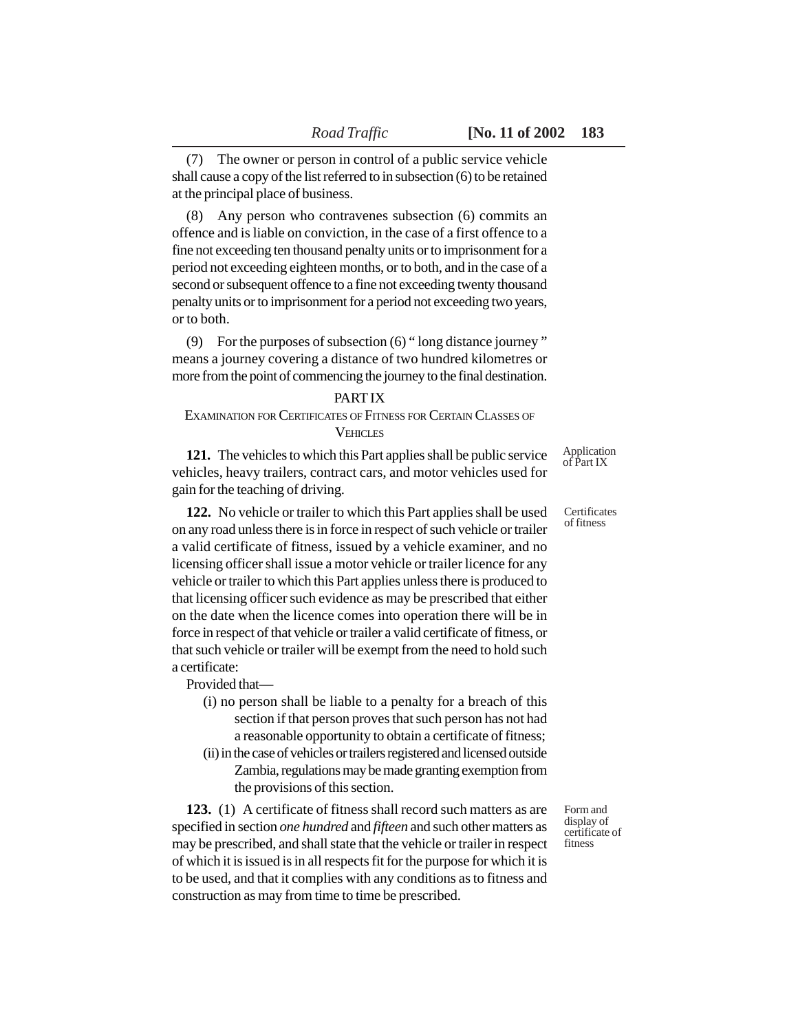(7) The owner or person in control of a public service vehicle shall cause a copy of the list referred to in subsection (6) to be retained at the principal place of business.

(8) Any person who contravenes subsection (6) commits an offence and is liable on conviction, in the case of a first offence to a fine not exceeding ten thousand penalty units or to imprisonment for a period not exceeding eighteen months, or to both, and in the case of a second or subsequent offence to a fine not exceeding twenty thousand penalty units or to imprisonment for a period not exceeding two years, or to both.

(9) For the purposes of subsection (6) " long distance journey " means a journey covering a distance of two hundred kilometres or more from the point of commencing the journey to the final destination.

## PART IX

### EXAMINATION FOR CERTIFICATES OF FITNESS FOR CERTAIN CLASSES OF VEHICLES

Application of Part IX

**121.** The vehicles to which this Part applies shall be public service vehicles, heavy trailers, contract cars, and motor vehicles used for gain for the teaching of driving.

Certificates of fitness

**122.** No vehicle or trailer to which this Part applies shall be used on any road unless there is in force in respect of such vehicle or trailer a valid certificate of fitness, issued by a vehicle examiner, and no licensing officer shall issue a motor vehicle or trailer licence for any vehicle or trailer to which this Part applies unless there is produced to that licensing officer such evidence as may be prescribed that either on the date when the licence comes into operation there will be in force in respect of that vehicle or trailer a valid certificate of fitness, or that such vehicle or trailer will be exempt from the need to hold such a certificate:

Provided that—

(i) no person shall be liable to a penalty for a breach of this section if that person proves that such person has not had a reasonable opportunity to obtain a certificate of fitness;

(ii) in the case of vehicles or trailers registered and licensed outside Zambia, regulations may be made granting exemption from the provisions of this section.

Form and display of certificate of fitness

**123.** (1) A certificate of fitness shall record such matters as are specified in section *one hundred* and *fifteen* and such other matters as may be prescribed, and shall state that the vehicle or trailer in respect of which it is issued is in all respects fit for the purpose for which it is to be used, and that it complies with any conditions as to fitness and construction as may from time to time be prescribed.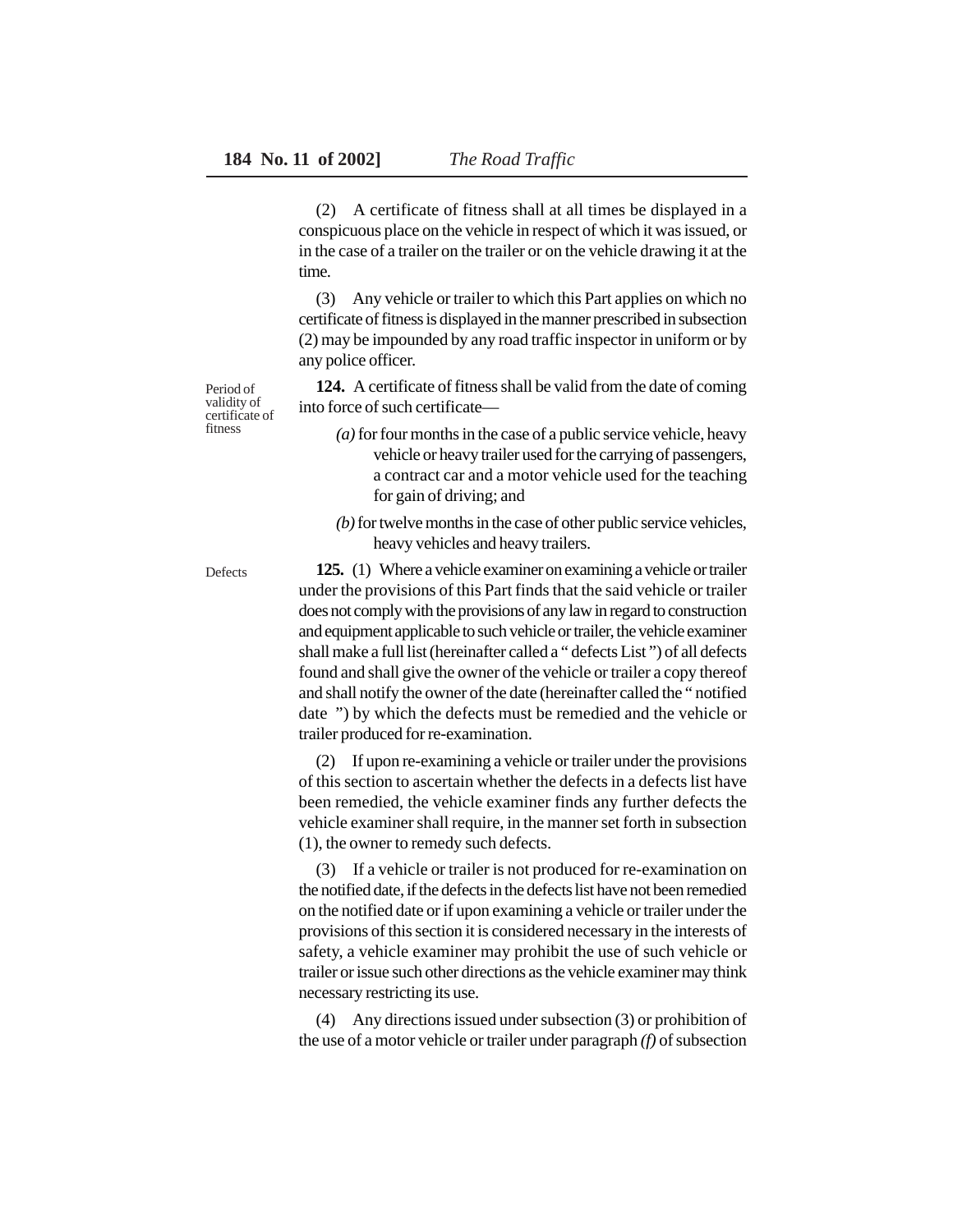(2) A certificate of fitness shall at all times be displayed in a conspicuous place on the vehicle in respect of which it was issued, or in the case of a trailer on the trailer or on the vehicle drawing it at the time.

(3) Any vehicle or trailer to which this Part applies on which no certificate of fitness is displayed in the manner prescribed in subsection (2) may be impounded by any road traffic inspector in uniform or by any police officer.

Period of validity of certificate of fitness

**124.** A certificate of fitness shall be valid from the date of coming into force of such certificate—

*(a)* for four months in the case of a public service vehicle, heavy vehicle or heavy trailer used for the carrying of passengers, a contract car and a motor vehicle used for the teaching for gain of driving; and

*(b)* for twelve months in the case of other public service vehicles, heavy vehicles and heavy trailers.

Defects

**125.** (1) Where a vehicle examiner on examining a vehicle or trailer under the provisions of this Part finds that the said vehicle or trailer does not comply with the provisions of any law in regard to construction and equipment applicable to such vehicle or trailer, the vehicle examiner shall make a full list (hereinafter called a " defects List ") of all defects found and shall give the owner of the vehicle or trailer a copy thereof and shall notify the owner of the date (hereinafter called the " notified date ") by which the defects must be remedied and the vehicle or trailer produced for re-examination.

(2) If upon re-examining a vehicle or trailer under the provisions of this section to ascertain whether the defects in a defects list have been remedied, the vehicle examiner finds any further defects the vehicle examiner shall require, in the manner set forth in subsection (1), the owner to remedy such defects.

(3) If a vehicle or trailer is not produced for re-examination on the notified date, if the defects in the defects list have not been remedied on the notified date or if upon examining a vehicle or trailer under the provisions of this section it is considered necessary in the interests of safety, a vehicle examiner may prohibit the use of such vehicle or trailer or issue such other directions as the vehicle examiner may think necessary restricting its use.

(4) Any directions issued under subsection (3) or prohibition of the use of a motor vehicle or trailer under paragraph *(f)* of subsection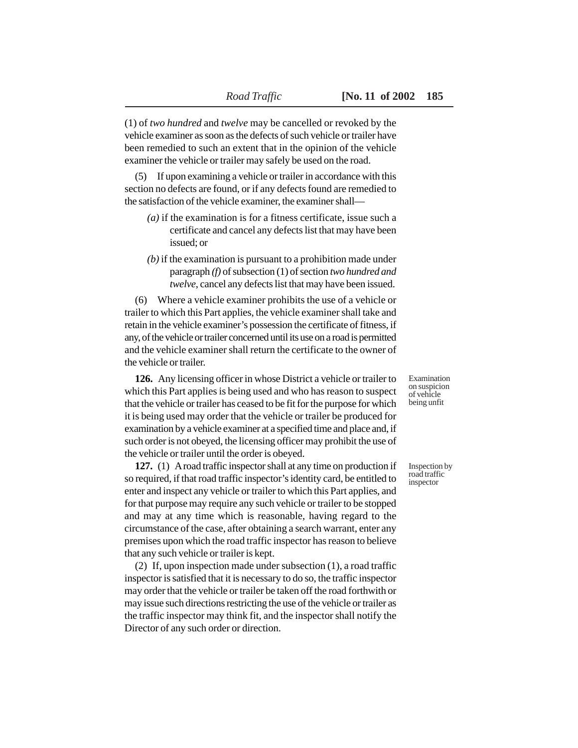(1) of *two hundred* and *twelve* may be cancelled or revoked by the vehicle examiner as soon as the defects of such vehicle or trailer have been remedied to such an extent that in the opinion of the vehicle examiner the vehicle or trailer may safely be used on the road.

(5) If upon examining a vehicle or trailer in accordance with this section no defects are found, or if any defects found are remedied to the satisfaction of the vehicle examiner, the examiner shall—

*(a)* if the examination is for a fitness certificate, issue such a certificate and cancel any defects list that may have been issued; or

*(b)* if the examination is pursuant to a prohibition made under paragraph *(f)* of subsection (1) of section *two hundred and twelve*, cancel any defects list that may have been issued.

(6) Where a vehicle examiner prohibits the use of a vehicle or trailer to which this Part applies, the vehicle examiner shall take and retain in the vehicle examiner's possession the certificate of fitness, if any, of the vehicle or trailer concerned until its use on a road is permitted and the vehicle examiner shall return the certificate to the owner of the vehicle or trailer.

Examination on suspicion of vehicle being unfit

**126.** Any licensing officer in whose District a vehicle or trailer to which this Part applies is being used and who has reason to suspect that the vehicle or trailer has ceased to be fit for the purpose for which it is being used may order that the vehicle or trailer be produced for examination by a vehicle examiner at a specified time and place and, if such order is not obeyed, the licensing officer may prohibit the use of the vehicle or trailer until the order is obeyed.

Inspection by road traffic inspector

**127.** (1) A road traffic inspector shall at any time on production if so required, if that road traffic inspector's identity card, be entitled to enter and inspect any vehicle or trailer to which this Part applies, and for that purpose may require any such vehicle or trailer to be stopped and may at any time which is reasonable, having regard to the circumstance of the case, after obtaining a search warrant, enter any premises upon which the road traffic inspector has reason to believe that any such vehicle or trailer is kept.

(2) If, upon inspection made under subsection (1), a road traffic inspector is satisfied that it is necessary to do so, the traffic inspector may order that the vehicle or trailer be taken off the road forthwith or may issue such directions restricting the use of the vehicle or trailer as the traffic inspector may think fit, and the inspector shall notify the Director of any such order or direction.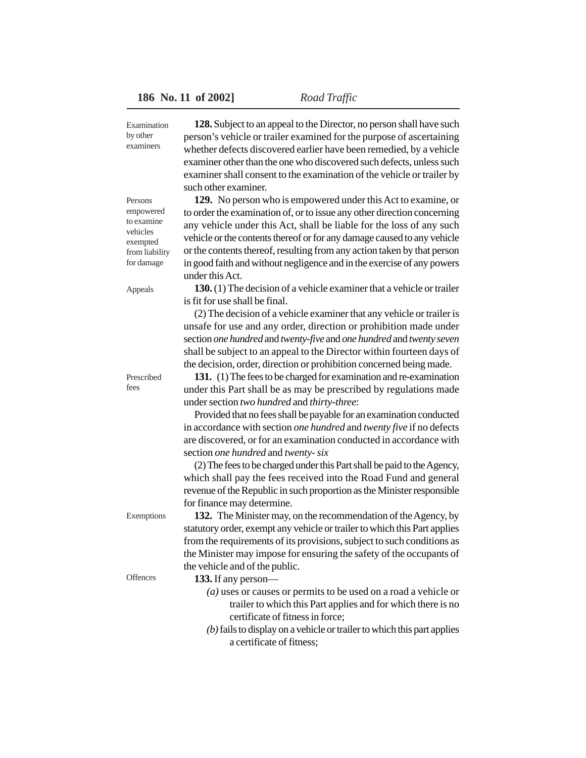Examination by other examiners

**128.** Subject to an appeal to the Director, no person shall have such person's vehicle or trailer examined for the purpose of ascertaining whether defects discovered earlier have been remedied, by a vehicle examiner other than the one who discovered such defects, unless such examiner shall consent to the examination of the vehicle or trailer by such other examiner.

Persons empowered to examine vehicles exempted from liability for damage

**129.** No person who is empowered under this Act to examine, or to order the examination of, or to issue any other direction concerning any vehicle under this Act, shall be liable for the loss of any such vehicle or the contents thereof or for any damage caused to any vehicle or the contents thereof, resulting from any action taken by that person in good faith and without negligence and in the exercise of any powers under this Act.

Appeals

**130.** (1) The decision of a vehicle examiner that a vehicle or trailer is fit for use shall be final.

(2) The decision of a vehicle examiner that any vehicle or trailer is unsafe for use and any order, direction or prohibition made under section *one hundred* and *twenty-five* and *one hundred* and *twenty seven* shall be subject to an appeal to the Director within fourteen days of the decision, order, direction or prohibition concerned being made.

Prescribed fees

**131.** (1) The fees to be charged for examination and re-examination under this Part shall be as may be prescribed by regulations made under section *two hundred* and *thirty-three*:

Provided that no fees shall be payable for an examination conducted in accordance with section *one hundred* and *twenty five* if no defects are discovered, or for an examination conducted in accordance with section *one hundred* and *twenty- six*

(2) The fees to be charged under this Part shall be paid to the Agency, which shall pay the fees received into the Road Fund and general revenue of the Republic in such proportion as the Minister responsible for finance may determine.

Exemptions

**132.** The Minister may, on the recommendation of the Agency, by statutory order, exempt any vehicle or trailer to which this Part applies from the requirements of its provisions, subject to such conditions as the Minister may impose for ensuring the safety of the occupants of the vehicle and of the public.

Offences

**133.** If any person—

*(a)* uses or causes or permits to be used on a road a vehicle or trailer to which this Part applies and for which there is no certificate of fitness in force;

*(b)* fails to display on a vehicle or trailer to which this part applies a certificate of fitness;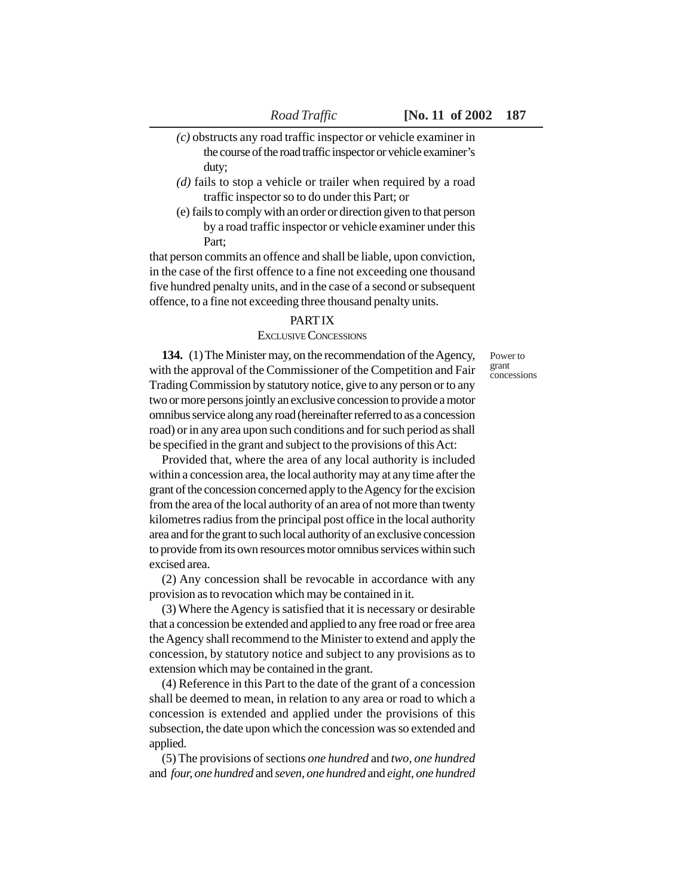*(c)* obstructs any road traffic inspector or vehicle examiner in the course of the road traffic inspector or vehicle examiner's duty;

*(d)* fails to stop a vehicle or trailer when required by a road traffic inspector so to do under this Part; or

(e) fails to comply with an order or direction given to that person by a road traffic inspector or vehicle examiner under this Part;

that person commits an offence and shall be liable, upon conviction, in the case of the first offence to a fine not exceeding one thousand five hundred penalty units, and in the case of a second or subsequent offence, to a fine not exceeding three thousand penalty units.

## PART IX

### EXCLUSIVE CONCESSIONS

Power to grant concessions

**134.** (1) The Minister may, on the recommendation of the Agency, with the approval of the Commissioner of the Competition and Fair Trading Commission by statutory notice, give to any person or to any two or more persons jointly an exclusive concession to provide a motor omnibus service along any road (hereinafter referred to as a concession road) or in any area upon such conditions and for such period as shall be specified in the grant and subject to the provisions of this Act:

Provided that, where the area of any local authority is included within a concession area, the local authority may at any time after the grant of the concession concerned apply to the Agency for the excision from the area of the local authority of an area of not more than twenty kilometres radius from the principal post office in the local authority area and for the grant to such local authority of an exclusive concession to provide from its own resources motor omnibus services within such excised area.

(2) Any concession shall be revocable in accordance with any provision as to revocation which may be contained in it.

(3) Where the Agency is satisfied that it is necessary or desirable that a concession be extended and applied to any free road or free area the Agency shall recommend to the Minister to extend and apply the concession, by statutory notice and subject to any provisions as to extension which may be contained in the grant.

(4) Reference in this Part to the date of the grant of a concession shall be deemed to mean, in relation to any area or road to which a concession is extended and applied under the provisions of this subsection, the date upon which the concession was so extended and applied.

(5) The provisions of sections *one hundred* and *two, one hundred* and *four, one hundred* and *seven, one hundred* and *eight, one hundred*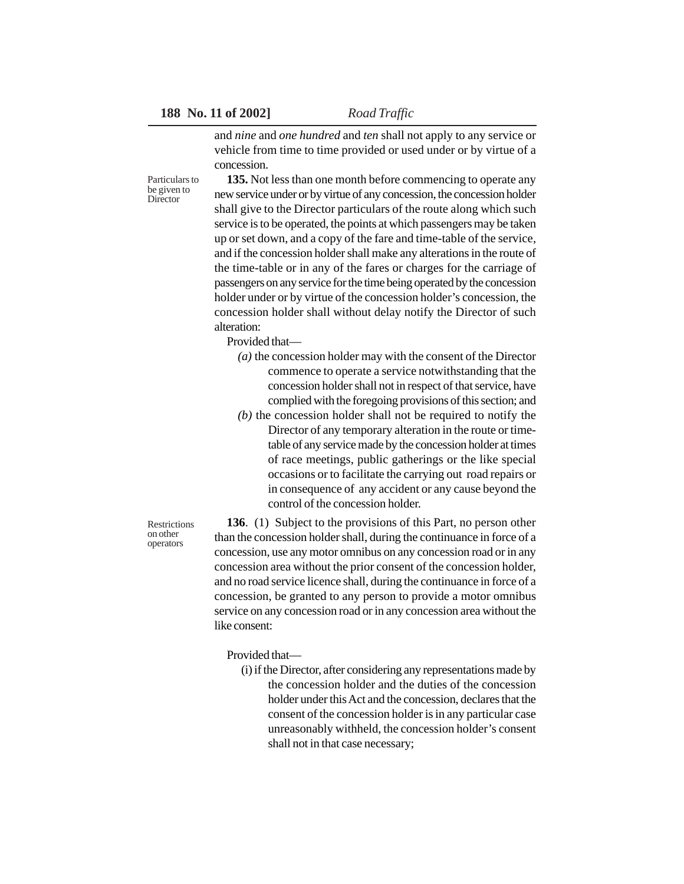and *nine* and *one hundred* and *ten* shall not apply to any service or vehicle from time to time provided or used under or by virtue of a concession.

Particulars to be given to Director

**135.** Not less than one month before commencing to operate any new service under or by virtue of any concession, the concession holder shall give to the Director particulars of the route along which such service is to be operated, the points at which passengers may be taken up or set down, and a copy of the fare and time-table of the service, and if the concession holder shall make any alterations in the route of the time-table or in any of the fares or charges for the carriage of passengers on any service for the time being operated by the concession holder under or by virtue of the concession holder's concession, the concession holder shall without delay notify the Director of such alteration:

Provided that—

*(a)* the concession holder may with the consent of the Director commence to operate a service notwithstanding that the concession holder shall not in respect of that service, have complied with the foregoing provisions of this section; and

*(b)* the concession holder shall not be required to notify the Director of any temporary alteration in the route or time-table of any service made by the concession holder at times of race meetings, public gatherings or the like special occasions or to facilitate the carrying out road repairs or in consequence of any accident or any cause beyond the control of the concession holder.

Restrictions on other operators

**136**. (1) Subject to the provisions of this Part, no person other than the concession holder shall, during the continuance in force of a concession, use any motor omnibus on any concession road or in any concession area without the prior consent of the concession holder, and no road service licence shall, during the continuance in force of a concession, be granted to any person to provide a motor omnibus service on any concession road or in any concession area without the like consent:

Provided that—

(i) if the Director, after considering any representations made by the concession holder and the duties of the concession holder under this Act and the concession, declares that the consent of the concession holder is in any particular case unreasonably withheld, the concession holder's consent shall not in that case necessary;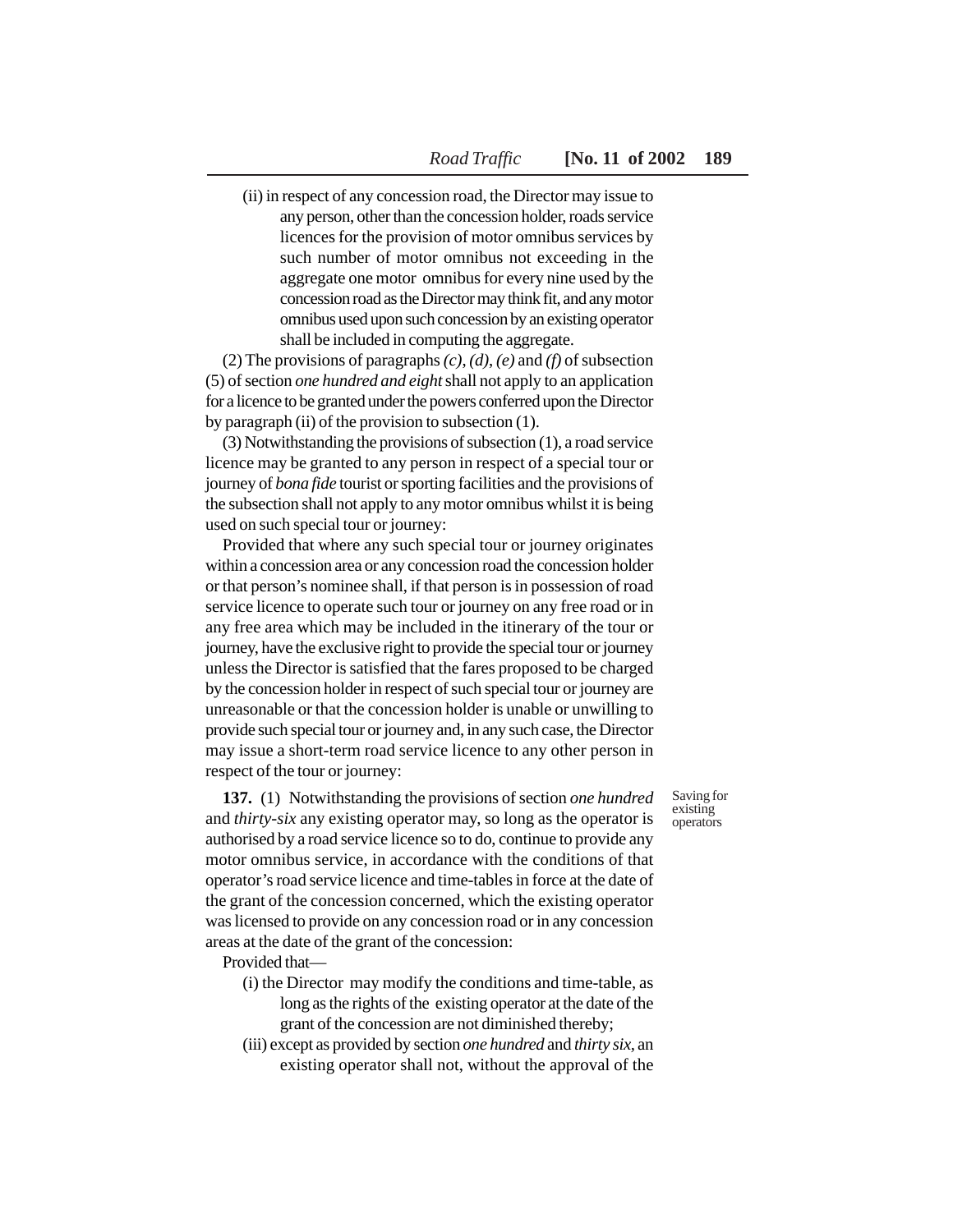(ii) in respect of any concession road, the Director may issue to any person, other than the concession holder, roads service licences for the provision of motor omnibus services by such number of motor omnibus not exceeding in the aggregate one motor omnibus for every nine used by the concession road as the Director may think fit, and any motor omnibus used upon such concession by an existing operator shall be included in computing the aggregate.

(2) The provisions of paragraphs *(c)*, *(d)*, *(e)* and *(f)* of subsection (5) of section *one hundred and eight* shall not apply to an application for a licence to be granted under the powers conferred upon the Director by paragraph (ii) of the provision to subsection (1).

(3) Notwithstanding the provisions of subsection (1), a road service licence may be granted to any person in respect of a special tour or journey of *bona fide* tourist or sporting facilities and the provisions of the subsection shall not apply to any motor omnibus whilst it is being used on such special tour or journey:

Provided that where any such special tour or journey originates within a concession area or any concession road the concession holder or that person's nominee shall, if that person is in possession of road service licence to operate such tour or journey on any free road or in any free area which may be included in the itinerary of the tour or journey, have the exclusive right to provide the special tour or journey unless the Director is satisfied that the fares proposed to be charged by the concession holder in respect of such special tour or journey are unreasonable or that the concession holder is unable or unwilling to provide such special tour or journey and, in any such case, the Director may issue a short-term road service licence to any other person in respect of the tour or journey:

Saving for existing operators

**137.** (1) Notwithstanding the provisions of section *one hundred* and *thirty-six* any existing operator may, so long as the operator is authorised by a road service licence so to do, continue to provide any motor omnibus service, in accordance with the conditions of that operator's road service licence and time-tables in force at the date of the grant of the concession concerned, which the existing operator was licensed to provide on any concession road or in any concession areas at the date of the grant of the concession:

Provided that—

(i) the Director may modify the conditions and time-table, as long as the rights of the existing operator at the date of the grant of the concession are not diminished thereby;

(iii) except as provided by section *one hundred* and *thirty six*, an existing operator shall not, without the approval of the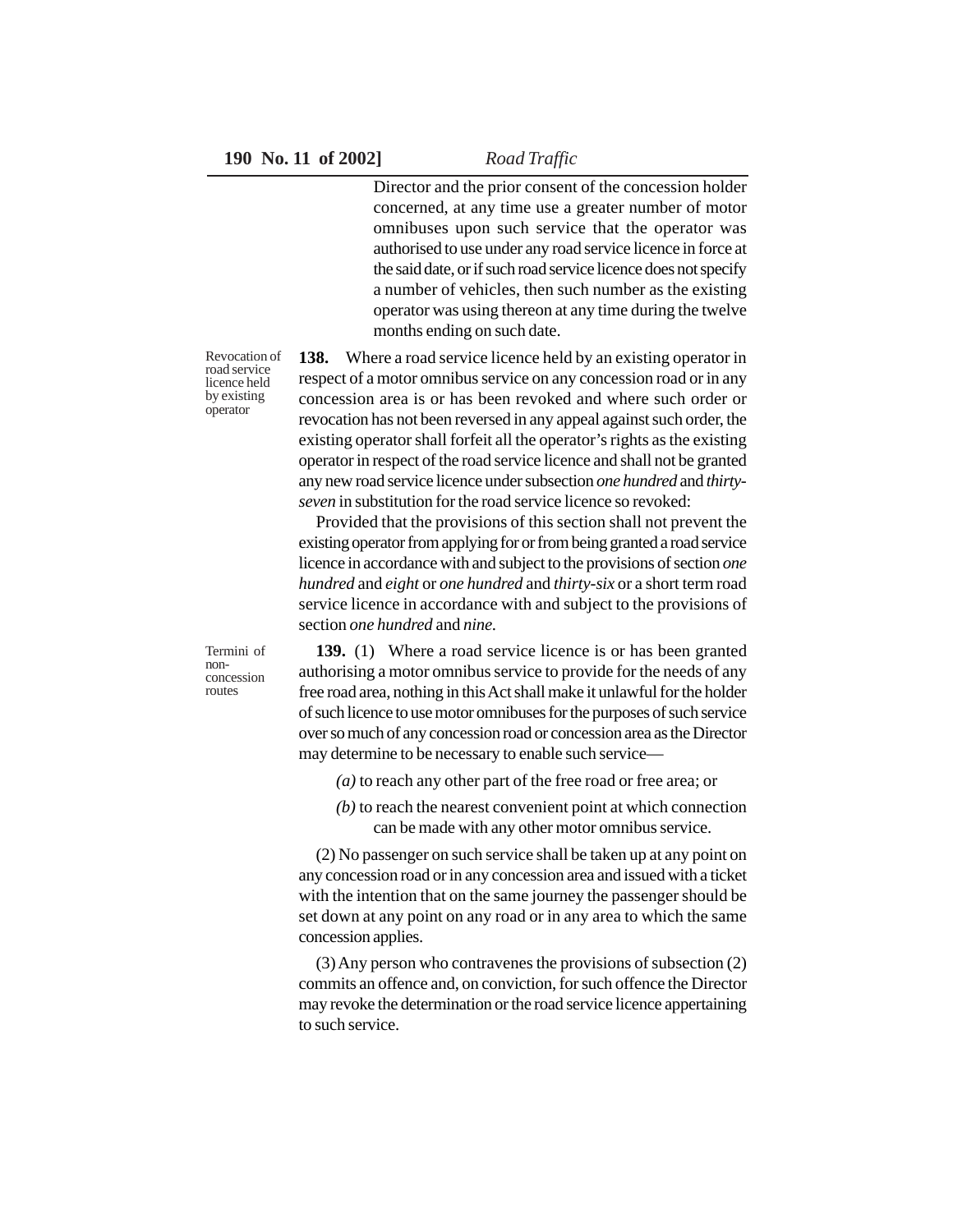Director and the prior consent of the concession holder concerned, at any time use a greater number of motor omnibuses upon such service that the operator was authorised to use under any road service licence in force at the said date, or if such road service licence does not specify a number of vehicles, then such number as the existing operator was using thereon at any time during the twelve months ending on such date.

Revocation of road service licence held by existing operator

**138.** Where a road service licence held by an existing operator in respect of a motor omnibus service on any concession road or in any concession area is or has been revoked and where such order or revocation has not been reversed in any appeal against such order, the existing operator shall forfeit all the operator's rights as the existing operator in respect of the road service licence and shall not be granted any new road service licence under subsection *one hundred* and *thirty-seven* in substitution for the road service licence so revoked:

Provided that the provisions of this section shall not prevent the existing operator from applying for or from being granted a road service licence in accordance with and subject to the provisions of section *one hundred* and *eight* or *one hundred* and *thirty-six* or a short term road service licence in accordance with and subject to the provisions of section *one hundred* and *nine*.

Termini of non-concession routes

**139.** (1) Where a road service licence is or has been granted authorising a motor omnibus service to provide for the needs of any free road area, nothing in this Act shall make it unlawful for the holder of such licence to use motor omnibuses for the purposes of such service over so much of any concession road or concession area as the Director may determine to be necessary to enable such service—

*(a)* to reach any other part of the free road or free area; or

*(b)* to reach the nearest convenient point at which connection can be made with any other motor omnibus service.

(2) No passenger on such service shall be taken up at any point on any concession road or in any concession area and issued with a ticket with the intention that on the same journey the passenger should be set down at any point on any road or in any area to which the same concession applies.

(3) Any person who contravenes the provisions of subsection (2) commits an offence and, on conviction, for such offence the Director may revoke the determination or the road service licence appertaining to such service.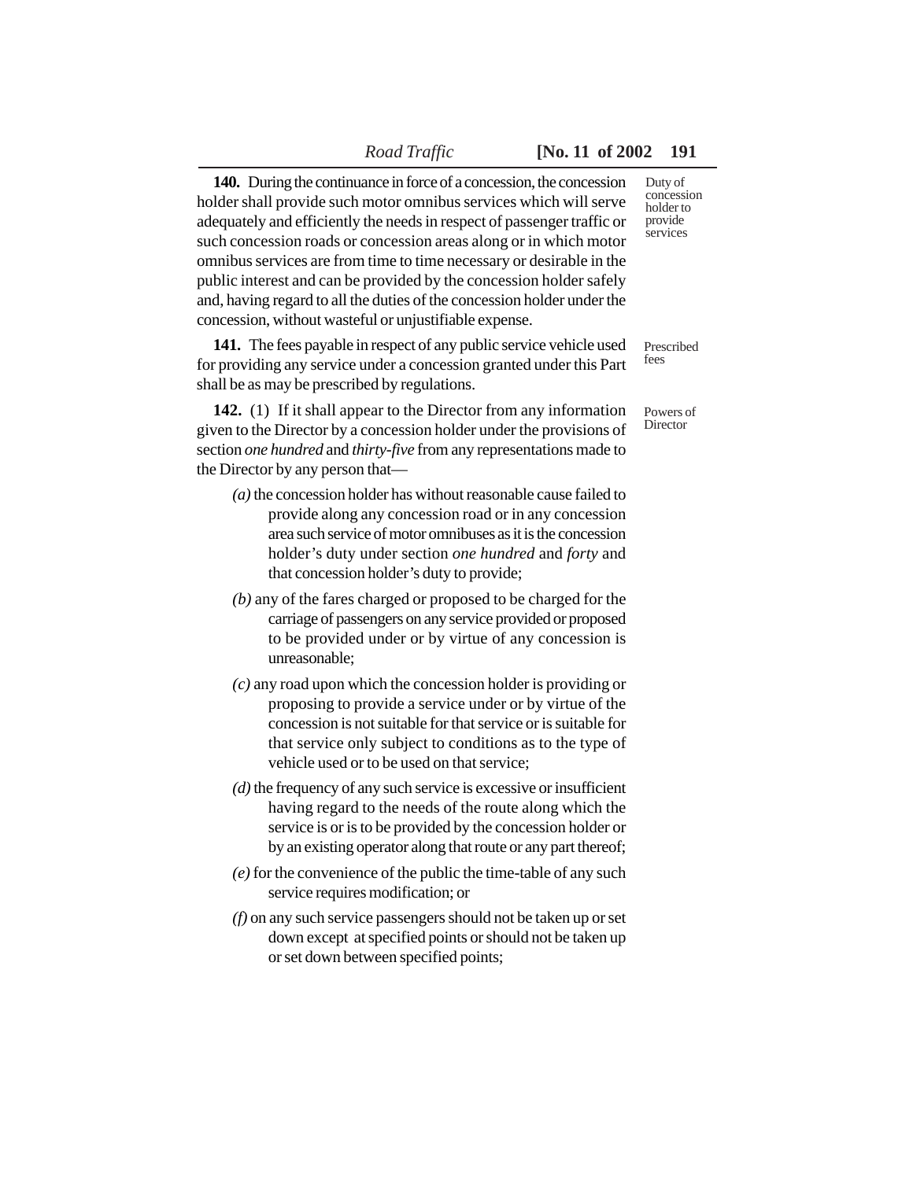**140.** During the continuance in force of a concession, the concession holder shall provide such motor omnibus services which will serve adequately and efficiently the needs in respect of passenger traffic or such concession roads or concession areas along or in which motor omnibus services are from time to time necessary or desirable in the public interest and can be provided by the concession holder safely and, having regard to all the duties of the concession holder under the concession, without wasteful or unjustifiable expense.

Duty of concession holder to provide services

**141.** The fees payable in respect of any public service vehicle used for providing any service under a concession granted under this Part shall be as may be prescribed by regulations.

Prescribed fees

**142.** (1) If it shall appear to the Director from any information given to the Director by a concession holder under the provisions of section *one hundred* and *thirty-five* from any representations made to the Director by any person that—

Powers of Director

*(a)* the concession holder has without reasonable cause failed to provide along any concession road or in any concession area such service of motor omnibuses as it is the concession holder's duty under section *one hundred* and *forty* and that concession holder's duty to provide;

*(b)* any of the fares charged or proposed to be charged for the carriage of passengers on any service provided or proposed to be provided under or by virtue of any concession is unreasonable;

*(c)* any road upon which the concession holder is providing or proposing to provide a service under or by virtue of the concession is not suitable for that service or is suitable for that service only subject to conditions as to the type of vehicle used or to be used on that service;

*(d)* the frequency of any such service is excessive or insufficient having regard to the needs of the route along which the service is or is to be provided by the concession holder or by an existing operator along that route or any part thereof;

*(e)* for the convenience of the public the time-table of any such service requires modification; or

*(f)* on any such service passengers should not be taken up or set down except at specified points or should not be taken up or set down between specified points;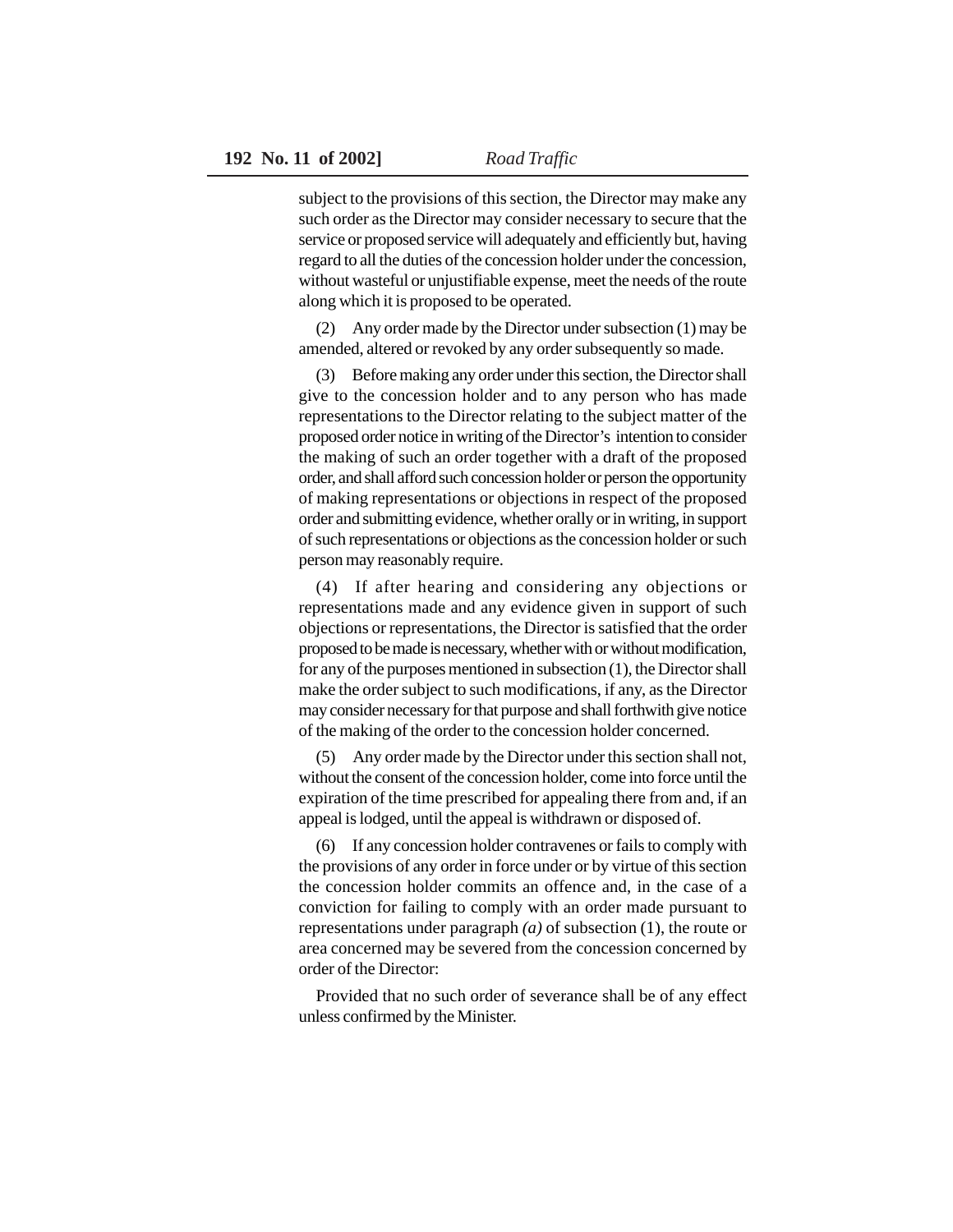subject to the provisions of this section, the Director may make any such order as the Director may consider necessary to secure that the service or proposed service will adequately and efficiently but, having regard to all the duties of the concession holder under the concession, without wasteful or unjustifiable expense, meet the needs of the route along which it is proposed to be operated.

(2) Any order made by the Director under subsection (1) may be amended, altered or revoked by any order subsequently so made.

(3) Before making any order under this section, the Director shall give to the concession holder and to any person who has made representations to the Director relating to the subject matter of the proposed order notice in writing of the Director's intention to consider the making of such an order together with a draft of the proposed order, and shall afford such concession holder or person the opportunity of making representations or objections in respect of the proposed order and submitting evidence, whether orally or in writing, in support of such representations or objections as the concession holder or such person may reasonably require.

(4) If after hearing and considering any objections or representations made and any evidence given in support of such objections or representations, the Director is satisfied that the order proposed to be made is necessary, whether with or without modification, for any of the purposes mentioned in subsection (1), the Director shall make the order subject to such modifications, if any, as the Director may consider necessary for that purpose and shall forthwith give notice of the making of the order to the concession holder concerned.

(5) Any order made by the Director under this section shall not, without the consent of the concession holder, come into force until the expiration of the time prescribed for appealing there from and, if an appeal is lodged, until the appeal is withdrawn or disposed of.

(6) If any concession holder contravenes or fails to comply with the provisions of any order in force under or by virtue of this section the concession holder commits an offence and, in the case of a conviction for failing to comply with an order made pursuant to representations under paragraph *(a)* of subsection (1), the route or area concerned may be severed from the concession concerned by order of the Director:

Provided that no such order of severance shall be of any effect unless confirmed by the Minister.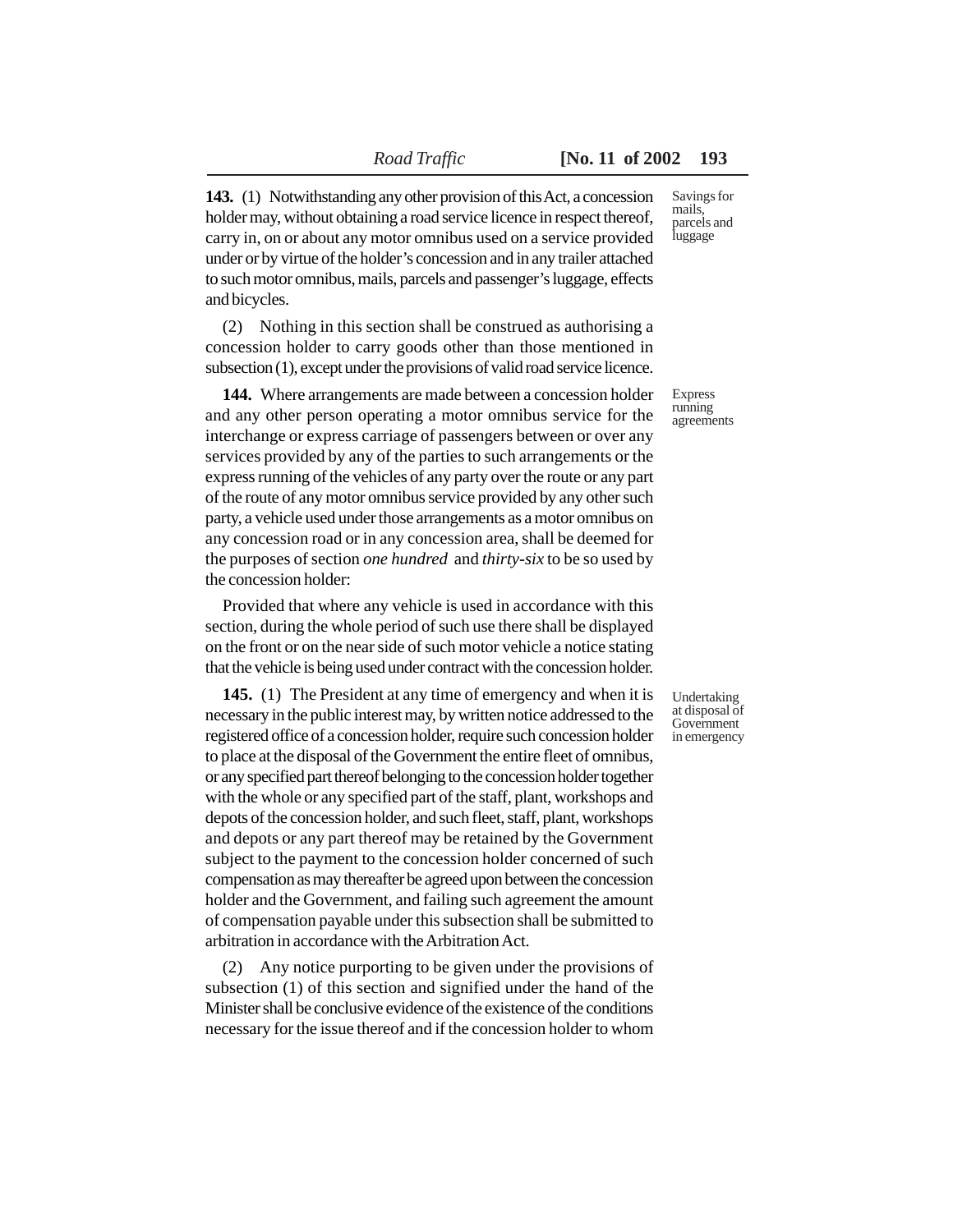**143.** (1) Notwithstanding any other provision of this Act, a concession holder may, without obtaining a road service licence in respect thereof, carry in, on or about any motor omnibus used on a service provided under or by virtue of the holder's concession and in any trailer attached to such motor omnibus, mails, parcels and passenger's luggage, effects and bicycles.

Savings for mails, parcels and luggage

(2) Nothing in this section shall be construed as authorising a concession holder to carry goods other than those mentioned in subsection (1), except under the provisions of valid road service licence.

**144.** Where arrangements are made between a concession holder and any other person operating a motor omnibus service for the interchange or express carriage of passengers between or over any services provided by any of the parties to such arrangements or the express running of the vehicles of any party over the route or any part of the route of any motor omnibus service provided by any other such party, a vehicle used under those arrangements as a motor omnibus on any concession road or in any concession area, shall be deemed for the purposes of section *one hundred* and *thirty-six* to be so used by the concession holder:

Express running agreements

Provided that where any vehicle is used in accordance with this section, during the whole period of such use there shall be displayed on the front or on the near side of such motor vehicle a notice stating that the vehicle is being used under contract with the concession holder.

**145.** (1) The President at any time of emergency and when it is necessary in the public interest may, by written notice addressed to the registered office of a concession holder, require such concession holder to place at the disposal of the Government the entire fleet of omnibus, or any specified part thereof belonging to the concession holder together with the whole or any specified part of the staff, plant, workshops and depots of the concession holder, and such fleet, staff, plant, workshops and depots or any part thereof may be retained by the Government subject to the payment to the concession holder concerned of such compensation as may thereafter be agreed upon between the concession holder and the Government, and failing such agreement the amount of compensation payable under this subsection shall be submitted to arbitration in accordance with the Arbitration Act.

Undertaking at disposal of Government in emergency

(2) Any notice purporting to be given under the provisions of subsection (1) of this section and signified under the hand of the Minister shall be conclusive evidence of the existence of the conditions necessary for the issue thereof and if the concession holder to whom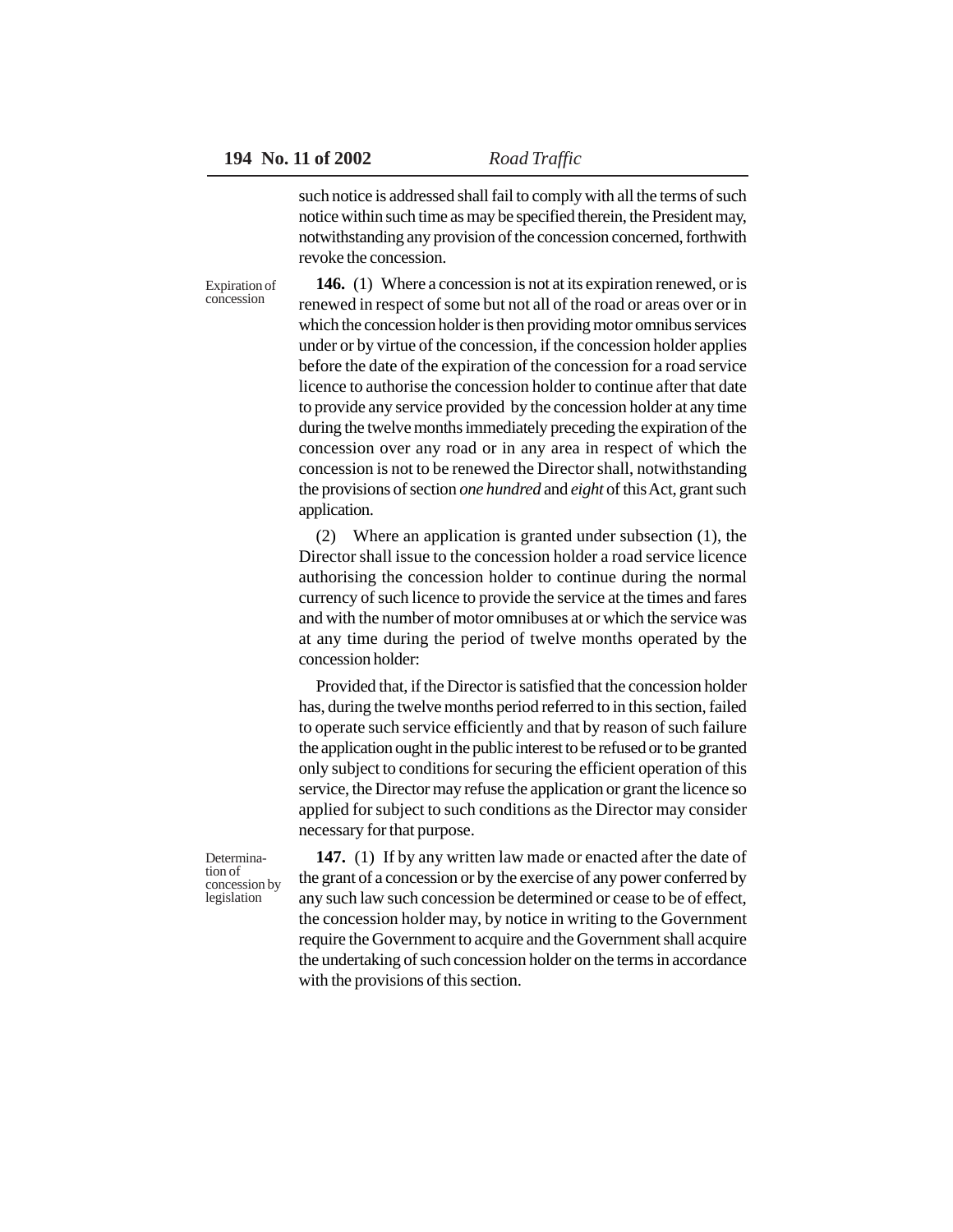such notice is addressed shall fail to comply with all the terms of such notice within such time as may be specified therein, the President may, notwithstanding any provision of the concession concerned, forthwith revoke the concession.

Expiration of concession

**146.** (1) Where a concession is not at its expiration renewed, or is renewed in respect of some but not all of the road or areas over or in which the concession holder is then providing motor omnibus services under or by virtue of the concession, if the concession holder applies before the date of the expiration of the concession for a road service licence to authorise the concession holder to continue after that date to provide any service provided by the concession holder at any time during the twelve months immediately preceding the expiration of the concession over any road or in any area in respect of which the concession is not to be renewed the Director shall, notwithstanding the provisions of section *one hundred* and *eight* of this Act, grant such application.

(2) Where an application is granted under subsection (1), the Director shall issue to the concession holder a road service licence authorising the concession holder to continue during the normal currency of such licence to provide the service at the times and fares and with the number of motor omnibuses at or which the service was at any time during the period of twelve months operated by the concession holder:

Provided that, if the Director is satisfied that the concession holder has, during the twelve months period referred to in this section, failed to operate such service efficiently and that by reason of such failure the application ought in the public interest to be refused or to be granted only subject to conditions for securing the efficient operation of this service, the Director may refuse the application or grant the licence so applied for subject to such conditions as the Director may consider necessary for that purpose.

Determination of concession by legislation

**147.** (1) If by any written law made or enacted after the date of the grant of a concession or by the exercise of any power conferred by any such law such concession be determined or cease to be of effect, the concession holder may, by notice in writing to the Government require the Government to acquire and the Government shall acquire the undertaking of such concession holder on the terms in accordance with the provisions of this section.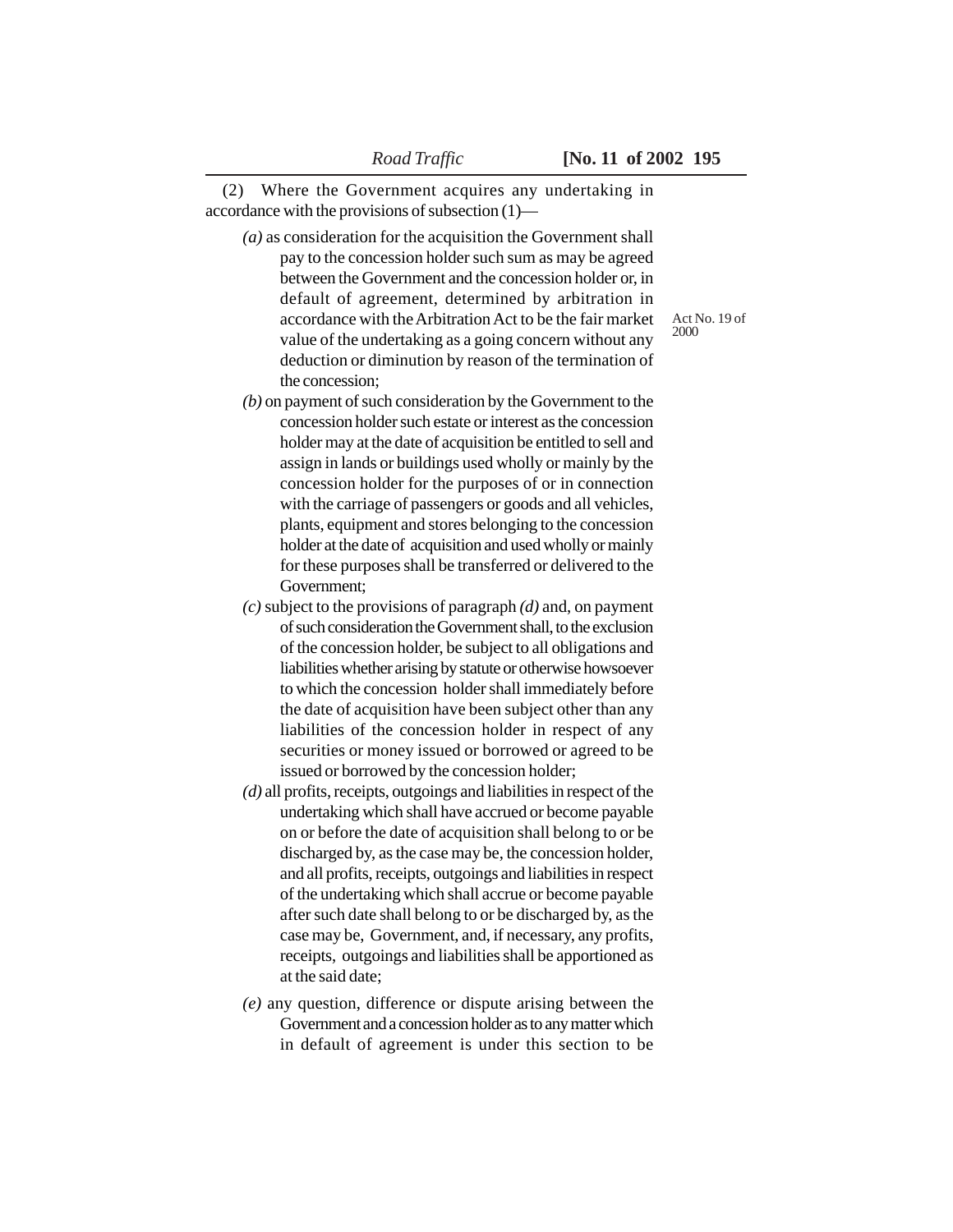(2) Where the Government acquires any undertaking in accordance with the provisions of subsection (1)—

*(a)* as consideration for the acquisition the Government shall pay to the concession holder such sum as may be agreed between the Government and the concession holder or, in default of agreement, determined by arbitration in accordance with the Arbitration Act to be the fair market value of the undertaking as a going concern without any deduction or diminution by reason of the termination of the concession;

Act No. 19 of 2000

*(b)* on payment of such consideration by the Government to the concession holder such estate or interest as the concession holder may at the date of acquisition be entitled to sell and assign in lands or buildings used wholly or mainly by the concession holder for the purposes of or in connection with the carriage of passengers or goods and all vehicles, plants, equipment and stores belonging to the concession holder at the date of acquisition and used wholly or mainly for these purposes shall be transferred or delivered to the Government;

*(c)* subject to the provisions of paragraph *(d)* and, on payment of such consideration the Government shall, to the exclusion of the concession holder, be subject to all obligations and liabilities whether arising by statute or otherwise howsoever to which the concession holder shall immediately before the date of acquisition have been subject other than any liabilities of the concession holder in respect of any securities or money issued or borrowed or agreed to be issued or borrowed by the concession holder;

*(d)* all profits, receipts, outgoings and liabilities in respect of the undertaking which shall have accrued or become payable on or before the date of acquisition shall belong to or be discharged by, as the case may be, the concession holder, and all profits, receipts, outgoings and liabilities in respect of the undertaking which shall accrue or become payable after such date shall belong to or be discharged by, as the case may be, Government, and, if necessary, any profits, receipts, outgoings and liabilities shall be apportioned as at the said date;

*(e)* any question, difference or dispute arising between the Government and a concession holder as to any matter which in default of agreement is under this section to be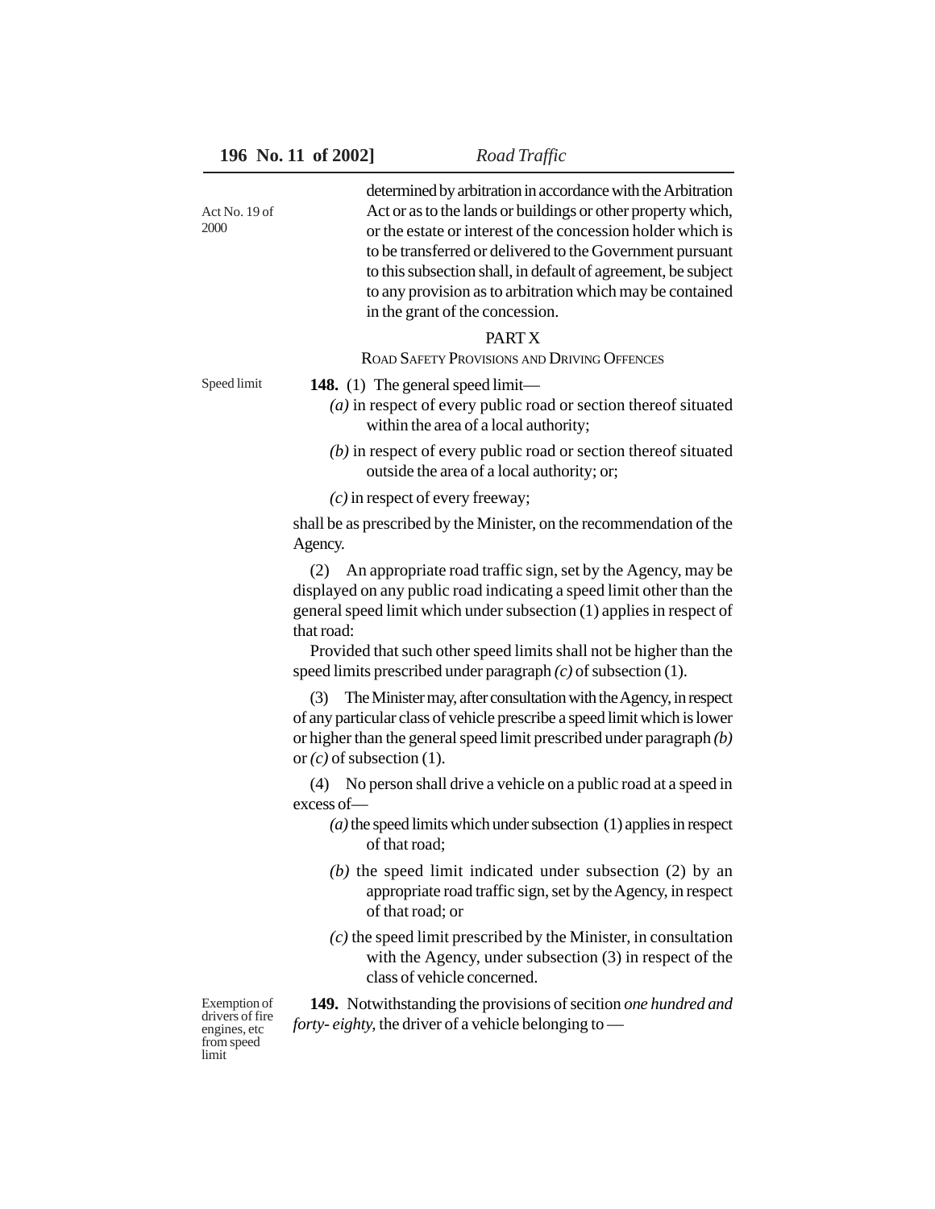determined by arbitration in accordance with the Arbitration Act or as to the lands or buildings or other property which, or the estate or interest of the concession holder which is to be transferred or delivered to the Government pursuant to this subsection shall, in default of agreement, be subject to any provision as to arbitration which may be contained in the grant of the concession.

Act No. 19 of 2000

## PART X

### ROAD SAFETY PROVISIONS AND DRIVING OFFENCES

Speed limit

**148.** (1) The general speed limit—

*(a)* in respect of every public road or section thereof situated within the area of a local authority;

*(b)* in respect of every public road or section thereof situated outside the area of a local authority; or;

*(c)* in respect of every freeway;

shall be as prescribed by the Minister, on the recommendation of the Agency.

(2) An appropriate road traffic sign, set by the Agency, may be displayed on any public road indicating a speed limit other than the general speed limit which under subsection (1) applies in respect of that road:

Provided that such other speed limits shall not be higher than the speed limits prescribed under paragraph *(c)* of subsection (1).

(3) The Minister may, after consultation with the Agency, in respect of any particular class of vehicle prescribe a speed limit which is lower or higher than the general speed limit prescribed under paragraph *(b)* or *(c)* of subsection (1).

(4) No person shall drive a vehicle on a public road at a speed in excess of—

*(a)* the speed limits which under subsection (1) applies in respect of that road;

*(b)* the speed limit indicated under subsection (2) by an appropriate road traffic sign, set by the Agency, in respect of that road; or

*(c)* the speed limit prescribed by the Minister, in consultation with the Agency, under subsection (3) in respect of the class of vehicle concerned.

Exemption of drivers of fire engines, etc from speed limit

**149.** Notwithstanding the provisions of secition *one hundred and forty- eighty,* the driver of a vehicle belonging to —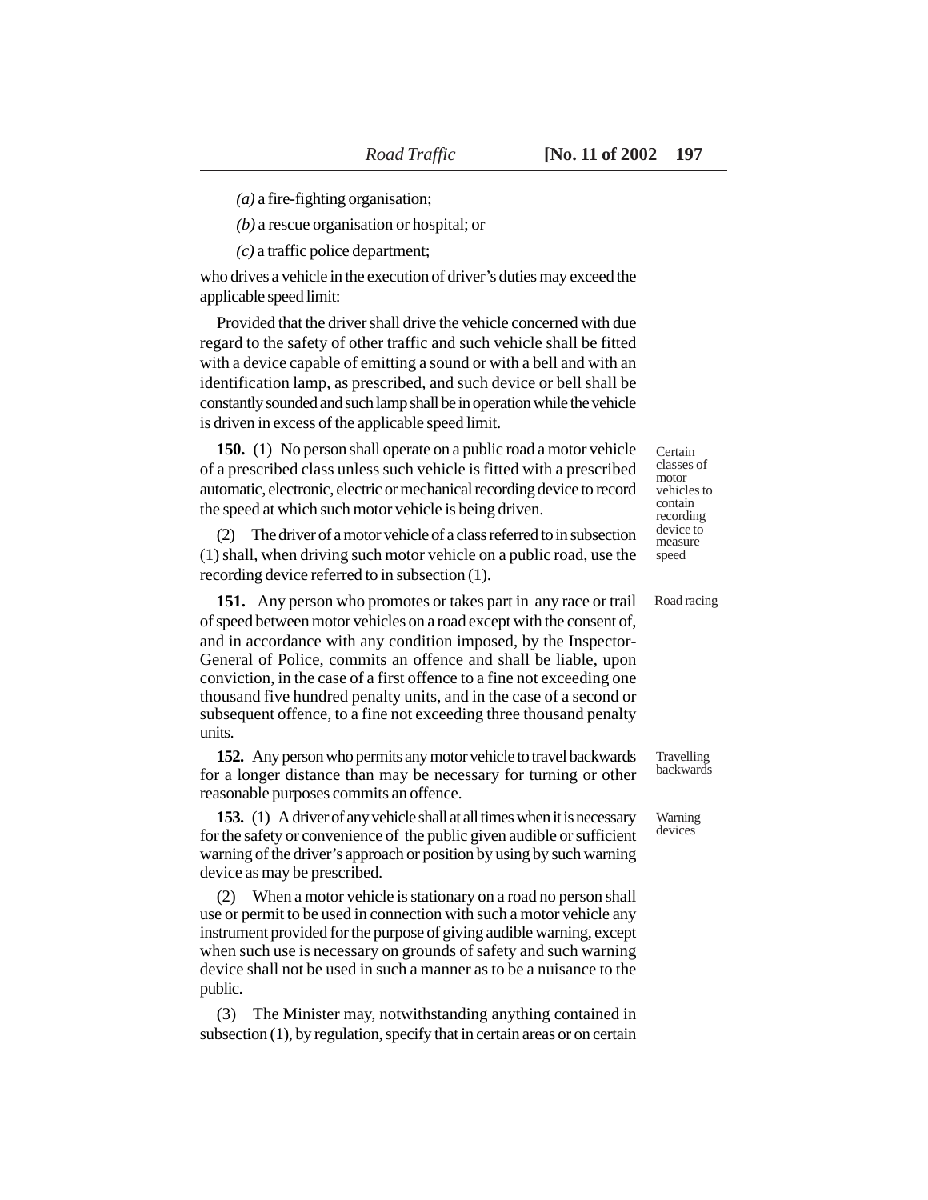*(a)* a fire-fighting organisation;

*(b)* a rescue organisation or hospital; or

*(c)* a traffic police department;

who drives a vehicle in the execution of driver's duties may exceed the applicable speed limit:

Provided that the driver shall drive the vehicle concerned with due regard to the safety of other traffic and such vehicle shall be fitted with a device capable of emitting a sound or with a bell and with an identification lamp, as prescribed, and such device or bell shall be constantly sounded and such lamp shall be in operation while the vehicle is driven in excess of the applicable speed limit.

Certain classes of motor vehicles to contain recording device to measure speed

**150.** (1) No person shall operate on a public road a motor vehicle of a prescribed class unless such vehicle is fitted with a prescribed automatic, electronic, electric or mechanical recording device to record the speed at which such motor vehicle is being driven.

(2) The driver of a motor vehicle of a class referred to in subsection (1) shall, when driving such motor vehicle on a public road, use the recording device referred to in subsection (1).

Road racing

**151.** Any person who promotes or takes part in any race or trail of speed between motor vehicles on a road except with the consent of, and in accordance with any condition imposed, by the Inspector-General of Police, commits an offence and shall be liable, upon conviction, in the case of a first offence to a fine not exceeding one thousand five hundred penalty units, and in the case of a second or subsequent offence, to a fine not exceeding three thousand penalty units.

Travelling backwards

**152.** Any person who permits any motor vehicle to travel backwards for a longer distance than may be necessary for turning or other reasonable purposes commits an offence.

Warning devices

**153.** (1) A driver of any vehicle shall at all times when it is necessary for the safety or convenience of the public given audible or sufficient warning of the driver's approach or position by using by such warning device as may be prescribed.

(2) When a motor vehicle is stationary on a road no person shall use or permit to be used in connection with such a motor vehicle any instrument provided for the purpose of giving audible warning, except when such use is necessary on grounds of safety and such warning device shall not be used in such a manner as to be a nuisance to the public.

(3) The Minister may, notwithstanding anything contained in subsection (1), by regulation, specify that in certain areas or on certain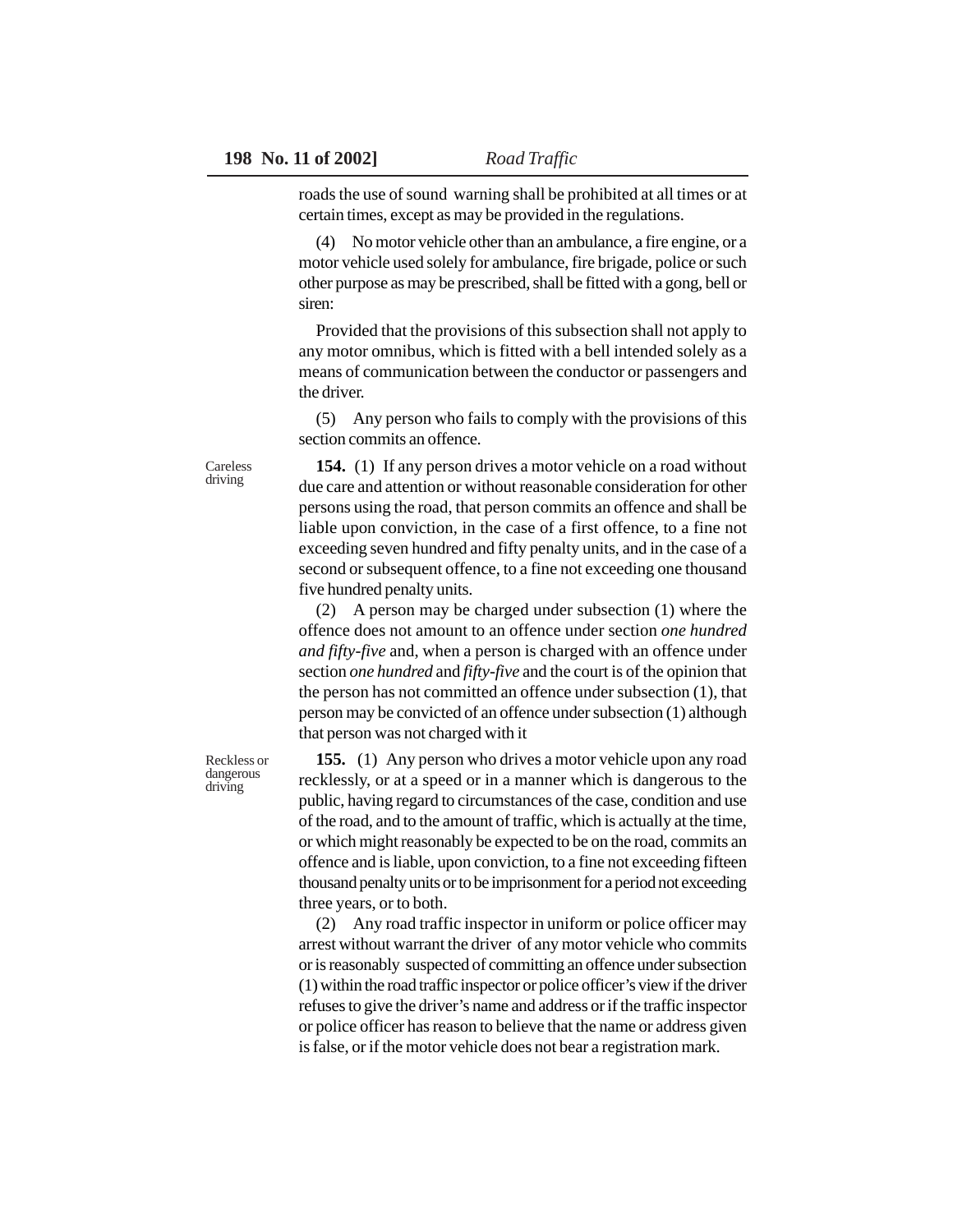roads the use of sound warning shall be prohibited at all times or at certain times, except as may be provided in the regulations.

(4) No motor vehicle other than an ambulance, a fire engine, or a motor vehicle used solely for ambulance, fire brigade, police or such other purpose as may be prescribed, shall be fitted with a gong, bell or siren:

Provided that the provisions of this subsection shall not apply to any motor omnibus, which is fitted with a bell intended solely as a means of communication between the conductor or passengers and the driver.

(5) Any person who fails to comply with the provisions of this section commits an offence.

Careless driving

**154.** (1) If any person drives a motor vehicle on a road without due care and attention or without reasonable consideration for other persons using the road, that person commits an offence and shall be liable upon conviction, in the case of a first offence, to a fine not exceeding seven hundred and fifty penalty units, and in the case of a second or subsequent offence, to a fine not exceeding one thousand five hundred penalty units.

(2) A person may be charged under subsection (1) where the offence does not amount to an offence under section *one hundred and fifty-five* and, when a person is charged with an offence under section *one hundred* and *fifty-five* and the court is of the opinion that the person has not committed an offence under subsection (1), that person may be convicted of an offence under subsection (1) although that person was not charged with it

Reckless or dangerous driving

**155.** (1) Any person who drives a motor vehicle upon any road recklessly, or at a speed or in a manner which is dangerous to the public, having regard to circumstances of the case, condition and use of the road, and to the amount of traffic, which is actually at the time, or which might reasonably be expected to be on the road, commits an offence and is liable, upon conviction, to a fine not exceeding fifteen thousand penalty units or to be imprisonment for a period not exceeding three years, or to both.

(2) Any road traffic inspector in uniform or police officer may arrest without warrant the driver of any motor vehicle who commits or is reasonably suspected of committing an offence under subsection (1) within the road traffic inspector or police officer's view if the driver refuses to give the driver's name and address or if the traffic inspector or police officer has reason to believe that the name or address given is false, or if the motor vehicle does not bear a registration mark.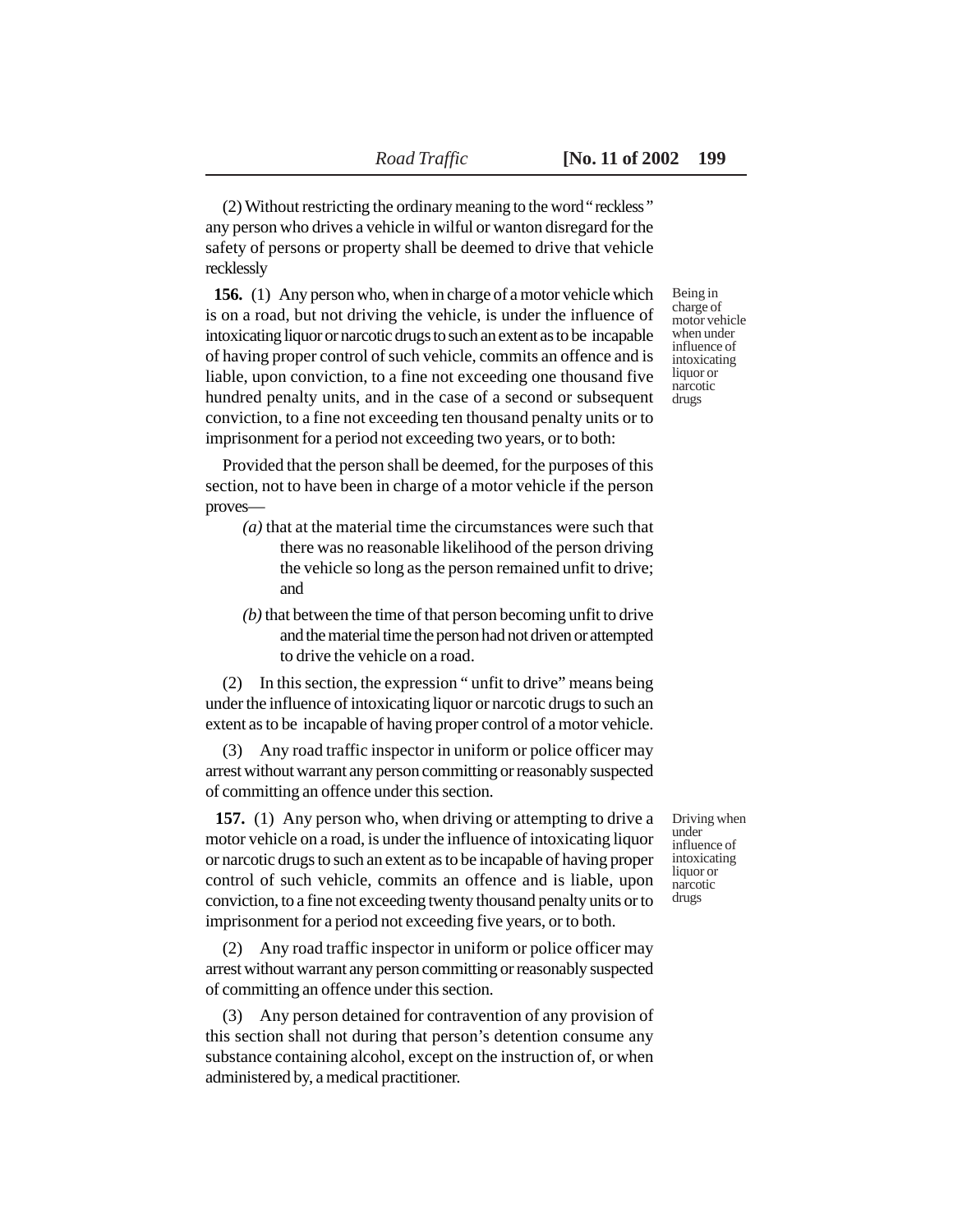(2) Without restricting the ordinary meaning to the word " reckless " any person who drives a vehicle in wilful or wanton disregard for the safety of persons or property shall be deemed to drive that vehicle recklessly

Being in charge of motor vehicle when under influence of intoxicating liquor or narcotic drugs

**156.** (1) Any person who, when in charge of a motor vehicle which is on a road, but not driving the vehicle, is under the influence of intoxicating liquor or narcotic drugs to such an extent as to be incapable of having proper control of such vehicle, commits an offence and is liable, upon conviction, to a fine not exceeding one thousand five hundred penalty units, and in the case of a second or subsequent conviction, to a fine not exceeding ten thousand penalty units or to imprisonment for a period not exceeding two years, or to both:

Provided that the person shall be deemed, for the purposes of this section, not to have been in charge of a motor vehicle if the person proves—

*(a)* that at the material time the circumstances were such that there was no reasonable likelihood of the person driving the vehicle so long as the person remained unfit to drive; and

*(b)* that between the time of that person becoming unfit to drive and the material time the person had not driven or attempted to drive the vehicle on a road.

(2) In this section, the expression " unfit to drive" means being under the influence of intoxicating liquor or narcotic drugs to such an extent as to be incapable of having proper control of a motor vehicle.

(3) Any road traffic inspector in uniform or police officer may arrest without warrant any person committing or reasonably suspected of committing an offence under this section.

Driving when under influence of intoxicating liquor or narcotic drugs

**157.** (1) Any person who, when driving or attempting to drive a motor vehicle on a road, is under the influence of intoxicating liquor or narcotic drugs to such an extent as to be incapable of having proper control of such vehicle, commits an offence and is liable, upon conviction, to a fine not exceeding twenty thousand penalty units or to imprisonment for a period not exceeding five years, or to both.

(2) Any road traffic inspector in uniform or police officer may arrest without warrant any person committing or reasonably suspected of committing an offence under this section.

(3) Any person detained for contravention of any provision of this section shall not during that person's detention consume any substance containing alcohol, except on the instruction of, or when administered by, a medical practitioner.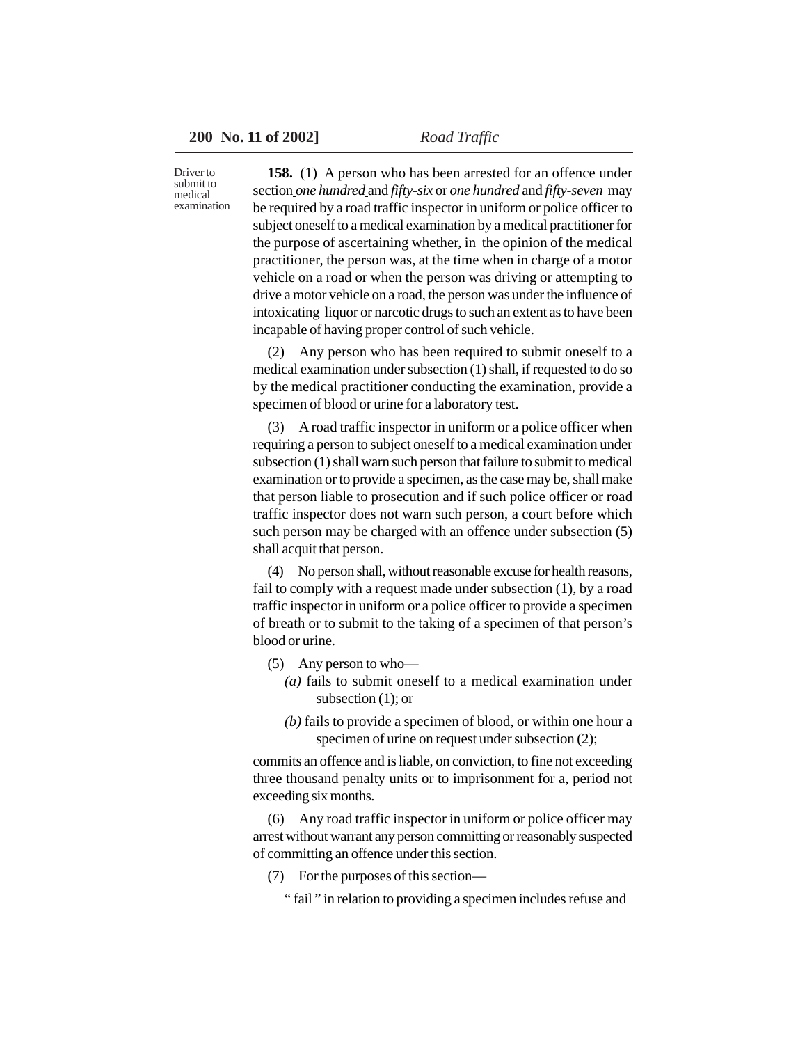Driver to submit to medical examination

**158.** (1) A person who has been arrested for an offence under section *one hundred* and *fifty-six* or *one hundred* and *fifty-seven* may be required by a road traffic inspector in uniform or police officer to subject oneself to a medical examination by a medical practitioner for the purpose of ascertaining whether, in the opinion of the medical practitioner, the person was, at the time when in charge of a motor vehicle on a road or when the person was driving or attempting to drive a motor vehicle on a road, the person was under the influence of intoxicating liquor or narcotic drugs to such an extent as to have been incapable of having proper control of such vehicle.

(2) Any person who has been required to submit oneself to a medical examination under subsection (1) shall, if requested to do so by the medical practitioner conducting the examination, provide a specimen of blood or urine for a laboratory test.

(3) A road traffic inspector in uniform or a police officer when requiring a person to subject oneself to a medical examination under subsection (1) shall warn such person that failure to submit to medical examination or to provide a specimen, as the case may be, shall make that person liable to prosecution and if such police officer or road traffic inspector does not warn such person, a court before which such person may be charged with an offence under subsection (5) shall acquit that person.

(4) No person shall, without reasonable excuse for health reasons, fail to comply with a request made under subsection (1), by a road traffic inspector in uniform or a police officer to provide a specimen of breath or to submit to the taking of a specimen of that person's blood or urine.

(5) Any person to who—

*(a)* fails to submit oneself to a medical examination under subsection (1); or

*(b)* fails to provide a specimen of blood, or within one hour a specimen of urine on request under subsection (2);

commits an offence and is liable, on conviction, to fine not exceeding three thousand penalty units or to imprisonment for a, period not exceeding six months.

(6) Any road traffic inspector in uniform or police officer may arrest without warrant any person committing or reasonably suspected of committing an offence under this section.

(7) For the purposes of this section—

" fail " in relation to providing a specimen includes refuse and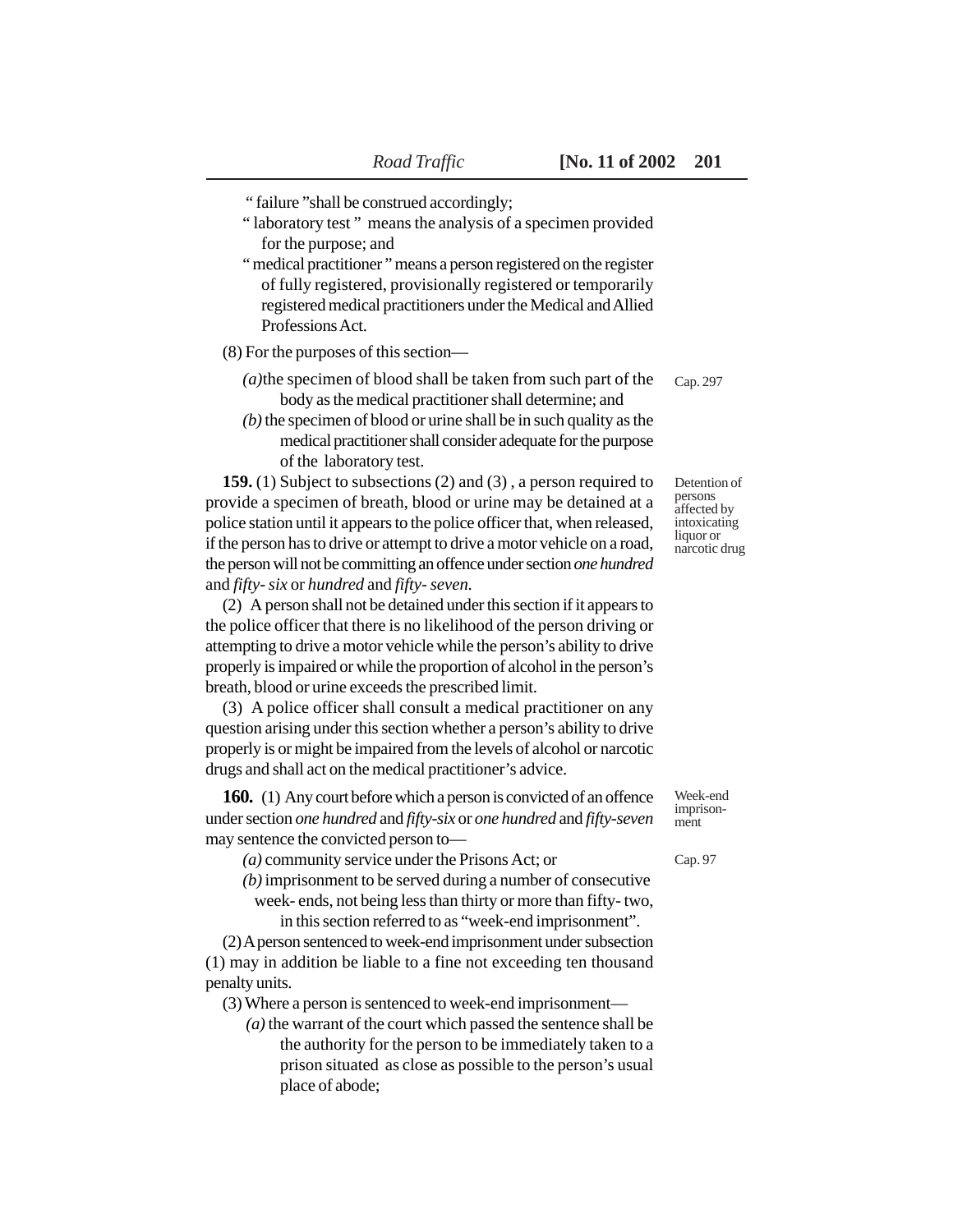"failure" shall be construed accordingly;

"laboratory test" means the analysis of a specimen provided for the purpose; and

"medical practitioner" means a person registered on the register of fully registered, provisionally registered or temporarily registered medical practitioners under the Medical and Allied Professions Act.

(8) For the purposes of this section—

*(a)* the specimen of blood shall be taken from such part of the body as the medical practitioner shall determine; and

*(b)* the specimen of blood or urine shall be in such quality as the medical practitioner shall consider adequate for the purpose of the laboratory test.

Cap. 297

*Detention of persons affected by intoxicating liquor or narcotic drug*

**159.** (1) Subject to subsections (2) and (3), a person required to provide a specimen of breath, blood or urine may be detained at a police station until it appears to the police officer that, when released, if the person has to drive or attempt to drive a motor vehicle on a road, the person will not be committing an offence under section *one hundred* and *fifty-six* or *hundred* and *fifty-seven*.

(2) A person shall not be detained under this section if it appears to the police officer that there is no likelihood of the person driving or attempting to drive a motor vehicle while the person's ability to drive properly is impaired or while the proportion of alcohol in the person's breath, blood or urine exceeds the prescribed limit.

(3) A police officer shall consult a medical practitioner on any question arising under this section whether a person's ability to drive properly is or might be impaired from the levels of alcohol or narcotic drugs and shall act on the medical practitioner's advice.

*Week-end imprisonment*

**160.** (1) Any court before which a person is convicted of an offence under section *one hundred* and *fifty-six* or *one hundred* and *fifty-seven* may sentence the convicted person to—

*(a)* community service under the Prisons Act; or

*(b)* imprisonment to be served during a number of consecutive week-ends, not being less than thirty or more than fifty-two, in this section referred to as "week-end imprisonment".

Cap. 97

(2) A person sentenced to week-end imprisonment under subsection (1) may in addition be liable to a fine not exceeding ten thousand penalty units.

(3) Where a person is sentenced to week-end imprisonment—

*(a)* the warrant of the court which passed the sentence shall be the authority for the person to be immediately taken to a prison situated as close as possible to the person's usual place of abode;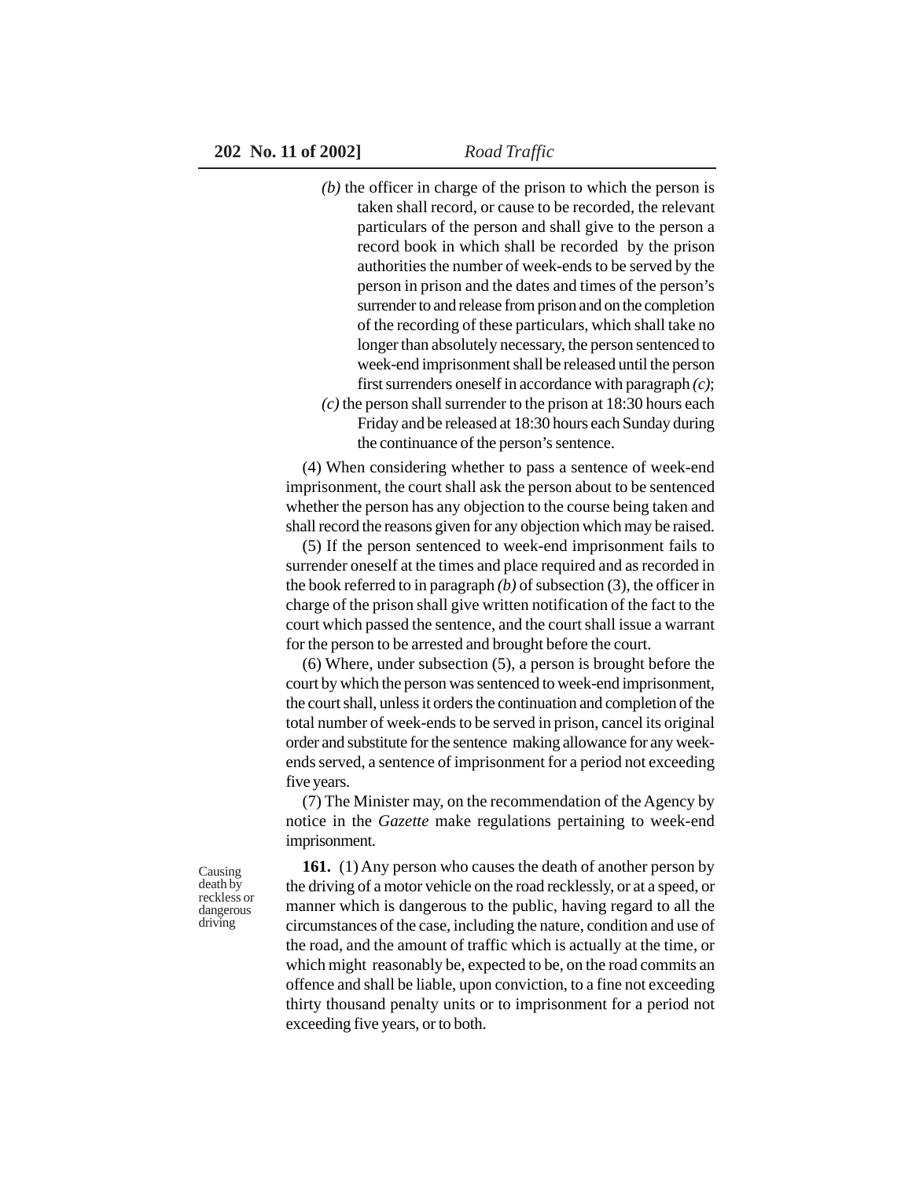(b) the officer in charge of the prison to which the person is taken shall record, or cause to be recorded, the relevant particulars of the person and shall give to the person a record book in which shall be recorded by the prison authorities the number of week-ends to be served by the person in prison and the dates and times of the person's surrender to and release from prison and on the completion of the recording of these particulars, which shall take no longer than absolutely necessary, the person sentenced to week-end imprisonment shall be released until the person first surrenders oneself in accordance with paragraph *(c)*;

*(c)* the person shall surrender to the prison at 18:30 hours each Friday and be released at 18:30 hours each Sunday during the continuance of the person's sentence.

(4) When considering whether to pass a sentence of week-end imprisonment, the court shall ask the person about to be sentenced whether the person has any objection to the course being taken and shall record the reasons given for any objection which may be raised.

(5) If the person sentenced to week-end imprisonment fails to surrender oneself at the times and place required and as recorded in the book referred to in paragraph *(b)* of subsection (3), the officer in charge of the prison shall give written notification of the fact to the court which passed the sentence, and the court shall issue a warrant for the person to be arrested and brought before the court.

(6) Where, under subsection (5), a person is brought before the court by which the person was sentenced to week-end imprisonment, the court shall, unless it orders the continuation and completion of the total number of week-ends to be served in prison, cancel its original order and substitute for the sentence making allowance for any week-ends served, a sentence of imprisonment for a period not exceeding five years.

(7) The Minister may, on the recommendation of the Agency by notice in the *Gazette* make regulations pertaining to week-end imprisonment.

Causing death by reckless or dangerous driving

**161.** (1) Any person who causes the death of another person by the driving of a motor vehicle on the road recklessly, or at a speed, or manner which is dangerous to the public, having regard to all the circumstances of the case, including the nature, condition and use of the road, and the amount of traffic which is actually at the time, or which might reasonably be, expected to be, on the road commits an offence and shall be liable, upon conviction, to a fine not exceeding thirty thousand penalty units or to imprisonment for a period not exceeding five years, or to both.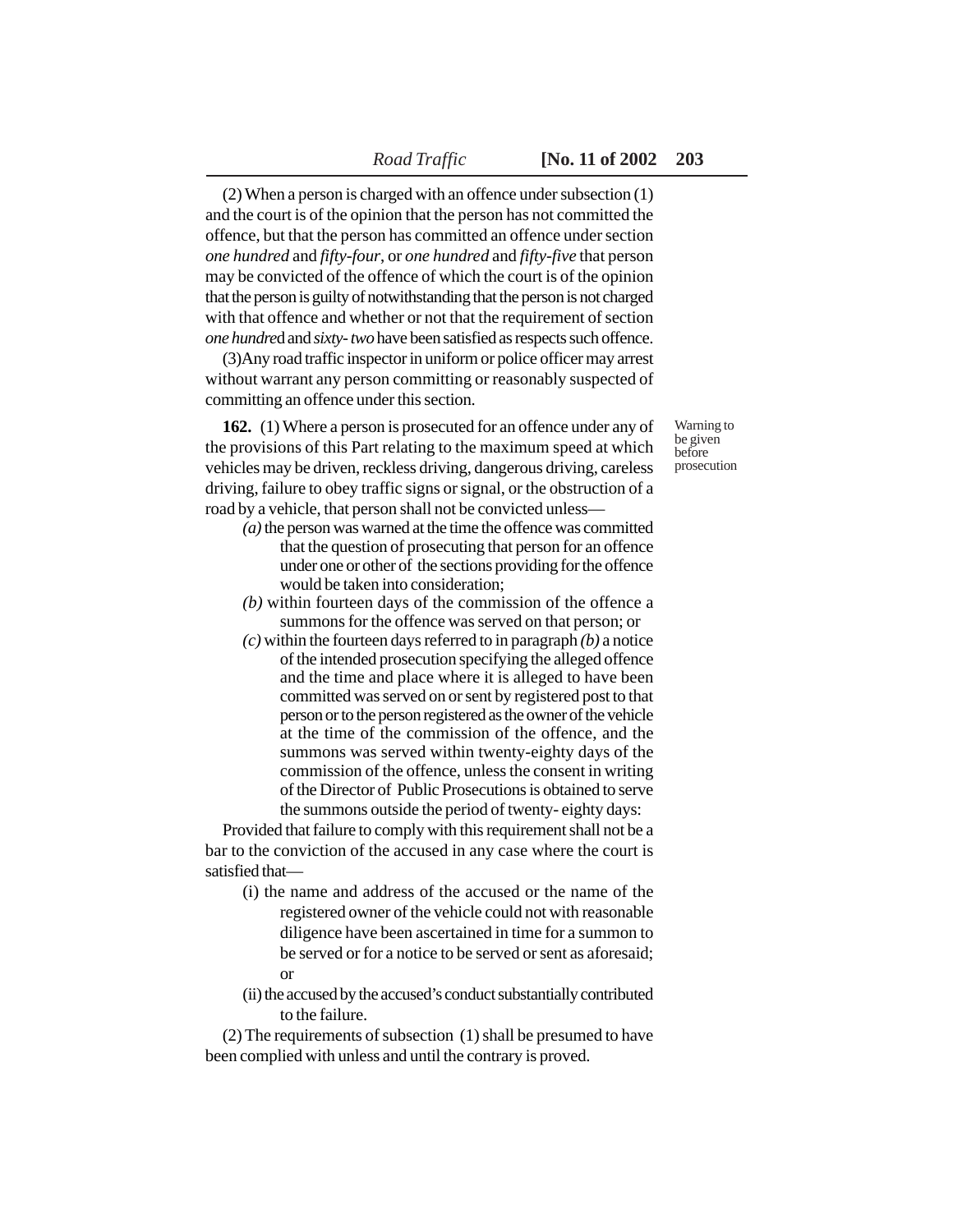(2) When a person is charged with an offence under subsection (1) and the court is of the opinion that the person has not committed the offence, but that the person has committed an offence under section *one hundred* and *fifty-four*, or *one hundred* and *fifty-five* that person may be convicted of the offence of which the court is of the opinion that the person is guilty of notwithstanding that the person is not charged with that offence and whether or not that the requirement of section *one hundre*d and *sixty- two* have been satisfied as respects such offence.

(3)Any road traffic inspector in uniform or police officer may arrest without warrant any person committing or reasonably suspected of committing an offence under this section.

*Warning to be given before prosecution*

**162.** (1) Where a person is prosecuted for an offence under any of the provisions of this Part relating to the maximum speed at which vehicles may be driven, reckless driving, dangerous driving, careless driving, failure to obey traffic signs or signal, or the obstruction of a road by a vehicle, that person shall not be convicted unless—

*(a)* the person was warned at the time the offence was committed that the question of prosecuting that person for an offence under one or other of the sections providing for the offence would be taken into consideration;

*(b)* within fourteen days of the commission of the offence a summons for the offence was served on that person; or

*(c)* within the fourteen days referred to in paragraph *(b)* a notice of the intended prosecution specifying the alleged offence and the time and place where it is alleged to have been committed was served on or sent by registered post to that person or to the person registered as the owner of the vehicle at the time of the commission of the offence, and the summons was served within twenty-eighty days of the commission of the offence, unless the consent in writing of the Director of Public Prosecutions is obtained to serve the summons outside the period of twenty- eighty days:

Provided that failure to comply with this requirement shall not be a bar to the conviction of the accused in any case where the court is satisfied that—

(i) the name and address of the accused or the name of the registered owner of the vehicle could not with reasonable diligence have been ascertained in time for a summon to be served or for a notice to be served or sent as aforesaid; or

(ii) the accused by the accused's conduct substantially contributed to the failure.

(2) The requirements of subsection (1) shall be presumed to have been complied with unless and until the contrary is proved.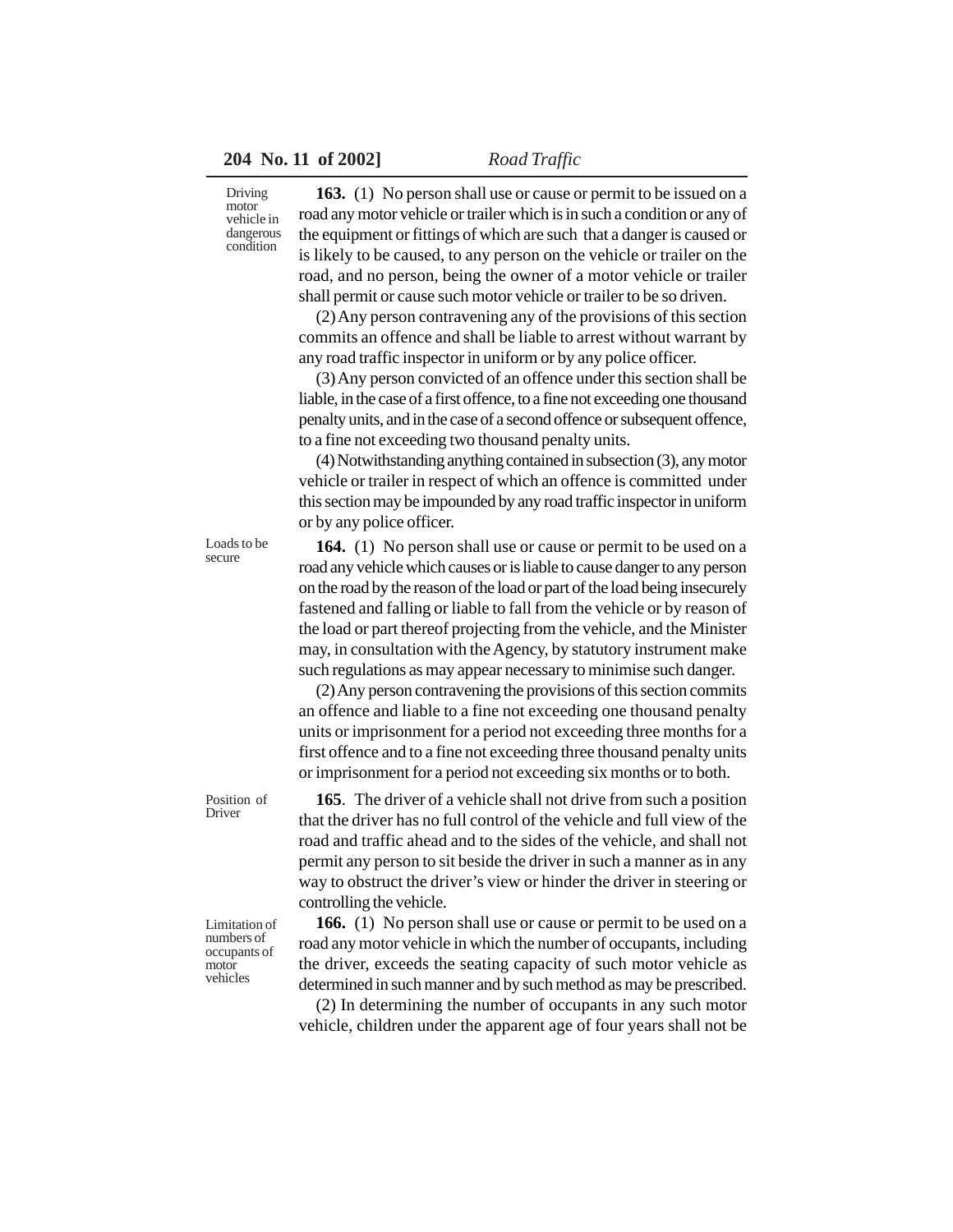**Driving motor vehicle in dangerous condition**

**163.** (1) No person shall use or cause or permit to be issued on a road any motor vehicle or trailer which is in such a condition or any of the equipment or fittings of which are such that a danger is caused or is likely to be caused, to any person on the vehicle or trailer on the road, and no person, being the owner of a motor vehicle or trailer shall permit or cause such motor vehicle or trailer to be so driven.

(2) Any person contravening any of the provisions of this section commits an offence and shall be liable to arrest without warrant by any road traffic inspector in uniform or by any police officer.

(3) Any person convicted of an offence under this section shall be liable, in the case of a first offence, to a fine not exceeding one thousand penalty units, and in the case of a second offence or subsequent offence, to a fine not exceeding two thousand penalty units.

(4) Notwithstanding anything contained in subsection (3), any motor vehicle or trailer in respect of which an offence is committed under this section may be impounded by any road traffic inspector in uniform or by any police officer.

**Loads to be secure**

**164.** (1) No person shall use or cause or permit to be used on a road any vehicle which causes or is liable to cause danger to any person on the road by the reason of the load or part of the load being insecurely fastened and falling or liable to fall from the vehicle or by reason of the load or part thereof projecting from the vehicle, and the Minister may, in consultation with the Agency, by statutory instrument make such regulations as may appear necessary to minimise such danger.

(2) Any person contravening the provisions of this section commits an offence and liable to a fine not exceeding one thousand penalty units or imprisonment for a period not exceeding three months for a first offence and to a fine not exceeding three thousand penalty units or imprisonment for a period not exceeding six months or to both.

**Position of Driver**

**165**. The driver of a vehicle shall not drive from such a position that the driver has no full control of the vehicle and full view of the road and traffic ahead and to the sides of the vehicle, and shall not permit any person to sit beside the driver in such a manner as in any way to obstruct the driver's view or hinder the driver in steering or controlling the vehicle.

**Limitation of numbers of occupants of motor vehicles**

**166.** (1) No person shall use or cause or permit to be used on a road any motor vehicle in which the number of occupants, including the driver, exceeds the seating capacity of such motor vehicle as determined in such manner and by such method as may be prescribed.

(2) In determining the number of occupants in any such motor vehicle, children under the apparent age of four years shall not be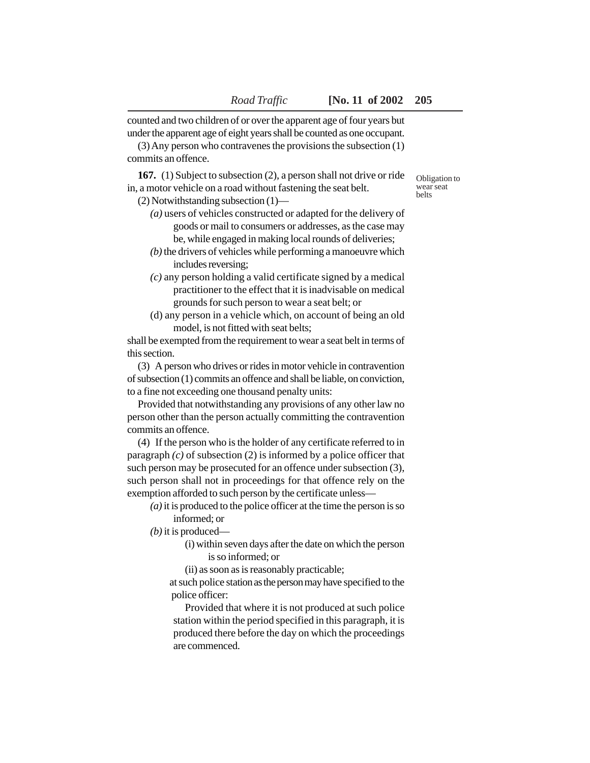counted and two children of or over the apparent age of four years but under the apparent age of eight years shall be counted as one occupant.

(3) Any person who contravenes the provisions the subsection (1) commits an offence.

**167.** (1) Subject to subsection (2), a person shall not drive or ride in, a motor vehicle on a road without fastening the seat belt.

Obligation to wear seat belts

(2) Notwithstanding subsection (1)—

*(a)* users of vehicles constructed or adapted for the delivery of goods or mail to consumers or addresses, as the case may be, while engaged in making local rounds of deliveries;

*(b)* the drivers of vehicles while performing a manoeuvre which includes reversing;

*(c)* any person holding a valid certificate signed by a medical practitioner to the effect that it is inadvisable on medical grounds for such person to wear a seat belt; or

(d) any person in a vehicle which, on account of being an old model, is not fitted with seat belts;

shall be exempted from the requirement to wear a seat belt in terms of this section.

(3) A person who drives or rides in motor vehicle in contravention of subsection (1) commits an offence and shall be liable, on conviction, to a fine not exceeding one thousand penalty units:

Provided that notwithstanding any provisions of any other law no person other than the person actually committing the contravention commits an offence.

(4) If the person who is the holder of any certificate referred to in paragraph *(c)* of subsection (2) is informed by a police officer that such person may be prosecuted for an offence under subsection (3), such person shall not in proceedings for that offence rely on the exemption afforded to such person by the certificate unless—

*(a)* it is produced to the police officer at the time the person is so informed; or

*(b)* it is produced—

(i) within seven days after the date on which the person is so informed; or

(ii) as soon as is reasonably practicable;

at such police station as the person may have specified to the police officer:

Provided that where it is not produced at such police station within the period specified in this paragraph, it is produced there before the day on which the proceedings are commenced.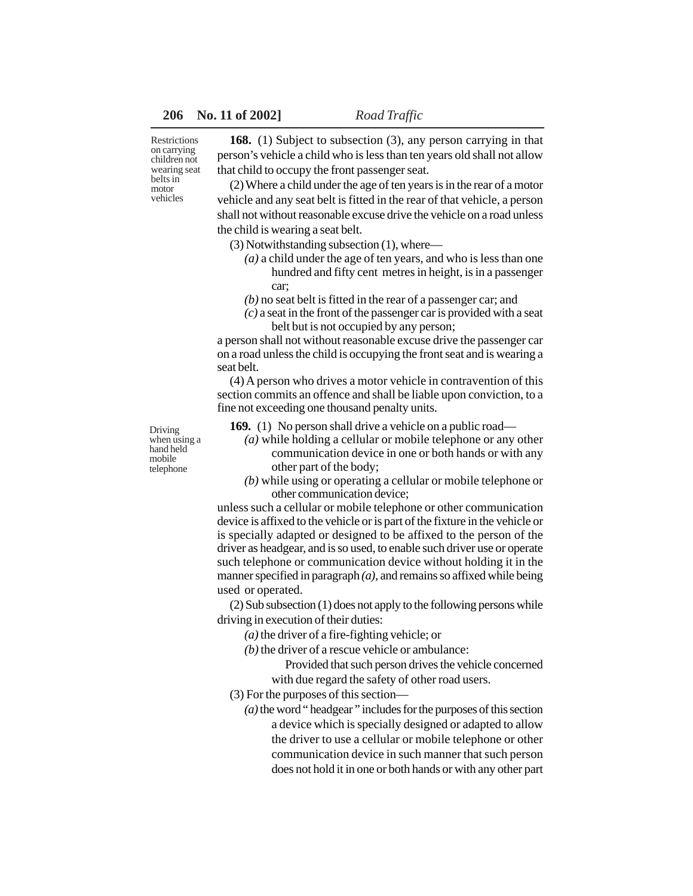Restrictions on carrying children not wearing seat belts in motor vehicles

**168.** (1) Subject to subsection (3), any person carrying in that person's vehicle a child who is less than ten years old shall not allow that child to occupy the front passenger seat.

(2) Where a child under the age of ten years is in the rear of a motor vehicle and any seat belt is fitted in the rear of that vehicle, a person shall not without reasonable excuse drive the vehicle on a road unless the child is wearing a seat belt.

(3) Notwithstanding subsection (1), where—

*(a)* a child under the age of ten years, and who is less than one hundred and fifty cent metres in height, is in a passenger car;

*(b)* no seat belt is fitted in the rear of a passenger car; and

*(c)* a seat in the front of the passenger car is provided with a seat belt but is not occupied by any person;

a person shall not without reasonable excuse drive the passenger car on a road unless the child is occupying the front seat and is wearing a seat belt.

(4) A person who drives a motor vehicle in contravention of this section commits an offence and shall be liable upon conviction, to a fine not exceeding one thousand penalty units.

Driving when using a hand held mobile telephone

**169.** (1) No person shall drive a vehicle on a public road—

*(a)* while holding a cellular or mobile telephone or any other communication device in one or both hands or with any other part of the body;

*(b)* while using or operating a cellular or mobile telephone or other communication device;

unless such a cellular or mobile telephone or other communication device is affixed to the vehicle or is part of the fixture in the vehicle or is specially adapted or designed to be affixed to the person of the driver as headgear, and is so used, to enable such driver use or operate such telephone or communication device without holding it in the manner specified in paragraph *(a)*, and remains so affixed while being used or operated.

(2) Sub subsection (1) does not apply to the following persons while driving in execution of their duties:

*(a)* the driver of a fire-fighting vehicle; or

*(b)* the driver of a rescue vehicle or ambulance:

Provided that such person drives the vehicle concerned with due regard the safety of other road users.

(3) For the purposes of this section—

*(a)* the word " headgear " includes for the purposes of this section a device which is specially designed or adapted to allow the driver to use a cellular or mobile telephone or other communication device in such manner that such person does not hold it in one or both hands or with any other part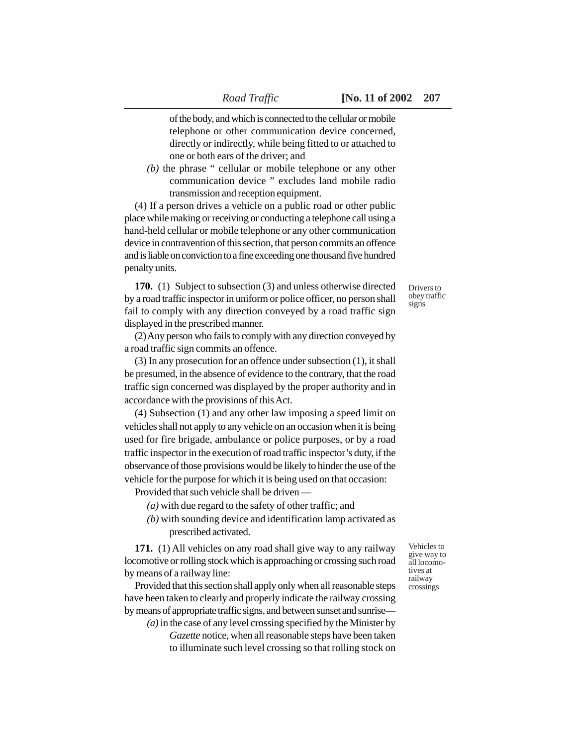of the body, and which is connected to the cellular or mobile telephone or other communication device concerned, directly or indirectly, while being fitted to or attached to one or both ears of the driver; and

*(b)* the phrase " cellular or mobile telephone or any other communication device " excludes land mobile radio transmission and reception equipment.

(4) If a person drives a vehicle on a public road or other public place while making or receiving or conducting a telephone call using a hand-held cellular or mobile telephone or any other communication device in contravention of this section, that person commits an offence and is liable on conviction to a fine exceeding one thousand five hundred penalty units.

Drivers to obey traffic signs

**170.** (1) Subject to subsection (3) and unless otherwise directed by a road traffic inspector in uniform or police officer, no person shall fail to comply with any direction conveyed by a road traffic sign displayed in the prescribed manner.

(2) Any person who fails to comply with any direction conveyed by a road traffic sign commits an offence.

(3) In any prosecution for an offence under subsection (1), it shall be presumed, in the absence of evidence to the contrary, that the road traffic sign concerned was displayed by the proper authority and in accordance with the provisions of this Act.

(4) Subsection (1) and any other law imposing a speed limit on vehicles shall not apply to any vehicle on an occasion when it is being used for fire brigade, ambulance or police purposes, or by a road traffic inspector in the execution of road traffic inspector's duty, if the observance of those provisions would be likely to hinder the use of the vehicle for the purpose for which it is being used on that occasion:

Provided that such vehicle shall be driven —

*(a)* with due regard to the safety of other traffic; and

*(b)* with sounding device and identification lamp activated as prescribed activated.

Vehicles to give way to all locomotives at railway crossings

**171.** (1) All vehicles on any road shall give way to any railway locomotive or rolling stock which is approaching or crossing such road by means of a railway line:

Provided that this section shall apply only when all reasonable steps have been taken to clearly and properly indicate the railway crossing by means of appropriate traffic signs, and between sunset and sunrise—

*(a)* in the case of any level crossing specified by the Minister by *Gazette* notice, when all reasonable steps have been taken to illuminate such level crossing so that rolling stock on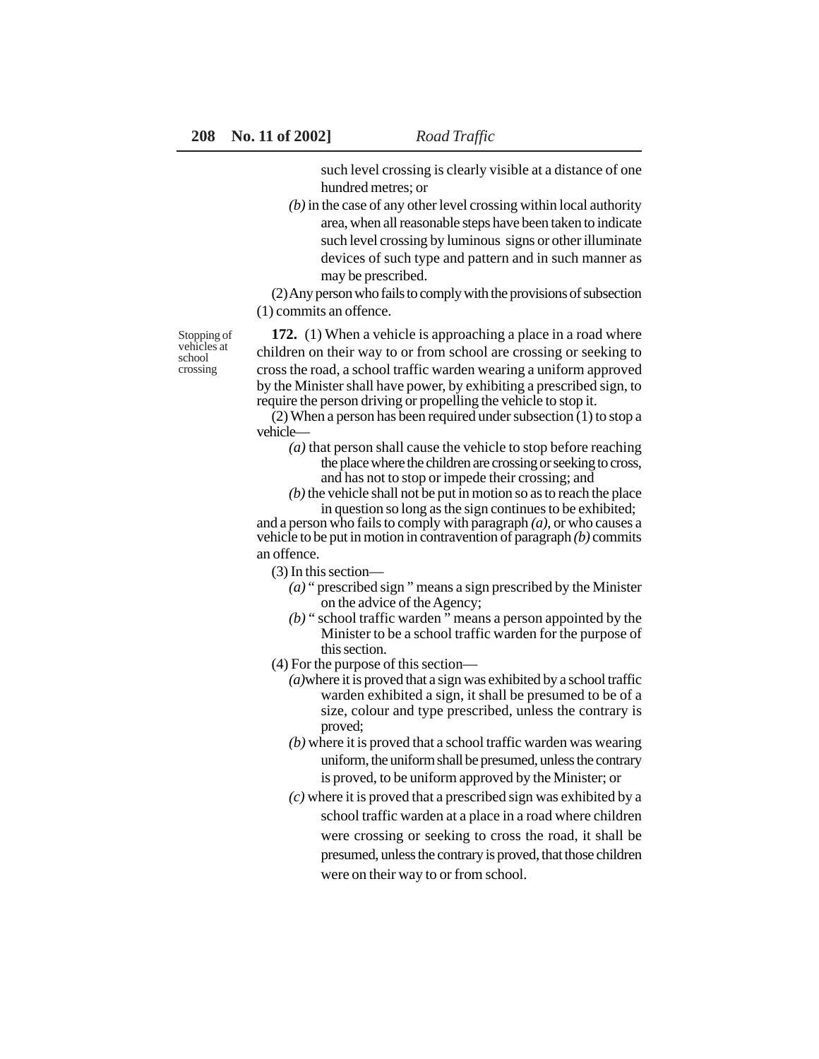such level crossing is clearly visible at a distance of one hundred metres; or

*(b)* in the case of any other level crossing within local authority area, when all reasonable steps have been taken to indicate such level crossing by luminous signs or other illuminate devices of such type and pattern and in such manner as may be prescribed.

(2) Any person who fails to comply with the provisions of subsection (1) commits an offence.

Stopping of vehicles at school crossing

**172.** (1) When a vehicle is approaching a place in a road where children on their way to or from school are crossing or seeking to cross the road, a school traffic warden wearing a uniform approved by the Minister shall have power, by exhibiting a prescribed sign, to require the person driving or propelling the vehicle to stop it.

(2) When a person has been required under subsection (1) to stop a vehicle—

*(a)* that person shall cause the vehicle to stop before reaching the place where the children are crossing or seeking to cross, and has not to stop or impede their crossing; and

*(b)* the vehicle shall not be put in motion so as to reach the place in question so long as the sign continues to be exhibited;

and a person who fails to comply with paragraph *(a)*, or who causes a vehicle to be put in motion in contravention of paragraph *(b)* commits an offence.

(3) In this section—

*(a)* " prescribed sign " means a sign prescribed by the Minister on the advice of the Agency;

*(b)* " school traffic warden " means a person appointed by the Minister to be a school traffic warden for the purpose of this section.

(4) For the purpose of this section—

*(a)*where it is proved that a sign was exhibited by a school traffic warden exhibited a sign, it shall be presumed to be of a size, colour and type prescribed, unless the contrary is proved;

*(b)* where it is proved that a school traffic warden was wearing uniform, the uniform shall be presumed, unless the contrary is proved, to be uniform approved by the Minister; or

*(c)* where it is proved that a prescribed sign was exhibited by a school traffic warden at a place in a road where children were crossing or seeking to cross the road, it shall be presumed, unless the contrary is proved, that those children were on their way to or from school.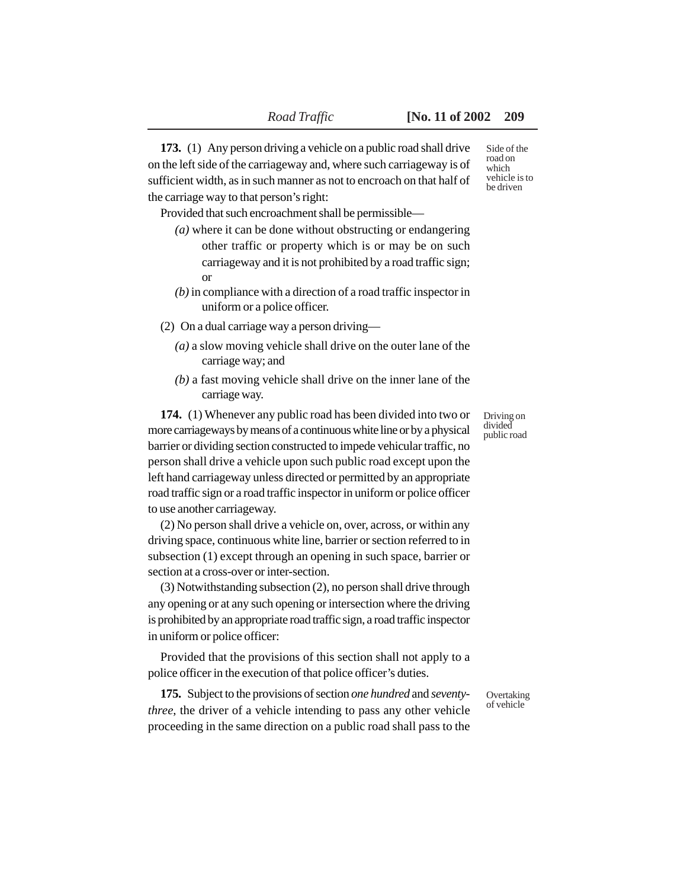Side of the road on which vehicle is to be driven

**173.** (1) Any person driving a vehicle on a public road shall drive on the left side of the carriageway and, where such carriageway is of sufficient width, as in such manner as not to encroach on that half of the carriage way to that person's right:

Provided that such encroachment shall be permissible—

*(a)* where it can be done without obstructing or endangering other traffic or property which is or may be on such carriageway and it is not prohibited by a road traffic sign; or

*(b)* in compliance with a direction of a road traffic inspector in uniform or a police officer.

(2) On a dual carriage way a person driving—

*(a)* a slow moving vehicle shall drive on the outer lane of the carriage way; and

*(b)* a fast moving vehicle shall drive on the inner lane of the carriage way.

Driving on divided public road

**174.** (1) Whenever any public road has been divided into two or more carriageways by means of a continuous white line or by a physical barrier or dividing section constructed to impede vehicular traffic, no person shall drive a vehicle upon such public road except upon the left hand carriageway unless directed or permitted by an appropriate road traffic sign or a road traffic inspector in uniform or police officer to use another carriageway.

(2) No person shall drive a vehicle on, over, across, or within any driving space, continuous white line, barrier or section referred to in subsection (1) except through an opening in such space, barrier or section at a cross-over or inter-section.

(3) Notwithstanding subsection (2), no person shall drive through any opening or at any such opening or intersection where the driving is prohibited by an appropriate road traffic sign, a road traffic inspector in uniform or police officer:

Provided that the provisions of this section shall not apply to a police officer in the execution of that police officer's duties.

Overtaking of vehicle

**175.** Subject to the provisions of section *one hundred* and *seventy-three*, the driver of a vehicle intending to pass any other vehicle proceeding in the same direction on a public road shall pass to the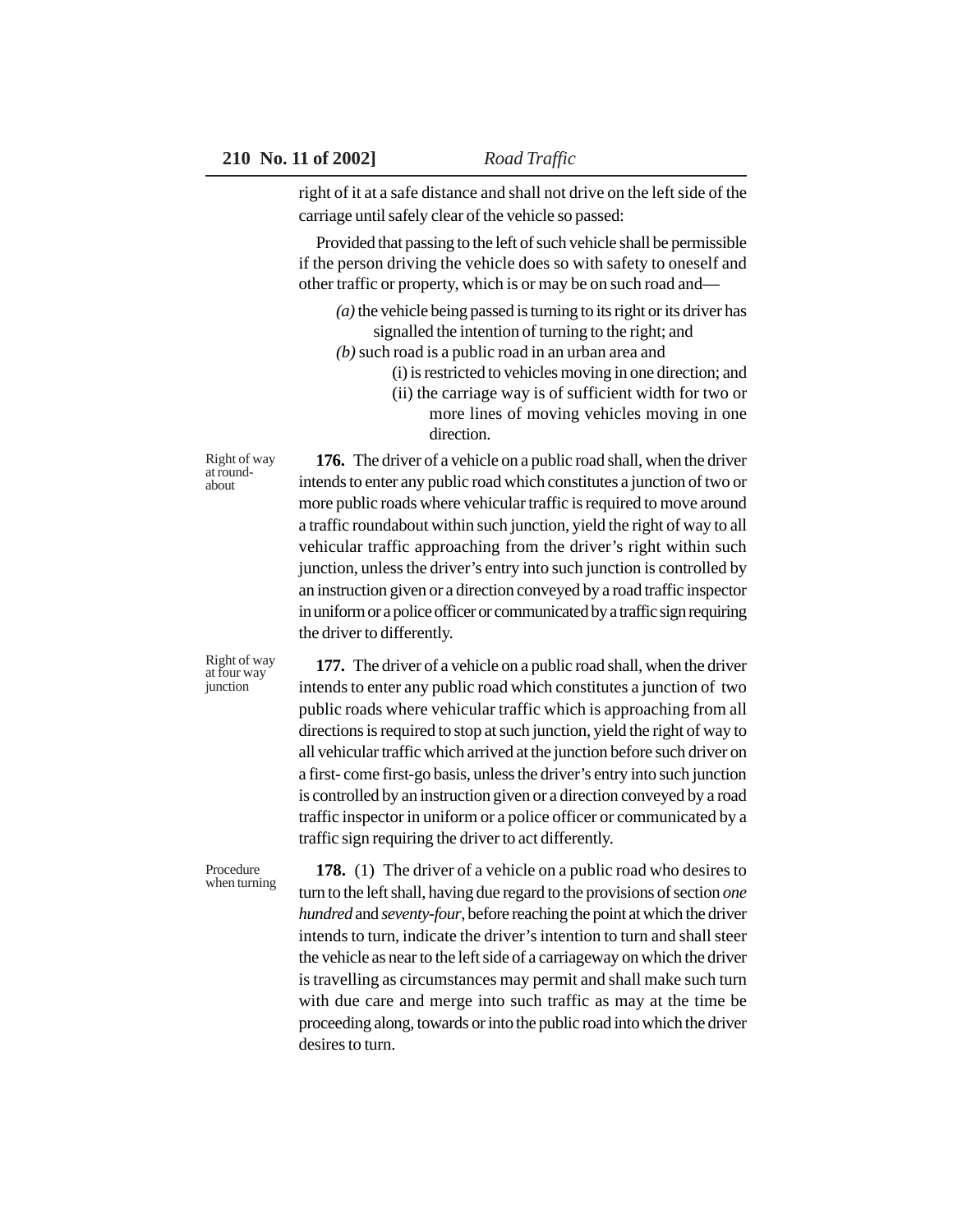right of it at a safe distance and shall not drive on the left side of the carriage until safely clear of the vehicle so passed:

Provided that passing to the left of such vehicle shall be permissible if the person driving the vehicle does so with safety to oneself and other traffic or property, which is or may be on such road and—

*(a)* the vehicle being passed is turning to its right or its driver has signalled the intention of turning to the right; and

*(b)* such road is a public road in an urban area and

(i) is restricted to vehicles moving in one direction; and

(ii) the carriage way is of sufficient width for two or more lines of moving vehicles moving in one direction.

Right of way at round-about

**176.** The driver of a vehicle on a public road shall, when the driver intends to enter any public road which constitutes a junction of two or more public roads where vehicular traffic is required to move around a traffic roundabout within such junction, yield the right of way to all vehicular traffic approaching from the driver's right within such junction, unless the driver's entry into such junction is controlled by an instruction given or a direction conveyed by a road traffic inspector in uniform or a police officer or communicated by a traffic sign requiring the driver to differently.

Right of way at four way junction

**177.** The driver of a vehicle on a public road shall, when the driver intends to enter any public road which constitutes a junction of two public roads where vehicular traffic which is approaching from all directions is required to stop at such junction, yield the right of way to all vehicular traffic which arrived at the junction before such driver on a first- come first-go basis, unless the driver's entry into such junction is controlled by an instruction given or a direction conveyed by a road traffic inspector in uniform or a police officer or communicated by a traffic sign requiring the driver to act differently.

Procedure when turning

**178.** (1) The driver of a vehicle on a public road who desires to turn to the left shall, having due regard to the provisions of section *one hundred* and *seventy-four*, before reaching the point at which the driver intends to turn, indicate the driver's intention to turn and shall steer the vehicle as near to the left side of a carriageway on which the driver is travelling as circumstances may permit and shall make such turn with due care and merge into such traffic as may at the time be proceeding along, towards or into the public road into which the driver desires to turn.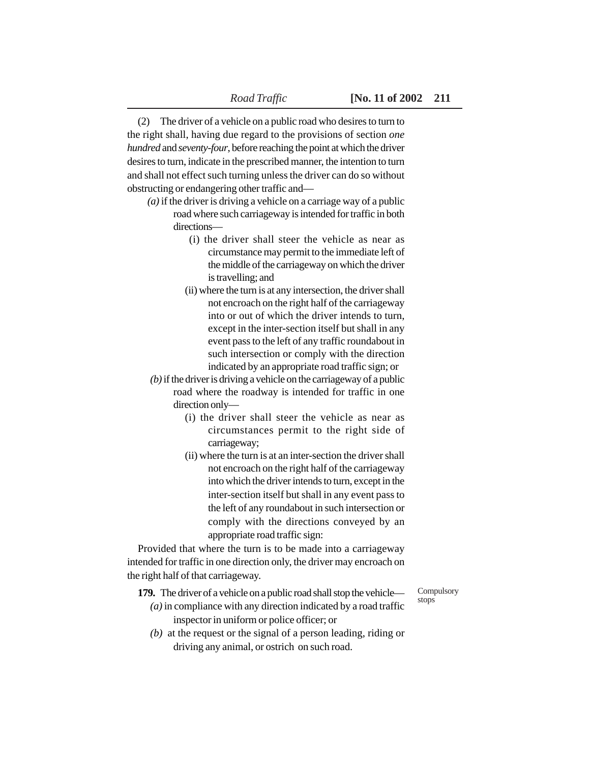(2) The driver of a vehicle on a public road who desires to turn to the right shall, having due regard to the provisions of section *one hundred* and *seventy-four*, before reaching the point at which the driver desires to turn, indicate in the prescribed manner, the intention to turn and shall not effect such turning unless the driver can do so without obstructing or endangering other traffic and—

*(a)* if the driver is driving a vehicle on a carriage way of a public road where such carriageway is intended for traffic in both directions—

(i) the driver shall steer the vehicle as near as circumstance may permit to the immediate left of the middle of the carriageway on which the driver is travelling; and

(ii) where the turn is at any intersection, the driver shall not encroach on the right half of the carriageway into or out of which the driver intends to turn, except in the inter-section itself but shall in any event pass to the left of any traffic roundabout in such intersection or comply with the direction indicated by an appropriate road traffic sign; or

*(b)* if the driver is driving a vehicle on the carriageway of a public road where the roadway is intended for traffic in one direction only—

(i) the driver shall steer the vehicle as near as circumstances permit to the right side of carriageway;

(ii) where the turn is at an inter-section the driver shall not encroach on the right half of the carriageway into which the driver intends to turn, except in the inter-section itself but shall in any event pass to the left of any roundabout in such intersection or comply with the directions conveyed by an appropriate road traffic sign:

Provided that where the turn is to be made into a carriageway intended for traffic in one direction only, the driver may encroach on the right half of that carriageway.

Compulsory stops

**179.** The driver of a vehicle on a public road shall stop the vehicle—

*(a)* in compliance with any direction indicated by a road traffic inspector in uniform or police officer; or

*(b)* at the request or the signal of a person leading, riding or driving any animal, or ostrich on such road.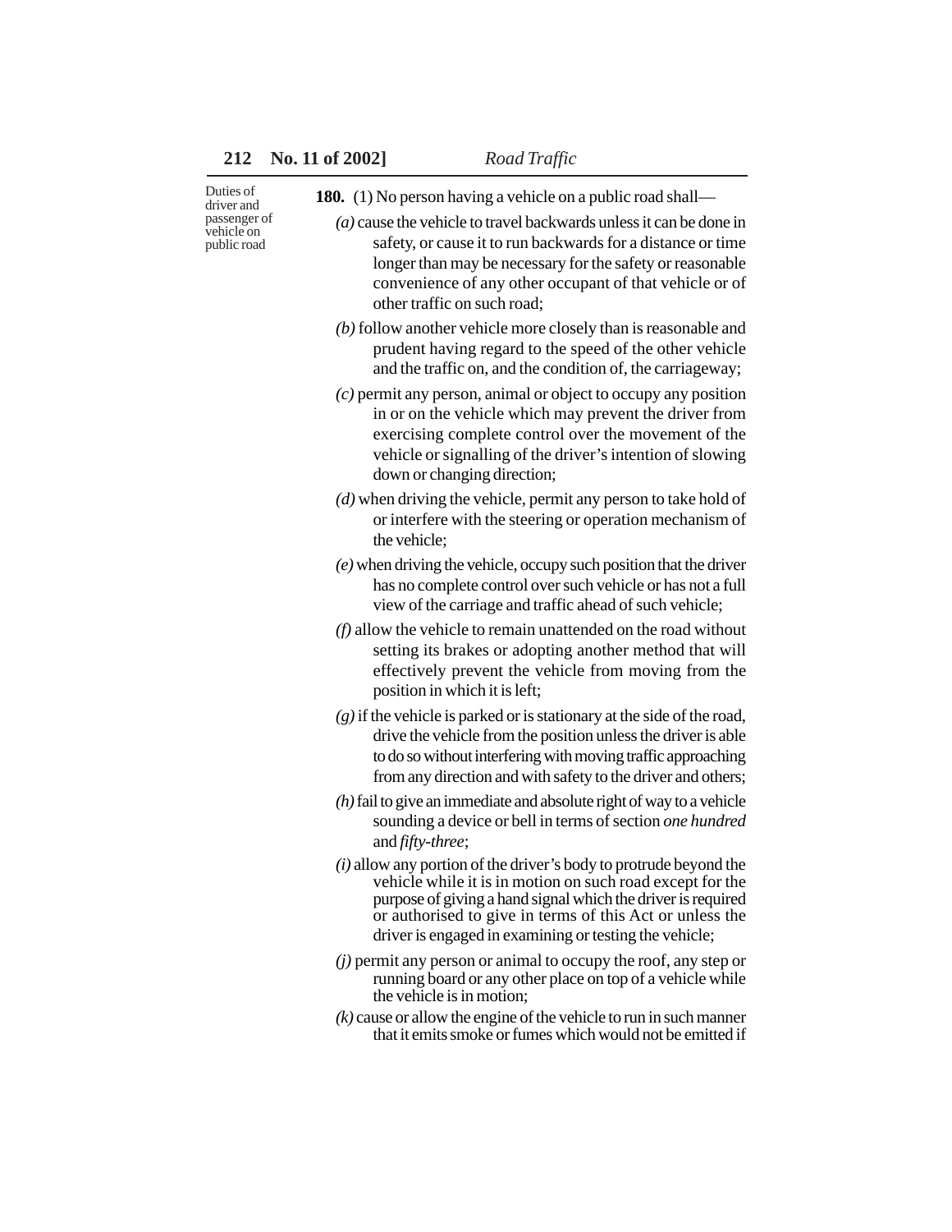Duties of driver and passenger of vehicle on public road

**180.** (1) No person having a vehicle on a public road shall—

*(a)* cause the vehicle to travel backwards unless it can be done in safety, or cause it to run backwards for a distance or time longer than may be necessary for the safety or reasonable convenience of any other occupant of that vehicle or of other traffic on such road;

*(b)* follow another vehicle more closely than is reasonable and prudent having regard to the speed of the other vehicle and the traffic on, and the condition of, the carriageway;

*(c)* permit any person, animal or object to occupy any position in or on the vehicle which may prevent the driver from exercising complete control over the movement of the vehicle or signalling of the driver's intention of slowing down or changing direction;

*(d)* when driving the vehicle, permit any person to take hold of or interfere with the steering or operation mechanism of the vehicle;

*(e)* when driving the vehicle, occupy such position that the driver has no complete control over such vehicle or has not a full view of the carriage and traffic ahead of such vehicle;

*(f)* allow the vehicle to remain unattended on the road without setting its brakes or adopting another method that will effectively prevent the vehicle from moving from the position in which it is left;

*(g)* if the vehicle is parked or is stationary at the side of the road, drive the vehicle from the position unless the driver is able to do so without interfering with moving traffic approaching from any direction and with safety to the driver and others;

*(h)* fail to give an immediate and absolute right of way to a vehicle sounding a device or bell in terms of section *one hundred* and *fifty-three*;

*(i)* allow any portion of the driver's body to protrude beyond the vehicle while it is in motion on such road except for the purpose of giving a hand signal which the driver is required or authorised to give in terms of this Act or unless the driver is engaged in examining or testing the vehicle;

*(j)* permit any person or animal to occupy the roof, any step or running board or any other place on top of a vehicle while the vehicle is in motion;

*(k)* cause or allow the engine of the vehicle to run in such manner that it emits smoke or fumes which would not be emitted if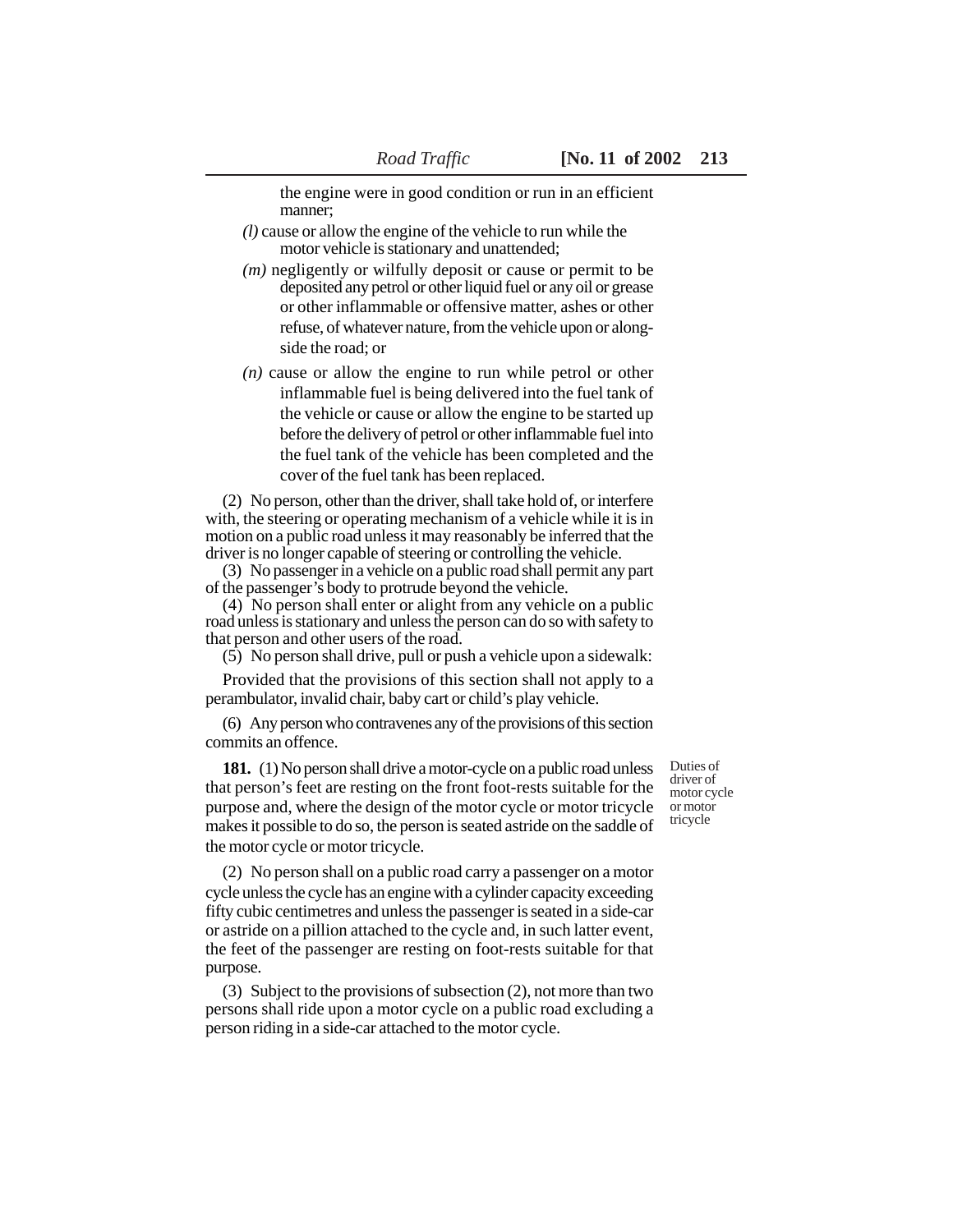the engine were in good condition or run in an efficient manner;

*(l)* cause or allow the engine of the vehicle to run while the motor vehicle is stationary and unattended;

*(m)* negligently or wilfully deposit or cause or permit to be deposited any petrol or other liquid fuel or any oil or grease or other inflammable or offensive matter, ashes or other refuse, of whatever nature, from the vehicle upon or alongside the road; or

*(n)* cause or allow the engine to run while petrol or other inflammable fuel is being delivered into the fuel tank of the vehicle or cause or allow the engine to be started up before the delivery of petrol or other inflammable fuel into the fuel tank of the vehicle has been completed and the cover of the fuel tank has been replaced.

(2) No person, other than the driver, shall take hold of, or interfere with, the steering or operating mechanism of a vehicle while it is in motion on a public road unless it may reasonably be inferred that the driver is no longer capable of steering or controlling the vehicle.

(3) No passenger in a vehicle on a public road shall permit any part of the passenger's body to protrude beyond the vehicle.

(4) No person shall enter or alight from any vehicle on a public road unless is stationary and unless the person can do so with safety to that person and other users of the road.

(5) No person shall drive, pull or push a vehicle upon a sidewalk:

Provided that the provisions of this section shall not apply to a perambulator, invalid chair, baby cart or child's play vehicle.

(6) Any person who contravenes any of the provisions of this section commits an offence.

Duties of driver of motor cycle or motor tricycle

**181.** (1) No person shall drive a motor-cycle on a public road unless that person's feet are resting on the front foot-rests suitable for the purpose and, where the design of the motor cycle or motor tricycle makes it possible to do so, the person is seated astride on the saddle of the motor cycle or motor tricycle.

(2) No person shall on a public road carry a passenger on a motor cycle unless the cycle has an engine with a cylinder capacity exceeding fifty cubic centimetres and unless the passenger is seated in a side-car or astride on a pillion attached to the cycle and, in such latter event, the feet of the passenger are resting on foot-rests suitable for that purpose.

(3) Subject to the provisions of subsection (2), not more than two persons shall ride upon a motor cycle on a public road excluding a person riding in a side-car attached to the motor cycle.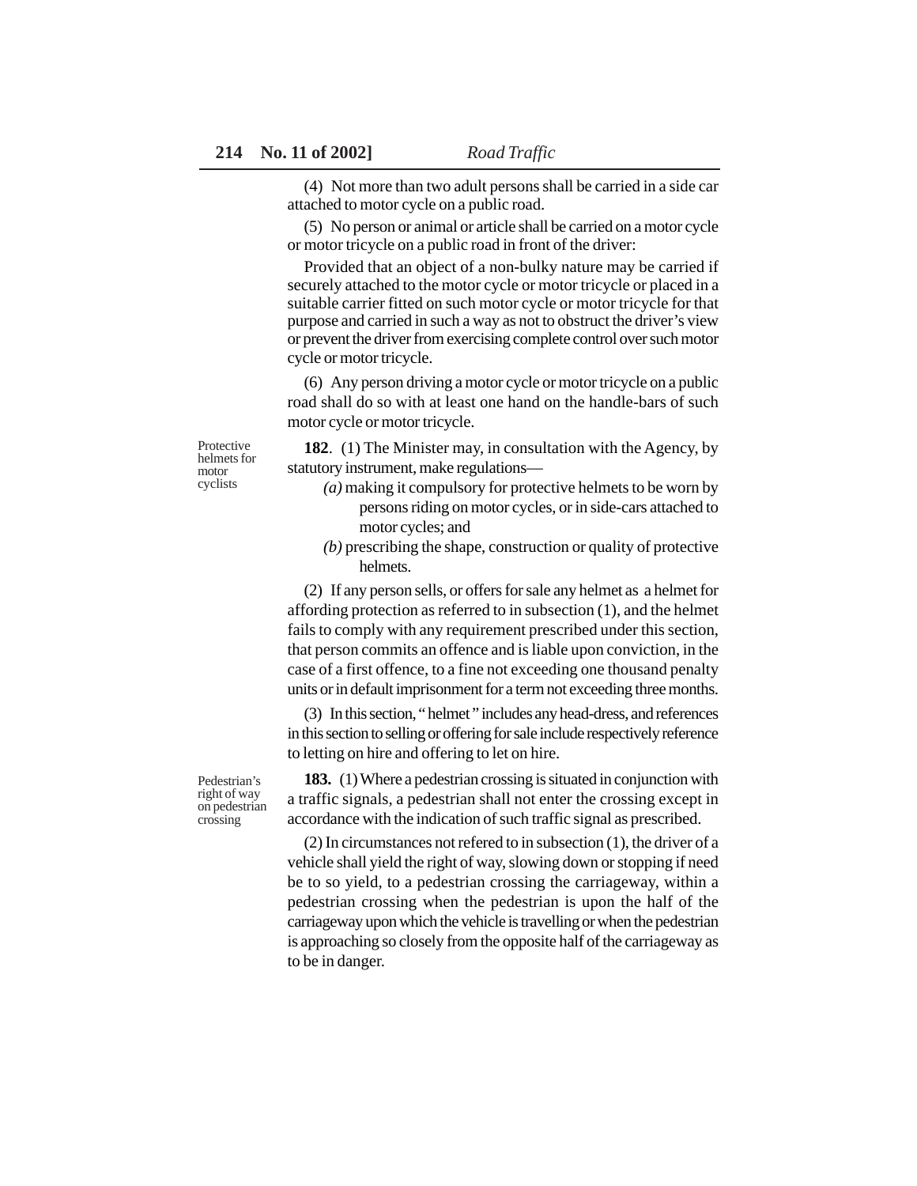(4) Not more than two adult persons shall be carried in a side car attached to motor cycle on a public road.

(5) No person or animal or article shall be carried on a motor cycle or motor tricycle on a public road in front of the driver:

Provided that an object of a non-bulky nature may be carried if securely attached to the motor cycle or motor tricycle or placed in a suitable carrier fitted on such motor cycle or motor tricycle for that purpose and carried in such a way as not to obstruct the driver's view or prevent the driver from exercising complete control over such motor cycle or motor tricycle.

(6) Any person driving a motor cycle or motor tricycle on a public road shall do so with at least one hand on the handle-bars of such motor cycle or motor tricycle.

Protective helmets for motor cyclists

**182**. (1) The Minister may, in consultation with the Agency, by statutory instrument, make regulations—

*(a)* making it compulsory for protective helmets to be worn by persons riding on motor cycles, or in side-cars attached to motor cycles; and

*(b)* prescribing the shape, construction or quality of protective helmets.

(2) If any person sells, or offers for sale any helmet as a helmet for affording protection as referred to in subsection (1), and the helmet fails to comply with any requirement prescribed under this section, that person commits an offence and is liable upon conviction, in the case of a first offence, to a fine not exceeding one thousand penalty units or in default imprisonment for a term not exceeding three months.

(3) In this section, " helmet " includes any head-dress, and references in this section to selling or offering for sale include respectively reference to letting on hire and offering to let on hire.

Pedestrian's right of way on pedestrian crossing

**183.** (1) Where a pedestrian crossing is situated in conjunction with a traffic signals, a pedestrian shall not enter the crossing except in accordance with the indication of such traffic signal as prescribed.

(2) In circumstances not refered to in subsection (1), the driver of a vehicle shall yield the right of way, slowing down or stopping if need be to so yield, to a pedestrian crossing the carriageway, within a pedestrian crossing when the pedestrian is upon the half of the carriageway upon which the vehicle is travelling or when the pedestrian is approaching so closely from the opposite half of the carriageway as to be in danger.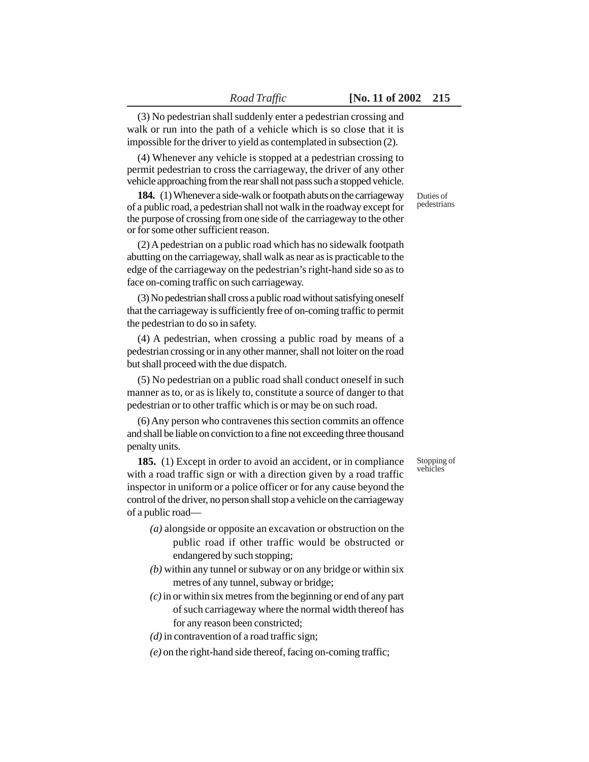(3) No pedestrian shall suddenly enter a pedestrian crossing and walk or run into the path of a vehicle which is so close that it is impossible for the driver to yield as contemplated in subsection (2).

(4) Whenever any vehicle is stopped at a pedestrian crossing to permit pedestrian to cross the carriageway, the driver of any other vehicle approaching from the rear shall not pass such a stopped vehicle.

Duties of pedestrians

**184.** (1) Whenever a side-walk or footpath abuts on the carriageway of a public road, a pedestrian shall not walk in the roadway except for the purpose of crossing from one side of the carriageway to the other or for some other sufficient reason.

(2) A pedestrian on a public road which has no sidewalk footpath abutting on the carriageway, shall walk as near as is practicable to the edge of the carriageway on the pedestrian's right-hand side so as to face on-coming traffic on such carriageway.

(3) No pedestrian shall cross a public road without satisfying oneself that the carriageway is sufficiently free of on-coming traffic to permit the pedestrian to do so in safety.

(4) A pedestrian, when crossing a public road by means of a pedestrian crossing or in any other manner, shall not loiter on the road but shall proceed with the due dispatch.

(5) No pedestrian on a public road shall conduct oneself in such manner as to, or as is likely to, constitute a source of danger to that pedestrian or to other traffic which is or may be on such road.

(6) Any person who contravenes this section commits an offence and shall be liable on conviction to a fine not exceeding three thousand penalty units.

Stopping of vehicles

**185.** (1) Except in order to avoid an accident, or in compliance with a road traffic sign or with a direction given by a road traffic inspector in uniform or a police officer or for any cause beyond the control of the driver, no person shall stop a vehicle on the carriageway of a public road—

*(a)* alongside or opposite an excavation or obstruction on the public road if other traffic would be obstructed or endangered by such stopping;

*(b)* within any tunnel or subway or on any bridge or within six metres of any tunnel, subway or bridge;

*(c)* in or within six metres from the beginning or end of any part of such carriageway where the normal width thereof has for any reason been constricted;

*(d)* in contravention of a road traffic sign;

*(e)* on the right-hand side thereof, facing on-coming traffic;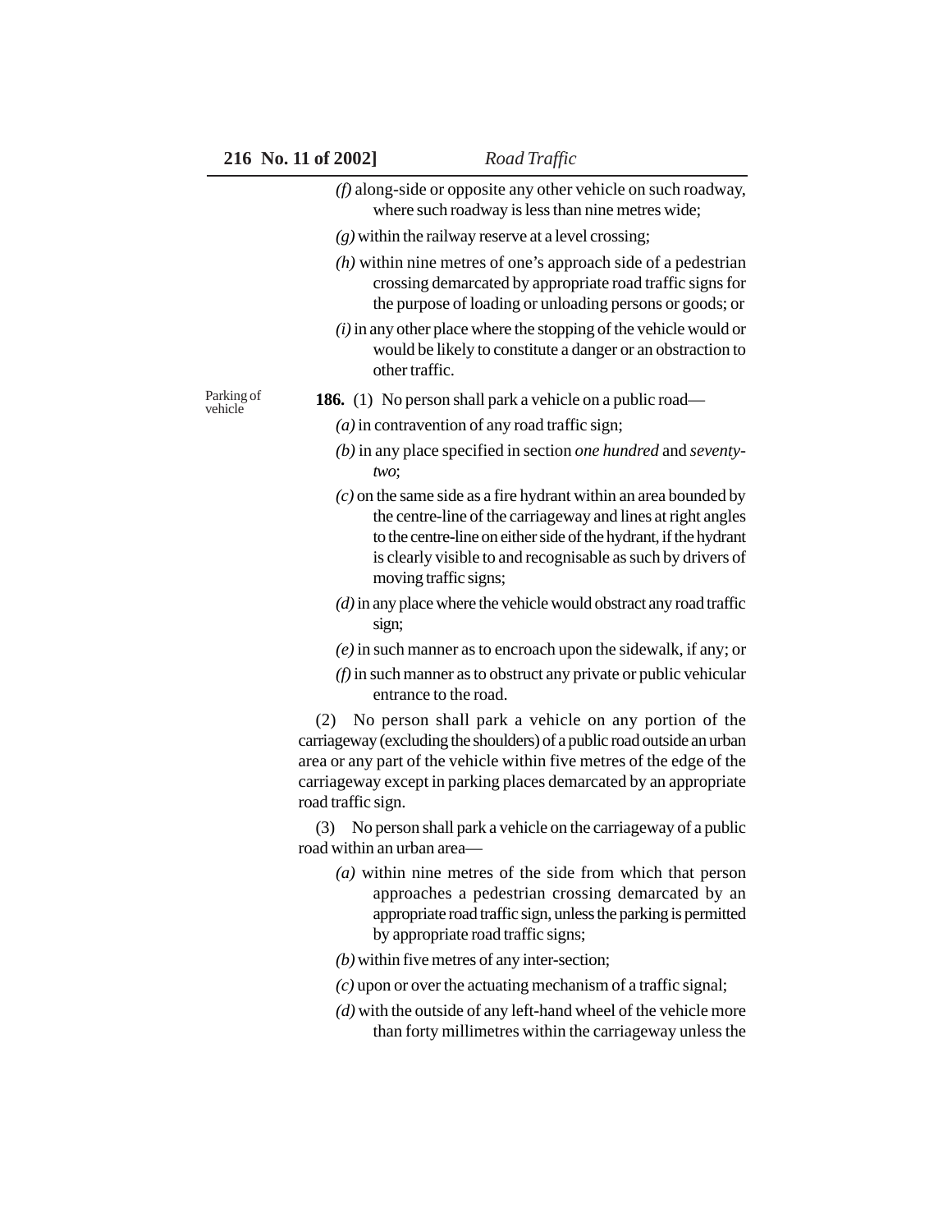*(f)* along-side or opposite any other vehicle on such roadway, where such roadway is less than nine metres wide;

*(g)* within the railway reserve at a level crossing;

*(h)* within nine metres of one's approach side of a pedestrian crossing demarcated by appropriate road traffic signs for the purpose of loading or unloading persons or goods; or

*(i)* in any other place where the stopping of the vehicle would or would be likely to constitute a danger or an obstraction to other traffic.

Parking of vehicle

**186.** (1) No person shall park a vehicle on a public road—

*(a)* in contravention of any road traffic sign;

*(b)* in any place specified in section *one hundred* and *seventy-two*;

*(c)* on the same side as a fire hydrant within an area bounded by the centre-line of the carriageway and lines at right angles to the centre-line on either side of the hydrant, if the hydrant is clearly visible to and recognisable as such by drivers of moving traffic signs;

*(d)* in any place where the vehicle would obstract any road traffic sign;

*(e)* in such manner as to encroach upon the sidewalk, if any; or

*(f)* in such manner as to obstruct any private or public vehicular entrance to the road.

(2) No person shall park a vehicle on any portion of the carriageway (excluding the shoulders) of a public road outside an urban area or any part of the vehicle within five metres of the edge of the carriageway except in parking places demarcated by an appropriate road traffic sign.

(3) No person shall park a vehicle on the carriageway of a public road within an urban area—

*(a)* within nine metres of the side from which that person approaches a pedestrian crossing demarcated by an appropriate road traffic sign, unless the parking is permitted by appropriate road traffic signs;

*(b)* within five metres of any inter-section;

*(c)* upon or over the actuating mechanism of a traffic signal;

*(d)* with the outside of any left-hand wheel of the vehicle more than forty millimetres within the carriageway unless the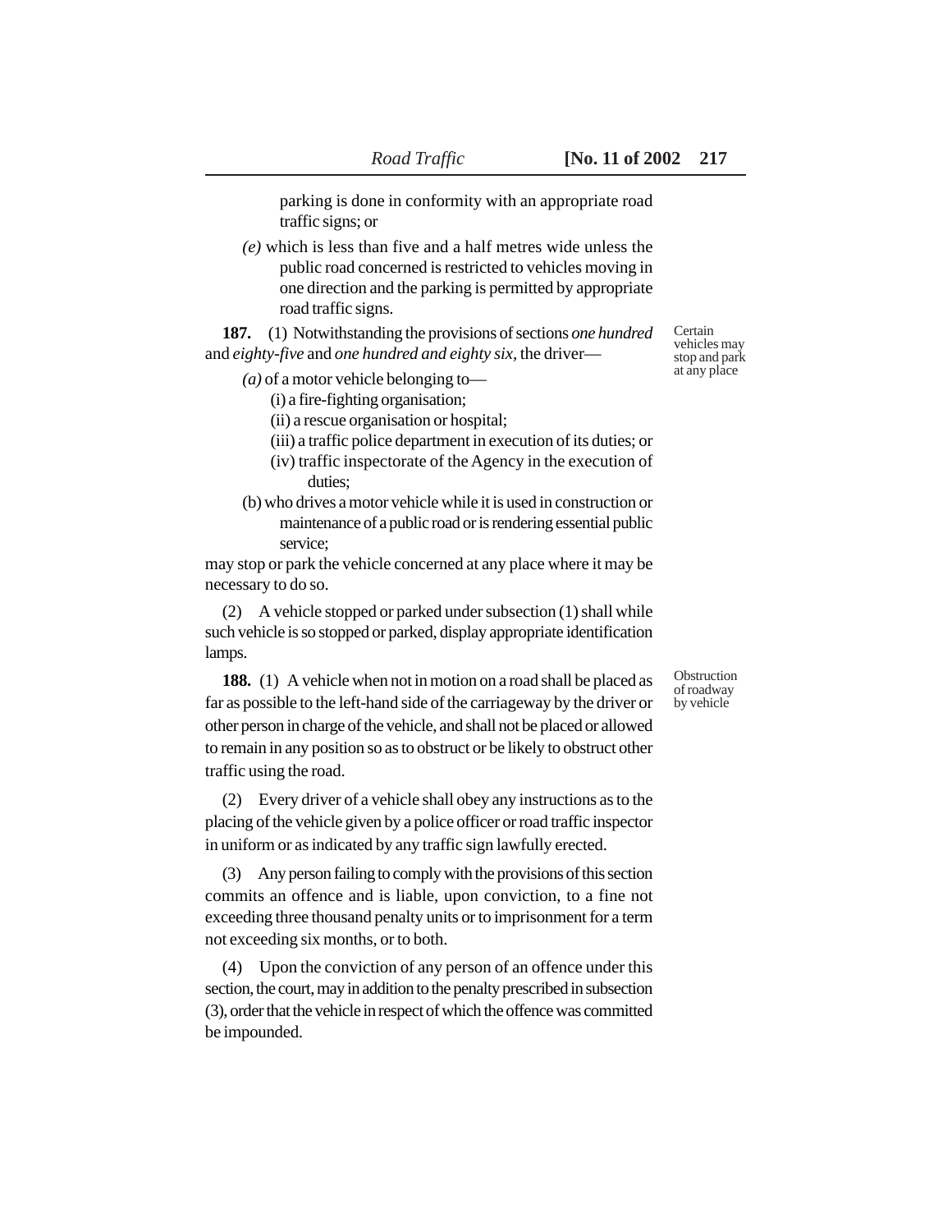parking is done in conformity with an appropriate road traffic signs; or

*(e)* which is less than five and a half metres wide unless the public road concerned is restricted to vehicles moving in one direction and the parking is permitted by appropriate road traffic signs.

Certain vehicles may stop and park at any place

**187.** (1) Notwithstanding the provisions of sections *one hundred* and *eighty-five* and *one hundred and eighty six,* the driver—

*(a)* of a motor vehicle belonging to—

(i) a fire-fighting organisation;

(ii) a rescue organisation or hospital;

(iii) a traffic police department in execution of its duties; or

(iv) traffic inspectorate of the Agency in the execution of duties;

(b) who drives a motor vehicle while it is used in construction or maintenance of a public road or is rendering essential public service;

may stop or park the vehicle concerned at any place where it may be necessary to do so.

(2) A vehicle stopped or parked under subsection (1) shall while such vehicle is so stopped or parked, display appropriate identification lamps.

Obstruction of roadway by vehicle

**188.** (1) A vehicle when not in motion on a road shall be placed as far as possible to the left-hand side of the carriageway by the driver or other person in charge of the vehicle, and shall not be placed or allowed to remain in any position so as to obstruct or be likely to obstruct other traffic using the road.

(2) Every driver of a vehicle shall obey any instructions as to the placing of the vehicle given by a police officer or road traffic inspector in uniform or as indicated by any traffic sign lawfully erected.

(3) Any person failing to comply with the provisions of this section commits an offence and is liable, upon conviction, to a fine not exceeding three thousand penalty units or to imprisonment for a term not exceeding six months, or to both.

(4) Upon the conviction of any person of an offence under this section, the court, may in addition to the penalty prescribed in subsection (3), order that the vehicle in respect of which the offence was committed be impounded.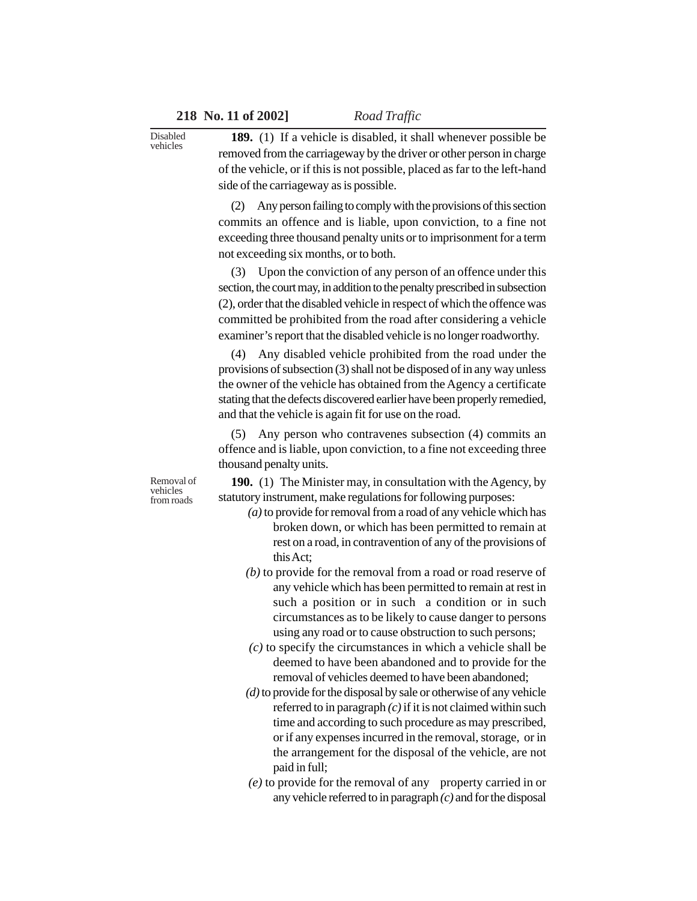Disabled vehicles

**189.** (1) If a vehicle is disabled, it shall whenever possible be removed from the carriageway by the driver or other person in charge of the vehicle, or if this is not possible, placed as far to the left-hand side of the carriageway as is possible.

(2) Any person failing to comply with the provisions of this section commits an offence and is liable, upon conviction, to a fine not exceeding three thousand penalty units or to imprisonment for a term not exceeding six months, or to both.

(3) Upon the conviction of any person of an offence under this section, the court may, in addition to the penalty prescribed in subsection (2), order that the disabled vehicle in respect of which the offence was committed be prohibited from the road after considering a vehicle examiner's report that the disabled vehicle is no longer roadworthy.

(4) Any disabled vehicle prohibited from the road under the provisions of subsection (3) shall not be disposed of in any way unless the owner of the vehicle has obtained from the Agency a certificate stating that the defects discovered earlier have been properly remedied, and that the vehicle is again fit for use on the road.

(5) Any person who contravenes subsection (4) commits an offence and is liable, upon conviction, to a fine not exceeding three thousand penalty units.

Removal of vehicles from roads

**190.** (1) The Minister may, in consultation with the Agency, by statutory instrument, make regulations for following purposes:

*(a)* to provide for removal from a road of any vehicle which has broken down, or which has been permitted to remain at rest on a road, in contravention of any of the provisions of this Act;

*(b)* to provide for the removal from a road or road reserve of any vehicle which has been permitted to remain at rest in such a position or in such a condition or in such circumstances as to be likely to cause danger to persons using any road or to cause obstruction to such persons;

*(c)* to specify the circumstances in which a vehicle shall be deemed to have been abandoned and to provide for the removal of vehicles deemed to have been abandoned;

*(d)* to provide for the disposal by sale or otherwise of any vehicle referred to in paragraph *(c)* if it is not claimed within such time and according to such procedure as may prescribed, or if any expenses incurred in the removal, storage, or in the arrangement for the disposal of the vehicle, are not paid in full;

*(e)* to provide for the removal of any property carried in or any vehicle referred to in paragraph *(c)* and for the disposal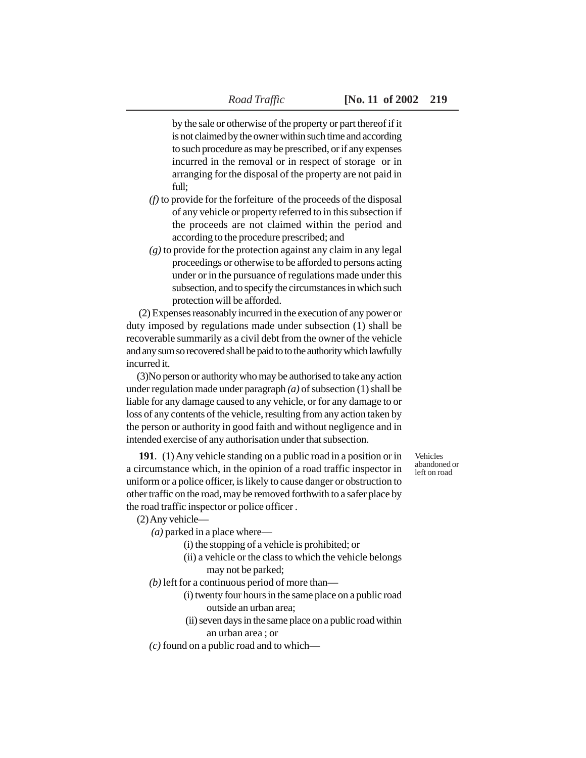by the sale or otherwise of the property or part thereof if it is not claimed by the owner within such time and according to such procedure as may be prescribed, or if any expenses incurred in the removal or in respect of storage or in arranging for the disposal of the property are not paid in full;

*(f)* to provide for the forfeiture of the proceeds of the disposal of any vehicle or property referred to in this subsection if the proceeds are not claimed within the period and according to the procedure prescribed; and

*(g)* to provide for the protection against any claim in any legal proceedings or otherwise to be afforded to persons acting under or in the pursuance of regulations made under this subsection, and to specify the circumstances in which such protection will be afforded.

(2) Expenses reasonably incurred in the execution of any power or duty imposed by regulations made under subsection (1) shall be recoverable summarily as a civil debt from the owner of the vehicle and any sum so recovered shall be paid to to the authority which lawfully incurred it.

(3)No person or authority who may be authorised to take any action under regulation made under paragraph *(a)* of subsection (1) shall be liable for any damage caused to any vehicle, or for any damage to or loss of any contents of the vehicle, resulting from any action taken by the person or authority in good faith and without negligence and in intended exercise of any authorisation under that subsection.

Vehicles abandoned or left on road

**191**. (1) Any vehicle standing on a public road in a position or in a circumstance which, in the opinion of a road traffic inspector in uniform or a police officer, is likely to cause danger or obstruction to other traffic on the road, may be removed forthwith to a safer place by the road traffic inspector or police officer .

(2) Any vehicle—

*(a)* parked in a place where—

(i) the stopping of a vehicle is prohibited; or

(ii) a vehicle or the class to which the vehicle belongs may not be parked;

*(b)* left for a continuous period of more than—

(i) twenty four hours in the same place on a public road outside an urban area;

(ii) seven days in the same place on a public road within an urban area ; or

*(c)* found on a public road and to which—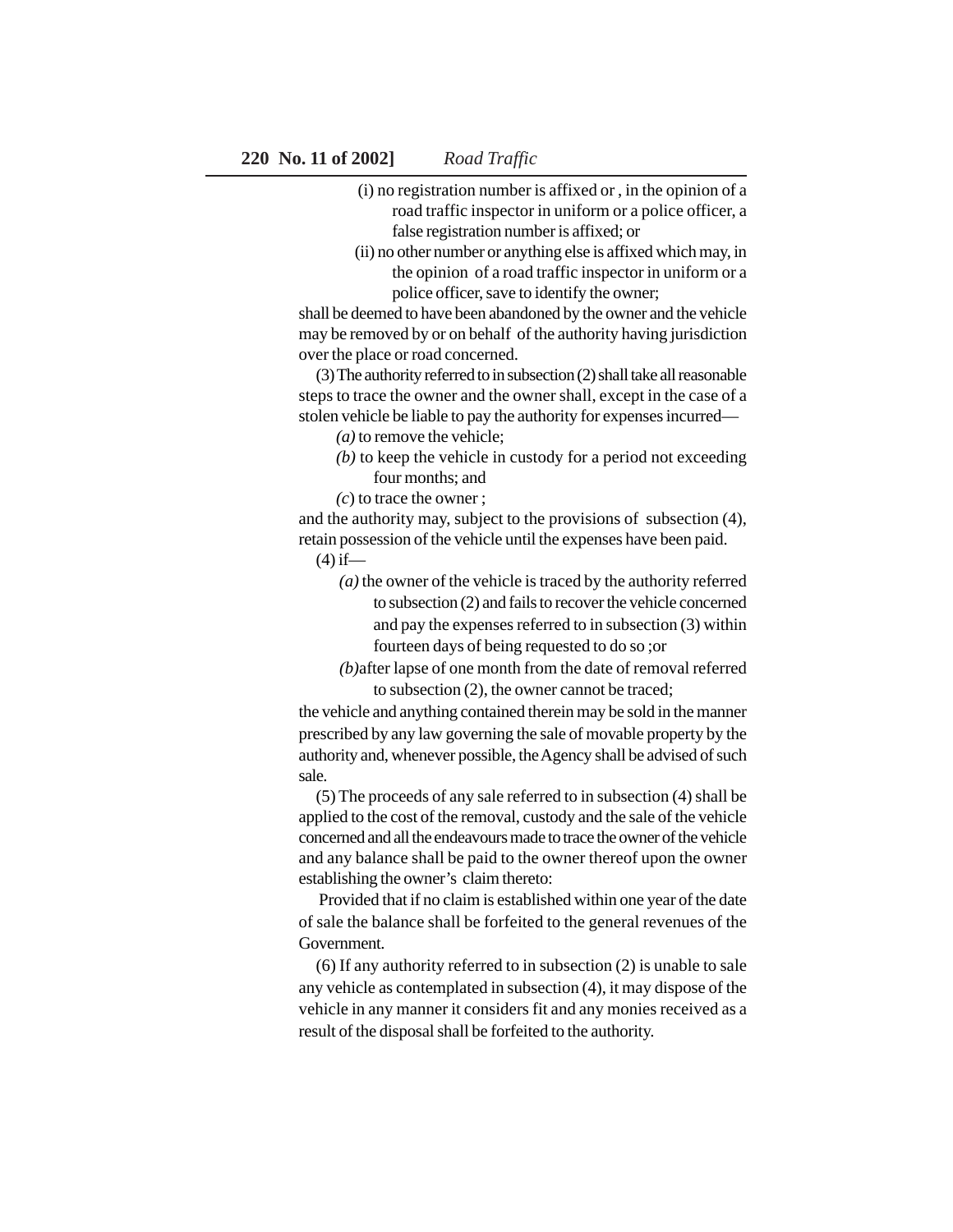(i) no registration number is affixed or , in the opinion of a road traffic inspector in uniform or a police officer, a false registration number is affixed; or

(ii) no other number or anything else is affixed which may, in the opinion of a road traffic inspector in uniform or a police officer, save to identify the owner;

shall be deemed to have been abandoned by the owner and the vehicle may be removed by or on behalf of the authority having jurisdiction over the place or road concerned.

(3) The authority referred to in subsection (2) shall take all reasonable steps to trace the owner and the owner shall, except in the case of a stolen vehicle be liable to pay the authority for expenses incurred—

*(a)* to remove the vehicle;

*(b)* to keep the vehicle in custody for a period not exceeding four months; and

*(c)* to trace the owner ;

and the authority may, subject to the provisions of subsection (4), retain possession of the vehicle until the expenses have been paid.

(4) if—

*(a)* the owner of the vehicle is traced by the authority referred to subsection (2) and fails to recover the vehicle concerned and pay the expenses referred to in subsection (3) within fourteen days of being requested to do so ;or

*(b)*after lapse of one month from the date of removal referred to subsection (2), the owner cannot be traced;

the vehicle and anything contained therein may be sold in the manner prescribed by any law governing the sale of movable property by the authority and, whenever possible, the Agency shall be advised of such sale.

(5) The proceeds of any sale referred to in subsection (4) shall be applied to the cost of the removal, custody and the sale of the vehicle concerned and all the endeavours made to trace the owner of the vehicle and any balance shall be paid to the owner thereof upon the owner establishing the owner's claim thereto:

Provided that if no claim is established within one year of the date of sale the balance shall be forfeited to the general revenues of the Government.

(6) If any authority referred to in subsection (2) is unable to sale any vehicle as contemplated in subsection (4), it may dispose of the vehicle in any manner it considers fit and any monies received as a result of the disposal shall be forfeited to the authority.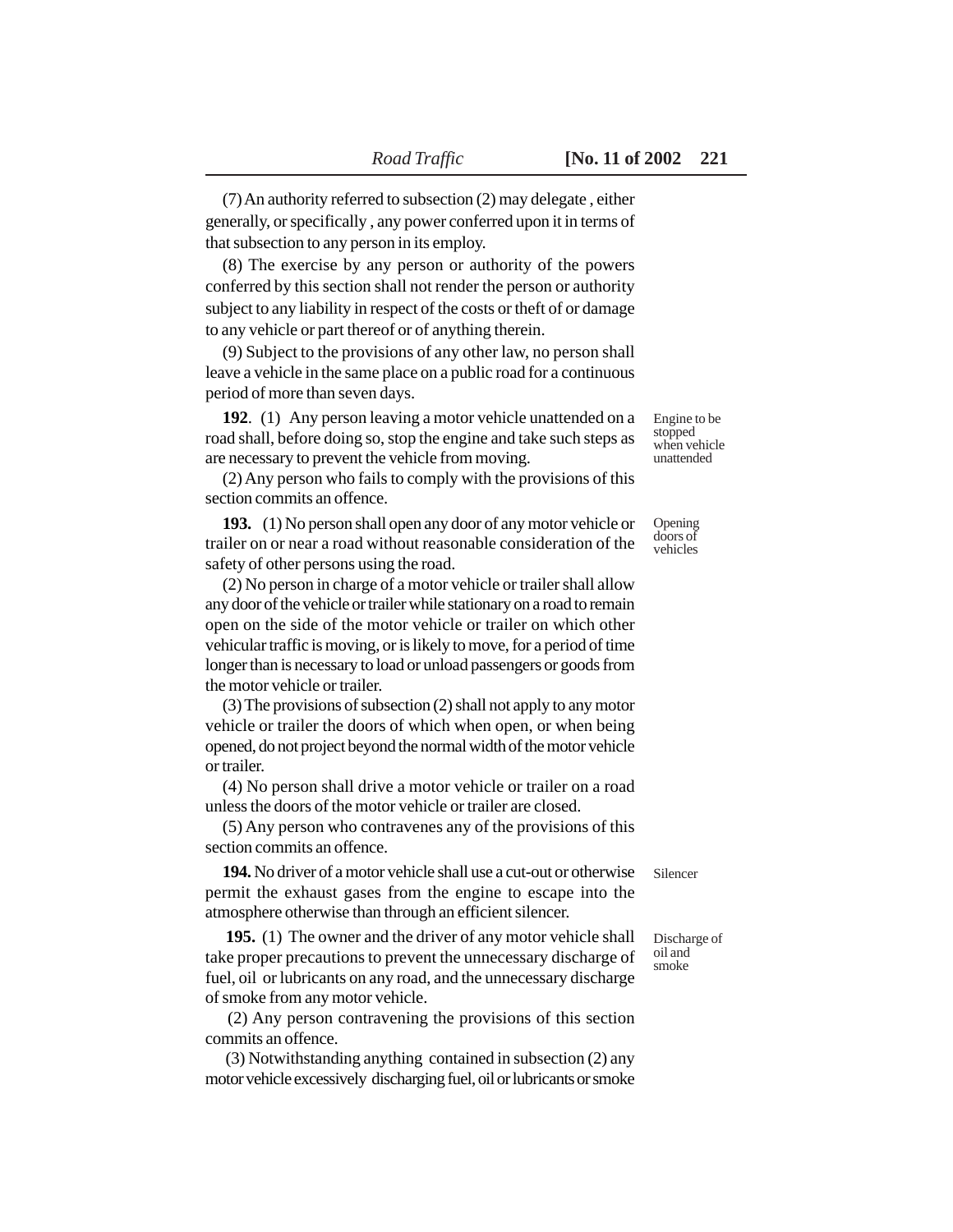(7) An authority referred to subsection (2) may delegate , either generally, or specifically , any power conferred upon it in terms of that subsection to any person in its employ.

(8) The exercise by any person or authority of the powers conferred by this section shall not render the person or authority subject to any liability in respect of the costs or theft of or damage to any vehicle or part thereof or of anything therein.

(9) Subject to the provisions of any other law, no person shall leave a vehicle in the same place on a public road for a continuous period of more than seven days.

*Engine to be stopped when vehicle unattended*

**192**. (1) Any person leaving a motor vehicle unattended on a road shall, before doing so, stop the engine and take such steps as are necessary to prevent the vehicle from moving.

(2) Any person who fails to comply with the provisions of this section commits an offence.

*Opening doors of vehicles*

**193.** (1) No person shall open any door of any motor vehicle or trailer on or near a road without reasonable consideration of the safety of other persons using the road.

(2) No person in charge of a motor vehicle or trailer shall allow any door of the vehicle or trailer while stationary on a road to remain open on the side of the motor vehicle or trailer on which other vehicular traffic is moving, or is likely to move, for a period of time longer than is necessary to load or unload passengers or goods from the motor vehicle or trailer.

(3) The provisions of subsection (2) shall not apply to any motor vehicle or trailer the doors of which when open, or when being opened, do not project beyond the normal width of the motor vehicle or trailer.

(4) No person shall drive a motor vehicle or trailer on a road unless the doors of the motor vehicle or trailer are closed.

(5) Any person who contravenes any of the provisions of this section commits an offence.

*Silencer*

**194.** No driver of a motor vehicle shall use a cut-out or otherwise permit the exhaust gases from the engine to escape into the atmosphere otherwise than through an efficient silencer.

*Discharge of oil and smoke*

**195.** (1) The owner and the driver of any motor vehicle shall take proper precautions to prevent the unnecessary discharge of fuel, oil or lubricants on any road, and the unnecessary discharge of smoke from any motor vehicle.

(2) Any person contravening the provisions of this section commits an offence.

(3) Notwithstanding anything contained in subsection (2) any motor vehicle excessively discharging fuel, oil or lubricants or smoke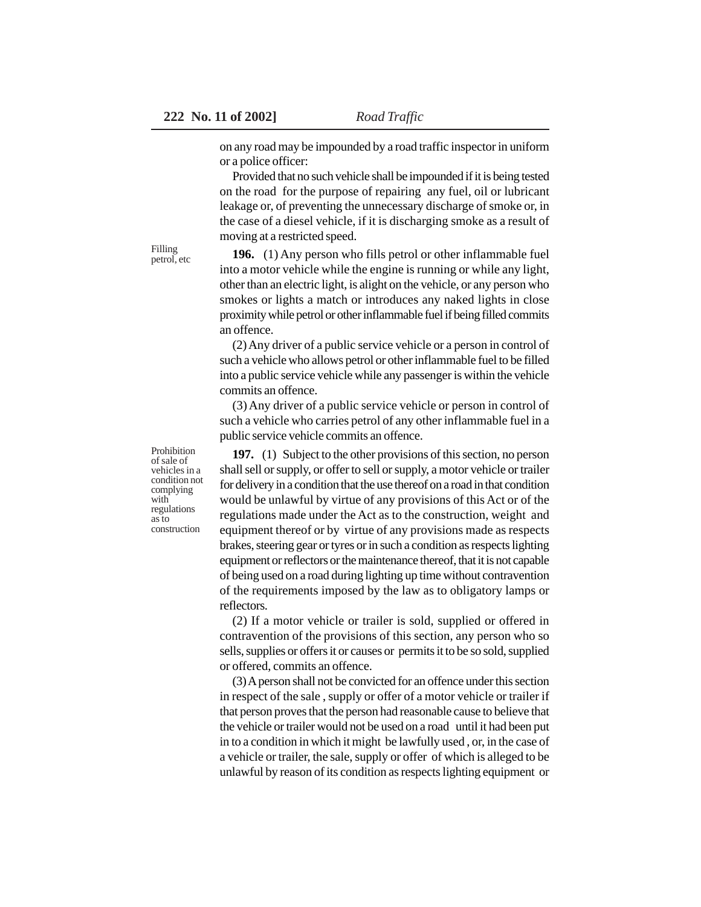on any road may be impounded by a road traffic inspector in uniform or a police officer:

Provided that no such vehicle shall be impounded if it is being tested on the road for the purpose of repairing any fuel, oil or lubricant leakage or, of preventing the unnecessary discharge of smoke or, in the case of a diesel vehicle, if it is discharging smoke as a result of moving at a restricted speed.

Filling petrol, etc

**196.** (1) Any person who fills petrol or other inflammable fuel into a motor vehicle while the engine is running or while any light, other than an electric light, is alight on the vehicle, or any person who smokes or lights a match or introduces any naked lights in close proximity while petrol or other inflammable fuel if being filled commits an offence.

(2) Any driver of a public service vehicle or a person in control of such a vehicle who allows petrol or other inflammable fuel to be filled into a public service vehicle while any passenger is within the vehicle commits an offence.

(3) Any driver of a public service vehicle or person in control of such a vehicle who carries petrol of any other inflammable fuel in a public service vehicle commits an offence.

Prohibition of sale of vehicles in a condition not complying with regulations as to construction

**197.** (1) Subject to the other provisions of this section, no person shall sell or supply, or offer to sell or supply, a motor vehicle or trailer for delivery in a condition that the use thereof on a road in that condition would be unlawful by virtue of any provisions of this Act or of the regulations made under the Act as to the construction, weight and equipment thereof or by virtue of any provisions made as respects brakes, steering gear or tyres or in such a condition as respects lighting equipment or reflectors or the maintenance thereof, that it is not capable of being used on a road during lighting up time without contravention of the requirements imposed by the law as to obligatory lamps or reflectors.

(2) If a motor vehicle or trailer is sold, supplied or offered in contravention of the provisions of this section, any person who so sells, supplies or offers it or causes or permits it to be so sold, supplied or offered, commits an offence.

(3) A person shall not be convicted for an offence under this section in respect of the sale , supply or offer of a motor vehicle or trailer if that person proves that the person had reasonable cause to believe that the vehicle or trailer would not be used on a road until it had been put in to a condition in which it might be lawfully used , or, in the case of a vehicle or trailer, the sale, supply or offer of which is alleged to be unlawful by reason of its condition as respects lighting equipment or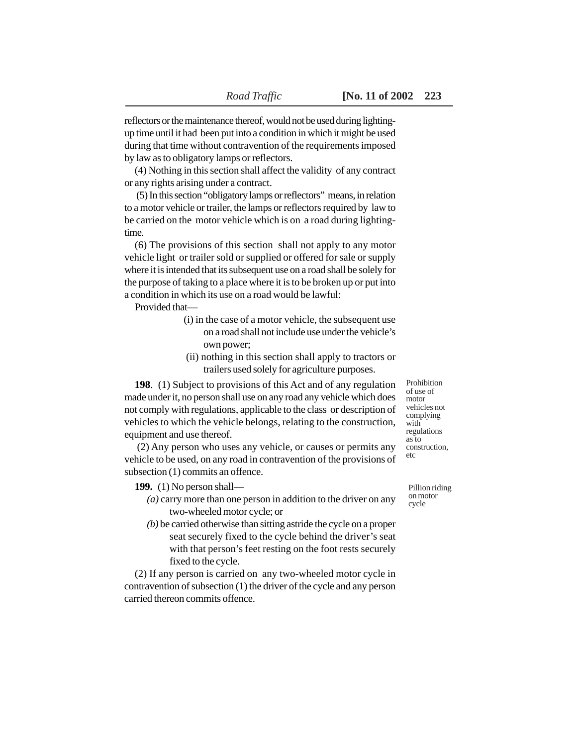reflectors or the maintenance thereof, would not be used during lighting-up time until it had been put into a condition in which it might be used during that time without contravention of the requirements imposed by law as to obligatory lamps or reflectors.

(4) Nothing in this section shall affect the validity of any contract or any rights arising under a contract.

(5) In this section "obligatory lamps or reflectors" means, in relation to a motor vehicle or trailer, the lamps or reflectors required by law to be carried on the motor vehicle which is on a road during lighting-time.

(6) The provisions of this section shall not apply to any motor vehicle light or trailer sold or supplied or offered for sale or supply where it is intended that its subsequent use on a road shall be solely for the purpose of taking to a place where it is to be broken up or put into a condition in which its use on a road would be lawful:

Provided that—

(i) in the case of a motor vehicle, the subsequent use on a road shall not include use under the vehicle's own power;

(ii) nothing in this section shall apply to tractors or trailers used solely for agriculture purposes.

*Prohibition of use of motor vehicles not complying with regulations as to construction, etc*

**198**. (1) Subject to provisions of this Act and of any regulation made under it, no person shall use on any road any vehicle which does not comply with regulations, applicable to the class or description of vehicles to which the vehicle belongs, relating to the construction, equipment and use thereof.

(2) Any person who uses any vehicle, or causes or permits any vehicle to be used, on any road in contravention of the provisions of subsection (1) commits an offence.

*Pillion riding on motor cycle*

**199.** (1) No person shall—

*(a)* carry more than one person in addition to the driver on any two-wheeled motor cycle; or

*(b)* be carried otherwise than sitting astride the cycle on a proper seat securely fixed to the cycle behind the driver's seat with that person's feet resting on the foot rests securely fixed to the cycle.

(2) If any person is carried on any two-wheeled motor cycle in contravention of subsection (1) the driver of the cycle and any person carried thereon commits offence.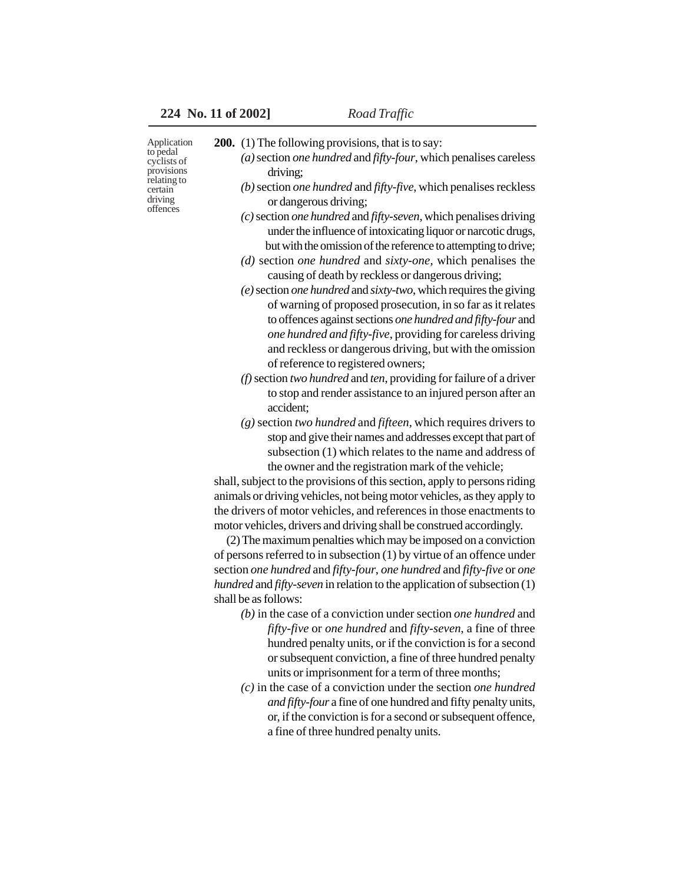**200.** (1) The following provisions, that is to say:

*Application to pedal cyclists of provisions relating to certain driving offences*

*(a)* section *one hundred* and *fifty-four*, which penalises careless driving;

*(b)* section *one hundred* and *fifty-five*, which penalises reckless or dangerous driving;

*(c)* section *one hundred* and *fifty-seven*, which penalises driving under the influence of intoxicating liquor or narcotic drugs, but with the omission of the reference to attempting to drive;

*(d)* section *one hundred* and *sixty-one*, which penalises the causing of death by reckless or dangerous driving;

*(e)* section *one hundred* and *sixty-two*, which requires the giving of warning of proposed prosecution, in so far as it relates to offences against sections *one hundred and fifty-four* and *one hundred and fifty-five*, providing for careless driving and reckless or dangerous driving, but with the omission of reference to registered owners;

*(f)* section *two hundred* and *ten*, providing for failure of a driver to stop and render assistance to an injured person after an accident;

*(g)* section *two hundred* and *fifteen*, which requires drivers to stop and give their names and addresses except that part of subsection (1) which relates to the name and address of the owner and the registration mark of the vehicle;

shall, subject to the provisions of this section, apply to persons riding animals or driving vehicles, not being motor vehicles, as they apply to the drivers of motor vehicles, and references in those enactments to motor vehicles, drivers and driving shall be construed accordingly.

(2) The maximum penalties which may be imposed on a conviction of persons referred to in subsection (1) by virtue of an offence under section *one hundred* and *fifty-four*, *one hundred* and *fifty-five* or *one hundred* and *fifty-seven* in relation to the application of subsection (1) shall be as follows:

*(b)* in the case of a conviction under section *one hundred* and *fifty-five* or *one hundred* and *fifty-seven*, a fine of three hundred penalty units, or if the conviction is for a second or subsequent conviction, a fine of three hundred penalty units or imprisonment for a term of three months;

*(c)* in the case of a conviction under the section *one hundred and fifty-four* a fine of one hundred and fifty penalty units, or, if the conviction is for a second or subsequent offence, a fine of three hundred penalty units.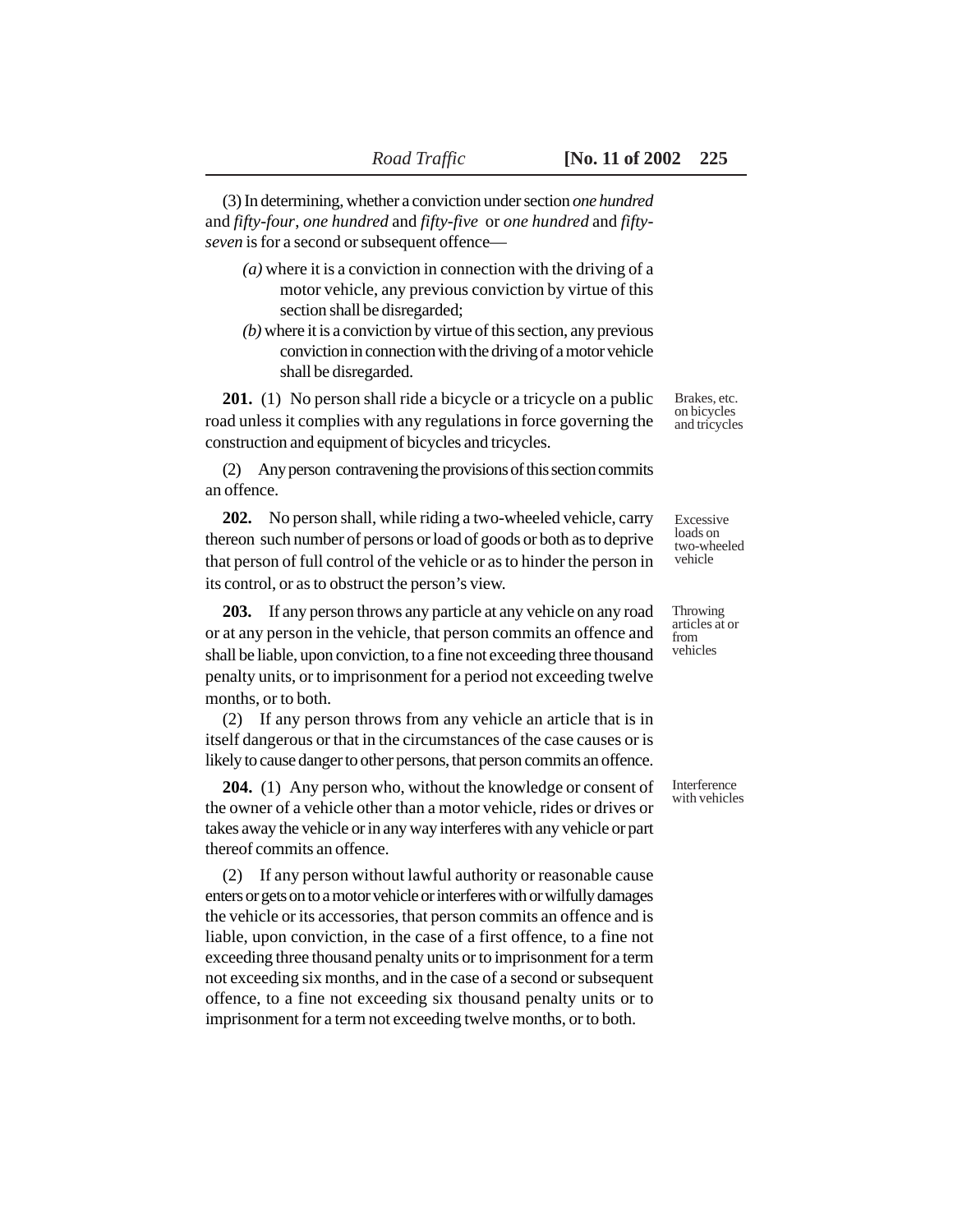(3) In determining, whether a conviction under section *one hundred* and *fifty-four*, *one hundred* and *fifty-five* or *one hundred* and *fifty-seven* is for a second or subsequent offence—

*(a)* where it is a conviction in connection with the driving of a motor vehicle, any previous conviction by virtue of this section shall be disregarded;

*(b)* where it is a conviction by virtue of this section, any previous conviction in connection with the driving of a motor vehicle shall be disregarded.

*Brakes, etc. on bicycles and tricycles*

**201.** (1) No person shall ride a bicycle or a tricycle on a public road unless it complies with any regulations in force governing the construction and equipment of bicycles and tricycles.

(2) Any person contravening the provisions of this section commits an offence.

*Excessive loads on two-wheeled vehicle*

**202.** No person shall, while riding a two-wheeled vehicle, carry thereon such number of persons or load of goods or both as to deprive that person of full control of the vehicle or as to hinder the person in its control, or as to obstruct the person's view.

*Throwing articles at or from vehicles*

**203.** If any person throws any particle at any vehicle on any road or at any person in the vehicle, that person commits an offence and shall be liable, upon conviction, to a fine not exceeding three thousand penalty units, or to imprisonment for a period not exceeding twelve months, or to both.

(2) If any person throws from any vehicle an article that is in itself dangerous or that in the circumstances of the case causes or is likely to cause danger to other persons, that person commits an offence.

*Interference with vehicles*

**204.** (1) Any person who, without the knowledge or consent of the owner of a vehicle other than a motor vehicle, rides or drives or takes away the vehicle or in any way interferes with any vehicle or part thereof commits an offence.

(2) If any person without lawful authority or reasonable cause enters or gets on to a motor vehicle or interferes with or wilfully damages the vehicle or its accessories, that person commits an offence and is liable, upon conviction, in the case of a first offence, to a fine not exceeding three thousand penalty units or to imprisonment for a term not exceeding six months, and in the case of a second or subsequent offence, to a fine not exceeding six thousand penalty units or to imprisonment for a term not exceeding twelve months, or to both.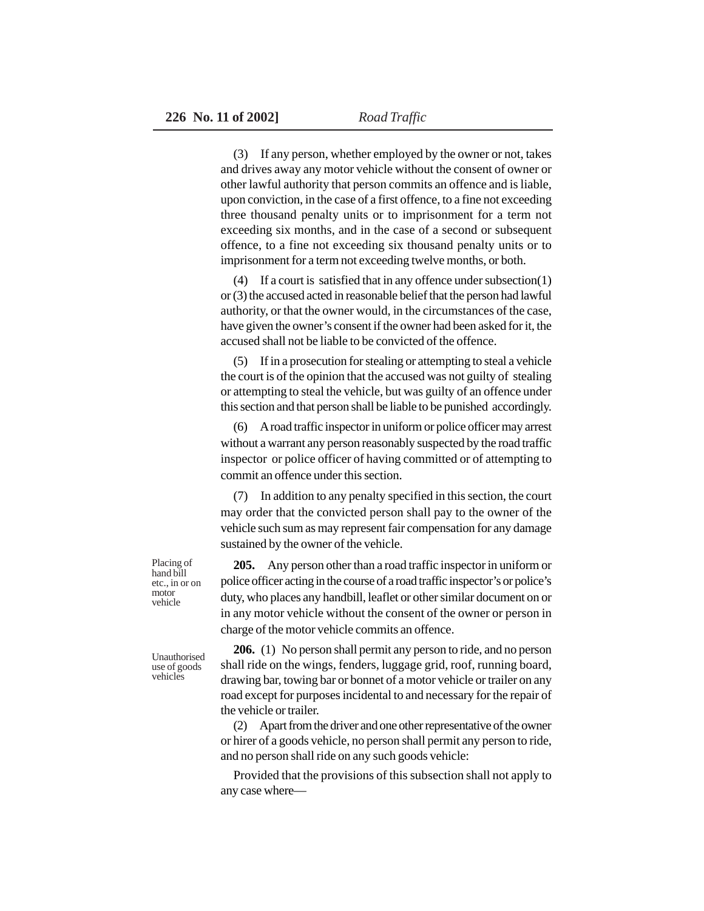(3) If any person, whether employed by the owner or not, takes and drives away any motor vehicle without the consent of owner or other lawful authority that person commits an offence and is liable, upon conviction, in the case of a first offence, to a fine not exceeding three thousand penalty units or to imprisonment for a term not exceeding six months, and in the case of a second or subsequent offence, to a fine not exceeding six thousand penalty units or to imprisonment for a term not exceeding twelve months, or both.

(4) If a court is satisfied that in any offence under subsection(1) or (3) the accused acted in reasonable belief that the person had lawful authority, or that the owner would, in the circumstances of the case, have given the owner's consent if the owner had been asked for it, the accused shall not be liable to be convicted of the offence.

(5) If in a prosecution for stealing or attempting to steal a vehicle the court is of the opinion that the accused was not guilty of stealing or attempting to steal the vehicle, but was guilty of an offence under this section and that person shall be liable to be punished accordingly.

(6) A road traffic inspector in uniform or police officer may arrest without a warrant any person reasonably suspected by the road traffic inspector or police officer of having committed or of attempting to commit an offence under this section.

(7) In addition to any penalty specified in this section, the court may order that the convicted person shall pay to the owner of the vehicle such sum as may represent fair compensation for any damage sustained by the owner of the vehicle.

*Placing of hand bill etc., in or on motor vehicle*

**205.** Any person other than a road traffic inspector in uniform or police officer acting in the course of a road traffic inspector's or police's duty, who places any handbill, leaflet or other similar document on or in any motor vehicle without the consent of the owner or person in charge of the motor vehicle commits an offence.

*Unauthorised use of goods vehicles*

**206.** (1) No person shall permit any person to ride, and no person shall ride on the wings, fenders, luggage grid, roof, running board, drawing bar, towing bar or bonnet of a motor vehicle or trailer on any road except for purposes incidental to and necessary for the repair of the vehicle or trailer.

(2) Apart from the driver and one other representative of the owner or hirer of a goods vehicle, no person shall permit any person to ride, and no person shall ride on any such goods vehicle:

Provided that the provisions of this subsection shall not apply to any case where—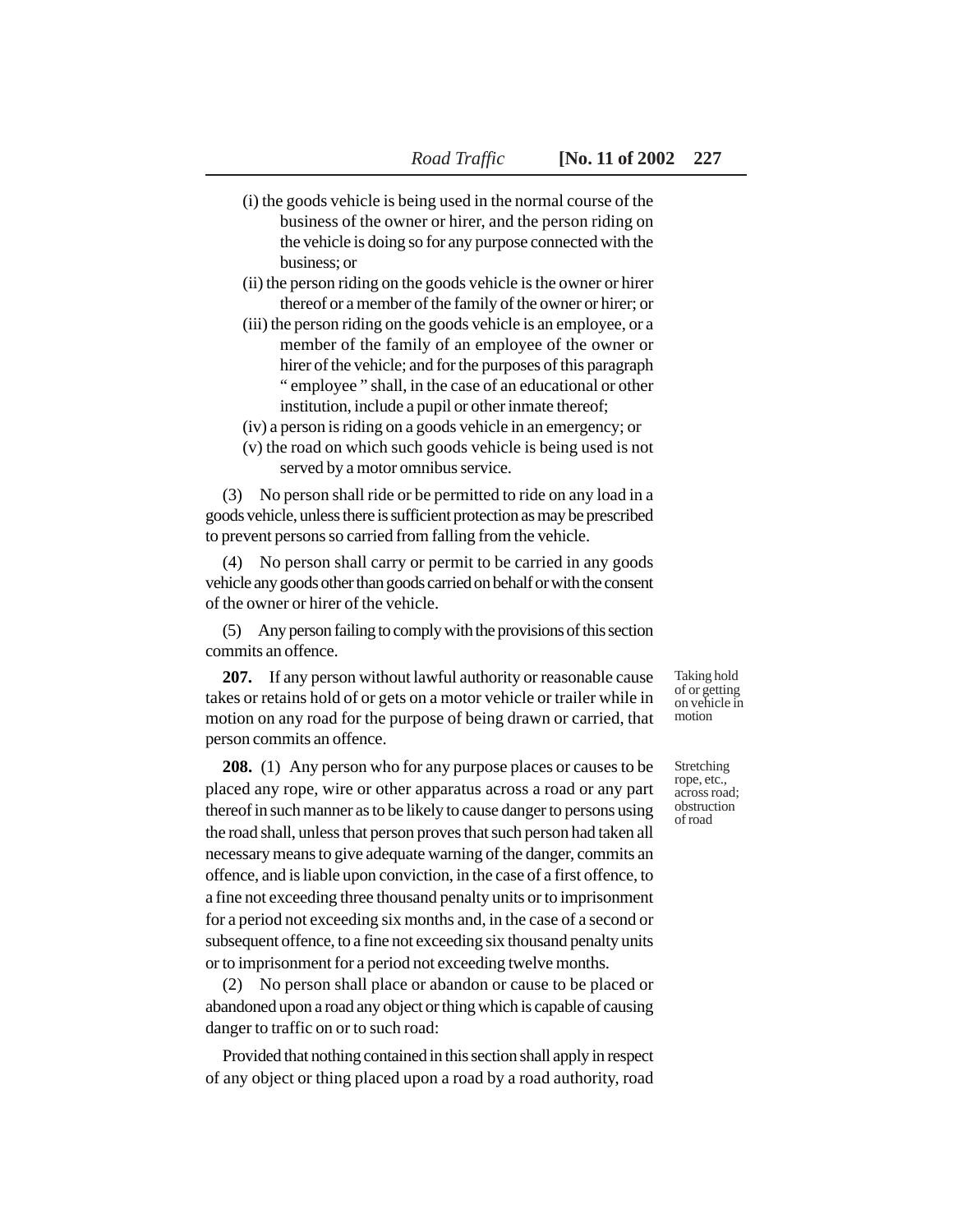(i) the goods vehicle is being used in the normal course of the business of the owner or hirer, and the person riding on the vehicle is doing so for any purpose connected with the business; or

(ii) the person riding on the goods vehicle is the owner or hirer thereof or a member of the family of the owner or hirer; or

(iii) the person riding on the goods vehicle is an employee, or a member of the family of an employee of the owner or hirer of the vehicle; and for the purposes of this paragraph " employee " shall, in the case of an educational or other institution, include a pupil or other inmate thereof;

(iv) a person is riding on a goods vehicle in an emergency; or

(v) the road on which such goods vehicle is being used is not served by a motor omnibus service.

(3) No person shall ride or be permitted to ride on any load in a goods vehicle, unless there is sufficient protection as may be prescribed to prevent persons so carried from falling from the vehicle.

(4) No person shall carry or permit to be carried in any goods vehicle any goods other than goods carried on behalf or with the consent of the owner or hirer of the vehicle.

(5) Any person failing to comply with the provisions of this section commits an offence.

*Taking hold of or getting on vehicle in motion*

**207.** If any person without lawful authority or reasonable cause takes or retains hold of or gets on a motor vehicle or trailer while in motion on any road for the purpose of being drawn or carried, that person commits an offence.

*Stretching rope, etc., across road; obstruction of road*

**208.** (1) Any person who for any purpose places or causes to be placed any rope, wire or other apparatus across a road or any part thereof in such manner as to be likely to cause danger to persons using the road shall, unless that person proves that such person had taken all necessary means to give adequate warning of the danger, commits an offence, and is liable upon conviction, in the case of a first offence, to a fine not exceeding three thousand penalty units or to imprisonment for a period not exceeding six months and, in the case of a second or subsequent offence, to a fine not exceeding six thousand penalty units or to imprisonment for a period not exceeding twelve months.

(2) No person shall place or abandon or cause to be placed or abandoned upon a road any object or thing which is capable of causing danger to traffic on or to such road:

Provided that nothing contained in this section shall apply in respect of any object or thing placed upon a road by a road authority, road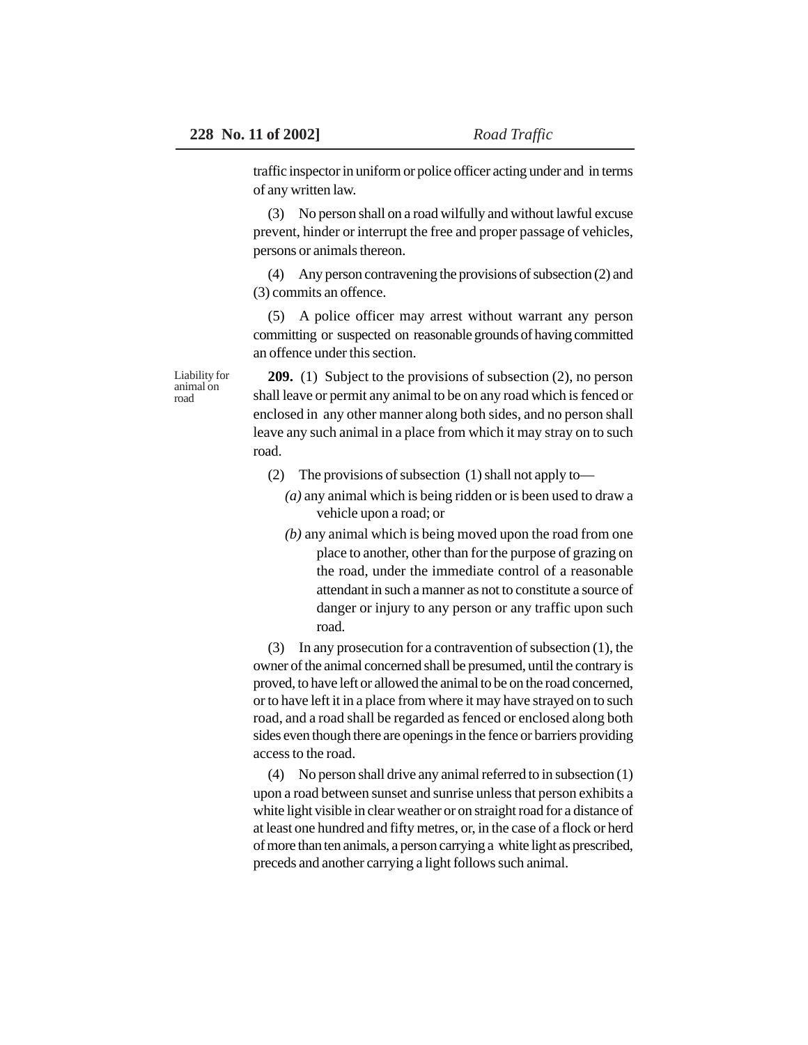traffic inspector in uniform or police officer acting under and in terms of any written law.

(3) No person shall on a road wilfully and without lawful excuse prevent, hinder or interrupt the free and proper passage of vehicles, persons or animals thereon.

(4) Any person contravening the provisions of subsection (2) and (3) commits an offence.

(5) A police officer may arrest without warrant any person committing or suspected on reasonable grounds of having committed an offence under this section.

Liability for animal on road

**209.** (1) Subject to the provisions of subsection (2), no person shall leave or permit any animal to be on any road which is fenced or enclosed in any other manner along both sides, and no person shall leave any such animal in a place from which it may stray on to such road.

(2) The provisions of subsection (1) shall not apply to—

*(a)* any animal which is being ridden or is been used to draw a vehicle upon a road; or

*(b)* any animal which is being moved upon the road from one place to another, other than for the purpose of grazing on the road, under the immediate control of a reasonable attendant in such a manner as not to constitute a source of danger or injury to any person or any traffic upon such road.

(3) In any prosecution for a contravention of subsection (1), the owner of the animal concerned shall be presumed, until the contrary is proved, to have left or allowed the animal to be on the road concerned, or to have left it in a place from where it may have strayed on to such road, and a road shall be regarded as fenced or enclosed along both sides even though there are openings in the fence or barriers providing access to the road.

(4) No person shall drive any animal referred to in subsection (1) upon a road between sunset and sunrise unless that person exhibits a white light visible in clear weather or on straight road for a distance of at least one hundred and fifty metres, or, in the case of a flock or herd of more than ten animals, a person carrying a white light as prescribed, preceds and another carrying a light follows such animal.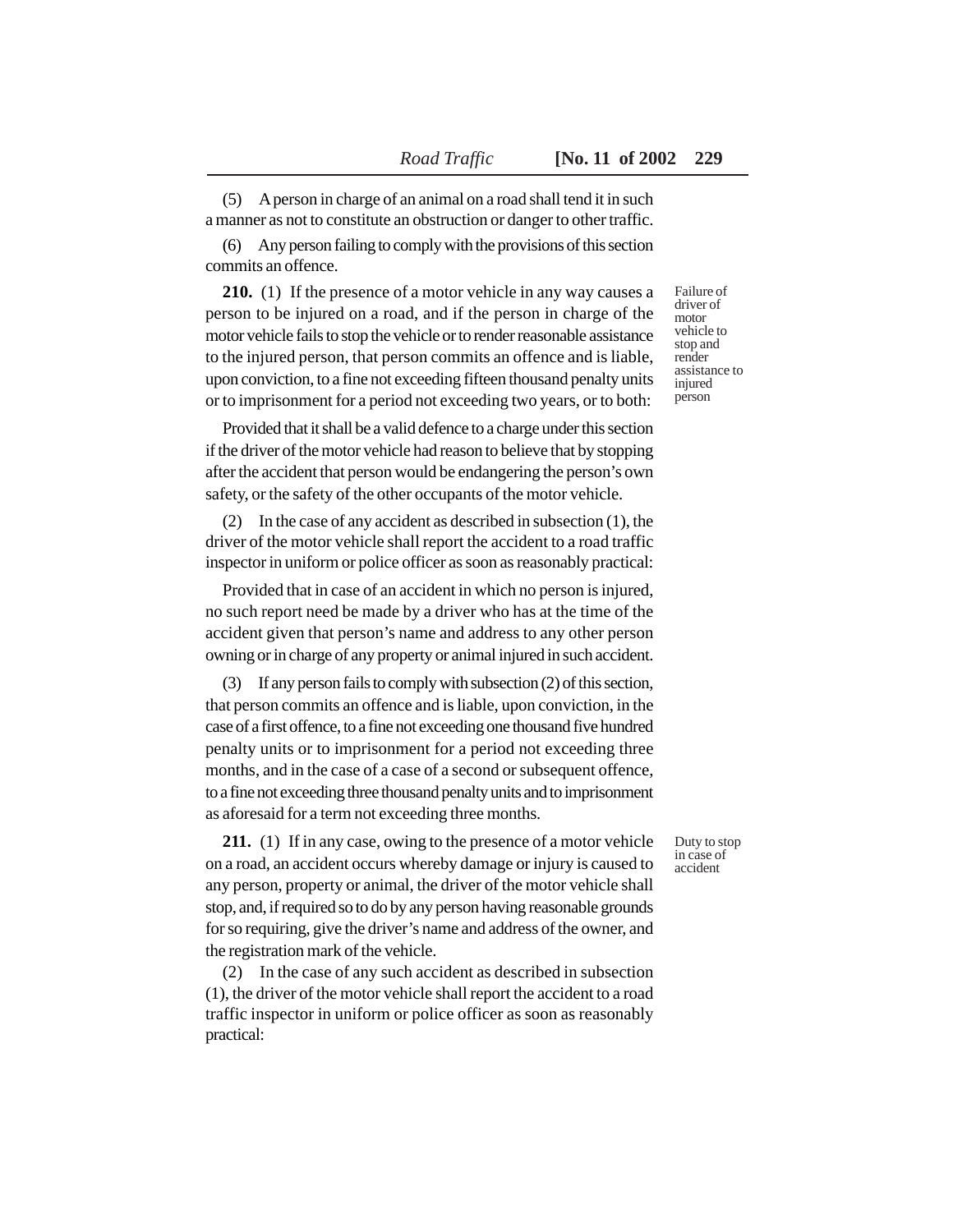(5) A person in charge of an animal on a road shall tend it in such a manner as not to constitute an obstruction or danger to other traffic.

(6) Any person failing to comply with the provisions of this section commits an offence.

Failure of driver of motor vehicle to stop and render assistance to injured person

**210.** (1) If the presence of a motor vehicle in any way causes a person to be injured on a road, and if the person in charge of the motor vehicle fails to stop the vehicle or to render reasonable assistance to the injured person, that person commits an offence and is liable, upon conviction, to a fine not exceeding fifteen thousand penalty units or to imprisonment for a period not exceeding two years, or to both:

Provided that it shall be a valid defence to a charge under this section if the driver of the motor vehicle had reason to believe that by stopping after the accident that person would be endangering the person's own safety, or the safety of the other occupants of the motor vehicle.

(2) In the case of any accident as described in subsection (1), the driver of the motor vehicle shall report the accident to a road traffic inspector in uniform or police officer as soon as reasonably practical:

Provided that in case of an accident in which no person is injured, no such report need be made by a driver who has at the time of the accident given that person's name and address to any other person owning or in charge of any property or animal injured in such accident.

(3) If any person fails to comply with subsection (2) of this section, that person commits an offence and is liable, upon conviction, in the case of a first offence, to a fine not exceeding one thousand five hundred penalty units or to imprisonment for a period not exceeding three months, and in the case of a case of a second or subsequent offence, to a fine not exceeding three thousand penalty units and to imprisonment as aforesaid for a term not exceeding three months.

Duty to stop in case of accident

**211.** (1) If in any case, owing to the presence of a motor vehicle on a road, an accident occurs whereby damage or injury is caused to any person, property or animal, the driver of the motor vehicle shall stop, and, if required so to do by any person having reasonable grounds for so requiring, give the driver's name and address of the owner, and the registration mark of the vehicle.

(2) In the case of any such accident as described in subsection (1), the driver of the motor vehicle shall report the accident to a road traffic inspector in uniform or police officer as soon as reasonably practical: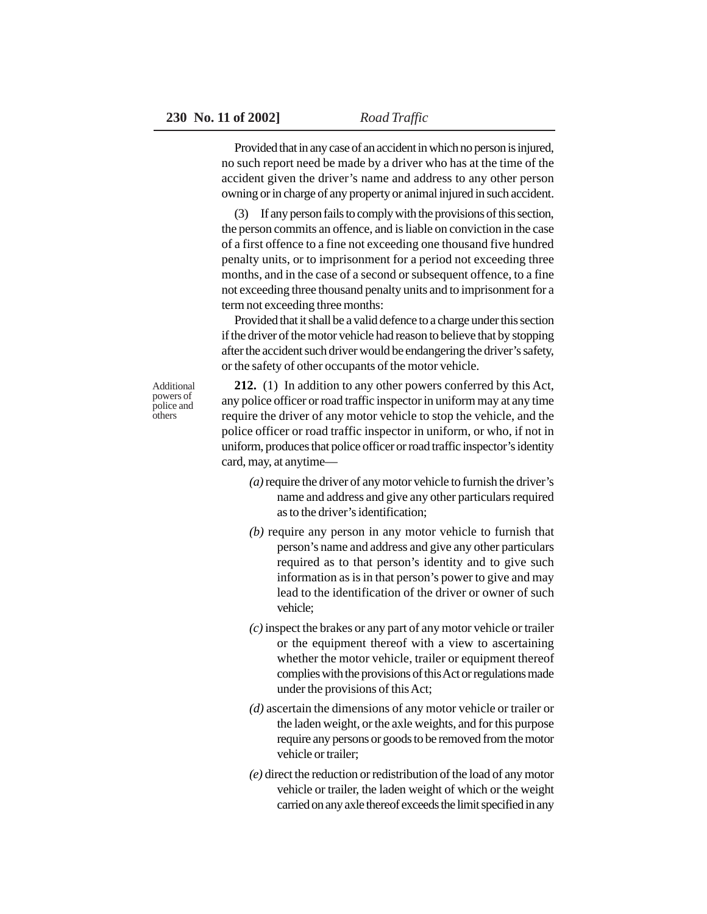Provided that in any case of an accident in which no person is injured, no such report need be made by a driver who has at the time of the accident given the driver's name and address to any other person owning or in charge of any property or animal injured in such accident.

(3) If any person fails to comply with the provisions of this section, the person commits an offence, and is liable on conviction in the case of a first offence to a fine not exceeding one thousand five hundred penalty units, or to imprisonment for a period not exceeding three months, and in the case of a second or subsequent offence, to a fine not exceeding three thousand penalty units and to imprisonment for a term not exceeding three months:

Provided that it shall be a valid defence to a charge under this section if the driver of the motor vehicle had reason to believe that by stopping after the accident such driver would be endangering the driver's safety, or the safety of other occupants of the motor vehicle.

Additional powers of police and others

**212.** (1) In addition to any other powers conferred by this Act, any police officer or road traffic inspector in uniform may at any time require the driver of any motor vehicle to stop the vehicle, and the police officer or road traffic inspector in uniform, or who, if not in uniform, produces that police officer or road traffic inspector's identity card, may, at anytime—

*(a)* require the driver of any motor vehicle to furnish the driver's name and address and give any other particulars required as to the driver's identification;

*(b)* require any person in any motor vehicle to furnish that person's name and address and give any other particulars required as to that person's identity and to give such information as is in that person's power to give and may lead to the identification of the driver or owner of such vehicle;

*(c)* inspect the brakes or any part of any motor vehicle or trailer or the equipment thereof with a view to ascertaining whether the motor vehicle, trailer or equipment thereof complies with the provisions of this Act or regulations made under the provisions of this Act;

*(d)* ascertain the dimensions of any motor vehicle or trailer or the laden weight, or the axle weights, and for this purpose require any persons or goods to be removed from the motor vehicle or trailer;

*(e)* direct the reduction or redistribution of the load of any motor vehicle or trailer, the laden weight of which or the weight carried on any axle thereof exceeds the limit specified in any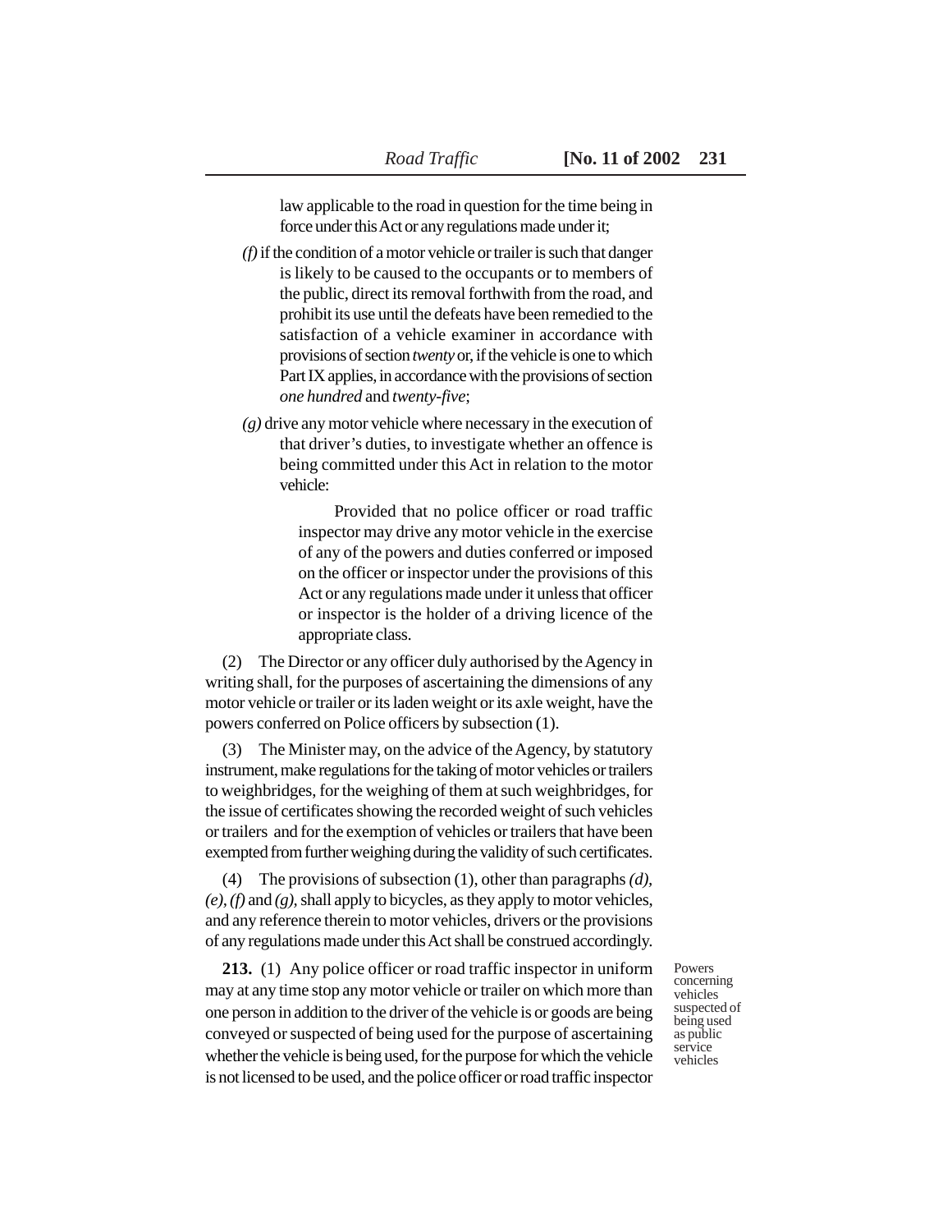law applicable to the road in question for the time being in force under this Act or any regulations made under it;

*(f)* if the condition of a motor vehicle or trailer is such that danger is likely to be caused to the occupants or to members of the public, direct its removal forthwith from the road, and prohibit its use until the defeats have been remedied to the satisfaction of a vehicle examiner in accordance with provisions of section *twenty* or, if the vehicle is one to which Part IX applies, in accordance with the provisions of section *one hundred* and *twenty-five*;

*(g)* drive any motor vehicle where necessary in the execution of that driver's duties, to investigate whether an offence is being committed under this Act in relation to the motor vehicle:

Provided that no police officer or road traffic inspector may drive any motor vehicle in the exercise of any of the powers and duties conferred or imposed on the officer or inspector under the provisions of this Act or any regulations made under it unless that officer or inspector is the holder of a driving licence of the appropriate class.

(2) The Director or any officer duly authorised by the Agency in writing shall, for the purposes of ascertaining the dimensions of any motor vehicle or trailer or its laden weight or its axle weight, have the powers conferred on Police officers by subsection (1).

(3) The Minister may, on the advice of the Agency, by statutory instrument, make regulations for the taking of motor vehicles or trailers to weighbridges, for the weighing of them at such weighbridges, for the issue of certificates showing the recorded weight of such vehicles or trailers and for the exemption of vehicles or trailers that have been exempted from further weighing during the validity of such certificates.

(4) The provisions of subsection (1), other than paragraphs *(d), (e), (f)* and *(g),* shall apply to bicycles, as they apply to motor vehicles, and any reference therein to motor vehicles, drivers or the provisions of any regulations made under this Act shall be construed accordingly.

Powers concerning vehicles suspected of being used as public service vehicles

**213.** (1) Any police officer or road traffic inspector in uniform may at any time stop any motor vehicle or trailer on which more than one person in addition to the driver of the vehicle is or goods are being conveyed or suspected of being used for the purpose of ascertaining whether the vehicle is being used, for the purpose for which the vehicle is not licensed to be used, and the police officer or road traffic inspector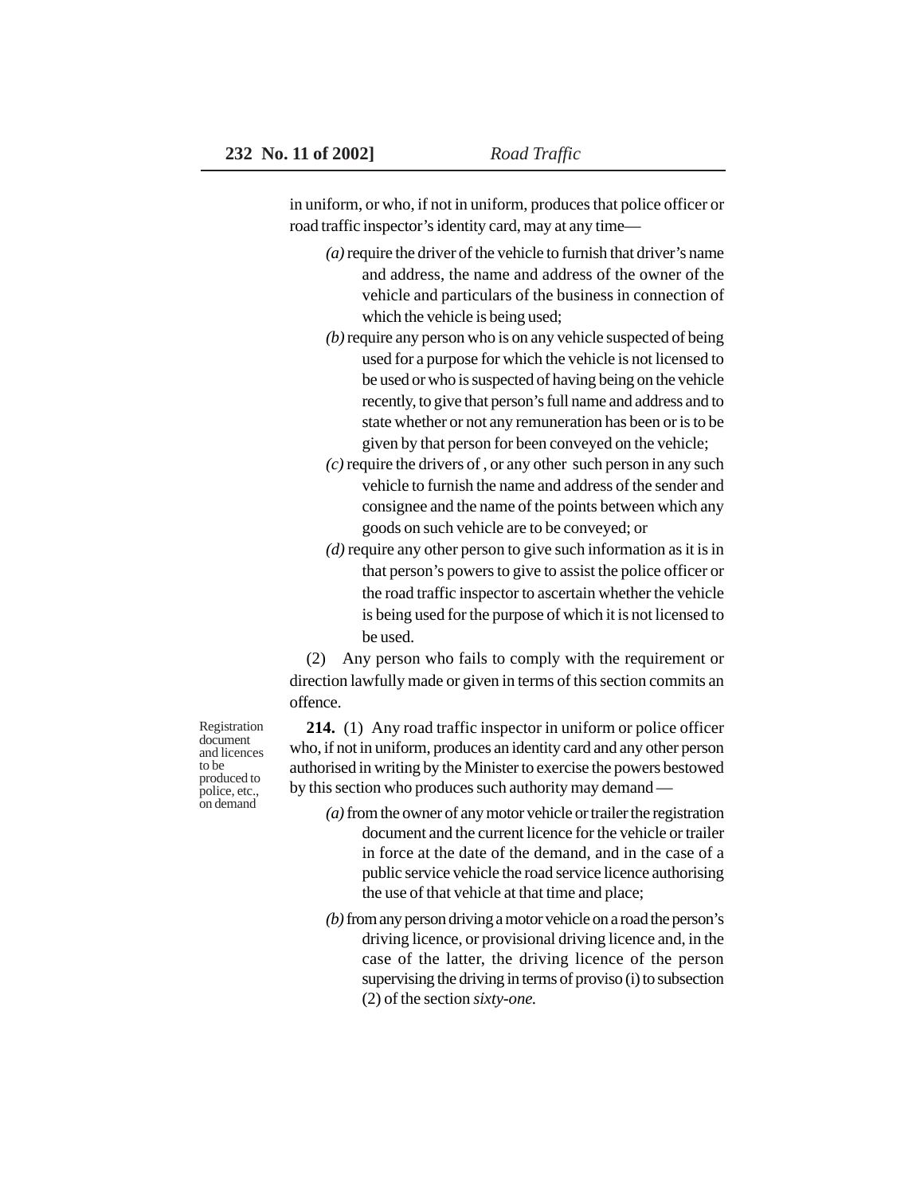in uniform, or who, if not in uniform, produces that police officer or road traffic inspector's identity card, may at any time—

*(a)* require the driver of the vehicle to furnish that driver's name and address, the name and address of the owner of the vehicle and particulars of the business in connection of which the vehicle is being used;

*(b)* require any person who is on any vehicle suspected of being used for a purpose for which the vehicle is not licensed to be used or who is suspected of having being on the vehicle recently, to give that person's full name and address and to state whether or not any remuneration has been or is to be given by that person for been conveyed on the vehicle;

*(c)* require the drivers of , or any other such person in any such vehicle to furnish the name and address of the sender and consignee and the name of the points between which any goods on such vehicle are to be conveyed; or

*(d)* require any other person to give such information as it is in that person's powers to give to assist the police officer or the road traffic inspector to ascertain whether the vehicle is being used for the purpose of which it is not licensed to be used.

(2) Any person who fails to comply with the requirement or direction lawfully made or given in terms of this section commits an offence.

Registration document and licences to be produced to police, etc., on demand

**214.** (1) Any road traffic inspector in uniform or police officer who, if not in uniform, produces an identity card and any other person authorised in writing by the Minister to exercise the powers bestowed by this section who produces such authority may demand —

*(a)* from the owner of any motor vehicle or trailer the registration document and the current licence for the vehicle or trailer in force at the date of the demand, and in the case of a public service vehicle the road service licence authorising the use of that vehicle at that time and place;

*(b)* from any person driving a motor vehicle on a road the person's driving licence, or provisional driving licence and, in the case of the latter, the driving licence of the person supervising the driving in terms of proviso (i) to subsection (2) of the section *sixty-one.*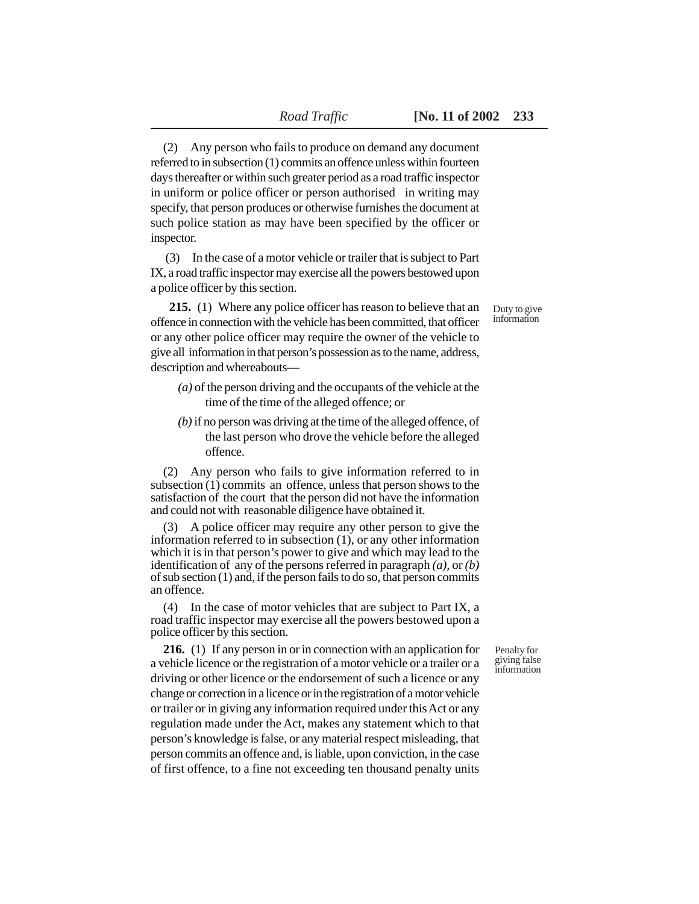(2) Any person who fails to produce on demand any document referred to in subsection (1) commits an offence unless within fourteen days thereafter or within such greater period as a road traffic inspector in uniform or police officer or person authorised in writing may specify, that person produces or otherwise furnishes the document at such police station as may have been specified by the officer or inspector.

(3) In the case of a motor vehicle or trailer that is subject to Part IX, a road traffic inspector may exercise all the powers bestowed upon a police officer by this section.

Duty to give information

**215.** (1) Where any police officer has reason to believe that an offence in connection with the vehicle has been committed, that officer or any other police officer may require the owner of the vehicle to give all information in that person's possession as to the name, address, description and whereabouts—

*(a)* of the person driving and the occupants of the vehicle at the time of the time of the alleged offence; or

*(b)* if no person was driving at the time of the alleged offence, of the last person who drove the vehicle before the alleged offence.

(2) Any person who fails to give information referred to in subsection (1) commits an offence, unless that person shows to the satisfaction of the court that the person did not have the information and could not with reasonable diligence have obtained it.

(3) A police officer may require any other person to give the information referred to in subsection (1), or any other information which it is in that person's power to give and which may lead to the identification of any of the persons referred in paragraph *(a),* or *(b)* of sub section (1) and, if the person fails to do so, that person commits an offence.

(4) In the case of motor vehicles that are subject to Part IX, a road traffic inspector may exercise all the powers bestowed upon a police officer by this section.

Penalty for giving false information

**216.** (1) If any person in or in connection with an application for a vehicle licence or the registration of a motor vehicle or a trailer or a driving or other licence or the endorsement of such a licence or any change or correction in a licence or in the registration of a motor vehicle or trailer or in giving any information required under this Act or any regulation made under the Act, makes any statement which to that person's knowledge is false, or any material respect misleading, that person commits an offence and, is liable, upon conviction, in the case of first offence, to a fine not exceeding ten thousand penalty units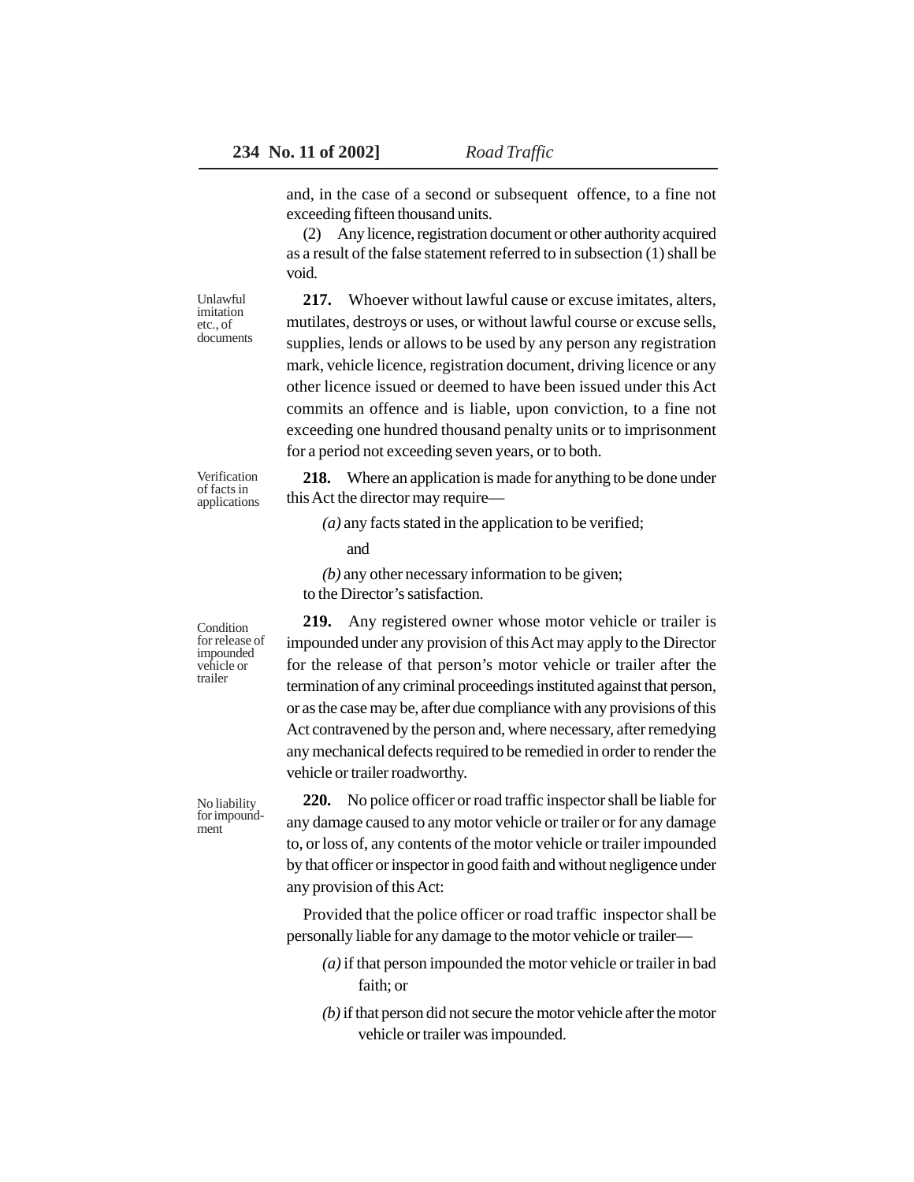and, in the case of a second or subsequent offence, to a fine not exceeding fifteen thousand units.

(2) Any licence, registration document or other authority acquired as a result of the false statement referred to in subsection (1) shall be void.

*Unlawful imitation etc., of documents*

**217.** Whoever without lawful cause or excuse imitates, alters, mutilates, destroys or uses, or without lawful course or excuse sells, supplies, lends or allows to be used by any person any registration mark, vehicle licence, registration document, driving licence or any other licence issued or deemed to have been issued under this Act commits an offence and is liable, upon conviction, to a fine not exceeding one hundred thousand penalty units or to imprisonment for a period not exceeding seven years, or to both.

*Verification of facts in applications*

**218.** Where an application is made for anything to be done under this Act the director may require—

*(a)* any facts stated in the application to be verified;

and

*(b)* any other necessary information to be given;

to the Director's satisfaction.

*Condition for release of impounded vehicle or trailer*

**219.** Any registered owner whose motor vehicle or trailer is impounded under any provision of this Act may apply to the Director for the release of that person's motor vehicle or trailer after the termination of any criminal proceedings instituted against that person, or as the case may be, after due compliance with any provisions of this Act contravened by the person and, where necessary, after remedying any mechanical defects required to be remedied in order to render the vehicle or trailer roadworthy.

*No liability for impoundment*

**220.** No police officer or road traffic inspector shall be liable for any damage caused to any motor vehicle or trailer or for any damage to, or loss of, any contents of the motor vehicle or trailer impounded by that officer or inspector in good faith and without negligence under any provision of this Act:

Provided that the police officer or road traffic inspector shall be personally liable for any damage to the motor vehicle or trailer—

*(a)* if that person impounded the motor vehicle or trailer in bad faith; or

*(b)* if that person did not secure the motor vehicle after the motor vehicle or trailer was impounded.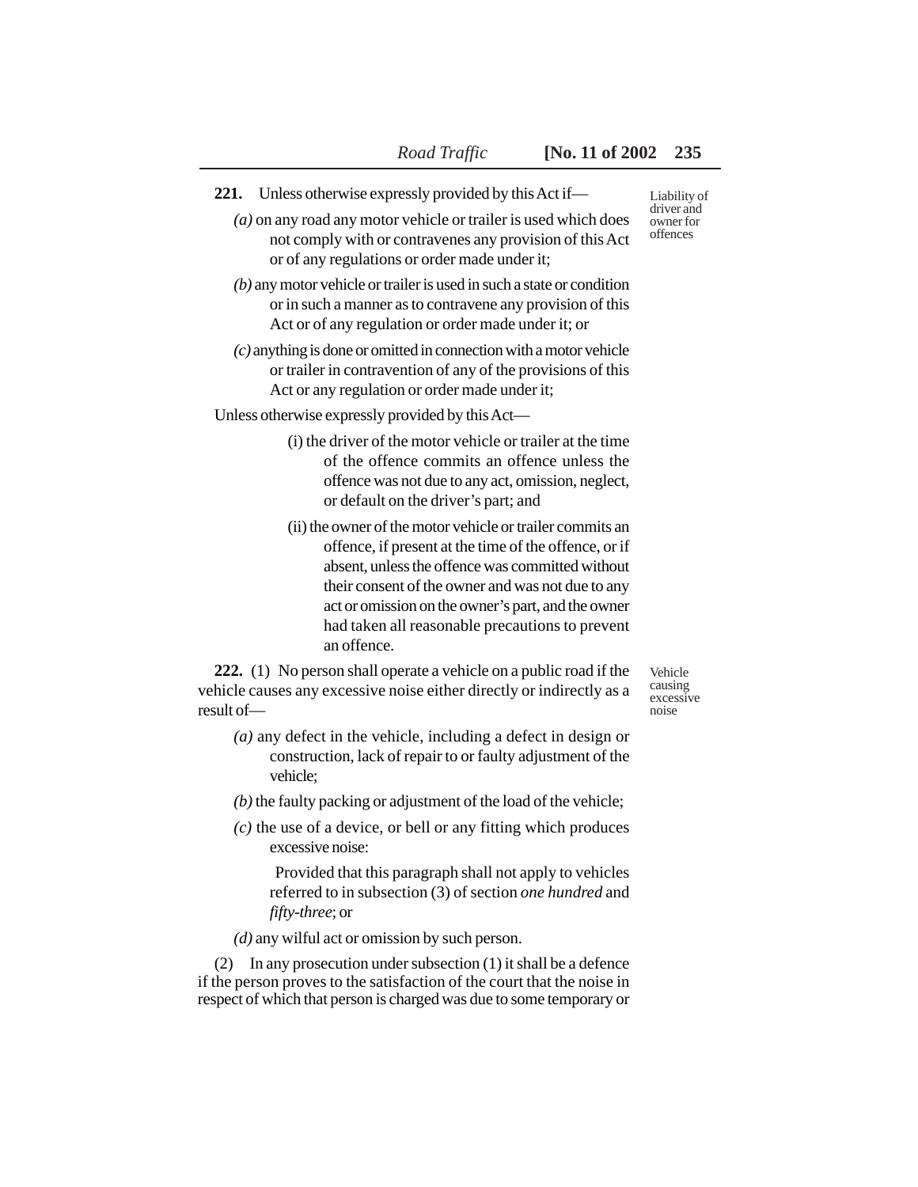**221.** Unless otherwise expressly provided by this Act if—

Liability of driver and owner for offences

*(a)* on any road any motor vehicle or trailer is used which does not comply with or contravenes any provision of this Act or of any regulations or order made under it;

*(b)* any motor vehicle or trailer is used in such a state or condition or in such a manner as to contravene any provision of this Act or of any regulation or order made under it; or

*(c)* anything is done or omitted in connection with a motor vehicle or trailer in contravention of any of the provisions of this Act or any regulation or order made under it;

Unless otherwise expressly provided by this Act—

(i) the driver of the motor vehicle or trailer at the time of the offence commits an offence unless the offence was not due to any act, omission, neglect, or default on the driver's part; and

(ii) the owner of the motor vehicle or trailer commits an offence, if present at the time of the offence, or if absent, unless the offence was committed without their consent of the owner and was not due to any act or omission on the owner's part, and the owner had taken all reasonable precautions to prevent an offence.

**222.** (1) No person shall operate a vehicle on a public road if the vehicle causes any excessive noise either directly or indirectly as a result of—

Vehicle causing excessive noise

*(a)* any defect in the vehicle, including a defect in design or construction, lack of repair to or faulty adjustment of the vehicle;

*(b)* the faulty packing or adjustment of the load of the vehicle;

*(c)* the use of a device, or bell or any fitting which produces excessive noise:

Provided that this paragraph shall not apply to vehicles referred to in subsection (3) of section *one hundred* and *fifty-three*; or

*(d)* any wilful act or omission by such person.

(2) In any prosecution under subsection (1) it shall be a defence if the person proves to the satisfaction of the court that the noise in respect of which that person is charged was due to some temporary or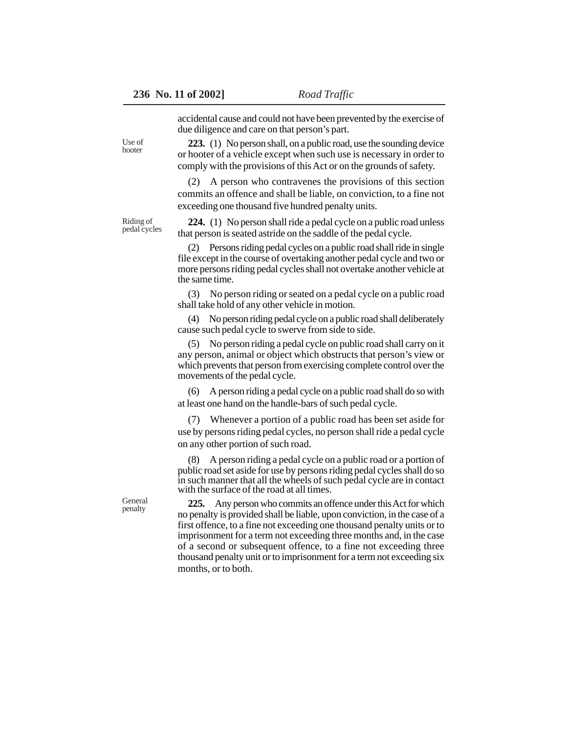accidental cause and could not have been prevented by the exercise of due diligence and care on that person's part.

Use of hooter

**223.** (1) No person shall, on a public road, use the sounding device or hooter of a vehicle except when such use is necessary in order to comply with the provisions of this Act or on the grounds of safety.

(2) A person who contravenes the provisions of this section commits an offence and shall be liable, on conviction, to a fine not exceeding one thousand five hundred penalty units.

Riding of pedal cycles

**224.** (1) No person shall ride a pedal cycle on a public road unless that person is seated astride on the saddle of the pedal cycle.

(2) Persons riding pedal cycles on a public road shall ride in single file except in the course of overtaking another pedal cycle and two or more persons riding pedal cycles shall not overtake another vehicle at the same time.

(3) No person riding or seated on a pedal cycle on a public road shall take hold of any other vehicle in motion.

(4) No person riding pedal cycle on a public road shall deliberately cause such pedal cycle to swerve from side to side.

(5) No person riding a pedal cycle on public road shall carry on it any person, animal or object which obstructs that person's view or which prevents that person from exercising complete control over the movements of the pedal cycle.

(6) A person riding a pedal cycle on a public road shall do so with at least one hand on the handle-bars of such pedal cycle.

(7) Whenever a portion of a public road has been set aside for use by persons riding pedal cycles, no person shall ride a pedal cycle on any other portion of such road.

(8) A person riding a pedal cycle on a public road or a portion of public road set aside for use by persons riding pedal cycles shall do so in such manner that all the wheels of such pedal cycle are in contact with the surface of the road at all times.

General penalty

**225.** Any person who commits an offence under this Act for which no penalty is provided shall be liable, upon conviction, in the case of a first offence, to a fine not exceeding one thousand penalty units or to imprisonment for a term not exceeding three months and, in the case of a second or subsequent offence, to a fine not exceeding three thousand penalty unit or to imprisonment for a term not exceeding six months, or to both.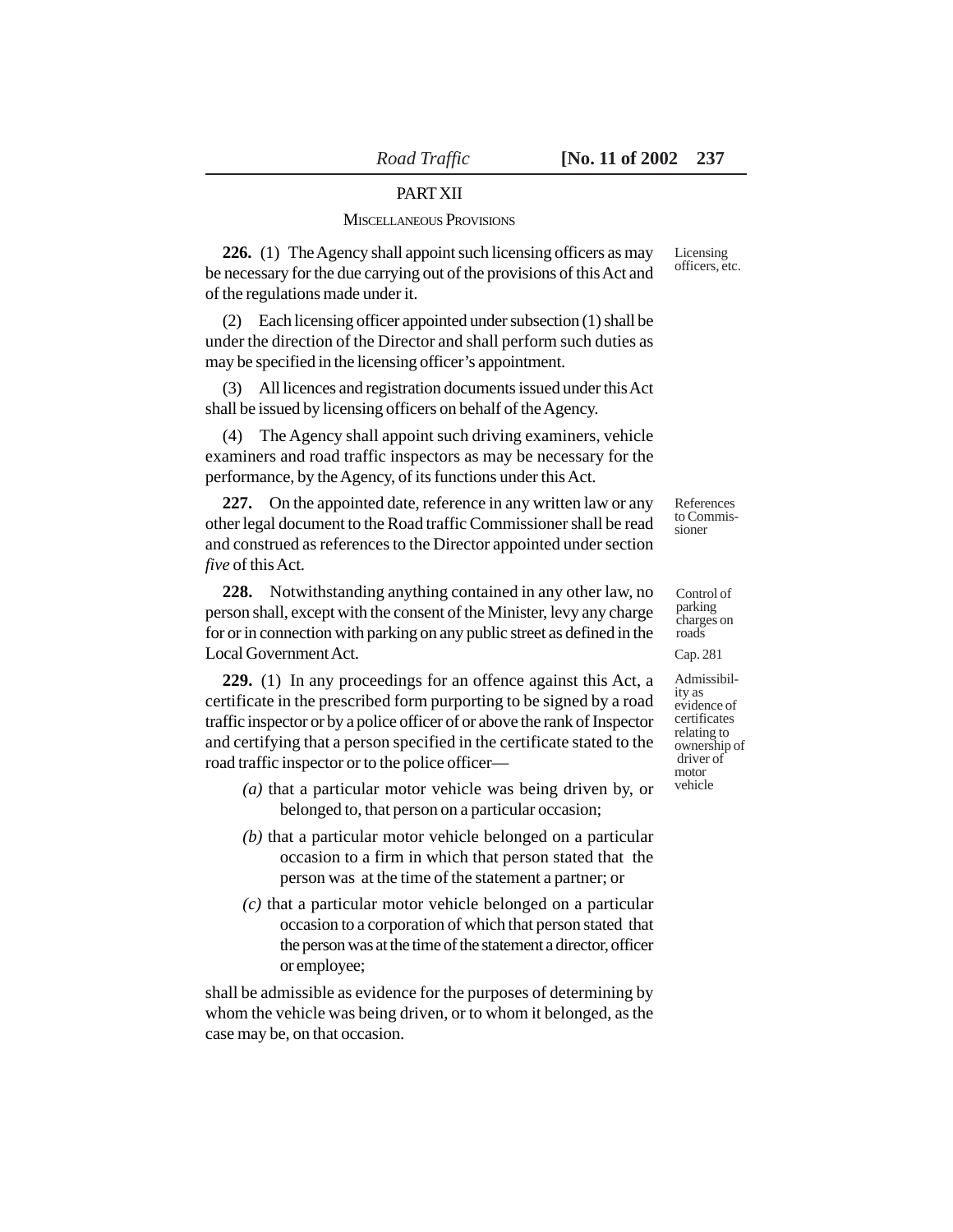## PART XII

### MISCELLANEOUS PROVISIONS

Licensing officers, etc.

**226.** (1) The Agency shall appoint such licensing officers as may be necessary for the due carrying out of the provisions of this Act and of the regulations made under it.

(2) Each licensing officer appointed under subsection (1) shall be under the direction of the Director and shall perform such duties as may be specified in the licensing officer's appointment.

(3) All licences and registration documents issued under this Act shall be issued by licensing officers on behalf of the Agency.

(4) The Agency shall appoint such driving examiners, vehicle examiners and road traffic inspectors as may be necessary for the performance, by the Agency, of its functions under this Act.

References to Commissioner

**227.** On the appointed date, reference in any written law or any other legal document to the Road traffic Commissioner shall be read and construed as references to the Director appointed under section *five* of this Act.

Control of parking charges on roads

Cap. 281

**228.** Notwithstanding anything contained in any other law, no person shall, except with the consent of the Minister, levy any charge for or in connection with parking on any public street as defined in the Local Government Act.

Admissibility as evidence of certificates relating to ownership of driver of motor vehicle

**229.** (1) In any proceedings for an offence against this Act, a certificate in the prescribed form purporting to be signed by a road traffic inspector or by a police officer of or above the rank of Inspector and certifying that a person specified in the certificate stated to the road traffic inspector or to the police officer—

*(a)* that a particular motor vehicle was being driven by, or belonged to, that person on a particular occasion;

*(b)* that a particular motor vehicle belonged on a particular occasion to a firm in which that person stated that the person was at the time of the statement a partner; or

*(c)* that a particular motor vehicle belonged on a particular occasion to a corporation of which that person stated that the person was at the time of the statement a director, officer or employee;

shall be admissible as evidence for the purposes of determining by whom the vehicle was being driven, or to whom it belonged, as the case may be, on that occasion.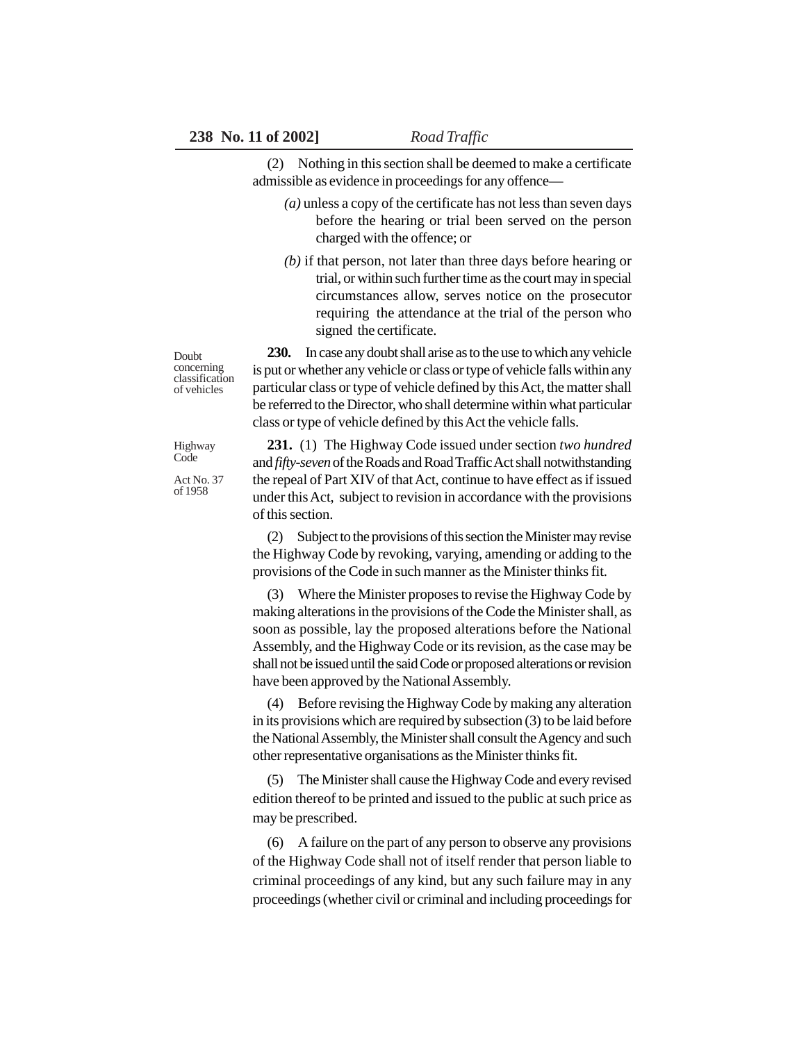(2) Nothing in this section shall be deemed to make a certificate admissible as evidence in proceedings for any offence—

*(a)* unless a copy of the certificate has not less than seven days before the hearing or trial been served on the person charged with the offence; or

*(b)* if that person, not later than three days before hearing or trial, or within such further time as the court may in special circumstances allow, serves notice on the prosecutor requiring the attendance at the trial of the person who signed the certificate.

Doubt concerning classification of vehicles

**230.** In case any doubt shall arise as to the use to which any vehicle is put or whether any vehicle or class or type of vehicle falls within any particular class or type of vehicle defined by this Act, the matter shall be referred to the Director, who shall determine within what particular class or type of vehicle defined by this Act the vehicle falls.

Highway Code

Act No. 37 of 1958

**231.** (1) The Highway Code issued under section *two hundred* and *fifty-seven* of the Roads and Road Traffic Act shall notwithstanding the repeal of Part XIV of that Act, continue to have effect as if issued under this Act, subject to revision in accordance with the provisions of this section.

(2) Subject to the provisions of this section the Minister may revise the Highway Code by revoking, varying, amending or adding to the provisions of the Code in such manner as the Minister thinks fit.

(3) Where the Minister proposes to revise the Highway Code by making alterations in the provisions of the Code the Minister shall, as soon as possible, lay the proposed alterations before the National Assembly, and the Highway Code or its revision, as the case may be shall not be issued until the said Code or proposed alterations or revision have been approved by the National Assembly.

(4) Before revising the Highway Code by making any alteration in its provisions which are required by subsection (3) to be laid before the National Assembly, the Minister shall consult the Agency and such other representative organisations as the Minister thinks fit.

(5) The Minister shall cause the Highway Code and every revised edition thereof to be printed and issued to the public at such price as may be prescribed.

(6) A failure on the part of any person to observe any provisions of the Highway Code shall not of itself render that person liable to criminal proceedings of any kind, but any such failure may in any proceedings (whether civil or criminal and including proceedings for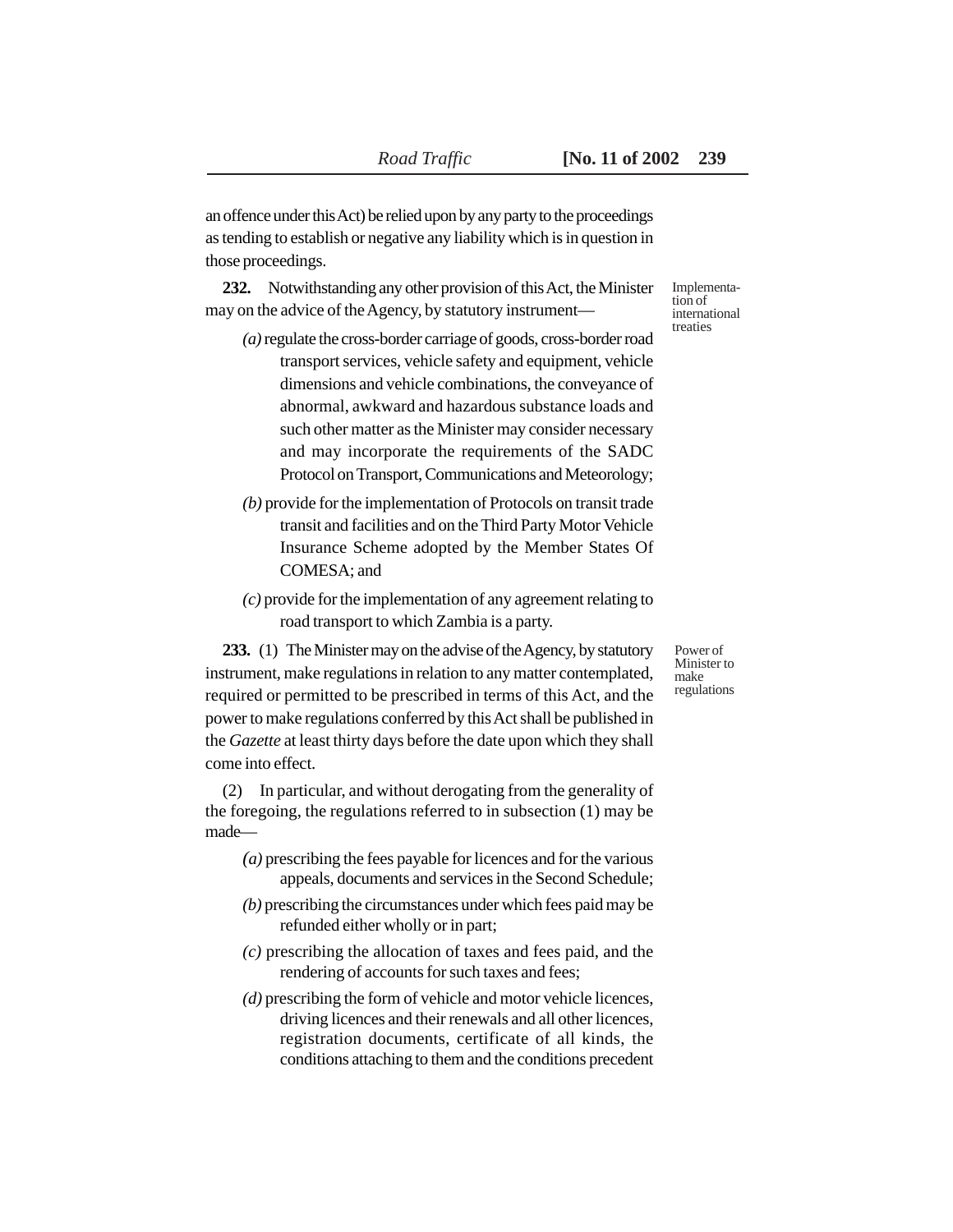an offence under this Act) be relied upon by any party to the proceedings as tending to establish or negative any liability which is in question in those proceedings.

Implementation of international treaties

**232.** Notwithstanding any other provision of this Act, the Minister may on the advice of the Agency, by statutory instrument—

*(a)* regulate the cross-border carriage of goods, cross-border road transport services, vehicle safety and equipment, vehicle dimensions and vehicle combinations, the conveyance of abnormal, awkward and hazardous substance loads and such other matter as the Minister may consider necessary and may incorporate the requirements of the SADC Protocol on Transport, Communications and Meteorology;

*(b)* provide for the implementation of Protocols on transit trade transit and facilities and on the Third Party Motor Vehicle Insurance Scheme adopted by the Member States Of COMESA; and

*(c)* provide for the implementation of any agreement relating to road transport to which Zambia is a party.

Power of Minister to make regulations

**233.** (1) The Minister may on the advise of the Agency, by statutory instrument, make regulations in relation to any matter contemplated, required or permitted to be prescribed in terms of this Act, and the power to make regulations conferred by this Act shall be published in the *Gazette* at least thirty days before the date upon which they shall come into effect.

(2) In particular, and without derogating from the generality of the foregoing, the regulations referred to in subsection (1) may be made—

*(a)* prescribing the fees payable for licences and for the various appeals, documents and services in the Second Schedule;

*(b)* prescribing the circumstances under which fees paid may be refunded either wholly or in part;

*(c)* prescribing the allocation of taxes and fees paid, and the rendering of accounts for such taxes and fees;

*(d)* prescribing the form of vehicle and motor vehicle licences, driving licences and their renewals and all other licences, registration documents, certificate of all kinds, the conditions attaching to them and the conditions precedent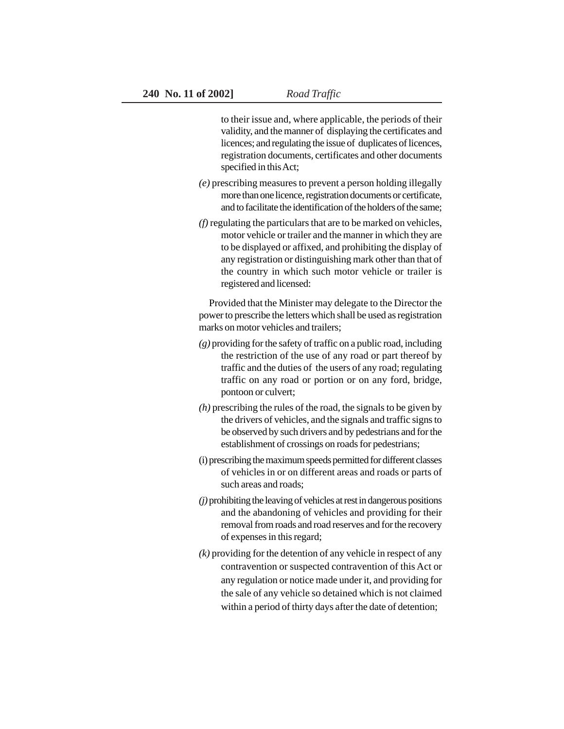to their issue and, where applicable, the periods of their validity, and the manner of displaying the certificates and licences; and regulating the issue of duplicates of licences, registration documents, certificates and other documents specified in this Act;

*(e)* prescribing measures to prevent a person holding illegally more than one licence, registration documents or certificate, and to facilitate the identification of the holders of the same;

*(f)* regulating the particulars that are to be marked on vehicles, motor vehicle or trailer and the manner in which they are to be displayed or affixed, and prohibiting the display of any registration or distinguishing mark other than that of the country in which such motor vehicle or trailer is registered and licensed:

Provided that the Minister may delegate to the Director the power to prescribe the letters which shall be used as registration marks on motor vehicles and trailers;

*(g)* providing for the safety of traffic on a public road, including the restriction of the use of any road or part thereof by traffic and the duties of the users of any road; regulating traffic on any road or portion or on any ford, bridge, pontoon or culvert;

*(h)* prescribing the rules of the road, the signals to be given by the drivers of vehicles, and the signals and traffic signs to be observed by such drivers and by pedestrians and for the establishment of crossings on roads for pedestrians;

(i) prescribing the maximum speeds permitted for different classes of vehicles in or on different areas and roads or parts of such areas and roads;

*(j)* prohibiting the leaving of vehicles at rest in dangerous positions and the abandoning of vehicles and providing for their removal from roads and road reserves and for the recovery of expenses in this regard;

*(k)* providing for the detention of any vehicle in respect of any contravention or suspected contravention of this Act or any regulation or notice made under it, and providing for the sale of any vehicle so detained which is not claimed within a period of thirty days after the date of detention;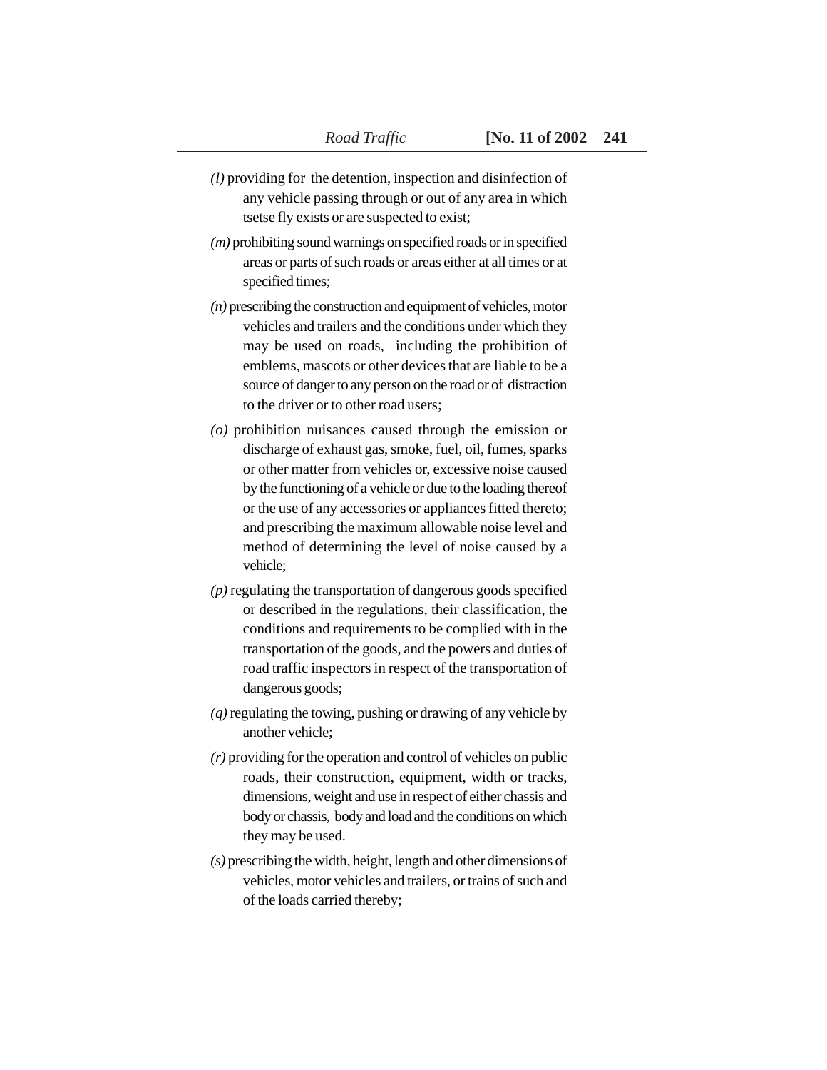*(l)* providing for the detention, inspection and disinfection of any vehicle passing through or out of any area in which tsetse fly exists or are suspected to exist;

*(m)* prohibiting sound warnings on specified roads or in specified areas or parts of such roads or areas either at all times or at specified times;

*(n)* prescribing the construction and equipment of vehicles, motor vehicles and trailers and the conditions under which they may be used on roads, including the prohibition of emblems, mascots or other devices that are liable to be a source of danger to any person on the road or of distraction to the driver or to other road users;

*(o)* prohibition nuisances caused through the emission or discharge of exhaust gas, smoke, fuel, oil, fumes, sparks or other matter from vehicles or, excessive noise caused by the functioning of a vehicle or due to the loading thereof or the use of any accessories or appliances fitted thereto; and prescribing the maximum allowable noise level and method of determining the level of noise caused by a vehicle;

*(p)* regulating the transportation of dangerous goods specified or described in the regulations, their classification, the conditions and requirements to be complied with in the transportation of the goods, and the powers and duties of road traffic inspectors in respect of the transportation of dangerous goods;

*(q)* regulating the towing, pushing or drawing of any vehicle by another vehicle;

*(r)* providing for the operation and control of vehicles on public roads, their construction, equipment, width or tracks, dimensions, weight and use in respect of either chassis and body or chassis, body and load and the conditions on which they may be used.

*(s)* prescribing the width, height, length and other dimensions of vehicles, motor vehicles and trailers, or trains of such and of the loads carried thereby;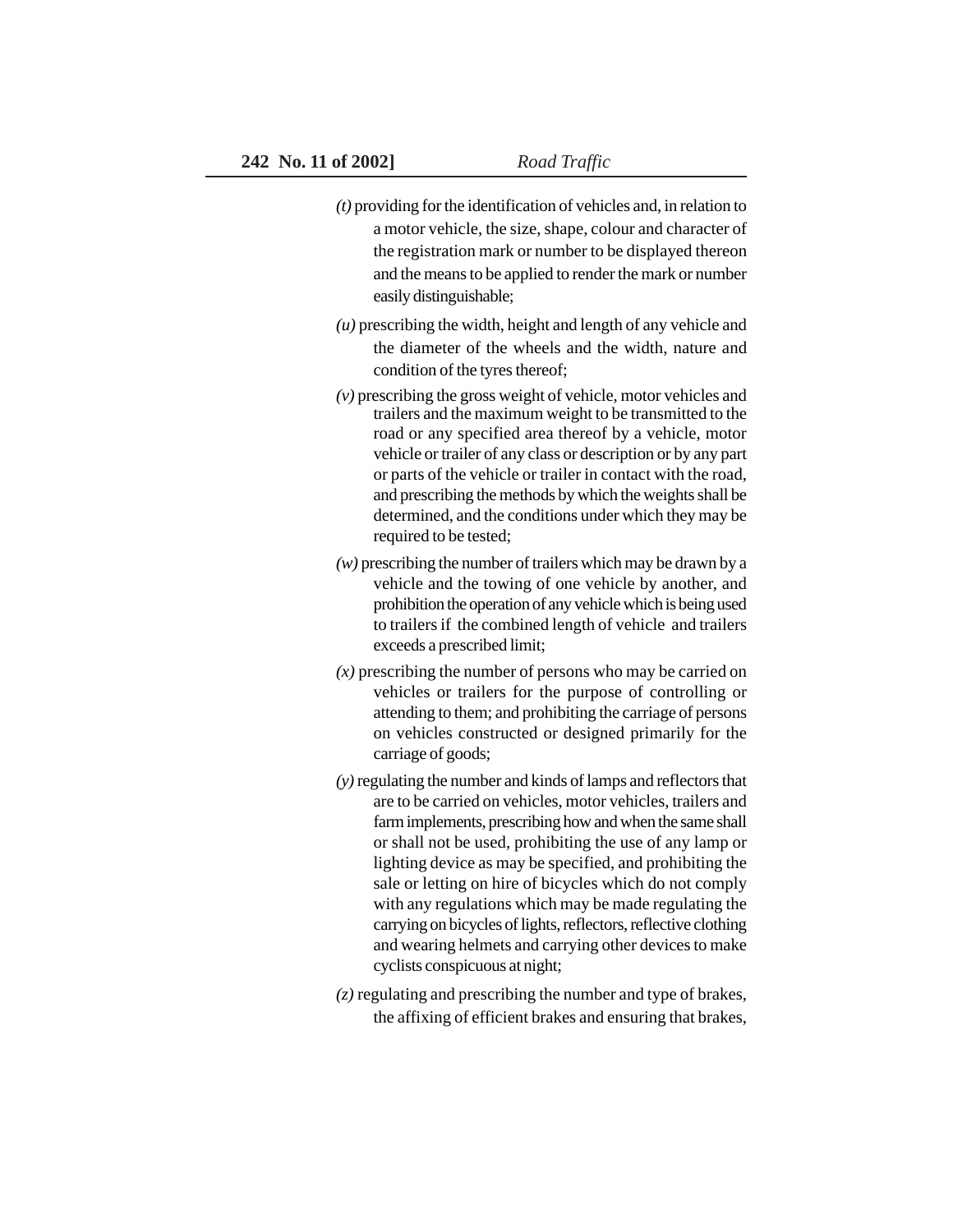*(t)* providing for the identification of vehicles and, in relation to a motor vehicle, the size, shape, colour and character of the registration mark or number to be displayed thereon and the means to be applied to render the mark or number easily distinguishable;

*(u)* prescribing the width, height and length of any vehicle and the diameter of the wheels and the width, nature and condition of the tyres thereof;

*(v)* prescribing the gross weight of vehicle, motor vehicles and trailers and the maximum weight to be transmitted to the road or any specified area thereof by a vehicle, motor vehicle or trailer of any class or description or by any part or parts of the vehicle or trailer in contact with the road, and prescribing the methods by which the weights shall be determined, and the conditions under which they may be required to be tested;

*(w)* prescribing the number of trailers which may be drawn by a vehicle and the towing of one vehicle by another, and prohibition the operation of any vehicle which is being used to trailers if the combined length of vehicle and trailers exceeds a prescribed limit;

*(x)* prescribing the number of persons who may be carried on vehicles or trailers for the purpose of controlling or attending to them; and prohibiting the carriage of persons on vehicles constructed or designed primarily for the carriage of goods;

*(y)* regulating the number and kinds of lamps and reflectors that are to be carried on vehicles, motor vehicles, trailers and farm implements, prescribing how and when the same shall or shall not be used, prohibiting the use of any lamp or lighting device as may be specified, and prohibiting the sale or letting on hire of bicycles which do not comply with any regulations which may be made regulating the carrying on bicycles of lights, reflectors, reflective clothing and wearing helmets and carrying other devices to make cyclists conspicuous at night;

*(z)* regulating and prescribing the number and type of brakes, the affixing of efficient brakes and ensuring that brakes,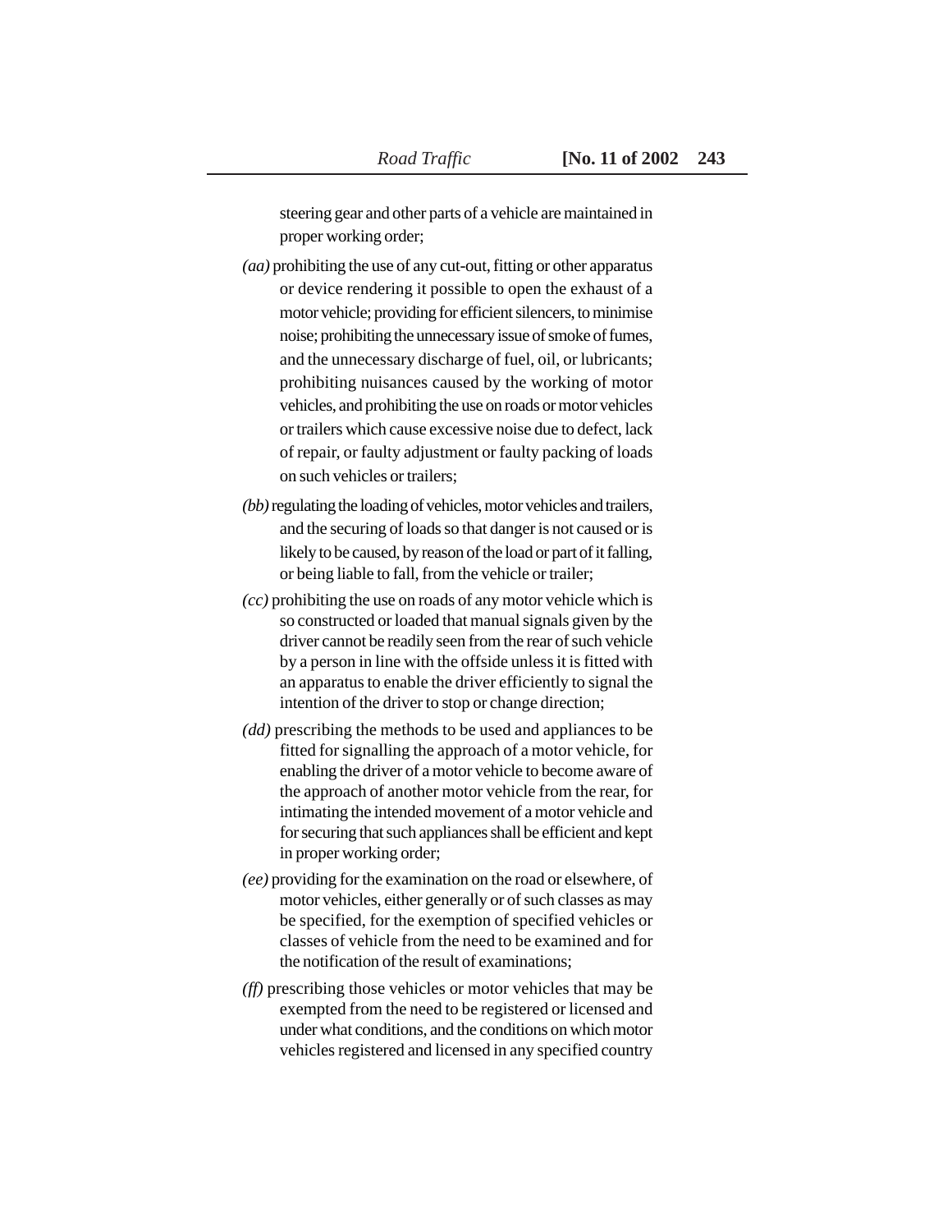steering gear and other parts of a vehicle are maintained in proper working order;

*(aa)* prohibiting the use of any cut-out, fitting or other apparatus or device rendering it possible to open the exhaust of a motor vehicle; providing for efficient silencers, to minimise noise; prohibiting the unnecessary issue of smoke of fumes, and the unnecessary discharge of fuel, oil, or lubricants; prohibiting nuisances caused by the working of motor vehicles, and prohibiting the use on roads or motor vehicles or trailers which cause excessive noise due to defect, lack of repair, or faulty adjustment or faulty packing of loads on such vehicles or trailers;

*(bb)* regulating the loading of vehicles, motor vehicles and trailers, and the securing of loads so that danger is not caused or is likely to be caused, by reason of the load or part of it falling, or being liable to fall, from the vehicle or trailer;

*(cc)* prohibiting the use on roads of any motor vehicle which is so constructed or loaded that manual signals given by the driver cannot be readily seen from the rear of such vehicle by a person in line with the offside unless it is fitted with an apparatus to enable the driver efficiently to signal the intention of the driver to stop or change direction;

*(dd)* prescribing the methods to be used and appliances to be fitted for signalling the approach of a motor vehicle, for enabling the driver of a motor vehicle to become aware of the approach of another motor vehicle from the rear, for intimating the intended movement of a motor vehicle and for securing that such appliances shall be efficient and kept in proper working order;

*(ee)* providing for the examination on the road or elsewhere, of motor vehicles, either generally or of such classes as may be specified, for the exemption of specified vehicles or classes of vehicle from the need to be examined and for the notification of the result of examinations;

*(ff)* prescribing those vehicles or motor vehicles that may be exempted from the need to be registered or licensed and under what conditions, and the conditions on which motor vehicles registered and licensed in any specified country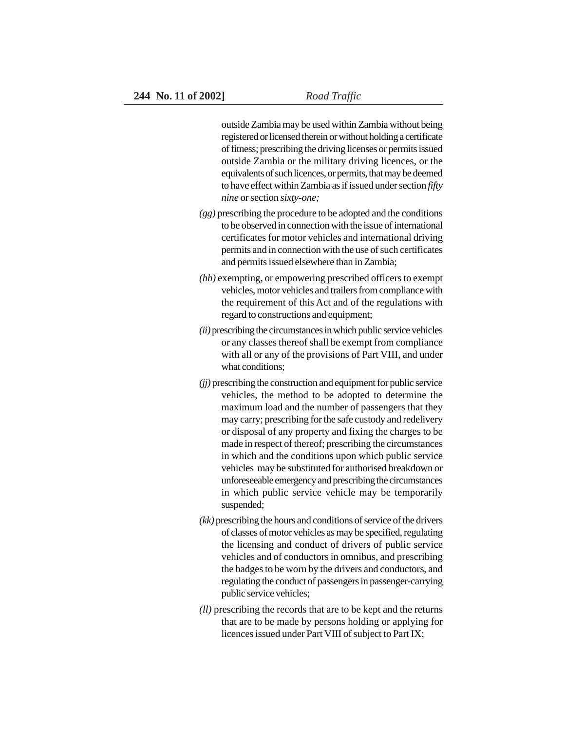outside Zambia may be used within Zambia without being registered or licensed therein or without holding a certificate of fitness; prescribing the driving licenses or permits issued outside Zambia or the military driving licences, or the equivalents of such licences, or permits, that may be deemed to have effect within Zambia as if issued under section *fifty nine* or section *sixty-one;*

*(gg)* prescribing the procedure to be adopted and the conditions to be observed in connection with the issue of international certificates for motor vehicles and international driving permits and in connection with the use of such certificates and permits issued elsewhere than in Zambia;

*(hh)* exempting, or empowering prescribed officers to exempt vehicles, motor vehicles and trailers from compliance with the requirement of this Act and of the regulations with regard to constructions and equipment;

*(ii)* prescribing the circumstances in which public service vehicles or any classes thereof shall be exempt from compliance with all or any of the provisions of Part VIII, and under what conditions;

*(jj)* prescribing the construction and equipment for public service vehicles, the method to be adopted to determine the maximum load and the number of passengers that they may carry; prescribing for the safe custody and redelivery or disposal of any property and fixing the charges to be made in respect of thereof; prescribing the circumstances in which and the conditions upon which public service vehicles may be substituted for authorised breakdown or unforeseeable emergency and prescribing the circumstances in which public service vehicle may be temporarily suspended;

*(kk)* prescribing the hours and conditions of service of the drivers of classes of motor vehicles as may be specified, regulating the licensing and conduct of drivers of public service vehicles and of conductors in omnibus, and prescribing the badges to be worn by the drivers and conductors, and regulating the conduct of passengers in passenger-carrying public service vehicles;

*(ll)* prescribing the records that are to be kept and the returns that are to be made by persons holding or applying for licences issued under Part VIII of subject to Part IX;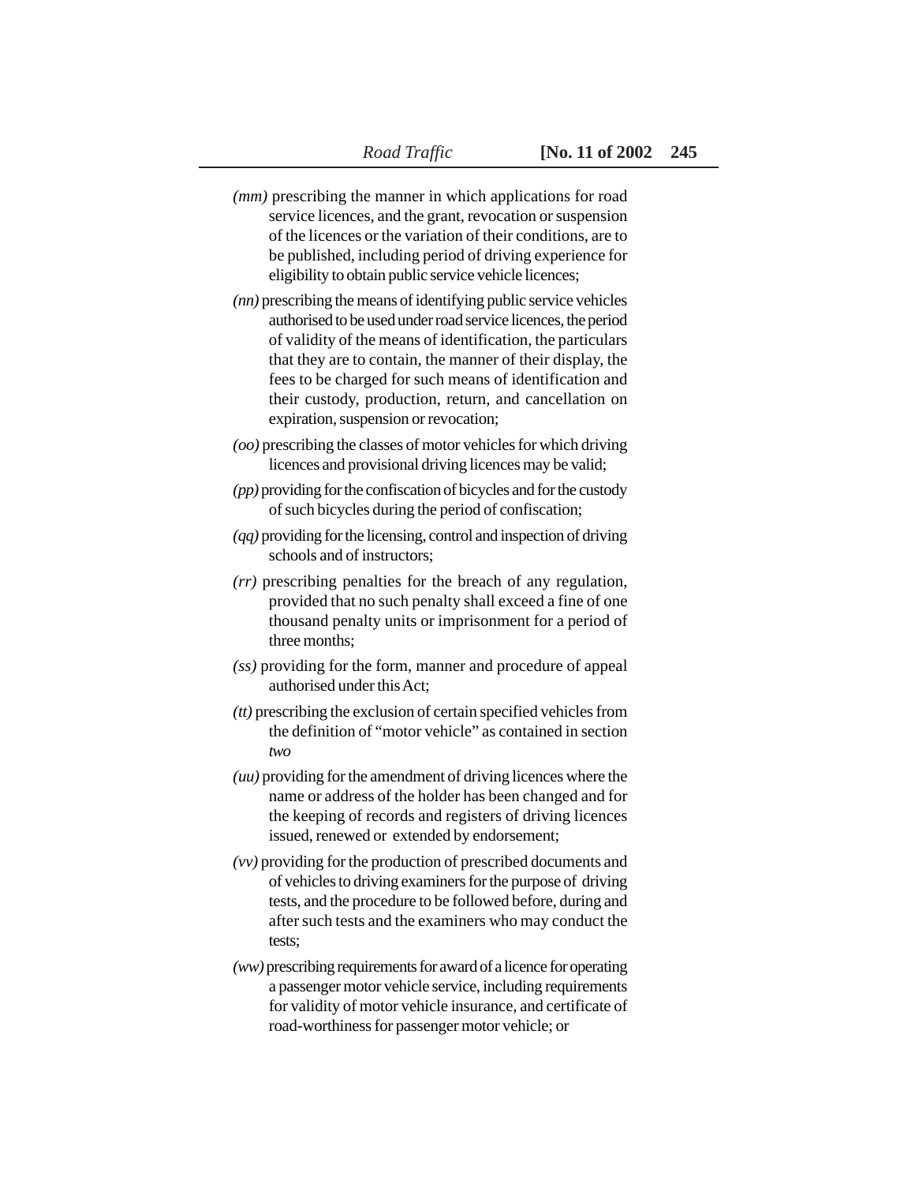*(mm)* prescribing the manner in which applications for road service licences, and the grant, revocation or suspension of the licences or the variation of their conditions, are to be published, including period of driving experience for eligibility to obtain public service vehicle licences;

*(nn)* prescribing the means of identifying public service vehicles authorised to be used under road service licences, the period of validity of the means of identification, the particulars that they are to contain, the manner of their display, the fees to be charged for such means of identification and their custody, production, return, and cancellation on expiration, suspension or revocation;

*(oo)* prescribing the classes of motor vehicles for which driving licences and provisional driving licences may be valid;

*(pp)* providing for the confiscation of bicycles and for the custody of such bicycles during the period of confiscation;

*(qq)* providing for the licensing, control and inspection of driving schools and of instructors;

*(rr)* prescribing penalties for the breach of any regulation, provided that no such penalty shall exceed a fine of one thousand penalty units or imprisonment for a period of three months;

*(ss)* providing for the form, manner and procedure of appeal authorised under this Act;

*(tt)* prescribing the exclusion of certain specified vehicles from the definition of "motor vehicle" as contained in section *two*

*(uu)* providing for the amendment of driving licences where the name or address of the holder has been changed and for the keeping of records and registers of driving licences issued, renewed or extended by endorsement;

*(vv)* providing for the production of prescribed documents and of vehicles to driving examiners for the purpose of driving tests, and the procedure to be followed before, during and after such tests and the examiners who may conduct the tests;

*(ww)* prescribing requirements for award of a licence for operating a passenger motor vehicle service, including requirements for validity of motor vehicle insurance, and certificate of road-worthiness for passenger motor vehicle; or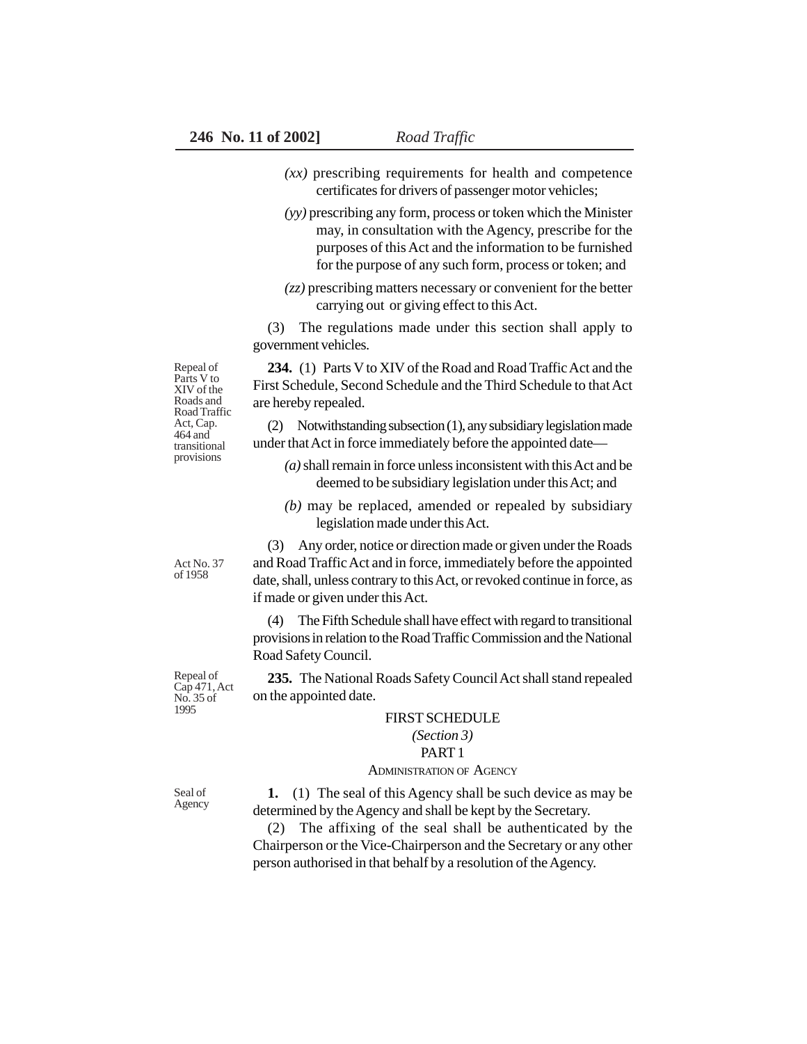*(xx)* prescribing requirements for health and competence certificates for drivers of passenger motor vehicles;

*(yy)* prescribing any form, process or token which the Minister may, in consultation with the Agency, prescribe for the purposes of this Act and the information to be furnished for the purpose of any such form, process or token; and

*(zz)* prescribing matters necessary or convenient for the better carrying out or giving effect to this Act.

(3) The regulations made under this section shall apply to government vehicles.

Repeal of Parts V to XIV of the Roads and Road Traffic Act, Cap. 464 and transitional provisions

**234.** (1) Parts V to XIV of the Road and Road Traffic Act and the First Schedule, Second Schedule and the Third Schedule to that Act are hereby repealed.

(2) Notwithstanding subsection (1), any subsidiary legislation made under that Act in force immediately before the appointed date—

*(a)* shall remain in force unless inconsistent with this Act and be deemed to be subsidiary legislation under this Act; and

*(b)* may be replaced, amended or repealed by subsidiary legislation made under this Act.

Act No. 37 of 1958

(3) Any order, notice or direction made or given under the Roads and Road Traffic Act and in force, immediately before the appointed date, shall, unless contrary to this Act, or revoked continue in force, as if made or given under this Act.

(4) The Fifth Schedule shall have effect with regard to transitional provisions in relation to the Road Traffic Commission and the National Road Safety Council.

Repeal of Cap 471, Act No. 35 of 1995

**235.** The National Roads Safety Council Act shall stand repealed on the appointed date.

## FIRST SCHEDULE

*(Section 3)*

### PART 1

#### ADMINISTRATION OF AGENCY

Seal of Agency

**1.** (1) The seal of this Agency shall be such device as may be determined by the Agency and shall be kept by the Secretary.

(2) The affixing of the seal shall be authenticated by the Chairperson or the Vice-Chairperson and the Secretary or any other person authorised in that behalf by a resolution of the Agency.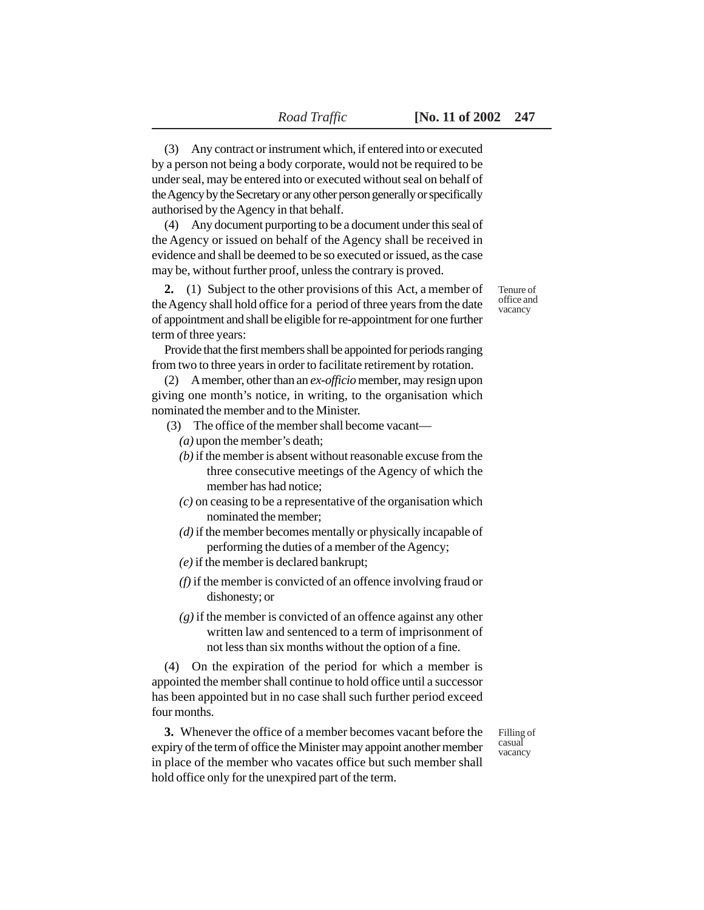(3) Any contract or instrument which, if entered into or executed by a person not being a body corporate, would not be required to be under seal, may be entered into or executed without seal on behalf of the Agency by the Secretary or any other person generally or specifically authorised by the Agency in that behalf.

(4) Any document purporting to be a document under this seal of the Agency or issued on behalf of the Agency shall be received in evidence and shall be deemed to be so executed or issued, as the case may be, without further proof, unless the contrary is proved.

Tenure of office and vacancy

**2.** (1) Subject to the other provisions of this Act, a member of the Agency shall hold office for a period of three years from the date of appointment and shall be eligible for re-appointment for one further term of three years:

Provide that the first members shall be appointed for periods ranging from two to three years in order to facilitate retirement by rotation.

(2) A member, other than an *ex-officio* member, may resign upon giving one month's notice, in writing, to the organisation which nominated the member and to the Minister.

(3) The office of the member shall become vacant—

*(a)* upon the member's death;

*(b)* if the member is absent without reasonable excuse from the three consecutive meetings of the Agency of which the member has had notice;

*(c)* on ceasing to be a representative of the organisation which nominated the member;

*(d)* if the member becomes mentally or physically incapable of performing the duties of a member of the Agency;

*(e)* if the member is declared bankrupt;

*(f)* if the member is convicted of an offence involving fraud or dishonesty; or

*(g)* if the member is convicted of an offence against any other written law and sentenced to a term of imprisonment of not less than six months without the option of a fine.

(4) On the expiration of the period for which a member is appointed the member shall continue to hold office until a successor has been appointed but in no case shall such further period exceed four months.

Filling of casual vacancy

**3.** Whenever the office of a member becomes vacant before the expiry of the term of office the Minister may appoint another member in place of the member who vacates office but such member shall hold office only for the unexpired part of the term.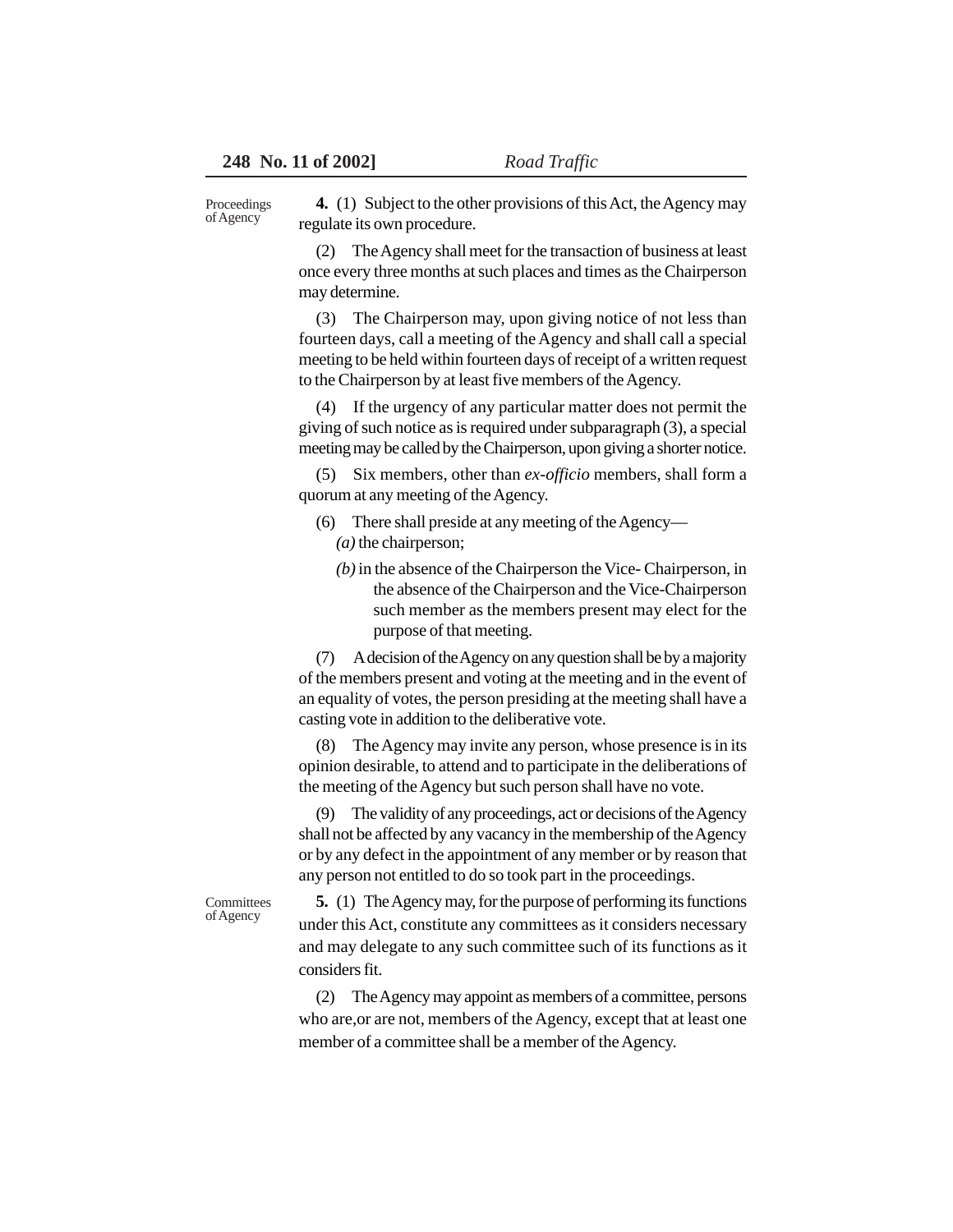Proceedings of Agency

**4.** (1) Subject to the other provisions of this Act, the Agency may regulate its own procedure.

(2) The Agency shall meet for the transaction of business at least once every three months at such places and times as the Chairperson may determine.

(3) The Chairperson may, upon giving notice of not less than fourteen days, call a meeting of the Agency and shall call a special meeting to be held within fourteen days of receipt of a written request to the Chairperson by at least five members of the Agency.

(4) If the urgency of any particular matter does not permit the giving of such notice as is required under subparagraph (3), a special meeting may be called by the Chairperson, upon giving a shorter notice.

(5) Six members, other than *ex-officio* members, shall form a quorum at any meeting of the Agency.

(6) There shall preside at any meeting of the Agency—

*(a)* the chairperson;

*(b)* in the absence of the Chairperson the Vice- Chairperson, in the absence of the Chairperson and the Vice-Chairperson such member as the members present may elect for the purpose of that meeting.

(7) A decision of the Agency on any question shall be by a majority of the members present and voting at the meeting and in the event of an equality of votes, the person presiding at the meeting shall have a casting vote in addition to the deliberative vote.

(8) The Agency may invite any person, whose presence is in its opinion desirable, to attend and to participate in the deliberations of the meeting of the Agency but such person shall have no vote.

(9) The validity of any proceedings, act or decisions of the Agency shall not be affected by any vacancy in the membership of the Agency or by any defect in the appointment of any member or by reason that any person not entitled to do so took part in the proceedings.

Committees of Agency

**5.** (1) The Agency may, for the purpose of performing its functions under this Act, constitute any committees as it considers necessary and may delegate to any such committee such of its functions as it considers fit.

(2) The Agency may appoint as members of a committee, persons who are,or are not, members of the Agency, except that at least one member of a committee shall be a member of the Agency.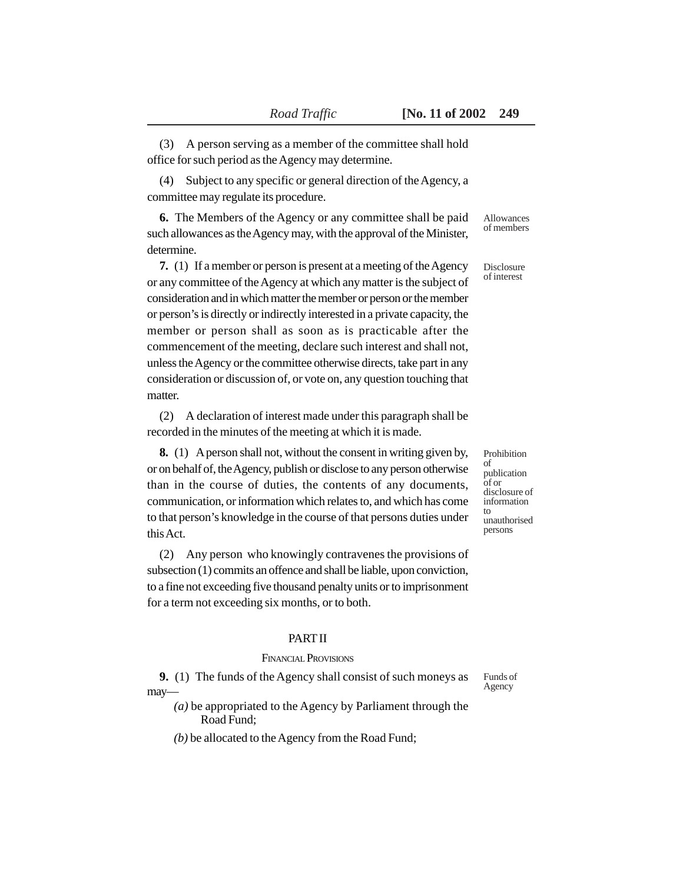(3) A person serving as a member of the committee shall hold office for such period as the Agency may determine.

(4) Subject to any specific or general direction of the Agency, a committee may regulate its procedure.

*Allowances of members*

**6.** The Members of the Agency or any committee shall be paid such allowances as the Agency may, with the approval of the Minister, determine.

*Disclosure of interest*

**7.** (1) If a member or person is present at a meeting of the Agency or any committee of the Agency at which any matter is the subject of consideration and in which matter the member or person or the member or person's is directly or indirectly interested in a private capacity, the member or person shall as soon as is practicable after the commencement of the meeting, declare such interest and shall not, unless the Agency or the committee otherwise directs, take part in any consideration or discussion of, or vote on, any question touching that matter.

(2) A declaration of interest made under this paragraph shall be recorded in the minutes of the meeting at which it is made.

*Prohibition of publication of or disclosure of information to unauthorised persons*

**8.** (1) A person shall not, without the consent in writing given by, or on behalf of, the Agency, publish or disclose to any person otherwise than in the course of duties, the contents of any documents, communication, or information which relates to, and which has come to that person's knowledge in the course of that persons duties under this Act.

(2) Any person who knowingly contravenes the provisions of subsection (1) commits an offence and shall be liable, upon conviction, to a fine not exceeding five thousand penalty units or to imprisonment for a term not exceeding six months, or to both.

## PART II

### FINANCIAL PROVISIONS

*Funds of Agency*

**9.** (1) The funds of the Agency shall consist of such moneys as may—

*(a)* be appropriated to the Agency by Parliament through the Road Fund;

*(b)* be allocated to the Agency from the Road Fund;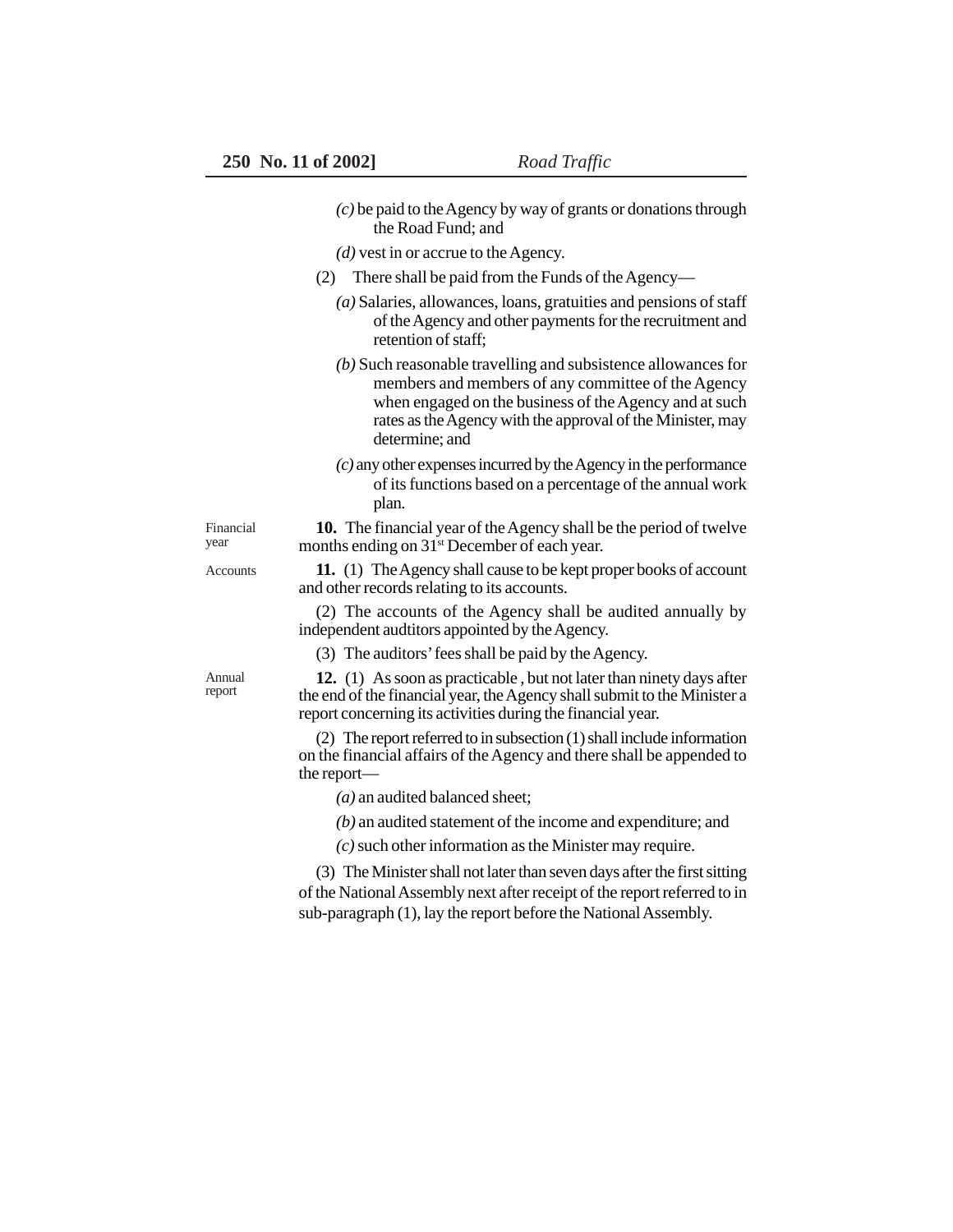*(c)* be paid to the Agency by way of grants or donations through the Road Fund; and

*(d)* vest in or accrue to the Agency.

(2) There shall be paid from the Funds of the Agency—

*(a)* Salaries, allowances, loans, gratuities and pensions of staff of the Agency and other payments for the recruitment and retention of staff;

*(b)* Such reasonable travelling and subsistence allowances for members and members of any committee of the Agency when engaged on the business of the Agency and at such rates as the Agency with the approval of the Minister, may determine; and

*(c)* any other expenses incurred by the Agency in the performance of its functions based on a percentage of the annual work plan.

Financial year

**10.** The financial year of the Agency shall be the period of twelve months ending on 31st December of each year.

Accounts

**11.** (1) The Agency shall cause to be kept proper books of account and other records relating to its accounts.

(2) The accounts of the Agency shall be audited annually by independent audtitors appointed by the Agency.

(3) The auditors' fees shall be paid by the Agency.

Annual report

**12.** (1) As soon as practicable , but not later than ninety days after the end of the financial year, the Agency shall submit to the Minister a report concerning its activities during the financial year.

(2) The report referred to in subsection (1) shall include information on the financial affairs of the Agency and there shall be appended to the report—

*(a)* an audited balanced sheet;

*(b)* an audited statement of the income and expenditure; and

*(c)* such other information as the Minister may require.

(3) The Minister shall not later than seven days after the first sitting of the National Assembly next after receipt of the report referred to in sub-paragraph (1), lay the report before the National Assembly.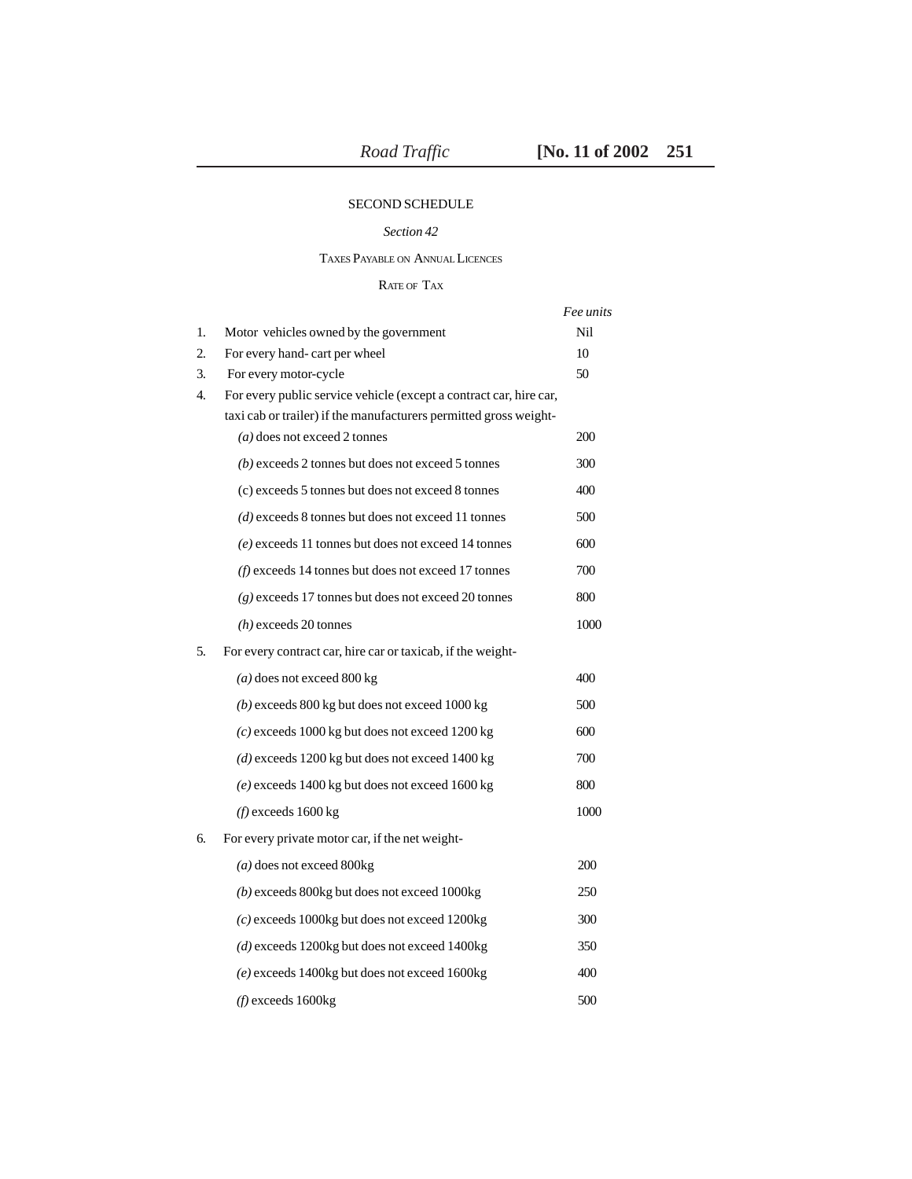## SECOND SCHEDULE

*Section 42*

TAXES PAYABLE ON ANNUAL LICENCES

RATE OF TAX

| | | *Fee units* |
|---|---|---|
| 1. | Motor vehicles owned by the government | Nil |
| 2. | For every hand- cart per wheel | 10 |
| 3. | For every motor-cycle | 50 |
| 4. | For every public service vehicle (except a contract car, hire car, taxi cab or trailer) if the manufacturers permitted gross weight- | |
| | *(a)* does not exceed 2 tonnes | 200 |
| | *(b)* exceeds 2 tonnes but does not exceed 5 tonnes | 300 |
| | (c) exceeds 5 tonnes but does not exceed 8 tonnes | 400 |
| | *(d)* exceeds 8 tonnes but does not exceed 11 tonnes | 500 |
| | *(e)* exceeds 11 tonnes but does not exceed 14 tonnes | 600 |
| | *(f)* exceeds 14 tonnes but does not exceed 17 tonnes | 700 |
| | *(g)* exceeds 17 tonnes but does not exceed 20 tonnes | 800 |
| | *(h)* exceeds 20 tonnes | 1000 |
| 5. | For every contract car, hire car or taxicab, if the weight- | |
| | *(a)* does not exceed 800 kg | 400 |
| | *(b)* exceeds 800 kg but does not exceed 1000 kg | 500 |
| | *(c)* exceeds 1000 kg but does not exceed 1200 kg | 600 |
| | *(d)* exceeds 1200 kg but does not exceed 1400 kg | 700 |
| | *(e)* exceeds 1400 kg but does not exceed 1600 kg | 800 |
| | *(f)* exceeds 1600 kg | 1000 |
| 6. | For every private motor car, if the net weight- | |
| | *(a)* does not exceed 800kg | 200 |
| | *(b)* exceeds 800kg but does not exceed 1000kg | 250 |
| | *(c)* exceeds 1000kg but does not exceed 1200kg | 300 |
| | *(d)* exceeds 1200kg but does not exceed 1400kg | 350 |
| | *(e)* exceeds 1400kg but does not exceed 1600kg | 400 |
| | *(f)* exceeds 1600kg | 500 |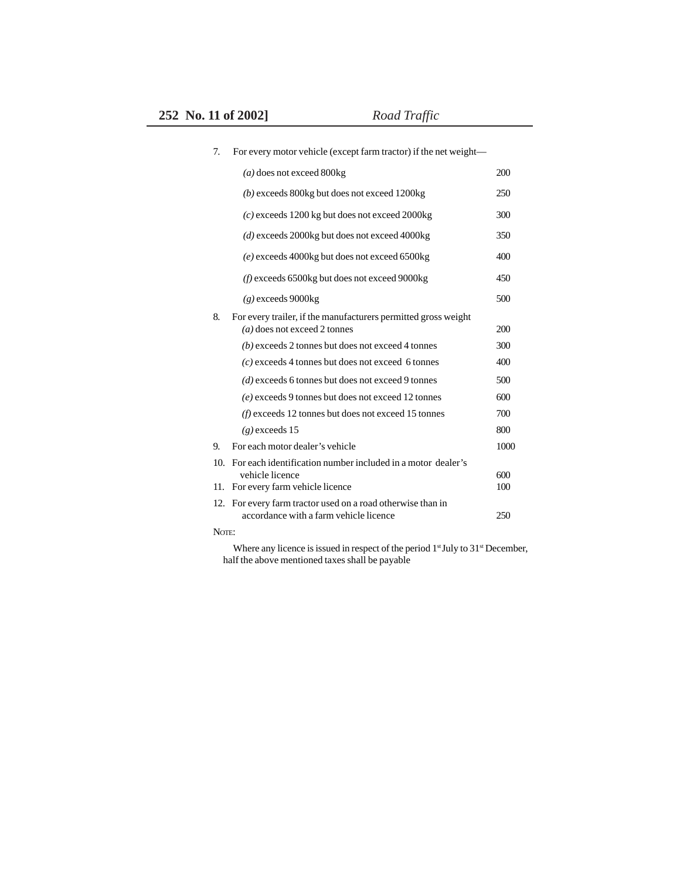7. For every motor vehicle (except farm tractor) if the net weight—

| | |
|---|---|
| *(a)* does not exceed 800kg | 200 |
| *(b)* exceeds 800kg but does not exceed 1200kg | 250 |
| *(c)* exceeds 1200 kg but does not exceed 2000kg | 300 |
| *(d)* exceeds 2000kg but does not exceed 4000kg | 350 |
| *(e)* exceeds 4000kg but does not exceed 6500kg | 400 |
| *(f)* exceeds 6500kg but does not exceed 9000kg | 450 |
| *(g)* exceeds 9000kg | 500 |

8. For every trailer, if the manufacturers permitted gross weight

| | |
|---|---|
| *(a)* does not exceed 2 tonnes | 200 |
| *(b)* exceeds 2 tonnes but does not exceed 4 tonnes | 300 |
| *(c)* exceeds 4 tonnes but does not exceed 6 tonnes | 400 |
| *(d)* exceeds 6 tonnes but does not exceed 9 tonnes | 500 |
| *(e)* exceeds 9 tonnes but does not exceed 12 tonnes | 600 |
| *(f)* exceeds 12 tonnes but does not exceed 15 tonnes | 700 |
| *(g)* exceeds 15 | 800 |

| | |
|---|---|
| 9. For each motor dealer's vehicle | 1000 |
| 10. For each identification number included in a motor dealer's vehicle licence | 600 |
| 11. For every farm vehicle licence | 100 |
| 12. For every farm tractor used on a road otherwise than in accordance with a farm vehicle licence | 250 |

NOTE:

Where any licence is issued in respect of the period 1st July to 31st December, half the above mentioned taxes shall be payable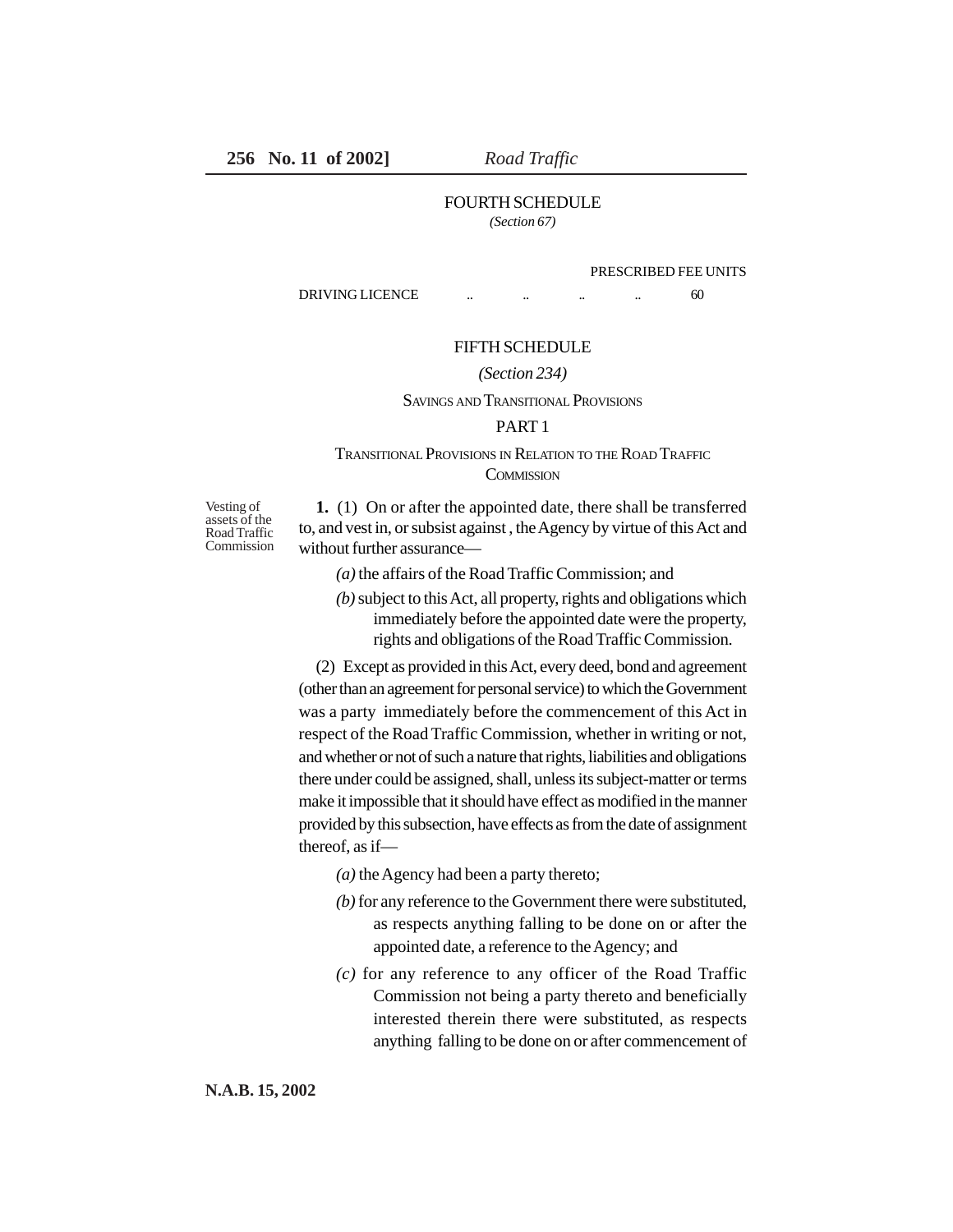## FOURTH SCHEDULE

*(Section 67)*

| | PRESCRIBED FEE UNITS |
|---|---|
| DRIVING LICENCE .. .. .. .. | 60 |

## FIFTH SCHEDULE

*(Section 234)*

SAVINGS AND TRANSITIONAL PROVISIONS

### PART 1

TRANSITIONAL PROVISIONS IN RELATION TO THE ROAD TRAFFIC COMMISSION

Vesting of assets of the Road Traffic Commission

**1.** (1) On or after the appointed date, there shall be transferred to, and vest in, or subsist against , the Agency by virtue of this Act and without further assurance—

*(a)* the affairs of the Road Traffic Commission; and

*(b)* subject to this Act, all property, rights and obligations which immediately before the appointed date were the property, rights and obligations of the Road Traffic Commission.

(2) Except as provided in this Act, every deed, bond and agreement (other than an agreement for personal service) to which the Government was a party immediately before the commencement of this Act in respect of the Road Traffic Commission, whether in writing or not, and whether or not of such a nature that rights, liabilities and obligations there under could be assigned, shall, unless its subject-matter or terms make it impossible that it should have effect as modified in the manner provided by this subsection, have effects as from the date of assignment thereof, as if—

*(a)* the Agency had been a party thereto;

*(b)* for any reference to the Government there were substituted, as respects anything falling to be done on or after the appointed date, a reference to the Agency; and

*(c)* for any reference to any officer of the Road Traffic Commission not being a party thereto and beneficially interested therein there were substituted, as respects anything falling to be done on or after commencement of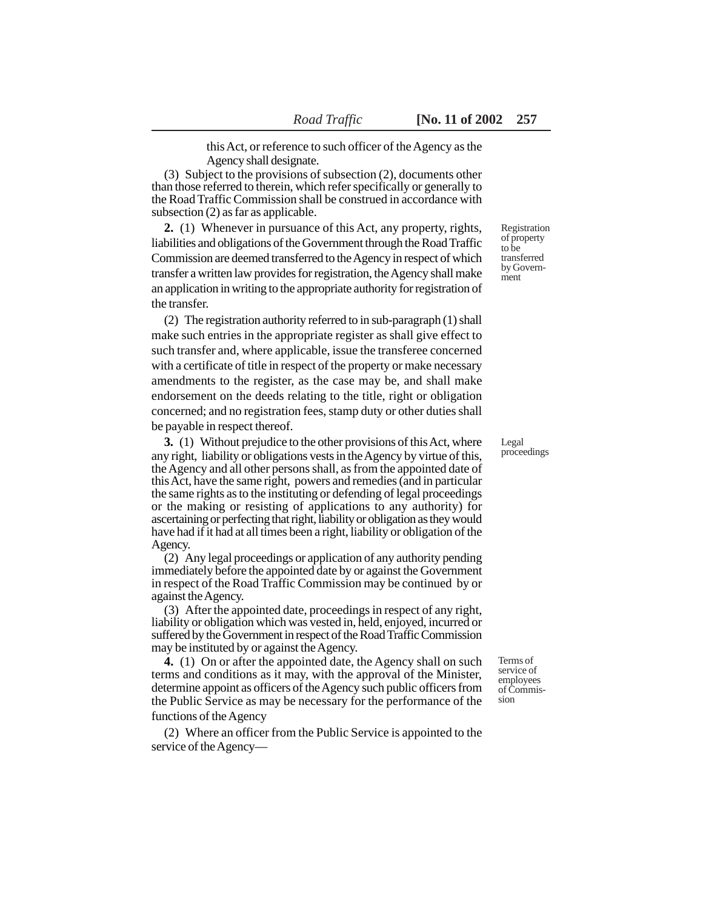this Act, or reference to such officer of the Agency as the Agency shall designate.

(3) Subject to the provisions of subsection (2), documents other than those referred to therein, which refer specifically or generally to the Road Traffic Commission shall be construed in accordance with subsection (2) as far as applicable.

*Registration of property to be transferred by Government*

**2.** (1) Whenever in pursuance of this Act, any property, rights, liabilities and obligations of the Government through the Road Traffic Commission are deemed transferred to the Agency in respect of which transfer a written law provides for registration, the Agency shall make an application in writing to the appropriate authority for registration of the transfer.

(2) The registration authority referred to in sub-paragraph (1) shall make such entries in the appropriate register as shall give effect to such transfer and, where applicable, issue the transferee concerned with a certificate of title in respect of the property or make necessary amendments to the register, as the case may be, and shall make endorsement on the deeds relating to the title, right or obligation concerned; and no registration fees, stamp duty or other duties shall be payable in respect thereof.

*Legal proceedings*

**3.** (1) Without prejudice to the other provisions of this Act, where any right, liability or obligations vests in the Agency by virtue of this, the Agency and all other persons shall, as from the appointed date of this Act, have the same right, powers and remedies (and in particular the same rights as to the instituting or defending of legal proceedings or the making or resisting of applications to any authority) for ascertaining or perfecting that right, liability or obligation as they would have had if it had at all times been a right, liability or obligation of the Agency.

(2) Any legal proceedings or application of any authority pending immediately before the appointed date by or against the Government in respect of the Road Traffic Commission may be continued by or against the Agency.

(3) After the appointed date, proceedings in respect of any right, liability or obligation which was vested in, held, enjoyed, incurred or suffered by the Government in respect of the Road Traffic Commission may be instituted by or against the Agency.

*Terms of service of employees of Commission*

**4.** (1) On or after the appointed date, the Agency shall on such terms and conditions as it may, with the approval of the Minister, determine appoint as officers of the Agency such public officers from the Public Service as may be necessary for the performance of the functions of the Agency

(2) Where an officer from the Public Service is appointed to the service of the Agency—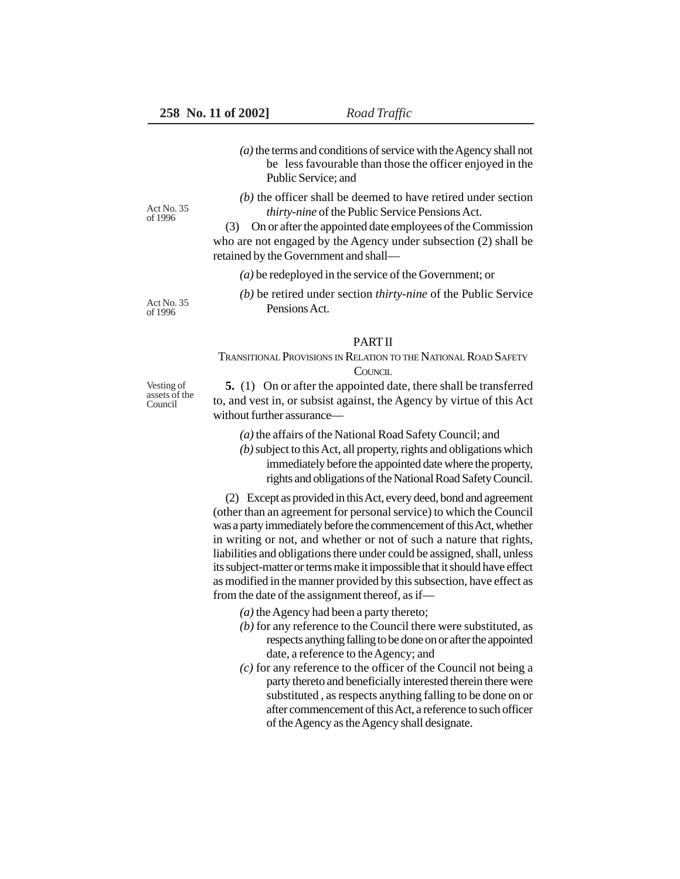*(a)* the terms and conditions of service with the Agency shall not be less favourable than those the officer enjoyed in the Public Service; and

Act No. 35 of 1996

*(b)* the officer shall be deemed to have retired under section *thirty-nine* of the Public Service Pensions Act.

(3) On or after the appointed date employees of the Commission who are not engaged by the Agency under subsection (2) shall be retained by the Government and shall—

*(a)* be redeployed in the service of the Government; or

Act No. 35 of 1996

*(b)* be retired under section *thirty-nine* of the Public Service Pensions Act.

## PART II

### TRANSITIONAL PROVISIONS IN RELATION TO THE NATIONAL ROAD SAFETY COUNCIL

Vesting of assets of the Council

**5.** (1) On or after the appointed date, there shall be transferred to, and vest in, or subsist against, the Agency by virtue of this Act without further assurance—

*(a)* the affairs of the National Road Safety Council; and

*(b)* subject to this Act, all property, rights and obligations which immediately before the appointed date where the property, rights and obligations of the National Road Safety Council.

(2) Except as provided in this Act, every deed, bond and agreement (other than an agreement for personal service) to which the Council was a party immediately before the commencement of this Act, whether in writing or not, and whether or not of such a nature that rights, liabilities and obligations there under could be assigned, shall, unless its subject-matter or terms make it impossible that it should have effect as modified in the manner provided by this subsection, have effect as from the date of the assignment thereof, as if—

*(a)* the Agency had been a party thereto;

*(b)* for any reference to the Council there were substituted, as respects anything falling to be done on or after the appointed date, a reference to the Agency; and

*(c)* for any reference to the officer of the Council not being a party thereto and beneficially interested therein there were substituted , as respects anything falling to be done on or after commencement of this Act, a reference to such officer of the Agency as the Agency shall designate.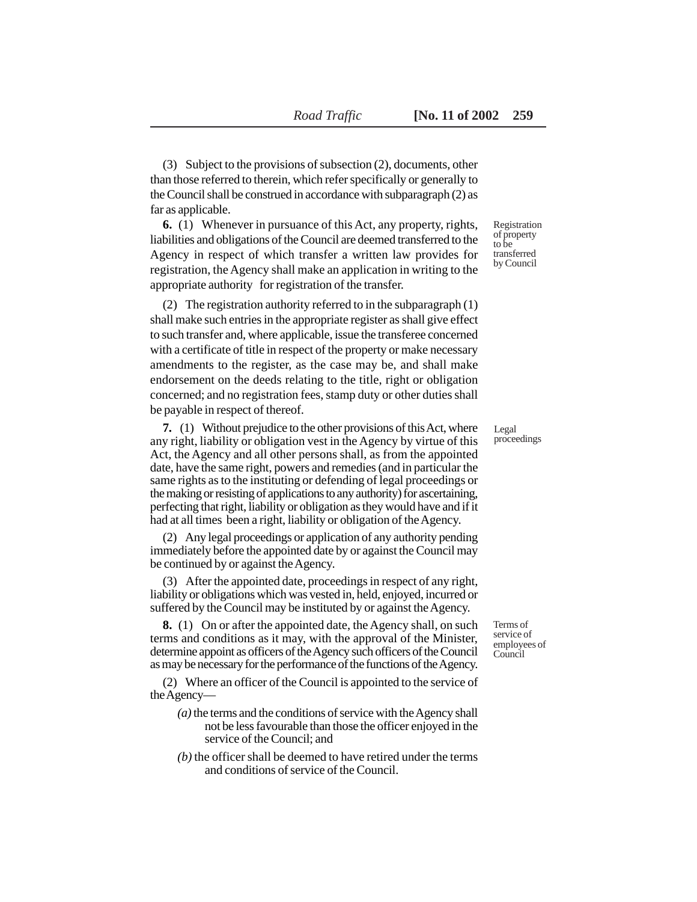(3) Subject to the provisions of subsection (2), documents, other than those referred to therein, which refer specifically or generally to the Council shall be construed in accordance with subparagraph (2) as far as applicable.

*Registration of property to be transferred by Council*

**6.** (1) Whenever in pursuance of this Act, any property, rights, liabilities and obligations of the Council are deemed transferred to the Agency in respect of which transfer a written law provides for registration, the Agency shall make an application in writing to the appropriate authority for registration of the transfer.

(2) The registration authority referred to in the subparagraph (1) shall make such entries in the appropriate register as shall give effect to such transfer and, where applicable, issue the transferee concerned with a certificate of title in respect of the property or make necessary amendments to the register, as the case may be, and shall make endorsement on the deeds relating to the title, right or obligation concerned; and no registration fees, stamp duty or other duties shall be payable in respect of thereof.

*Legal proceedings*

**7.** (1) Without prejudice to the other provisions of this Act, where any right, liability or obligation vest in the Agency by virtue of this Act, the Agency and all other persons shall, as from the appointed date, have the same right, powers and remedies (and in particular the same rights as to the instituting or defending of legal proceedings or the making or resisting of applications to any authority) for ascertaining, perfecting that right, liability or obligation as they would have and if it had at all times been a right, liability or obligation of the Agency.

(2) Any legal proceedings or application of any authority pending immediately before the appointed date by or against the Council may be continued by or against the Agency.

(3) After the appointed date, proceedings in respect of any right, liability or obligations which was vested in, held, enjoyed, incurred or suffered by the Council may be instituted by or against the Agency.

*Terms of service of employees of Council*

**8.** (1) On or after the appointed date, the Agency shall, on such terms and conditions as it may, with the approval of the Minister, determine appoint as officers of the Agency such officers of the Council as may be necessary for the performance of the functions of the Agency.

(2) Where an officer of the Council is appointed to the service of the Agency—

*(a)* the terms and the conditions of service with the Agency shall not be less favourable than those the officer enjoyed in the service of the Council; and

*(b)* the officer shall be deemed to have retired under the terms and conditions of service of the Council.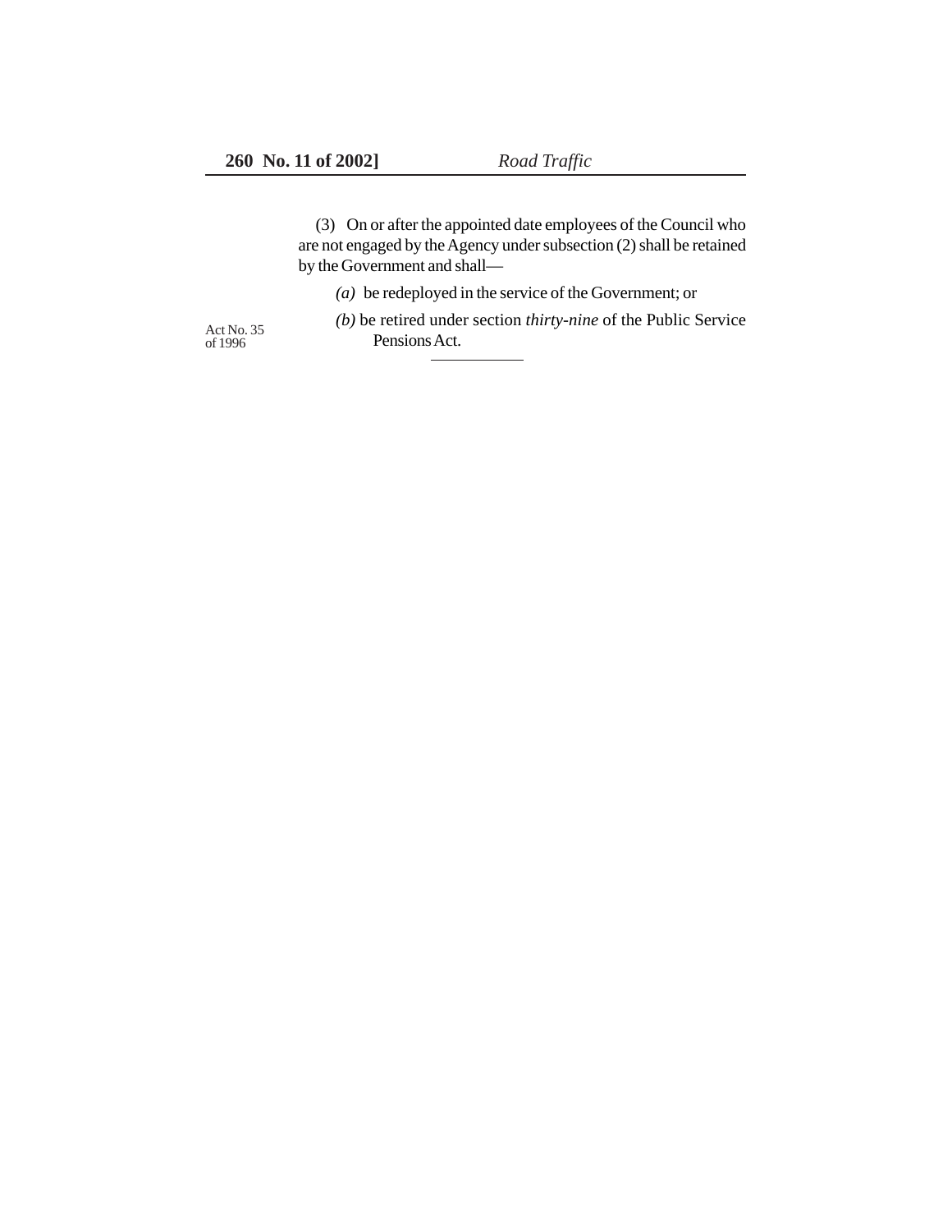(3) On or after the appointed date employees of the Council who are not engaged by the Agency under subsection (2) shall be retained by the Government and shall—

*(a)* be redeployed in the service of the Government; or

*(b)* be retired under section *thirty-nine* of the Public Service Pensions Act.

Act No. 35 of 1996

---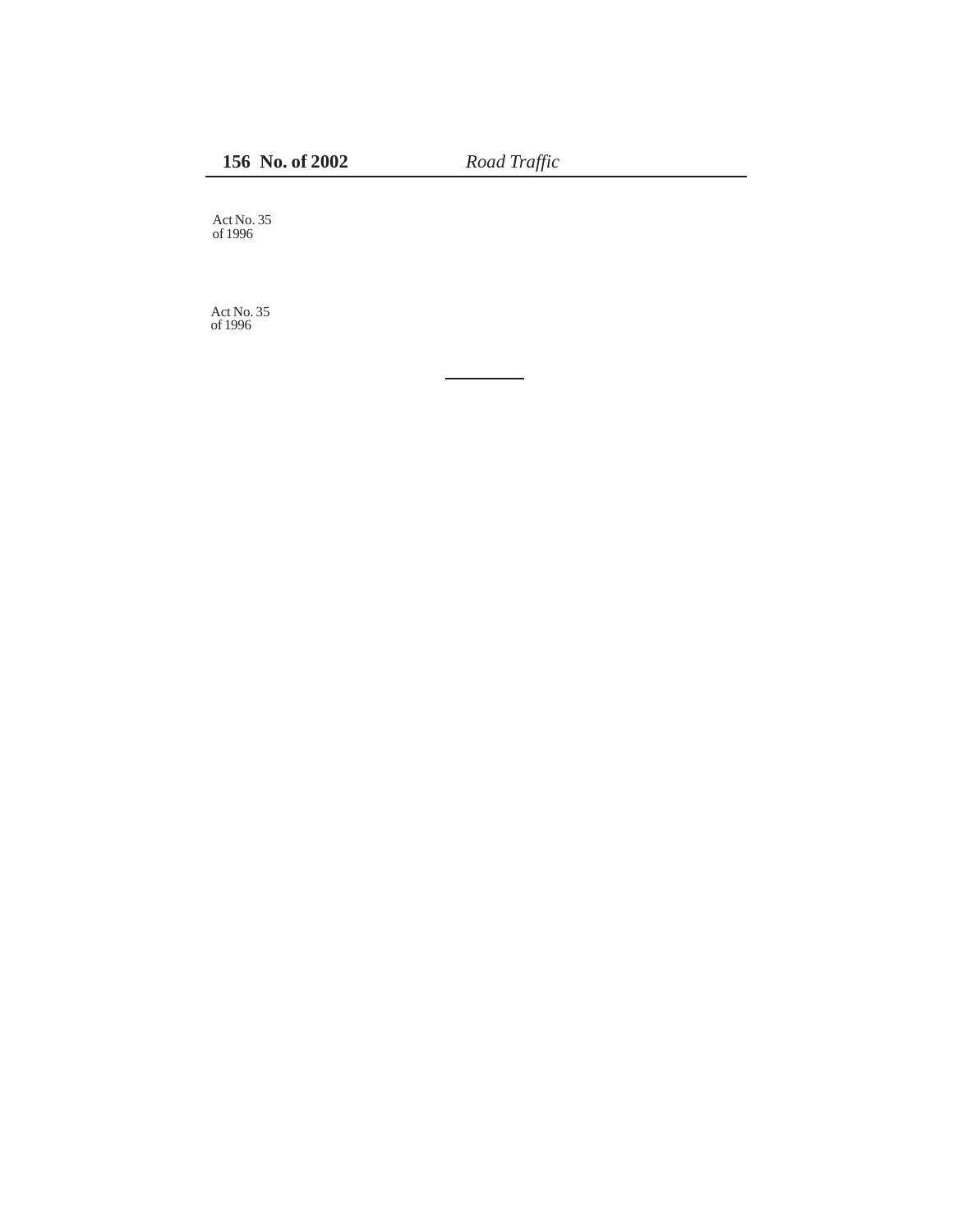Act No. 35
of 1996

Act No. 35
of 1996